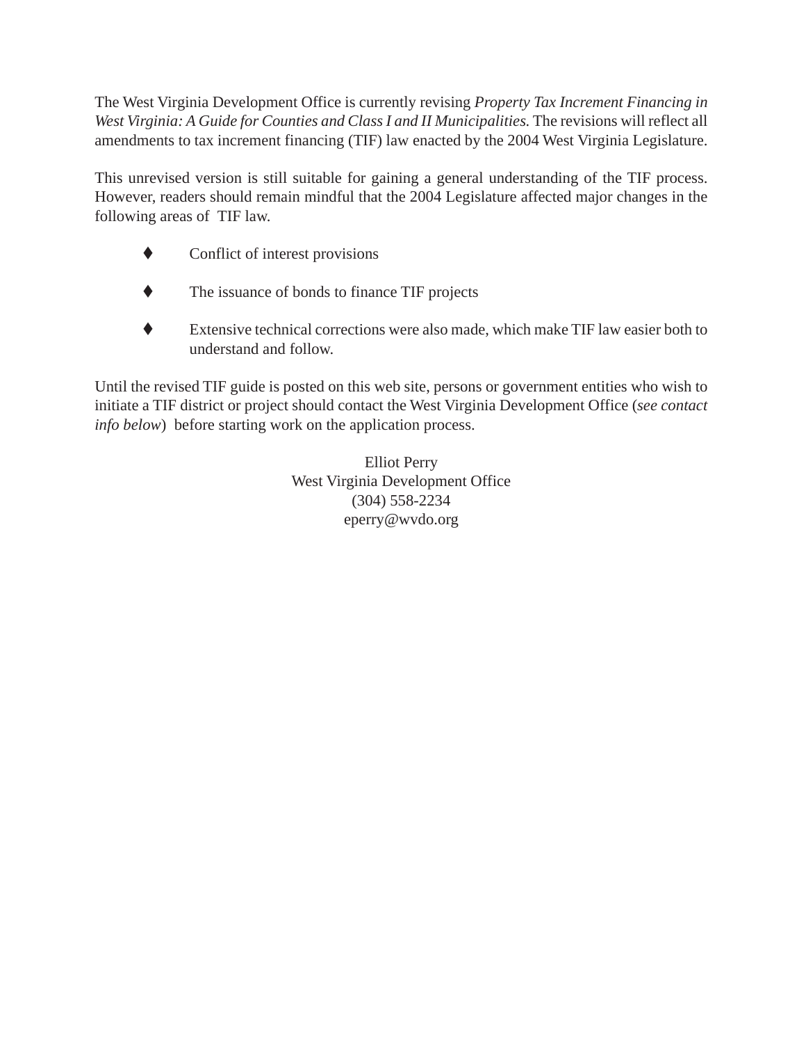The West Virginia Development Office is currently revising *Property Tax Increment Financing in West Virginia: A Guide for Counties and Class I and II Municipalities.* The revisions will reflect all amendments to tax increment financing (TIF) law enacted by the 2004 West Virginia Legislature.

This unrevised version is still suitable for gaining a general understanding of the TIF process. However, readers should remain mindful that the 2004 Legislature affected major changes in the following areas of TIF law.

- Conflict of interest provisions
- The issuance of bonds to finance TIF projects
- Extensive technical corrections were also made, which make TIF law easier both to understand and follow.

Until the revised TIF guide is posted on this web site, persons or government entities who wish to initiate a TIF district or project should contact the West Virginia Development Office (*see contact info below*) before starting work on the application process.

Elliot Perry
West Virginia Development Office
(304) 558-2234
eperry@wvdo.org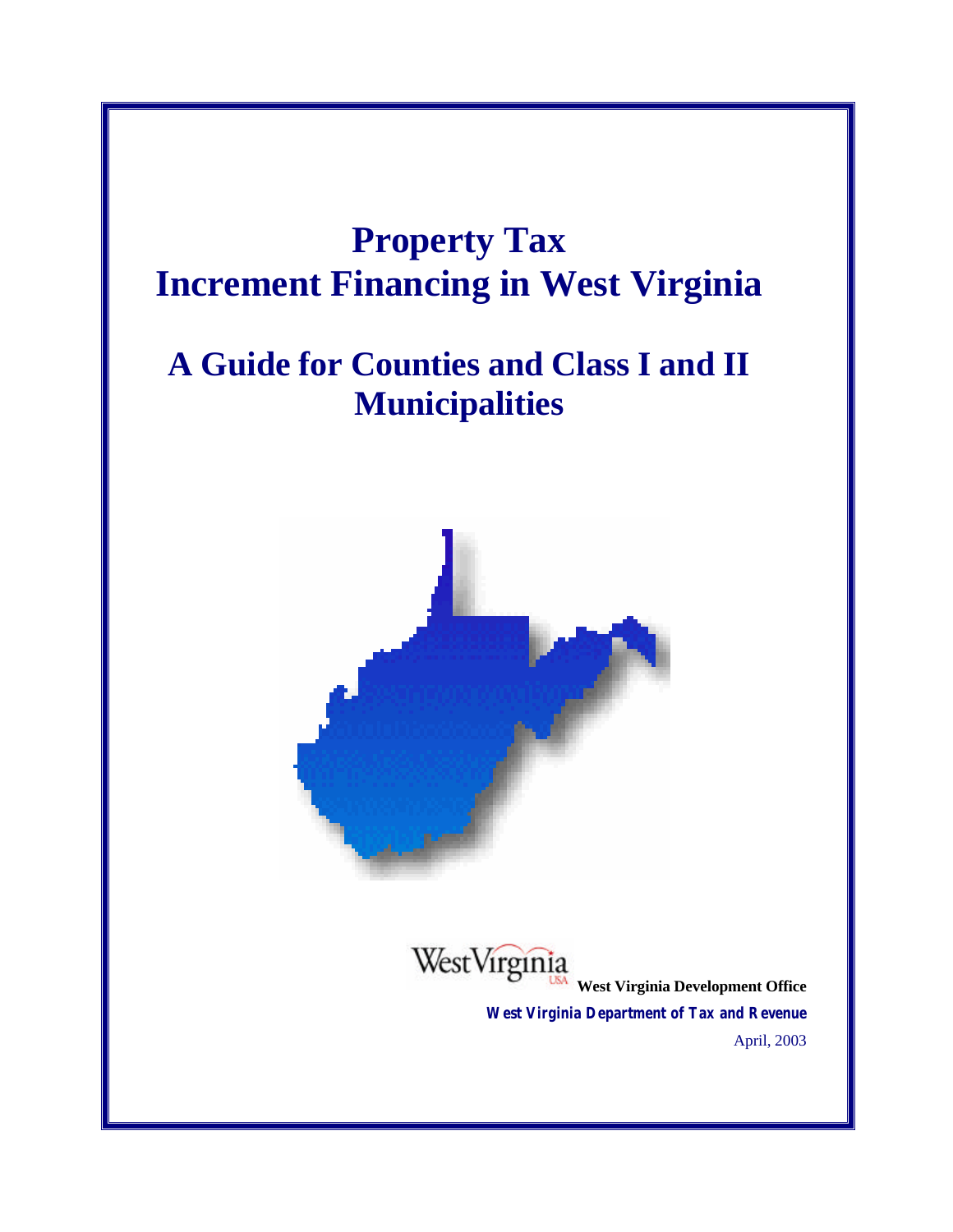# Property Tax Increment Financing in West Virginia

## A Guide for Counties and Class I and II Municipalities

West Virginia Development Office

***West Virginia Department of Tax and Revenue***

April, 2003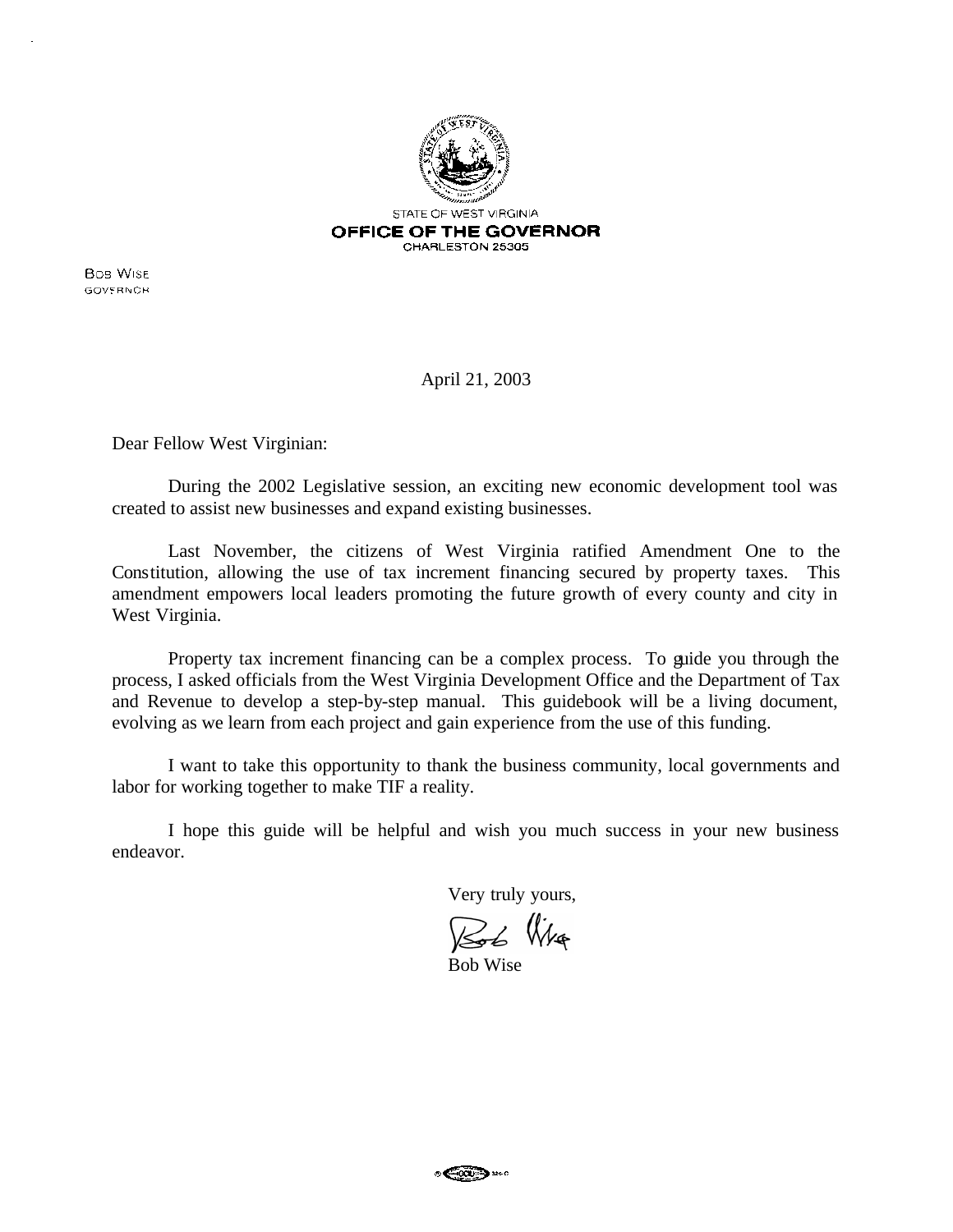STATE OF WEST VIRGINIA

**OFFICE OF THE GOVERNOR**

CHARLESTON 25305

BOB WISE
GOVERNOR

April 21, 2003

Dear Fellow West Virginian:

During the 2002 Legislative session, an exciting new economic development tool was created to assist new businesses and expand existing businesses.

Last November, the citizens of West Virginia ratified Amendment One to the Constitution, allowing the use of tax increment financing secured by property taxes. This amendment empowers local leaders promoting the future growth of every county and city in West Virginia.

Property tax increment financing can be a complex process. To guide you through the process, I asked officials from the West Virginia Development Office and the Department of Tax and Revenue to develop a step-by-step manual. This guidebook will be a living document, evolving as we learn from each project and gain experience from the use of this funding.

I want to take this opportunity to thank the business community, local governments and labor for working together to make TIF a reality.

I hope this guide will be helpful and wish you much success in your new business endeavor.

Very truly yours,

Bob Wise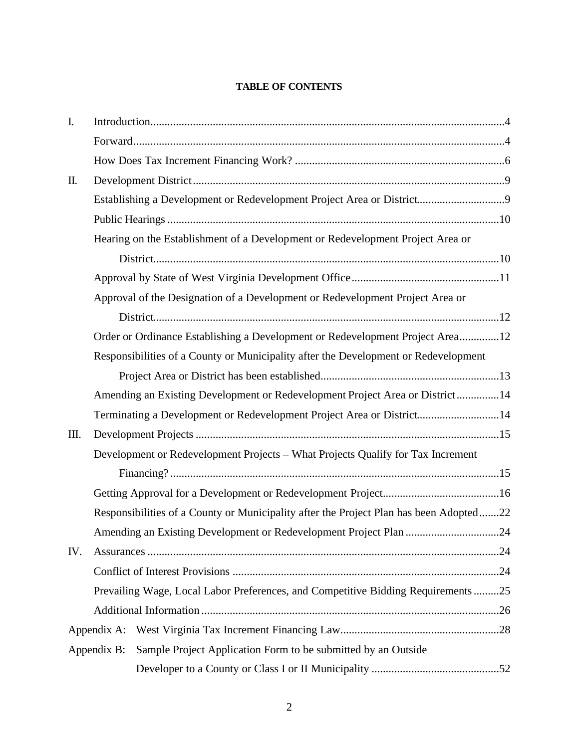**TABLE OF CONTENTS**

I. Introduction....................................................................................................................4

Forward..........................................................................................................................4

How Does Tax Increment Financing Work? ..........................................................................6

II. Development District.....................................................................................................9

Establishing a Development or Redevelopment Project Area or District...............................9

Public Hearings ................................................................................................................10

Hearing on the Establishment of a Development or Redevelopment Project Area or District..........................................................................................................................10

Approval by State of West Virginia Development Office....................................................11

Approval of the Designation of a Development or Redevelopment Project Area or District..........................................................................................................................12

Order or Ordinance Establishing a Development or Redevelopment Project Area..............12

Responsibilities of a County or Municipality after the Development or Redevelopment Project Area or District has been established...............................................................13

Amending an Existing Development or Redevelopment Project Area or District...............14

Terminating a Development or Redevelopment Project Area or District.............................14

III. Development Projects ...................................................................................................15

Development or Redevelopment Projects – What Projects Qualify for Tax Increment Financing? ......................................................................................................................15

Getting Approval for a Development or Redevelopment Project.........................................16

Responsibilities of a County or Municipality after the Project Plan has been Adopted.......22

Amending an Existing Development or Redevelopment Project Plan .................................24

IV. Assurances ....................................................................................................................24

Conflict of Interest Provisions ............................................................................................24

Prevailing Wage, Local Labor Preferences, and Competitive Bidding Requirements.........25

Additional Information.......................................................................................................26

Appendix A: West Virginia Tax Increment Financing Law........................................................28

Appendix B: Sample Project Application Form to be submitted by an Outside Developer to a County or Class I or II Municipality .............................................52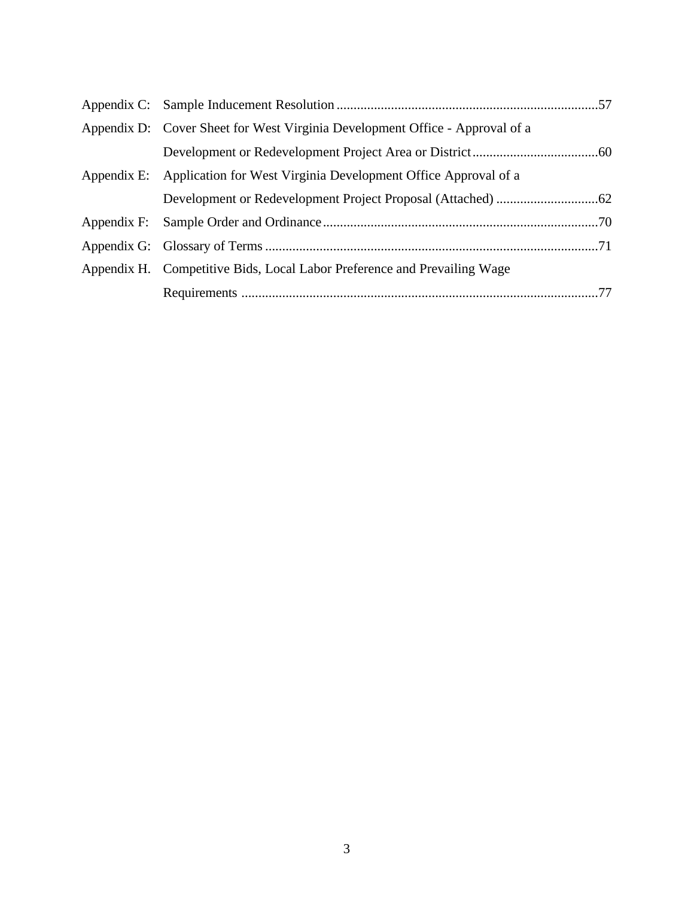Appendix C: Sample Inducement Resolution .....57

Appendix D: Cover Sheet for West Virginia Development Office - Approval of a Development or Redevelopment Project Area or District .....60

Appendix E: Application for West Virginia Development Office Approval of a Development or Redevelopment Project Proposal (Attached) .....62

Appendix F: Sample Order and Ordinance .....70

Appendix G: Glossary of Terms .....71

Appendix H. Competitive Bids, Local Labor Preference and Prevailing Wage Requirements .....77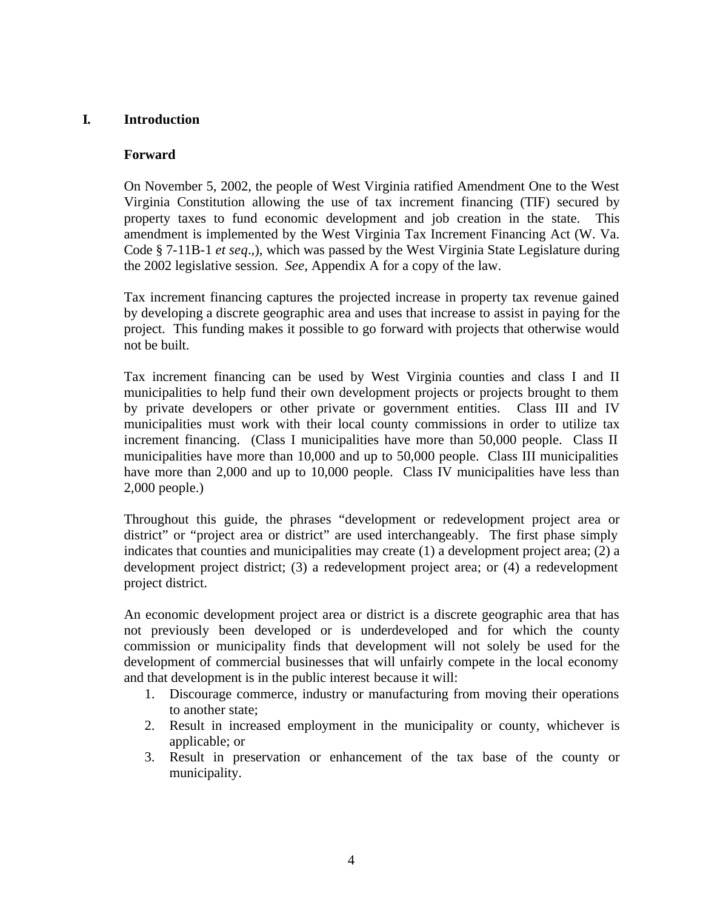# I. Introduction

## Forward

On November 5, 2002, the people of West Virginia ratified Amendment One to the West Virginia Constitution allowing the use of tax increment financing (TIF) secured by property taxes to fund economic development and job creation in the state. This amendment is implemented by the West Virginia Tax Increment Financing Act (W. Va. Code § 7-11B-1 *et seq*.,), which was passed by the West Virginia State Legislature during the 2002 legislative session. *See*, Appendix A for a copy of the law.

Tax increment financing captures the projected increase in property tax revenue gained by developing a discrete geographic area and uses that increase to assist in paying for the project. This funding makes it possible to go forward with projects that otherwise would not be built.

Tax increment financing can be used by West Virginia counties and class I and II municipalities to help fund their own development projects or projects brought to them by private developers or other private or government entities. Class III and IV municipalities must work with their local county commissions in order to utilize tax increment financing. (Class I municipalities have more than 50,000 people. Class II municipalities have more than 10,000 and up to 50,000 people. Class III municipalities have more than 2,000 and up to 10,000 people. Class IV municipalities have less than 2,000 people.)

Throughout this guide, the phrases "development or redevelopment project area or district" or "project area or district" are used interchangeably. The first phase simply indicates that counties and municipalities may create (1) a development project area; (2) a development project district; (3) a redevelopment project area; or (4) a redevelopment project district.

An economic development project area or district is a discrete geographic area that has not previously been developed or is underdeveloped and for which the county commission or municipality finds that development will not solely be used for the development of commercial businesses that will unfairly compete in the local economy and that development is in the public interest because it will:

1. Discourage commerce, industry or manufacturing from moving their operations to another state;
2. Result in increased employment in the municipality or county, whichever is applicable; or
3. Result in preservation or enhancement of the tax base of the county or municipality.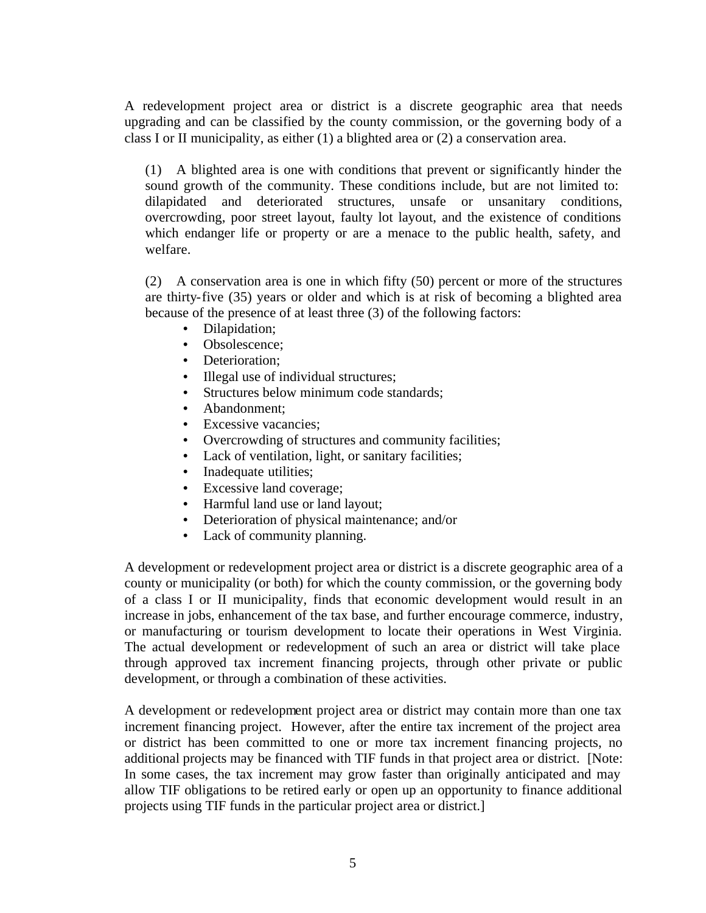A redevelopment project area or district is a discrete geographic area that needs upgrading and can be classified by the county commission, or the governing body of a class I or II municipality, as either (1) a blighted area or (2) a conservation area.

(1) A blighted area is one with conditions that prevent or significantly hinder the sound growth of the community. These conditions include, but are not limited to: dilapidated and deteriorated structures, unsafe or unsanitary conditions, overcrowding, poor street layout, faulty lot layout, and the existence of conditions which endanger life or property or are a menace to the public health, safety, and welfare.

(2) A conservation area is one in which fifty (50) percent or more of the structures are thirty-five (35) years or older and which is at risk of becoming a blighted area because of the presence of at least three (3) of the following factors:

- Dilapidation;
- Obsolescence;
- Deterioration;
- Illegal use of individual structures;
- Structures below minimum code standards;
- Abandonment;
- Excessive vacancies;
- Overcrowding of structures and community facilities;
- Lack of ventilation, light, or sanitary facilities;
- Inadequate utilities;
- Excessive land coverage;
- Harmful land use or land layout;
- Deterioration of physical maintenance; and/or
- Lack of community planning.

A development or redevelopment project area or district is a discrete geographic area of a county or municipality (or both) for which the county commission, or the governing body of a class I or II municipality, finds that economic development would result in an increase in jobs, enhancement of the tax base, and further encourage commerce, industry, or manufacturing or tourism development to locate their operations in West Virginia. The actual development or redevelopment of such an area or district will take place through approved tax increment financing projects, through other private or public development, or through a combination of these activities.

A development or redevelopment project area or district may contain more than one tax increment financing project. However, after the entire tax increment of the project area or district has been committed to one or more tax increment financing projects, no additional projects may be financed with TIF funds in that project area or district. [Note: In some cases, the tax increment may grow faster than originally anticipated and may allow TIF obligations to be retired early or open up an opportunity to finance additional projects using TIF funds in the particular project area or district.]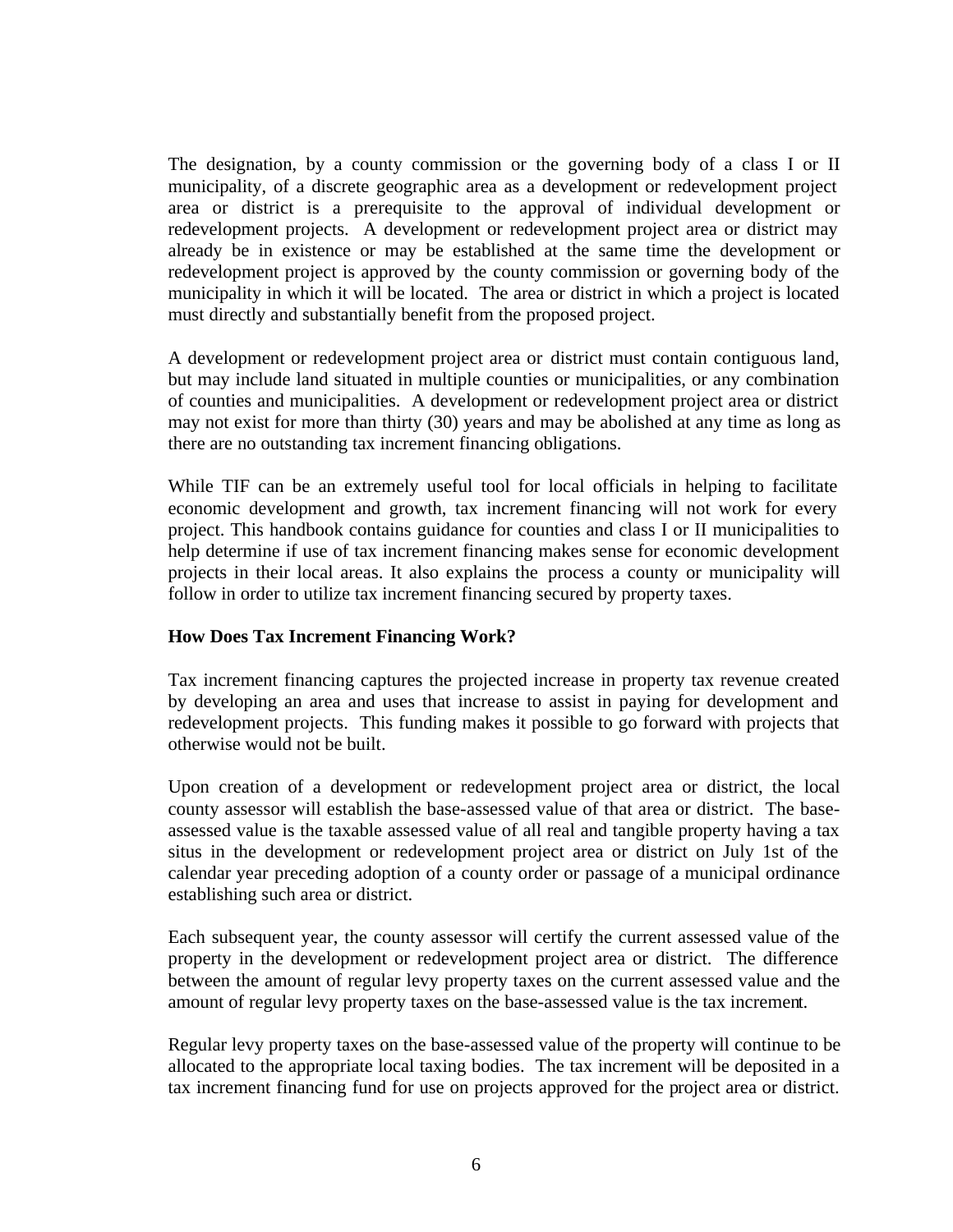The designation, by a county commission or the governing body of a class I or II municipality, of a discrete geographic area as a development or redevelopment project area or district is a prerequisite to the approval of individual development or redevelopment projects. A development or redevelopment project area or district may already be in existence or may be established at the same time the development or redevelopment project is approved by the county commission or governing body of the municipality in which it will be located. The area or district in which a project is located must directly and substantially benefit from the proposed project.

A development or redevelopment project area or district must contain contiguous land, but may include land situated in multiple counties or municipalities, or any combination of counties and municipalities. A development or redevelopment project area or district may not exist for more than thirty (30) years and may be abolished at any time as long as there are no outstanding tax increment financing obligations.

While TIF can be an extremely useful tool for local officials in helping to facilitate economic development and growth, tax increment financing will not work for every project. This handbook contains guidance for counties and class I or II municipalities to help determine if use of tax increment financing makes sense for economic development projects in their local areas. It also explains the process a county or municipality will follow in order to utilize tax increment financing secured by property taxes.

**How Does Tax Increment Financing Work?**

Tax increment financing captures the projected increase in property tax revenue created by developing an area and uses that increase to assist in paying for development and redevelopment projects. This funding makes it possible to go forward with projects that otherwise would not be built.

Upon creation of a development or redevelopment project area or district, the local county assessor will establish the base-assessed value of that area or district. The base-assessed value is the taxable assessed value of all real and tangible property having a tax situs in the development or redevelopment project area or district on July 1st of the calendar year preceding adoption of a county order or passage of a municipal ordinance establishing such area or district.

Each subsequent year, the county assessor will certify the current assessed value of the property in the development or redevelopment project area or district. The difference between the amount of regular levy property taxes on the current assessed value and the amount of regular levy property taxes on the base-assessed value is the tax increment.

Regular levy property taxes on the base-assessed value of the property will continue to be allocated to the appropriate local taxing bodies. The tax increment will be deposited in a tax increment financing fund for use on projects approved for the project area or district.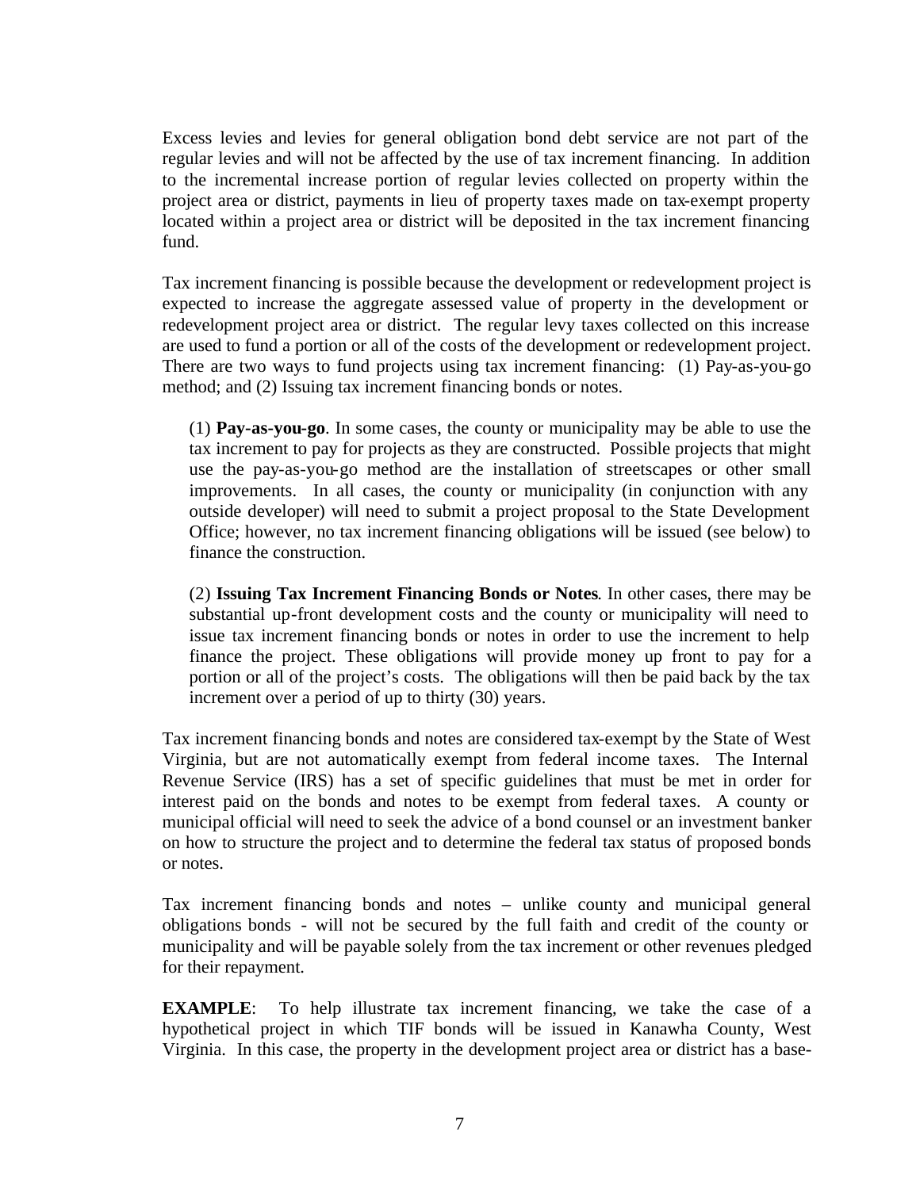Excess levies and levies for general obligation bond debt service are not part of the regular levies and will not be affected by the use of tax increment financing. In addition to the incremental increase portion of regular levies collected on property within the project area or district, payments in lieu of property taxes made on tax-exempt property located within a project area or district will be deposited in the tax increment financing fund.

Tax increment financing is possible because the development or redevelopment project is expected to increase the aggregate assessed value of property in the development or redevelopment project area or district. The regular levy taxes collected on this increase are used to fund a portion or all of the costs of the development or redevelopment project. There are two ways to fund projects using tax increment financing: (1) Pay-as-you-go method; and (2) Issuing tax increment financing bonds or notes.

(1) **Pay-as-you-go**. In some cases, the county or municipality may be able to use the tax increment to pay for projects as they are constructed. Possible projects that might use the pay-as-you-go method are the installation of streetscapes or other small improvements. In all cases, the county or municipality (in conjunction with any outside developer) will need to submit a project proposal to the State Development Office; however, no tax increment financing obligations will be issued (see below) to finance the construction.

(2) **Issuing Tax Increment Financing Bonds or Notes**. In other cases, there may be substantial up-front development costs and the county or municipality will need to issue tax increment financing bonds or notes in order to use the increment to help finance the project. These obligations will provide money up front to pay for a portion or all of the project's costs. The obligations will then be paid back by the tax increment over a period of up to thirty (30) years.

Tax increment financing bonds and notes are considered tax-exempt by the State of West Virginia, but are not automatically exempt from federal income taxes. The Internal Revenue Service (IRS) has a set of specific guidelines that must be met in order for interest paid on the bonds and notes to be exempt from federal taxes. A county or municipal official will need to seek the advice of a bond counsel or an investment banker on how to structure the project and to determine the federal tax status of proposed bonds or notes.

Tax increment financing bonds and notes – unlike county and municipal general obligations bonds - will not be secured by the full faith and credit of the county or municipality and will be payable solely from the tax increment or other revenues pledged for their repayment.

**EXAMPLE**: To help illustrate tax increment financing, we take the case of a hypothetical project in which TIF bonds will be issued in Kanawha County, West Virginia. In this case, the property in the development project area or district has a base-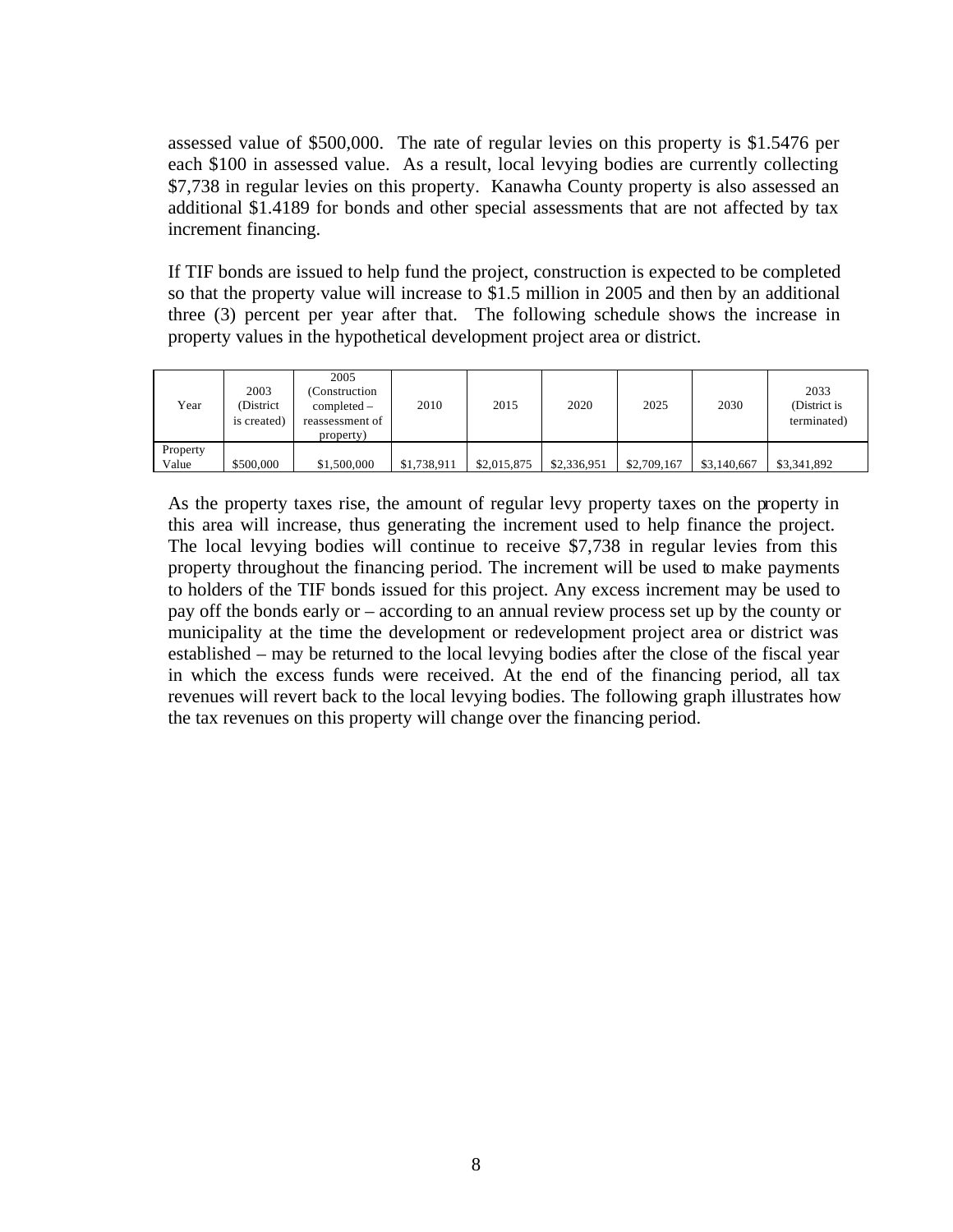assessed value of $500,000. The rate of regular levies on this property is $1.5476 per each $100 in assessed value. As a result, local levying bodies are currently collecting $7,738 in regular levies on this property. Kanawha County property is also assessed an additional $1.4189 for bonds and other special assessments that are not affected by tax increment financing.

If TIF bonds are issued to help fund the project, construction is expected to be completed so that the property value will increase to $1.5 million in 2005 and then by an additional three (3) percent per year after that. The following schedule shows the increase in property values in the hypothetical development project area or district.

| Year | 2003 (District is created) | 2005 (Construction completed – reassessment of property) | 2010 | 2015 | 2020 | 2025 | 2030 | 2033 (District is terminated) |
|---|---|---|---|---|---|---|---|---|
| Property Value | $500,000 | $1,500,000 | $1,738,911 | $2,015,875 | $2,336,951 | $2,709,167 | $3,140,667 | $3,341,892 |

As the property taxes rise, the amount of regular levy property taxes on the property in this area will increase, thus generating the increment used to help finance the project. The local levying bodies will continue to receive $7,738 in regular levies from this property throughout the financing period. The increment will be used to make payments to holders of the TIF bonds issued for this project. Any excess increment may be used to pay off the bonds early or – according to an annual review process set up by the county or municipality at the time the development or redevelopment project area or district was established – may be returned to the local levying bodies after the close of the fiscal year in which the excess funds were received. At the end of the financing period, all tax revenues will revert back to the local levying bodies. The following graph illustrates how the tax revenues on this property will change over the financing period.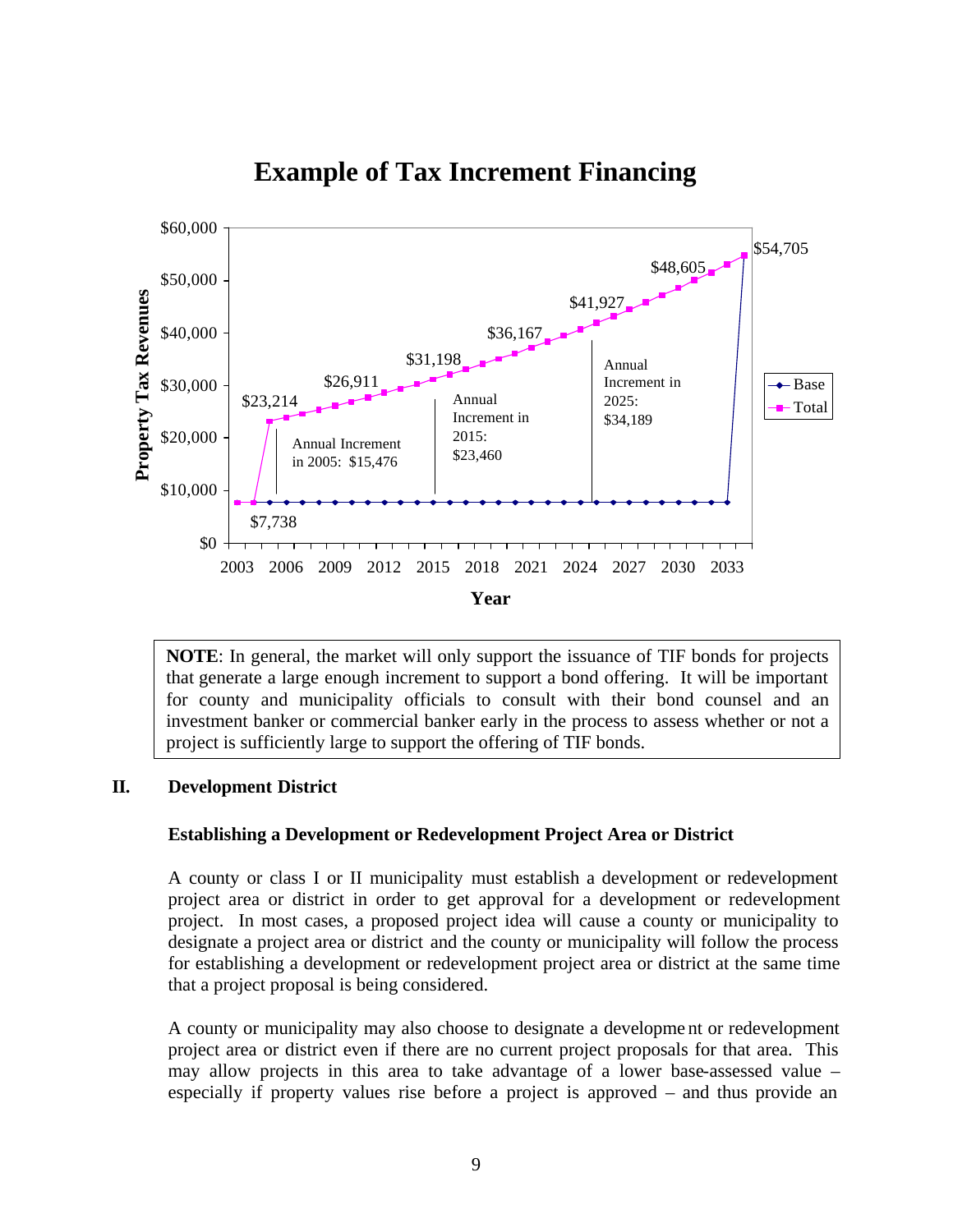## Example of Tax Increment Financing

Property Tax Revenues

$60,000
$50,000
$40,000
$30,000
$20,000
$10,000
$0

2003 2006 2009 2012 2015 2018 2021 2024 2027 2030 2033

Year

- Base
- Total

$7,738

$23,214

$26,911

$31,198

$36,167

$41,927

$48,605

$54,705

Annual Increment in 2005: $15,476

Annual Increment in 2015: $23,460

Annual Increment in 2025: $34,189

> **NOTE**: In general, the market will only support the issuance of TIF bonds for projects that generate a large enough increment to support a bond offering. It will be important for county and municipality officials to consult with their bond counsel and an investment banker or commercial banker early in the process to assess whether or not a project is sufficiently large to support the offering of TIF bonds.

## II. Development District

### Establishing a Development or Redevelopment Project Area or District

A county or class I or II municipality must establish a development or redevelopment project area or district in order to get approval for a development or redevelopment project. In most cases, a proposed project idea will cause a county or municipality to designate a project area or district and the county or municipality will follow the process for establishing a development or redevelopment project area or district at the same time that a project proposal is being considered.

A county or municipality may also choose to designate a development or redevelopment project area or district even if there are no current project proposals for that area. This may allow projects in this area to take advantage of a lower base-assessed value – especially if property values rise before a project is approved – and thus provide an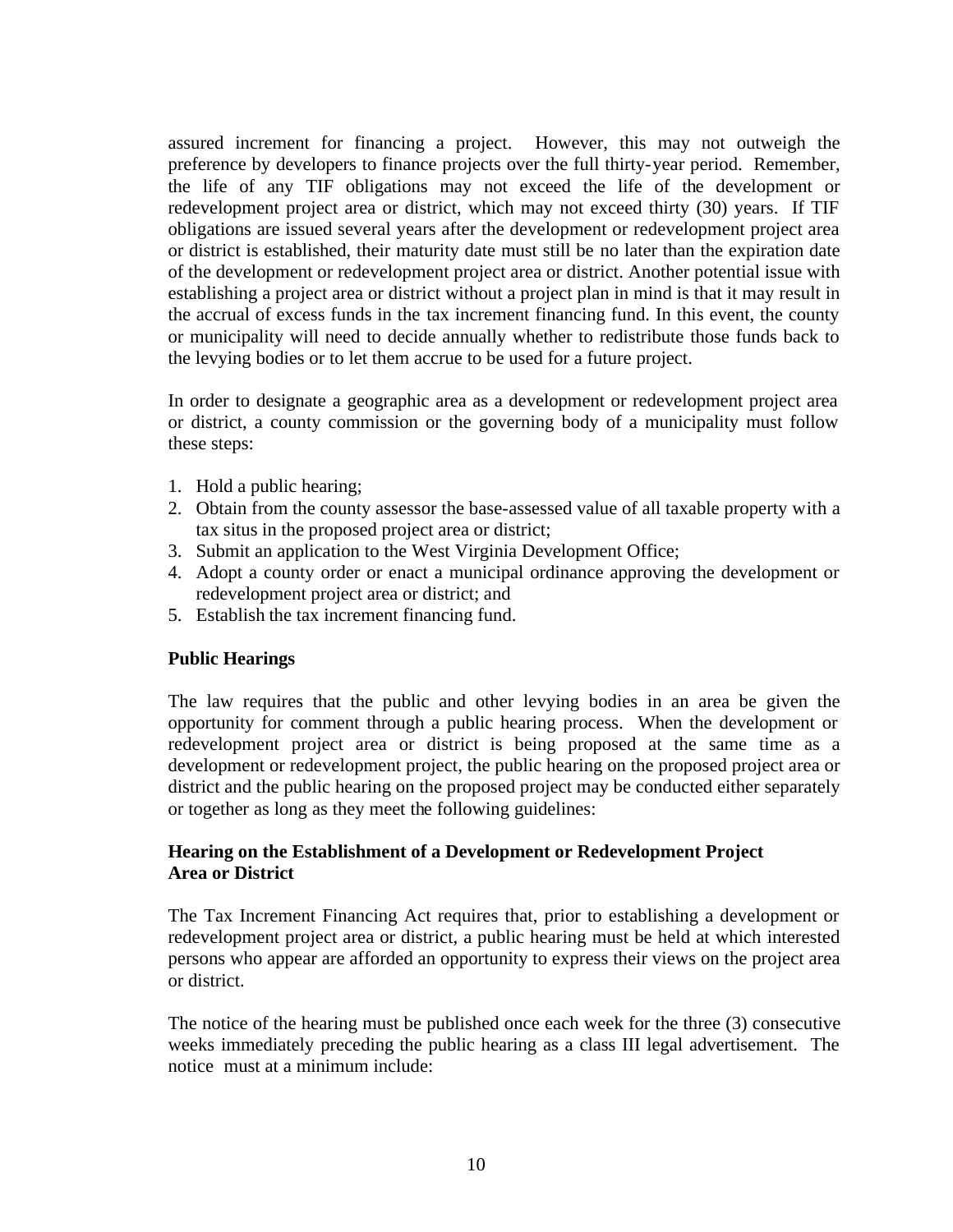assured increment for financing a project. However, this may not outweigh the preference by developers to finance projects over the full thirty-year period. Remember, the life of any TIF obligations may not exceed the life of the development or redevelopment project area or district, which may not exceed thirty (30) years. If TIF obligations are issued several years after the development or redevelopment project area or district is established, their maturity date must still be no later than the expiration date of the development or redevelopment project area or district. Another potential issue with establishing a project area or district without a project plan in mind is that it may result in the accrual of excess funds in the tax increment financing fund. In this event, the county or municipality will need to decide annually whether to redistribute those funds back to the levying bodies or to let them accrue to be used for a future project.

In order to designate a geographic area as a development or redevelopment project area or district, a county commission or the governing body of a municipality must follow these steps:

1. Hold a public hearing;
2. Obtain from the county assessor the base-assessed value of all taxable property with a tax situs in the proposed project area or district;
3. Submit an application to the West Virginia Development Office;
4. Adopt a county order or enact a municipal ordinance approving the development or redevelopment project area or district; and
5. Establish the tax increment financing fund.

**Public Hearings**

The law requires that the public and other levying bodies in an area be given the opportunity for comment through a public hearing process. When the development or redevelopment project area or district is being proposed at the same time as a development or redevelopment project, the public hearing on the proposed project area or district and the public hearing on the proposed project may be conducted either separately or together as long as they meet the following guidelines:

**Hearing on the Establishment of a Development or Redevelopment Project Area or District**

The Tax Increment Financing Act requires that, prior to establishing a development or redevelopment project area or district, a public hearing must be held at which interested persons who appear are afforded an opportunity to express their views on the project area or district.

The notice of the hearing must be published once each week for the three (3) consecutive weeks immediately preceding the public hearing as a class III legal advertisement. The notice must at a minimum include: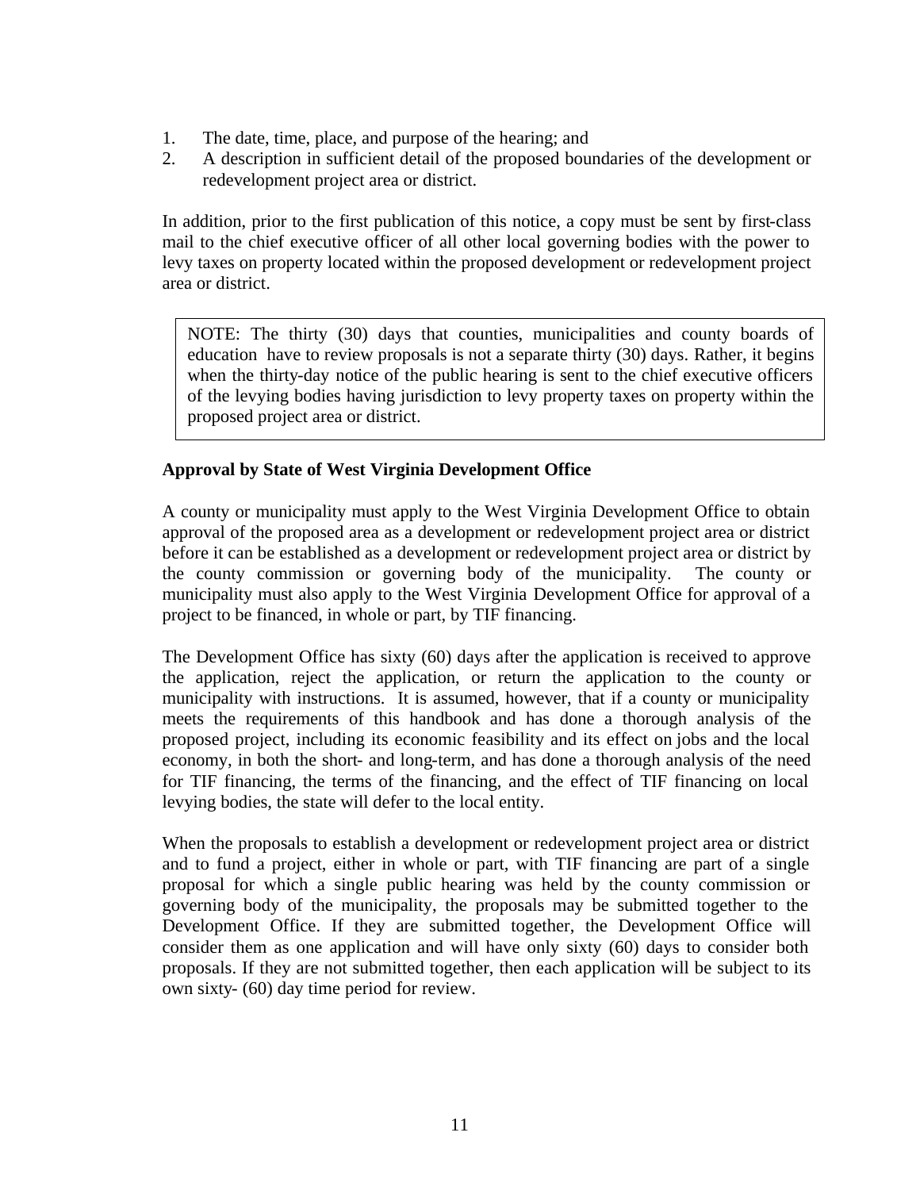1. The date, time, place, and purpose of the hearing; and
2. A description in sufficient detail of the proposed boundaries of the development or redevelopment project area or district.

In addition, prior to the first publication of this notice, a copy must be sent by first-class mail to the chief executive officer of all other local governing bodies with the power to levy taxes on property located within the proposed development or redevelopment project area or district.

> NOTE: The thirty (30) days that counties, municipalities and county boards of education have to review proposals is not a separate thirty (30) days. Rather, it begins when the thirty-day notice of the public hearing is sent to the chief executive officers of the levying bodies having jurisdiction to levy property taxes on property within the proposed project area or district.

**Approval by State of West Virginia Development Office**

A county or municipality must apply to the West Virginia Development Office to obtain approval of the proposed area as a development or redevelopment project area or district before it can be established as a development or redevelopment project area or district by the county commission or governing body of the municipality. The county or municipality must also apply to the West Virginia Development Office for approval of a project to be financed, in whole or part, by TIF financing.

The Development Office has sixty (60) days after the application is received to approve the application, reject the application, or return the application to the county or municipality with instructions. It is assumed, however, that if a county or municipality meets the requirements of this handbook and has done a thorough analysis of the proposed project, including its economic feasibility and its effect on jobs and the local economy, in both the short- and long-term, and has done a thorough analysis of the need for TIF financing, the terms of the financing, and the effect of TIF financing on local levying bodies, the state will defer to the local entity.

When the proposals to establish a development or redevelopment project area or district and to fund a project, either in whole or part, with TIF financing are part of a single proposal for which a single public hearing was held by the county commission or governing body of the municipality, the proposals may be submitted together to the Development Office. If they are submitted together, the Development Office will consider them as one application and will have only sixty (60) days to consider both proposals. If they are not submitted together, then each application will be subject to its own sixty- (60) day time period for review.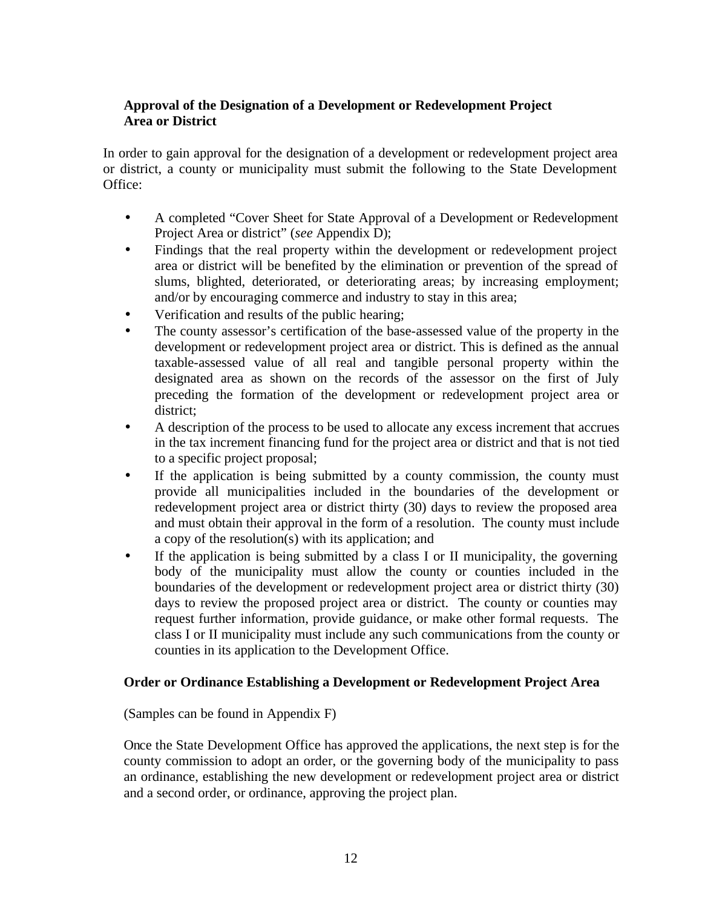### Approval of the Designation of a Development or Redevelopment Project Area or District

In order to gain approval for the designation of a development or redevelopment project area or district, a county or municipality must submit the following to the State Development Office:

- A completed "Cover Sheet for State Approval of a Development or Redevelopment Project Area or district" (*see* Appendix D);
- Findings that the real property within the development or redevelopment project area or district will be benefited by the elimination or prevention of the spread of slums, blighted, deteriorated, or deteriorating areas; by increasing employment; and/or by encouraging commerce and industry to stay in this area;
- Verification and results of the public hearing;
- The county assessor's certification of the base-assessed value of the property in the development or redevelopment project area or district. This is defined as the annual taxable-assessed value of all real and tangible personal property within the designated area as shown on the records of the assessor on the first of July preceding the formation of the development or redevelopment project area or district;
- A description of the process to be used to allocate any excess increment that accrues in the tax increment financing fund for the project area or district and that is not tied to a specific project proposal;
- If the application is being submitted by a county commission, the county must provide all municipalities included in the boundaries of the development or redevelopment project area or district thirty (30) days to review the proposed area and must obtain their approval in the form of a resolution. The county must include a copy of the resolution(s) with its application; and
- If the application is being submitted by a class I or II municipality, the governing body of the municipality must allow the county or counties included in the boundaries of the development or redevelopment project area or district thirty (30) days to review the proposed project area or district. The county or counties may request further information, provide guidance, or make other formal requests. The class I or II municipality must include any such communications from the county or counties in its application to the Development Office.

### Order or Ordinance Establishing a Development or Redevelopment Project Area

(Samples can be found in Appendix F)

Once the State Development Office has approved the applications, the next step is for the county commission to adopt an order, or the governing body of the municipality to pass an ordinance, establishing the new development or redevelopment project area or district and a second order, or ordinance, approving the project plan.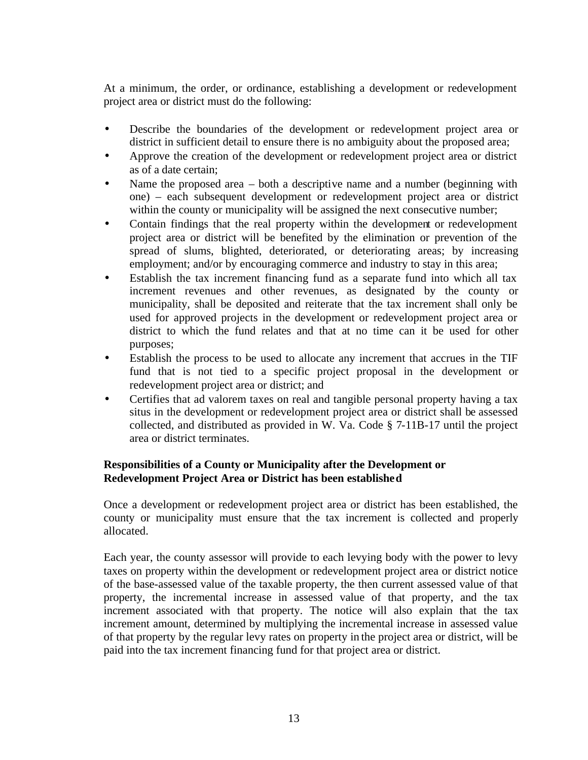At a minimum, the order, or ordinance, establishing a development or redevelopment project area or district must do the following:

- Describe the boundaries of the development or redevelopment project area or district in sufficient detail to ensure there is no ambiguity about the proposed area;
- Approve the creation of the development or redevelopment project area or district as of a date certain;
- Name the proposed area – both a descriptive name and a number (beginning with one) – each subsequent development or redevelopment project area or district within the county or municipality will be assigned the next consecutive number;
- Contain findings that the real property within the development or redevelopment project area or district will be benefited by the elimination or prevention of the spread of slums, blighted, deteriorated, or deteriorating areas; by increasing employment; and/or by encouraging commerce and industry to stay in this area;
- Establish the tax increment financing fund as a separate fund into which all tax increment revenues and other revenues, as designated by the county or municipality, shall be deposited and reiterate that the tax increment shall only be used for approved projects in the development or redevelopment project area or district to which the fund relates and that at no time can it be used for other purposes;
- Establish the process to be used to allocate any increment that accrues in the TIF fund that is not tied to a specific project proposal in the development or redevelopment project area or district; and
- Certifies that ad valorem taxes on real and tangible personal property having a tax situs in the development or redevelopment project area or district shall be assessed collected, and distributed as provided in W. Va. Code § 7-11B-17 until the project area or district terminates.

**Responsibilities of a County or Municipality after the Development or Redevelopment Project Area or District has been established**

Once a development or redevelopment project area or district has been established, the county or municipality must ensure that the tax increment is collected and properly allocated.

Each year, the county assessor will provide to each levying body with the power to levy taxes on property within the development or redevelopment project area or district notice of the base-assessed value of the taxable property, the then current assessed value of that property, the incremental increase in assessed value of that property, and the tax increment associated with that property. The notice will also explain that the tax increment amount, determined by multiplying the incremental increase in assessed value of that property by the regular levy rates on property in the project area or district, will be paid into the tax increment financing fund for that project area or district.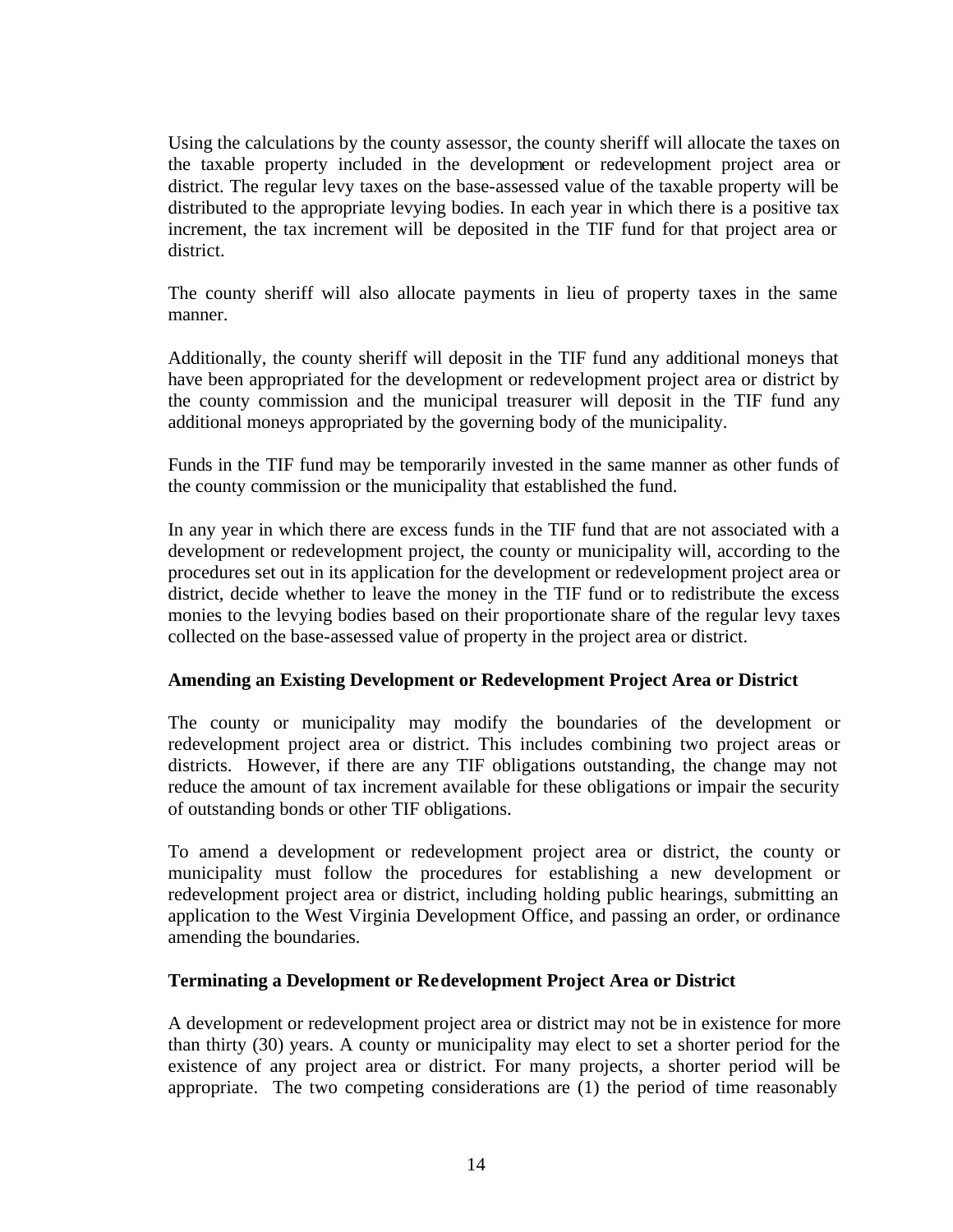Using the calculations by the county assessor, the county sheriff will allocate the taxes on the taxable property included in the development or redevelopment project area or district. The regular levy taxes on the base-assessed value of the taxable property will be distributed to the appropriate levying bodies. In each year in which there is a positive tax increment, the tax increment will be deposited in the TIF fund for that project area or district.

The county sheriff will also allocate payments in lieu of property taxes in the same manner.

Additionally, the county sheriff will deposit in the TIF fund any additional moneys that have been appropriated for the development or redevelopment project area or district by the county commission and the municipal treasurer will deposit in the TIF fund any additional moneys appropriated by the governing body of the municipality.

Funds in the TIF fund may be temporarily invested in the same manner as other funds of the county commission or the municipality that established the fund.

In any year in which there are excess funds in the TIF fund that are not associated with a development or redevelopment project, the county or municipality will, according to the procedures set out in its application for the development or redevelopment project area or district, decide whether to leave the money in the TIF fund or to redistribute the excess monies to the levying bodies based on their proportionate share of the regular levy taxes collected on the base-assessed value of property in the project area or district.

**Amending an Existing Development or Redevelopment Project Area or District**

The county or municipality may modify the boundaries of the development or redevelopment project area or district. This includes combining two project areas or districts. However, if there are any TIF obligations outstanding, the change may not reduce the amount of tax increment available for these obligations or impair the security of outstanding bonds or other TIF obligations.

To amend a development or redevelopment project area or district, the county or municipality must follow the procedures for establishing a new development or redevelopment project area or district, including holding public hearings, submitting an application to the West Virginia Development Office, and passing an order, or ordinance amending the boundaries.

**Terminating a Development or Redevelopment Project Area or District**

A development or redevelopment project area or district may not be in existence for more than thirty (30) years. A county or municipality may elect to set a shorter period for the existence of any project area or district. For many projects, a shorter period will be appropriate. The two competing considerations are (1) the period of time reasonably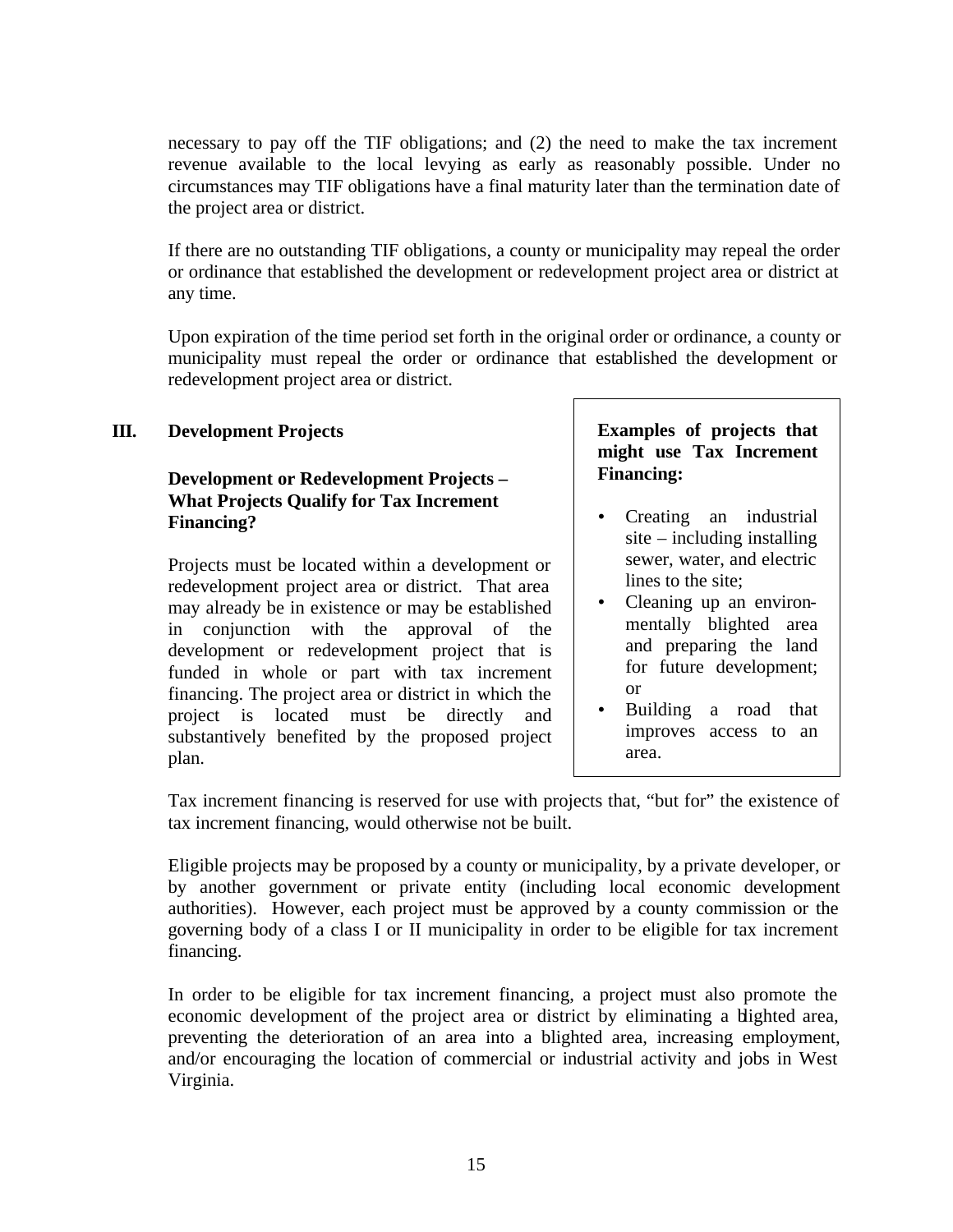necessary to pay off the TIF obligations; and (2) the need to make the tax increment revenue available to the local levying as early as reasonably possible. Under no circumstances may TIF obligations have a final maturity later than the termination date of the project area or district.

If there are no outstanding TIF obligations, a county or municipality may repeal the order or ordinance that established the development or redevelopment project area or district at any time.

Upon expiration of the time period set forth in the original order or ordinance, a county or municipality must repeal the order or ordinance that established the development or redevelopment project area or district.

## III. Development Projects

### Development or Redevelopment Projects – What Projects Qualify for Tax Increment Financing?

Projects must be located within a development or redevelopment project area or district. That area may already be in existence or may be established in conjunction with the approval of the development or redevelopment project that is funded in whole or part with tax increment financing. The project area or district in which the project is located must be directly and substantively benefited by the proposed project plan.

**Examples of projects that might use Tax Increment Financing:**

- Creating an industrial site – including installing sewer, water, and electric lines to the site;
- Cleaning up an environmentally blighted area and preparing the land for future development; or
- Building a road that improves access to an area.

Tax increment financing is reserved for use with projects that, "but for" the existence of tax increment financing, would otherwise not be built.

Eligible projects may be proposed by a county or municipality, by a private developer, or by another government or private entity (including local economic development authorities). However, each project must be approved by a county commission or the governing body of a class I or II municipality in order to be eligible for tax increment financing.

In order to be eligible for tax increment financing, a project must also promote the economic development of the project area or district by eliminating a blighted area, preventing the deterioration of an area into a blighted area, increasing employment, and/or encouraging the location of commercial or industrial activity and jobs in West Virginia.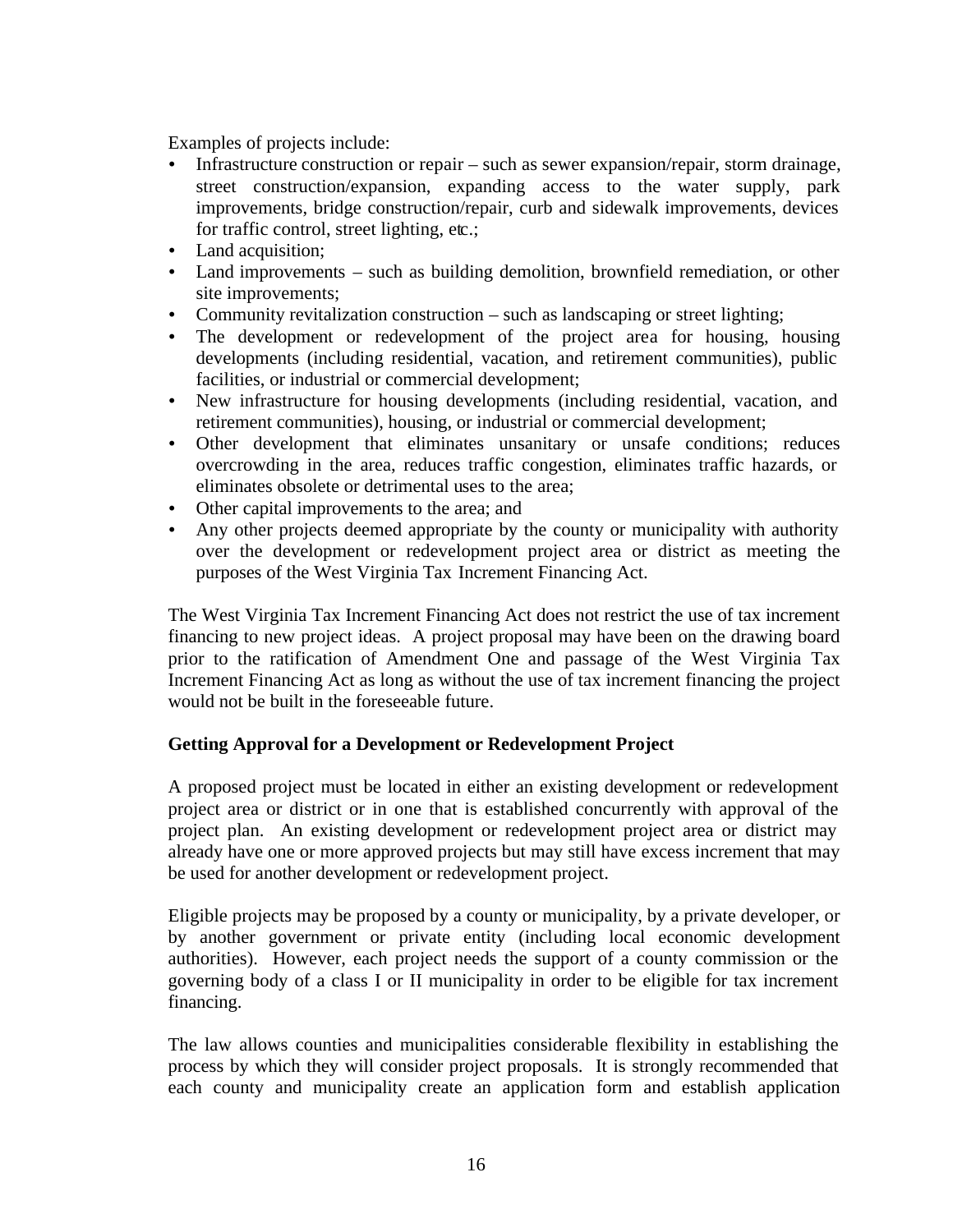Examples of projects include:

- Infrastructure construction or repair – such as sewer expansion/repair, storm drainage, street construction/expansion, expanding access to the water supply, park improvements, bridge construction/repair, curb and sidewalk improvements, devices for traffic control, street lighting, etc.;
- Land acquisition;
- Land improvements – such as building demolition, brownfield remediation, or other site improvements;
- Community revitalization construction – such as landscaping or street lighting;
- The development or redevelopment of the project area for housing, housing developments (including residential, vacation, and retirement communities), public facilities, or industrial or commercial development;
- New infrastructure for housing developments (including residential, vacation, and retirement communities), housing, or industrial or commercial development;
- Other development that eliminates unsanitary or unsafe conditions; reduces overcrowding in the area, reduces traffic congestion, eliminates traffic hazards, or eliminates obsolete or detrimental uses to the area;
- Other capital improvements to the area; and
- Any other projects deemed appropriate by the county or municipality with authority over the development or redevelopment project area or district as meeting the purposes of the West Virginia Tax Increment Financing Act.

The West Virginia Tax Increment Financing Act does not restrict the use of tax increment financing to new project ideas. A project proposal may have been on the drawing board prior to the ratification of Amendment One and passage of the West Virginia Tax Increment Financing Act as long as without the use of tax increment financing the project would not be built in the foreseeable future.

**Getting Approval for a Development or Redevelopment Project**

A proposed project must be located in either an existing development or redevelopment project area or district or in one that is established concurrently with approval of the project plan. An existing development or redevelopment project area or district may already have one or more approved projects but may still have excess increment that may be used for another development or redevelopment project.

Eligible projects may be proposed by a county or municipality, by a private developer, or by another government or private entity (including local economic development authorities). However, each project needs the support of a county commission or the governing body of a class I or II municipality in order to be eligible for tax increment financing.

The law allows counties and municipalities considerable flexibility in establishing the process by which they will consider project proposals. It is strongly recommended that each county and municipality create an application form and establish application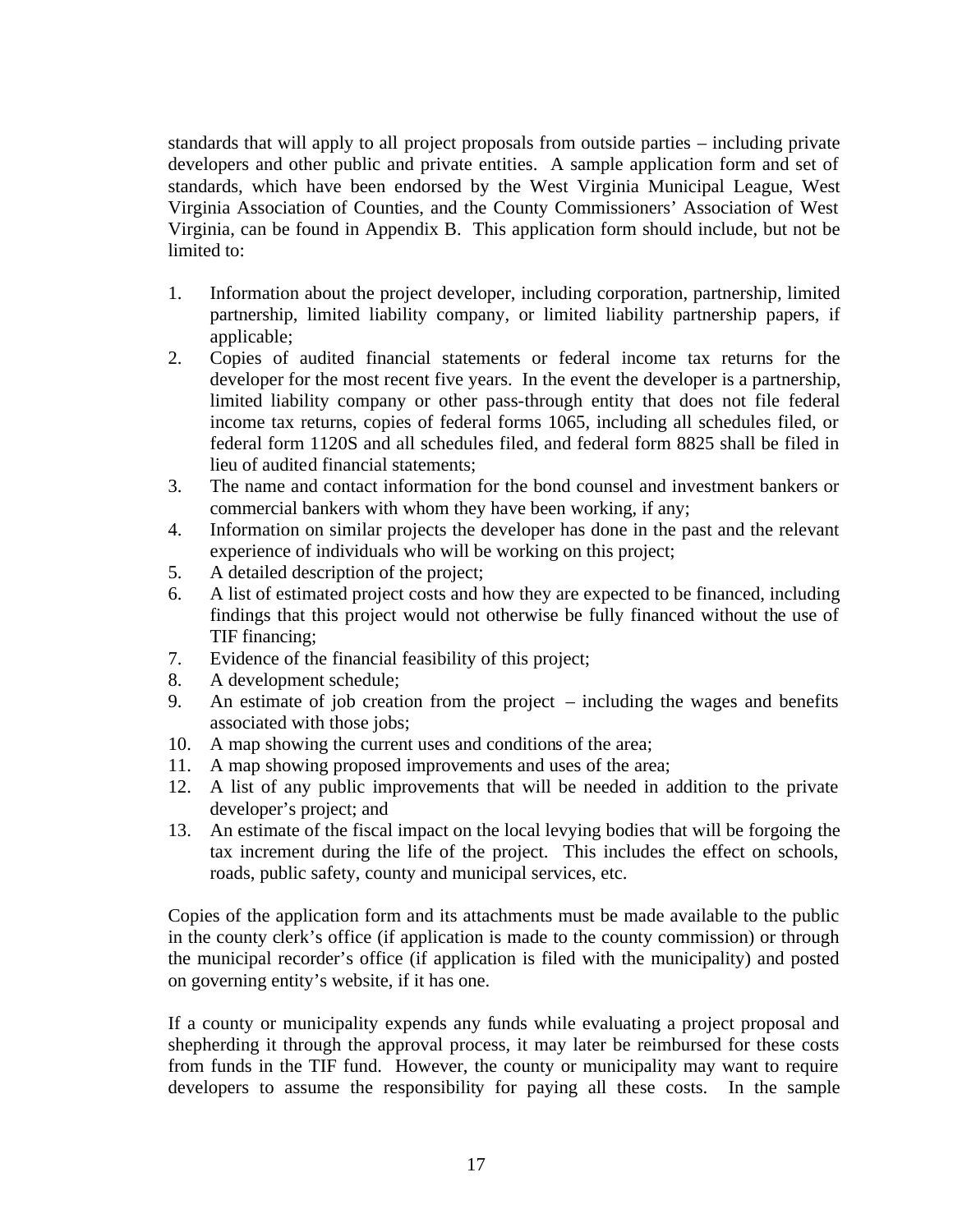standards that will apply to all project proposals from outside parties – including private developers and other public and private entities. A sample application form and set of standards, which have been endorsed by the West Virginia Municipal League, West Virginia Association of Counties, and the County Commissioners' Association of West Virginia, can be found in Appendix B. This application form should include, but not be limited to:

1. Information about the project developer, including corporation, partnership, limited partnership, limited liability company, or limited liability partnership papers, if applicable;
2. Copies of audited financial statements or federal income tax returns for the developer for the most recent five years. In the event the developer is a partnership, limited liability company or other pass-through entity that does not file federal income tax returns, copies of federal forms 1065, including all schedules filed, or federal form 1120S and all schedules filed, and federal form 8825 shall be filed in lieu of audited financial statements;
3. The name and contact information for the bond counsel and investment bankers or commercial bankers with whom they have been working, if any;
4. Information on similar projects the developer has done in the past and the relevant experience of individuals who will be working on this project;
5. A detailed description of the project;
6. A list of estimated project costs and how they are expected to be financed, including findings that this project would not otherwise be fully financed without the use of TIF financing;
7. Evidence of the financial feasibility of this project;
8. A development schedule;
9. An estimate of job creation from the project – including the wages and benefits associated with those jobs;
10. A map showing the current uses and conditions of the area;
11. A map showing proposed improvements and uses of the area;
12. A list of any public improvements that will be needed in addition to the private developer's project; and
13. An estimate of the fiscal impact on the local levying bodies that will be forgoing the tax increment during the life of the project. This includes the effect on schools, roads, public safety, county and municipal services, etc.

Copies of the application form and its attachments must be made available to the public in the county clerk's office (if application is made to the county commission) or through the municipal recorder's office (if application is filed with the municipality) and posted on governing entity's website, if it has one.

If a county or municipality expends any funds while evaluating a project proposal and shepherding it through the approval process, it may later be reimbursed for these costs from funds in the TIF fund. However, the county or municipality may want to require developers to assume the responsibility for paying all these costs. In the sample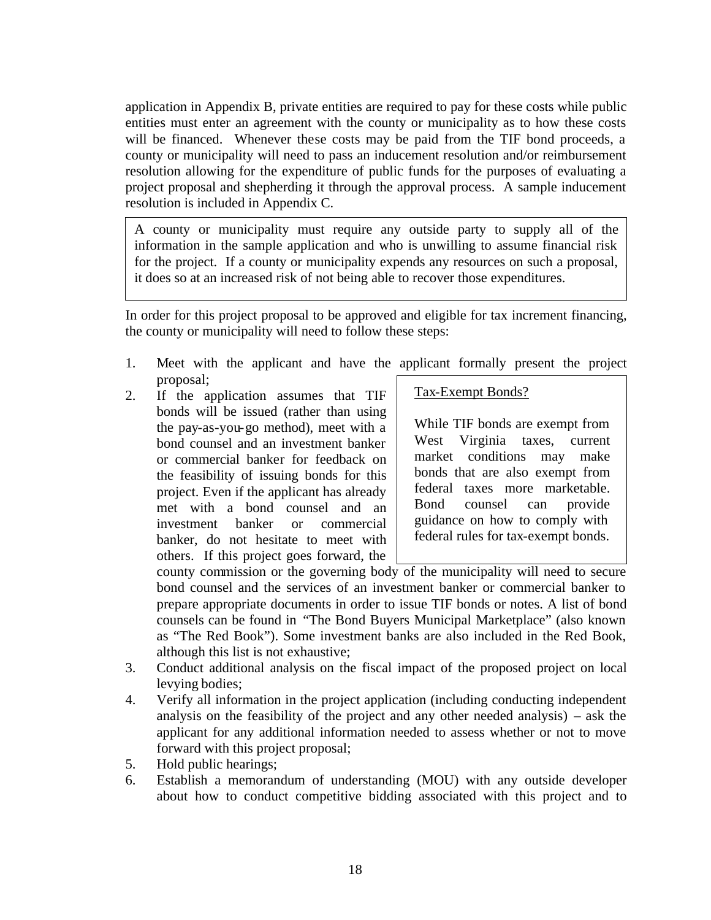application in Appendix B, private entities are required to pay for these costs while public entities must enter an agreement with the county or municipality as to how these costs will be financed. Whenever these costs may be paid from the TIF bond proceeds, a county or municipality will need to pass an inducement resolution and/or reimbursement resolution allowing for the expenditure of public funds for the purposes of evaluating a project proposal and shepherding it through the approval process. A sample inducement resolution is included in Appendix C.

> A county or municipality must require any outside party to supply all of the information in the sample application and who is unwilling to assume financial risk for the project. If a county or municipality expends any resources on such a proposal, it does so at an increased risk of not being able to recover those expenditures.

In order for this project proposal to be approved and eligible for tax increment financing, the county or municipality will need to follow these steps:

1. Meet with the applicant and have the applicant formally present the project proposal;
2. If the application assumes that TIF bonds will be issued (rather than using the pay-as-you-go method), meet with a bond counsel and an investment banker or commercial banker for feedback on the feasibility of issuing bonds for this project. Even if the applicant has already met with a bond counsel and an investment banker or commercial banker, do not hesitate to meet with others. If this project goes forward, the county commission or the governing body of the municipality will need to secure bond counsel and the services of an investment banker or commercial banker to prepare appropriate documents in order to issue TIF bonds or notes. A list of bond counsels can be found in "The Bond Buyers Municipal Marketplace" (also known as "The Red Book"). Some investment banks are also included in the Red Book, although this list is not exhaustive;
3. Conduct additional analysis on the fiscal impact of the proposed project on local levying bodies;
4. Verify all information in the project application (including conducting independent analysis on the feasibility of the project and any other needed analysis) – ask the applicant for any additional information needed to assess whether or not to move forward with this project proposal;
5. Hold public hearings;
6. Establish a memorandum of understanding (MOU) with any outside developer about how to conduct competitive bidding associated with this project and to

> Tax-Exempt Bonds?
>
> While TIF bonds are exempt from West Virginia taxes, current market conditions may make bonds that are also exempt from federal taxes more marketable. Bond counsel can provide guidance on how to comply with federal rules for tax-exempt bonds.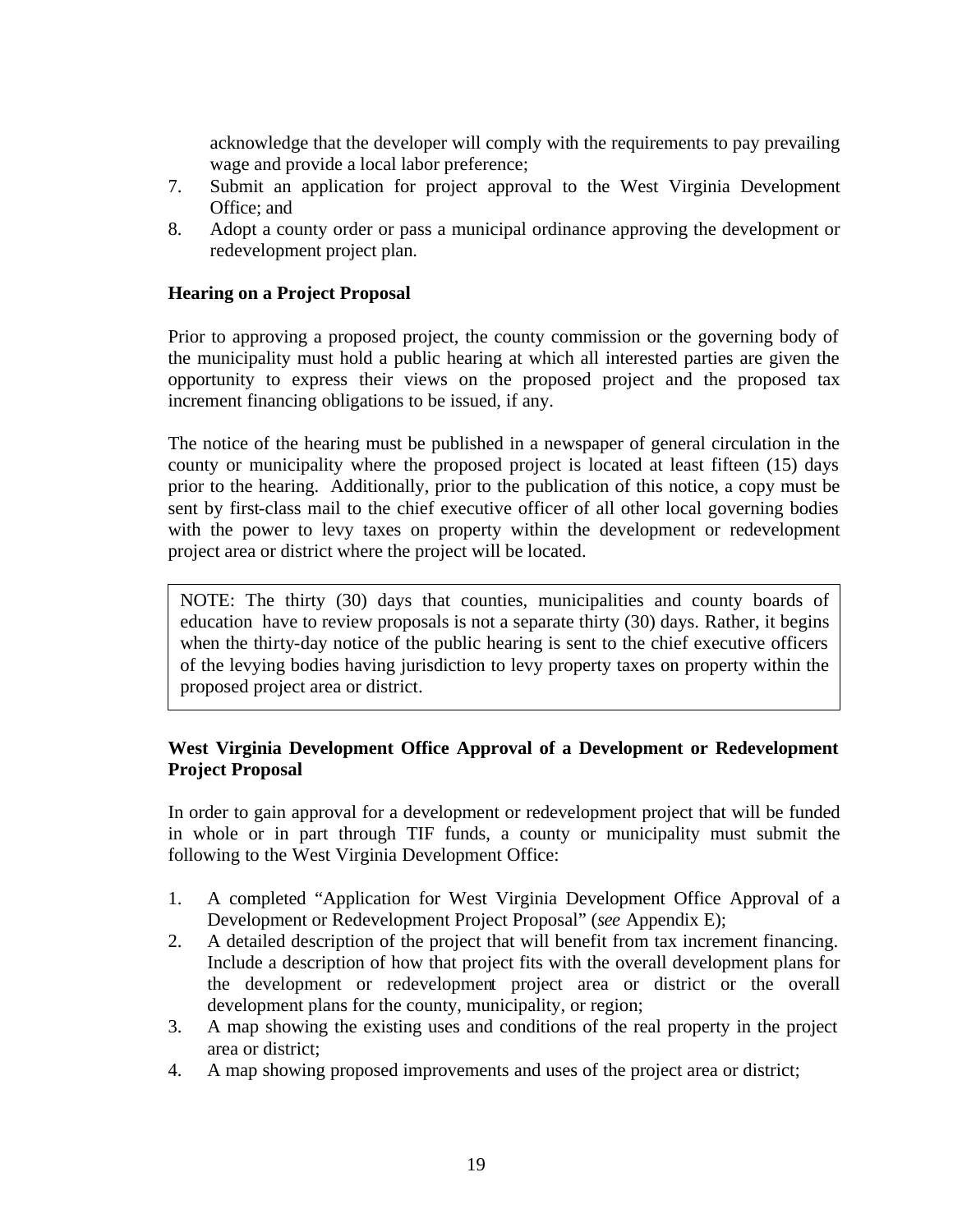acknowledge that the developer will comply with the requirements to pay prevailing wage and provide a local labor preference;

7. Submit an application for project approval to the West Virginia Development Office; and
8. Adopt a county order or pass a municipal ordinance approving the development or redevelopment project plan.

**Hearing on a Project Proposal**

Prior to approving a proposed project, the county commission or the governing body of the municipality must hold a public hearing at which all interested parties are given the opportunity to express their views on the proposed project and the proposed tax increment financing obligations to be issued, if any.

The notice of the hearing must be published in a newspaper of general circulation in the county or municipality where the proposed project is located at least fifteen (15) days prior to the hearing. Additionally, prior to the publication of this notice, a copy must be sent by first-class mail to the chief executive officer of all other local governing bodies with the power to levy taxes on property within the development or redevelopment project area or district where the project will be located.

> NOTE: The thirty (30) days that counties, municipalities and county boards of education have to review proposals is not a separate thirty (30) days. Rather, it begins when the thirty-day notice of the public hearing is sent to the chief executive officers of the levying bodies having jurisdiction to levy property taxes on property within the proposed project area or district.

**West Virginia Development Office Approval of a Development or Redevelopment Project Proposal**

In order to gain approval for a development or redevelopment project that will be funded in whole or in part through TIF funds, a county or municipality must submit the following to the West Virginia Development Office:

1. A completed "Application for West Virginia Development Office Approval of a Development or Redevelopment Project Proposal" (*see* Appendix E);
2. A detailed description of the project that will benefit from tax increment financing. Include a description of how that project fits with the overall development plans for the development or redevelopment project area or district or the overall development plans for the county, municipality, or region;
3. A map showing the existing uses and conditions of the real property in the project area or district;
4. A map showing proposed improvements and uses of the project area or district;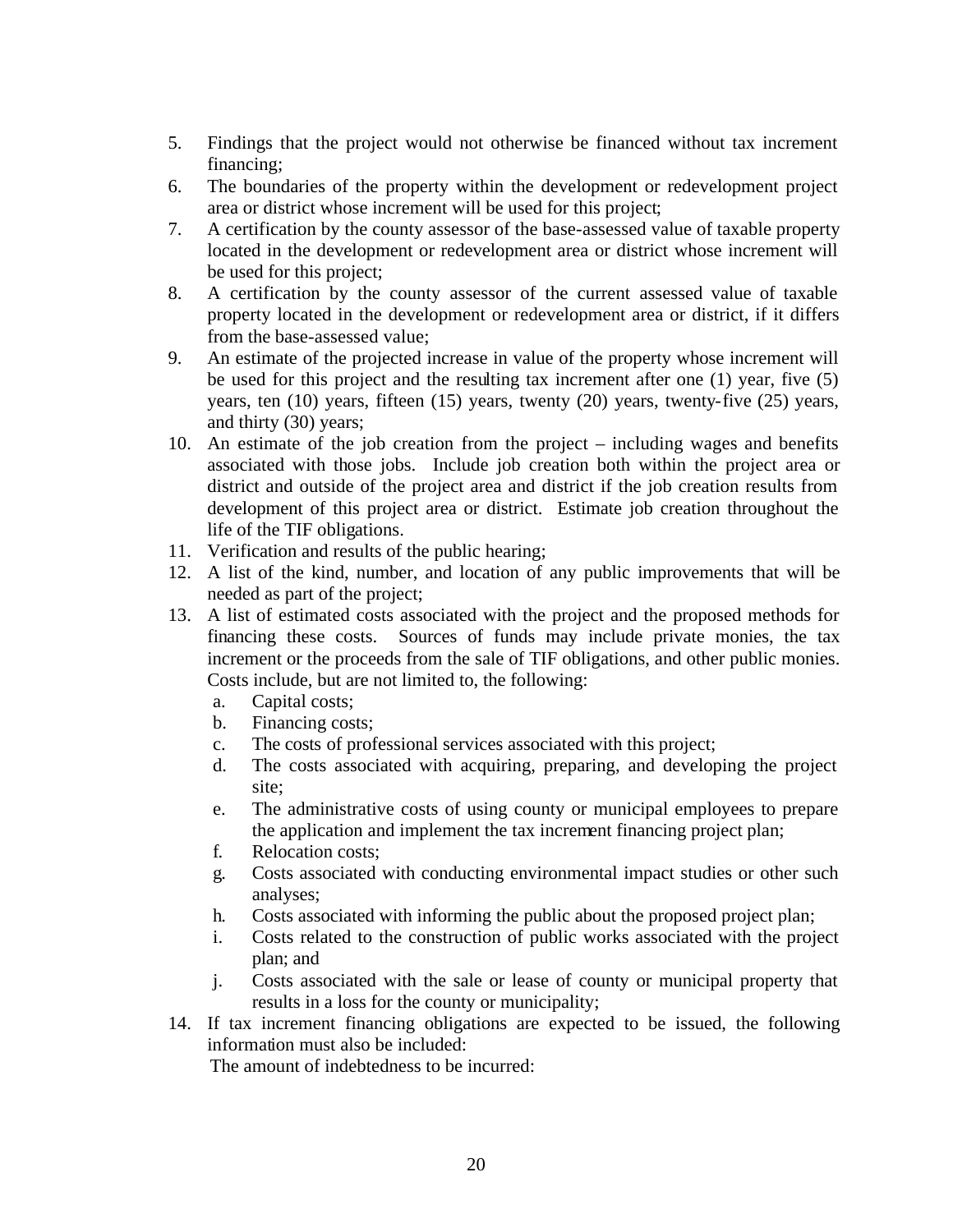5. Findings that the project would not otherwise be financed without tax increment financing;
6. The boundaries of the property within the development or redevelopment project area or district whose increment will be used for this project;
7. A certification by the county assessor of the base-assessed value of taxable property located in the development or redevelopment area or district whose increment will be used for this project;
8. A certification by the county assessor of the current assessed value of taxable property located in the development or redevelopment area or district, if it differs from the base-assessed value;
9. An estimate of the projected increase in value of the property whose increment will be used for this project and the resulting tax increment after one (1) year, five (5) years, ten (10) years, fifteen (15) years, twenty (20) years, twenty-five (25) years, and thirty (30) years;
10. An estimate of the job creation from the project – including wages and benefits associated with those jobs. Include job creation both within the project area or district and outside of the project area and district if the job creation results from development of this project area or district. Estimate job creation throughout the life of the TIF obligations.
11. Verification and results of the public hearing;
12. A list of the kind, number, and location of any public improvements that will be needed as part of the project;
13. A list of estimated costs associated with the project and the proposed methods for financing these costs. Sources of funds may include private monies, the tax increment or the proceeds from the sale of TIF obligations, and other public monies. Costs include, but are not limited to, the following:
    a. Capital costs;
    b. Financing costs;
    c. The costs of professional services associated with this project;
    d. The costs associated with acquiring, preparing, and developing the project site;
    e. The administrative costs of using county or municipal employees to prepare the application and implement the tax increment financing project plan;
    f. Relocation costs;
    g. Costs associated with conducting environmental impact studies or other such analyses;
    h. Costs associated with informing the public about the proposed project plan;
    i. Costs related to the construction of public works associated with the project plan; and
    j. Costs associated with the sale or lease of county or municipal property that results in a loss for the county or municipality;
14. If tax increment financing obligations are expected to be issued, the following information must also be included:

    The amount of indebtedness to be incurred: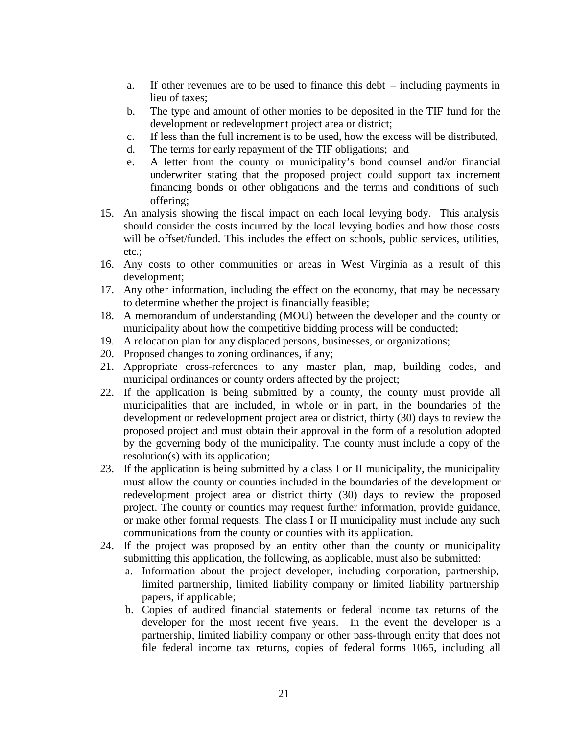a. If other revenues are to be used to finance this debt – including payments in lieu of taxes;
   b. The type and amount of other monies to be deposited in the TIF fund for the development or redevelopment project area or district;
   c. If less than the full increment is to be used, how the excess will be distributed,
   d. The terms for early repayment of the TIF obligations; and
   e. A letter from the county or municipality's bond counsel and/or financial underwriter stating that the proposed project could support tax increment financing bonds or other obligations and the terms and conditions of such offering;

15. An analysis showing the fiscal impact on each local levying body. This analysis should consider the costs incurred by the local levying bodies and how those costs will be offset/funded. This includes the effect on schools, public services, utilities, etc.;
16. Any costs to other communities or areas in West Virginia as a result of this development;
17. Any other information, including the effect on the economy, that may be necessary to determine whether the project is financially feasible;
18. A memorandum of understanding (MOU) between the developer and the county or municipality about how the competitive bidding process will be conducted;
19. A relocation plan for any displaced persons, businesses, or organizations;
20. Proposed changes to zoning ordinances, if any;
21. Appropriate cross-references to any master plan, map, building codes, and municipal ordinances or county orders affected by the project;
22. If the application is being submitted by a county, the county must provide all municipalities that are included, in whole or in part, in the boundaries of the development or redevelopment project area or district, thirty (30) days to review the proposed project and must obtain their approval in the form of a resolution adopted by the governing body of the municipality. The county must include a copy of the resolution(s) with its application;
23. If the application is being submitted by a class I or II municipality, the municipality must allow the county or counties included in the boundaries of the development or redevelopment project area or district thirty (30) days to review the proposed project. The county or counties may request further information, provide guidance, or make other formal requests. The class I or II municipality must include any such communications from the county or counties with its application.
24. If the project was proposed by an entity other than the county or municipality submitting this application, the following, as applicable, must also be submitted:
    a. Information about the project developer, including corporation, partnership, limited partnership, limited liability company or limited liability partnership papers, if applicable;
    b. Copies of audited financial statements or federal income tax returns of the developer for the most recent five years. In the event the developer is a partnership, limited liability company or other pass-through entity that does not file federal income tax returns, copies of federal forms 1065, including all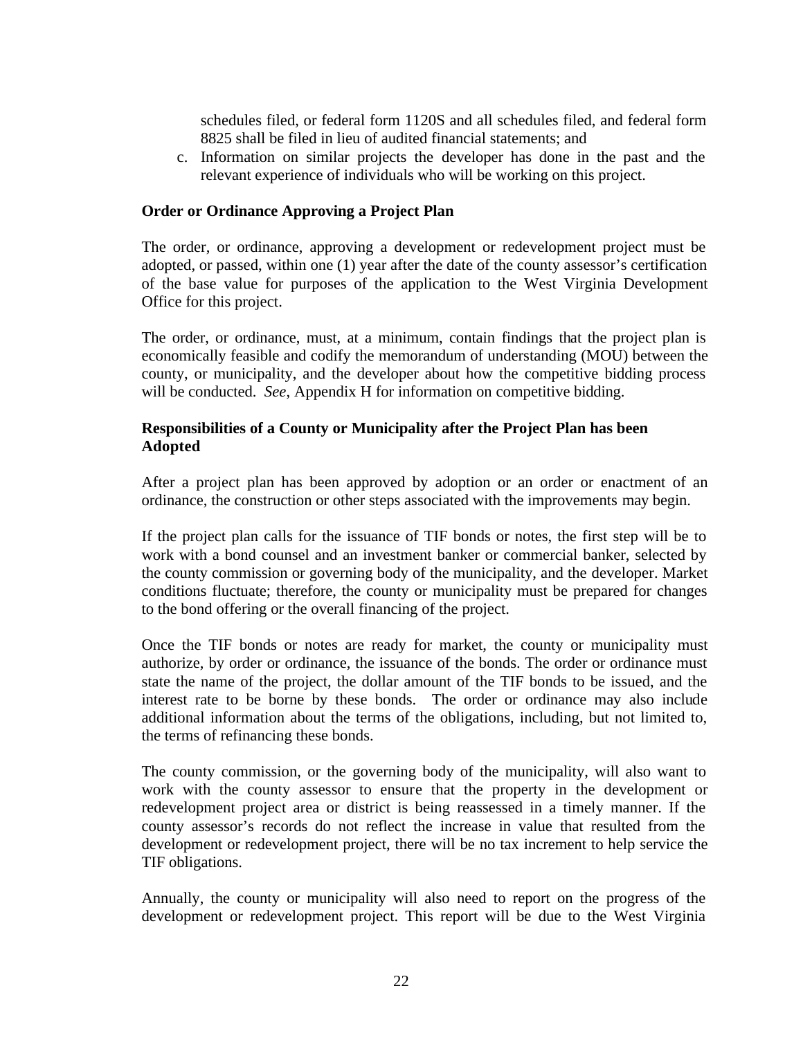schedules filed, or federal form 1120S and all schedules filed, and federal form 8825 shall be filed in lieu of audited financial statements; and

c. Information on similar projects the developer has done in the past and the relevant experience of individuals who will be working on this project.

**Order or Ordinance Approving a Project Plan**

The order, or ordinance, approving a development or redevelopment project must be adopted, or passed, within one (1) year after the date of the county assessor's certification of the base value for purposes of the application to the West Virginia Development Office for this project.

The order, or ordinance, must, at a minimum, contain findings that the project plan is economically feasible and codify the memorandum of understanding (MOU) between the county, or municipality, and the developer about how the competitive bidding process will be conducted. *See*, Appendix H for information on competitive bidding.

**Responsibilities of a County or Municipality after the Project Plan has been Adopted**

After a project plan has been approved by adoption or an order or enactment of an ordinance, the construction or other steps associated with the improvements may begin.

If the project plan calls for the issuance of TIF bonds or notes, the first step will be to work with a bond counsel and an investment banker or commercial banker, selected by the county commission or governing body of the municipality, and the developer. Market conditions fluctuate; therefore, the county or municipality must be prepared for changes to the bond offering or the overall financing of the project.

Once the TIF bonds or notes are ready for market, the county or municipality must authorize, by order or ordinance, the issuance of the bonds. The order or ordinance must state the name of the project, the dollar amount of the TIF bonds to be issued, and the interest rate to be borne by these bonds. The order or ordinance may also include additional information about the terms of the obligations, including, but not limited to, the terms of refinancing these bonds.

The county commission, or the governing body of the municipality, will also want to work with the county assessor to ensure that the property in the development or redevelopment project area or district is being reassessed in a timely manner. If the county assessor's records do not reflect the increase in value that resulted from the development or redevelopment project, there will be no tax increment to help service the TIF obligations.

Annually, the county or municipality will also need to report on the progress of the development or redevelopment project. This report will be due to the West Virginia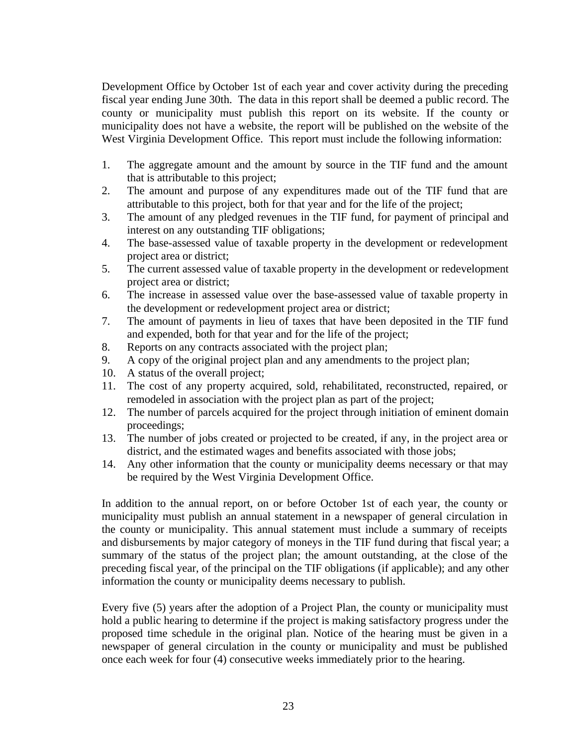Development Office by October 1st of each year and cover activity during the preceding fiscal year ending June 30th. The data in this report shall be deemed a public record. The county or municipality must publish this report on its website. If the county or municipality does not have a website, the report will be published on the website of the West Virginia Development Office. This report must include the following information:

1. The aggregate amount and the amount by source in the TIF fund and the amount that is attributable to this project;
2. The amount and purpose of any expenditures made out of the TIF fund that are attributable to this project, both for that year and for the life of the project;
3. The amount of any pledged revenues in the TIF fund, for payment of principal and interest on any outstanding TIF obligations;
4. The base-assessed value of taxable property in the development or redevelopment project area or district;
5. The current assessed value of taxable property in the development or redevelopment project area or district;
6. The increase in assessed value over the base-assessed value of taxable property in the development or redevelopment project area or district;
7. The amount of payments in lieu of taxes that have been deposited in the TIF fund and expended, both for that year and for the life of the project;
8. Reports on any contracts associated with the project plan;
9. A copy of the original project plan and any amendments to the project plan;
10. A status of the overall project;
11. The cost of any property acquired, sold, rehabilitated, reconstructed, repaired, or remodeled in association with the project plan as part of the project;
12. The number of parcels acquired for the project through initiation of eminent domain proceedings;
13. The number of jobs created or projected to be created, if any, in the project area or district, and the estimated wages and benefits associated with those jobs;
14. Any other information that the county or municipality deems necessary or that may be required by the West Virginia Development Office.

In addition to the annual report, on or before October 1st of each year, the county or municipality must publish an annual statement in a newspaper of general circulation in the county or municipality. This annual statement must include a summary of receipts and disbursements by major category of moneys in the TIF fund during that fiscal year; a summary of the status of the project plan; the amount outstanding, at the close of the preceding fiscal year, of the principal on the TIF obligations (if applicable); and any other information the county or municipality deems necessary to publish.

Every five (5) years after the adoption of a Project Plan, the county or municipality must hold a public hearing to determine if the project is making satisfactory progress under the proposed time schedule in the original plan. Notice of the hearing must be given in a newspaper of general circulation in the county or municipality and must be published once each week for four (4) consecutive weeks immediately prior to the hearing.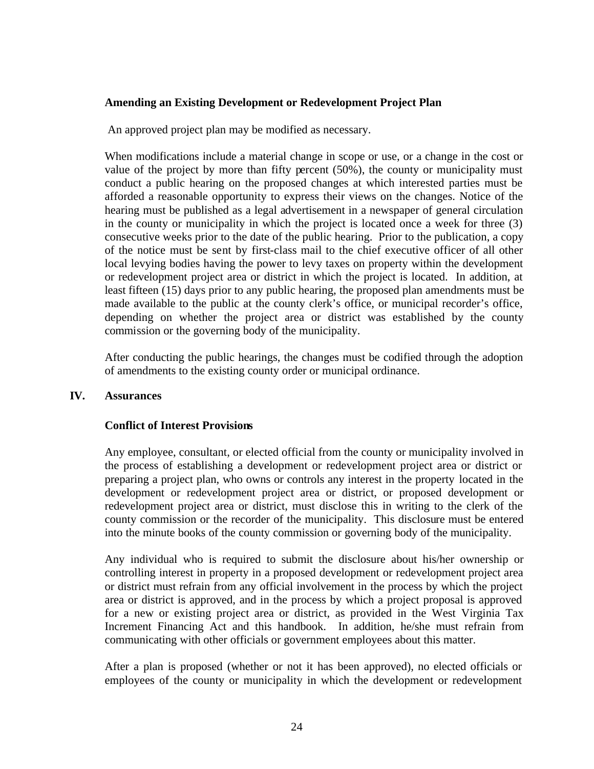### Amending an Existing Development or Redevelopment Project Plan

An approved project plan may be modified as necessary.

When modifications include a material change in scope or use, or a change in the cost or value of the project by more than fifty percent (50%), the county or municipality must conduct a public hearing on the proposed changes at which interested parties must be afforded a reasonable opportunity to express their views on the changes. Notice of the hearing must be published as a legal advertisement in a newspaper of general circulation in the county or municipality in which the project is located once a week for three (3) consecutive weeks prior to the date of the public hearing. Prior to the publication, a copy of the notice must be sent by first-class mail to the chief executive officer of all other local levying bodies having the power to levy taxes on property within the development or redevelopment project area or district in which the project is located. In addition, at least fifteen (15) days prior to any public hearing, the proposed plan amendments must be made available to the public at the county clerk's office, or municipal recorder's office, depending on whether the project area or district was established by the county commission or the governing body of the municipality.

After conducting the public hearings, the changes must be codified through the adoption of amendments to the existing county order or municipal ordinance.

## IV. Assurances

### Conflict of Interest Provisions

Any employee, consultant, or elected official from the county or municipality involved in the process of establishing a development or redevelopment project area or district or preparing a project plan, who owns or controls any interest in the property located in the development or redevelopment project area or district, or proposed development or redevelopment project area or district, must disclose this in writing to the clerk of the county commission or the recorder of the municipality. This disclosure must be entered into the minute books of the county commission or governing body of the municipality.

Any individual who is required to submit the disclosure about his/her ownership or controlling interest in property in a proposed development or redevelopment project area or district must refrain from any official involvement in the process by which the project area or district is approved, and in the process by which a project proposal is approved for a new or existing project area or district, as provided in the West Virginia Tax Increment Financing Act and this handbook. In addition, he/she must refrain from communicating with other officials or government employees about this matter.

After a plan is proposed (whether or not it has been approved), no elected officials or employees of the county or municipality in which the development or redevelopment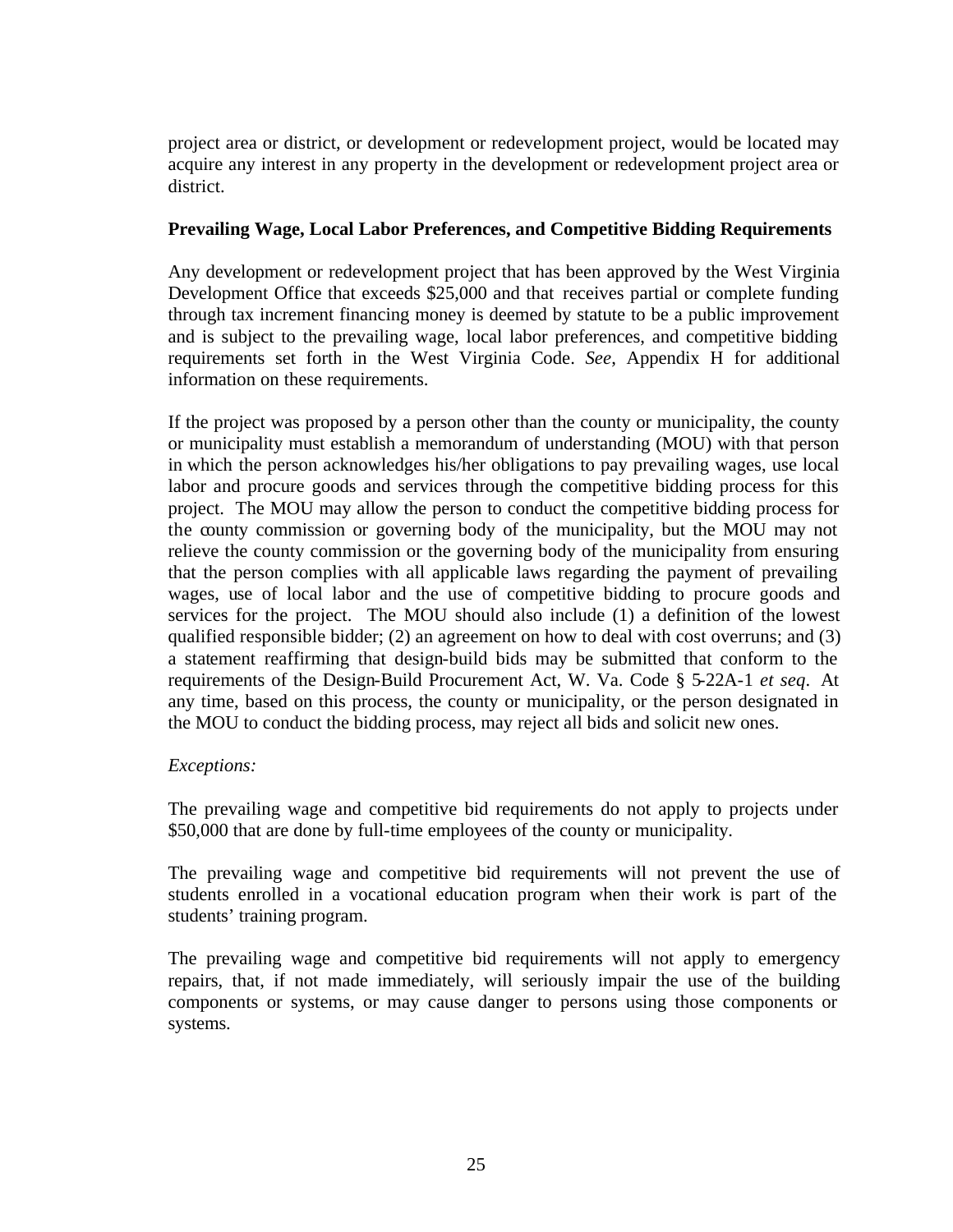project area or district, or development or redevelopment project, would be located may acquire any interest in any property in the development or redevelopment project area or district.

**Prevailing Wage, Local Labor Preferences, and Competitive Bidding Requirements**

Any development or redevelopment project that has been approved by the West Virginia Development Office that exceeds $25,000 and that receives partial or complete funding through tax increment financing money is deemed by statute to be a public improvement and is subject to the prevailing wage, local labor preferences, and competitive bidding requirements set forth in the West Virginia Code. *See*, Appendix H for additional information on these requirements.

If the project was proposed by a person other than the county or municipality, the county or municipality must establish a memorandum of understanding (MOU) with that person in which the person acknowledges his/her obligations to pay prevailing wages, use local labor and procure goods and services through the competitive bidding process for this project. The MOU may allow the person to conduct the competitive bidding process for the county commission or governing body of the municipality, but the MOU may not relieve the county commission or the governing body of the municipality from ensuring that the person complies with all applicable laws regarding the payment of prevailing wages, use of local labor and the use of competitive bidding to procure goods and services for the project. The MOU should also include (1) a definition of the lowest qualified responsible bidder; (2) an agreement on how to deal with cost overruns; and (3) a statement reaffirming that design-build bids may be submitted that conform to the requirements of the Design-Build Procurement Act, W. Va. Code § 5-22A-1 *et seq*. At any time, based on this process, the county or municipality, or the person designated in the MOU to conduct the bidding process, may reject all bids and solicit new ones.

*Exceptions:*

The prevailing wage and competitive bid requirements do not apply to projects under $50,000 that are done by full-time employees of the county or municipality.

The prevailing wage and competitive bid requirements will not prevent the use of students enrolled in a vocational education program when their work is part of the students' training program.

The prevailing wage and competitive bid requirements will not apply to emergency repairs, that, if not made immediately, will seriously impair the use of the building components or systems, or may cause danger to persons using those components or systems.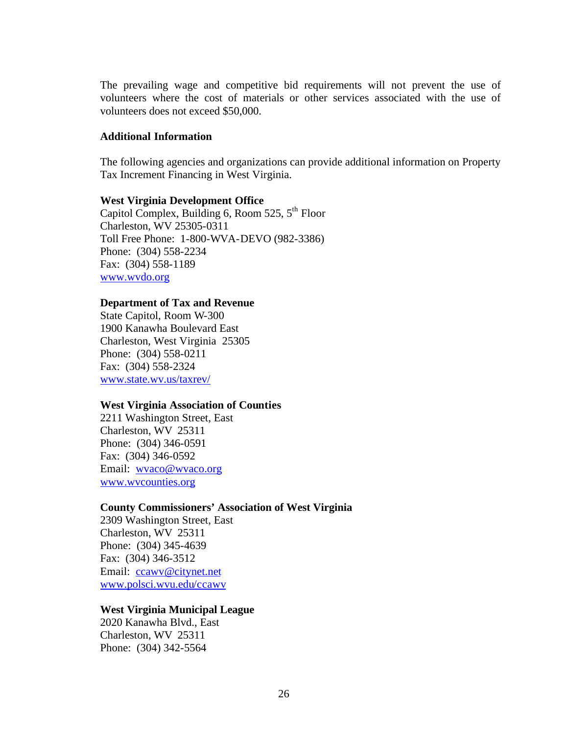The prevailing wage and competitive bid requirements will not prevent the use of volunteers where the cost of materials or other services associated with the use of volunteers does not exceed $50,000.

**Additional Information**

The following agencies and organizations can provide additional information on Property Tax Increment Financing in West Virginia.

**West Virginia Development Office**
Capitol Complex, Building 6, Room 525, 5th Floor
Charleston, WV 25305-0311
Toll Free Phone: 1-800-WVA-DEVO (982-3386)
Phone: (304) 558-2234
Fax: (304) 558-1189
www.wvdo.org

**Department of Tax and Revenue**
State Capitol, Room W-300
1900 Kanawha Boulevard East
Charleston, West Virginia 25305
Phone: (304) 558-0211
Fax: (304) 558-2324
www.state.wv.us/taxrev/

**West Virginia Association of Counties**
2211 Washington Street, East
Charleston, WV 25311
Phone: (304) 346-0591
Fax: (304) 346-0592
Email: wvaco@wvaco.org
www.wvcounties.org

**County Commissioners' Association of West Virginia**
2309 Washington Street, East
Charleston, WV 25311
Phone: (304) 345-4639
Fax: (304) 346-3512
Email: ccawv@citynet.net
www.polsci.wvu.edu/ccawv

**West Virginia Municipal League**
2020 Kanawha Blvd., East
Charleston, WV 25311
Phone: (304) 342-5564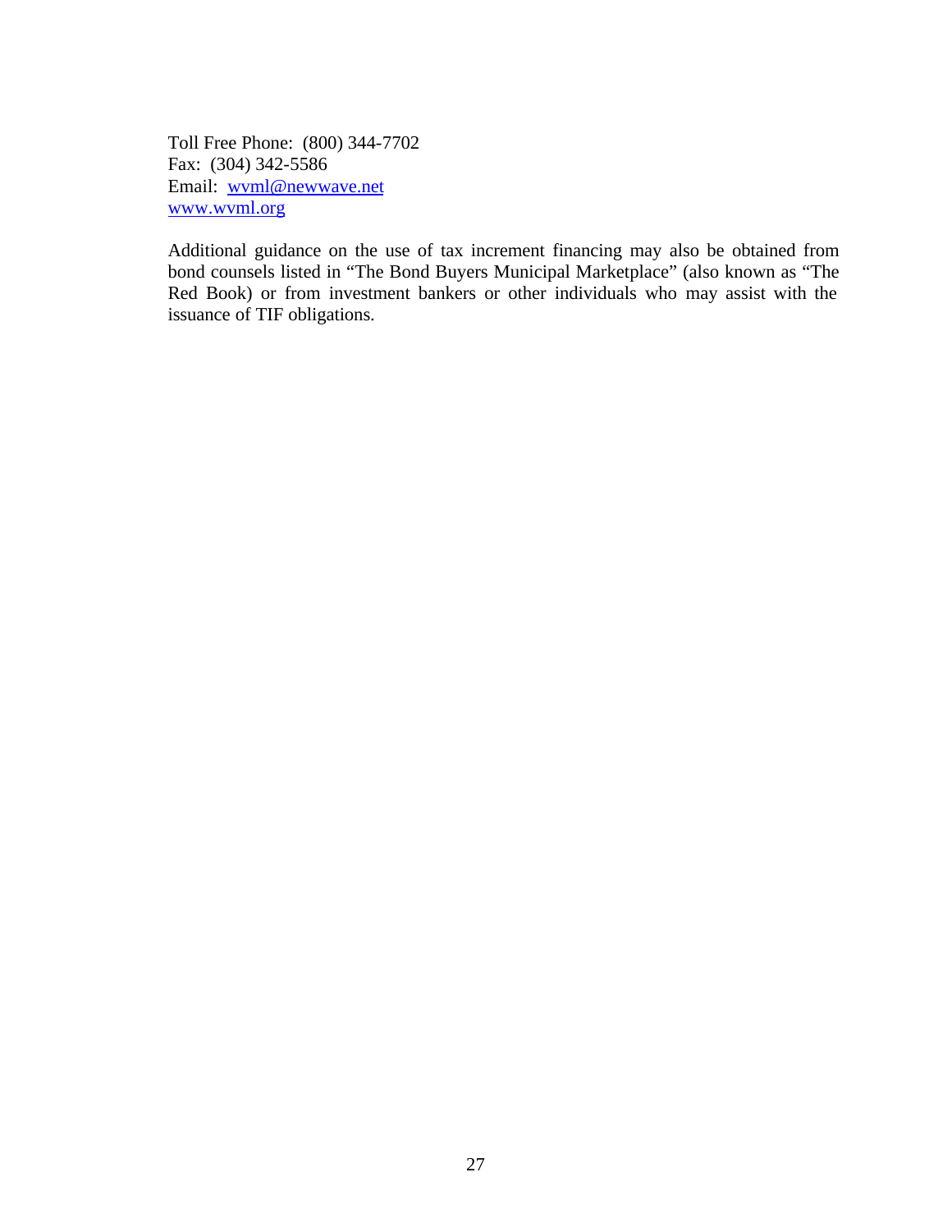Toll Free Phone: (800) 344-7702
Fax: (304) 342-5586
Email: [wvml@newwave.net](mailto:wvml@newwave.net)
[www.wvml.org](http://www.wvml.org)

Additional guidance on the use of tax increment financing may also be obtained from bond counsels listed in "The Bond Buyers Municipal Marketplace" (also known as "The Red Book) or from investment bankers or other individuals who may assist with the issuance of TIF obligations.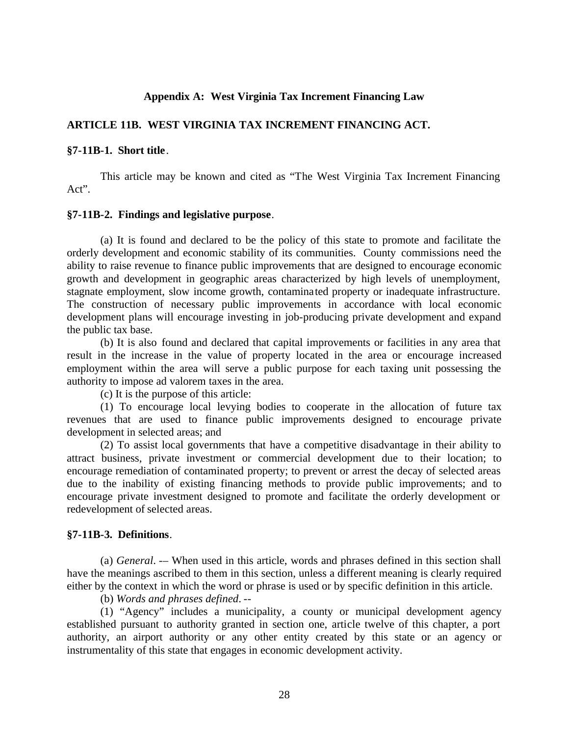## Appendix A: West Virginia Tax Increment Financing Law

### ARTICLE 11B. WEST VIRGINIA TAX INCREMENT FINANCING ACT.

**§7-11B-1. Short title**.

This article may be known and cited as "The West Virginia Tax Increment Financing Act".

**§7-11B-2. Findings and legislative purpose**.

(a) It is found and declared to be the policy of this state to promote and facilitate the orderly development and economic stability of its communities. County commissions need the ability to raise revenue to finance public improvements that are designed to encourage economic growth and development in geographic areas characterized by high levels of unemployment, stagnate employment, slow income growth, contaminated property or inadequate infrastructure. The construction of necessary public improvements in accordance with local economic development plans will encourage investing in job-producing private development and expand the public tax base.

(b) It is also found and declared that capital improvements or facilities in any area that result in the increase in the value of property located in the area or encourage increased employment within the area will serve a public purpose for each taxing unit possessing the authority to impose ad valorem taxes in the area.

(c) It is the purpose of this article:

(1) To encourage local levying bodies to cooperate in the allocation of future tax revenues that are used to finance public improvements designed to encourage private development in selected areas; and

(2) To assist local governments that have a competitive disadvantage in their ability to attract business, private investment or commercial development due to their location; to encourage remediation of contaminated property; to prevent or arrest the decay of selected areas due to the inability of existing financing methods to provide public improvements; and to encourage private investment designed to promote and facilitate the orderly development or redevelopment of selected areas.

**§7-11B-3. Definitions**.

(a) *General*. -– When used in this article, words and phrases defined in this section shall have the meanings ascribed to them in this section, unless a different meaning is clearly required either by the context in which the word or phrase is used or by specific definition in this article.

(b) *Words and phrases defined*. --

(1) "Agency" includes a municipality, a county or municipal development agency established pursuant to authority granted in section one, article twelve of this chapter, a port authority, an airport authority or any other entity created by this state or an agency or instrumentality of this state that engages in economic development activity.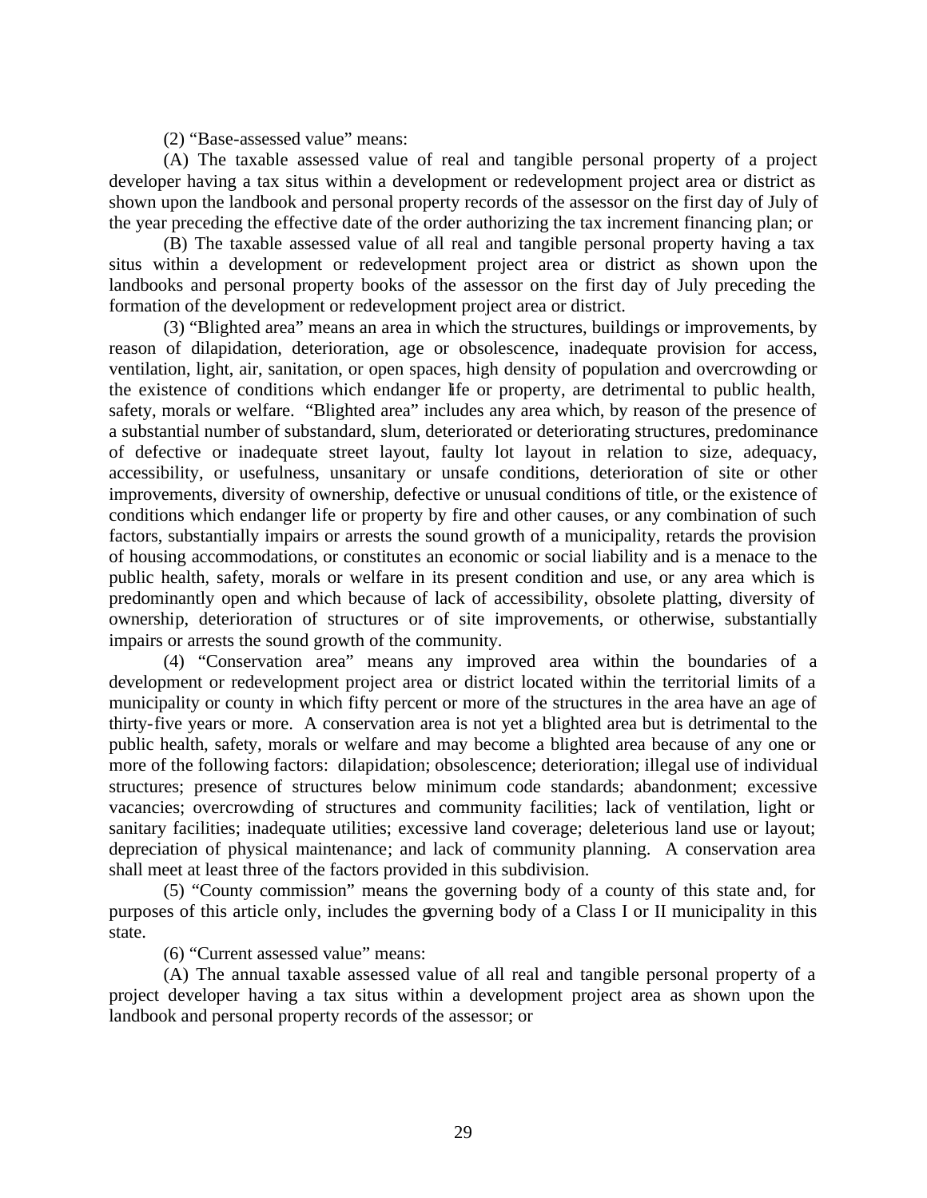(2) “Base-assessed value” means:

(A) The taxable assessed value of real and tangible personal property of a project developer having a tax situs within a development or redevelopment project area or district as shown upon the landbook and personal property records of the assessor on the first day of July of the year preceding the effective date of the order authorizing the tax increment financing plan; or

(B) The taxable assessed value of all real and tangible personal property having a tax situs within a development or redevelopment project area or district as shown upon the landbooks and personal property books of the assessor on the first day of July preceding the formation of the development or redevelopment project area or district.

(3) “Blighted area” means an area in which the structures, buildings or improvements, by reason of dilapidation, deterioration, age or obsolescence, inadequate provision for access, ventilation, light, air, sanitation, or open spaces, high density of population and overcrowding or the existence of conditions which endanger life or property, are detrimental to public health, safety, morals or welfare. “Blighted area” includes any area which, by reason of the presence of a substantial number of substandard, slum, deteriorated or deteriorating structures, predominance of defective or inadequate street layout, faulty lot layout in relation to size, adequacy, accessibility, or usefulness, unsanitary or unsafe conditions, deterioration of site or other improvements, diversity of ownership, defective or unusual conditions of title, or the existence of conditions which endanger life or property by fire and other causes, or any combination of such factors, substantially impairs or arrests the sound growth of a municipality, retards the provision of housing accommodations, or constitutes an economic or social liability and is a menace to the public health, safety, morals or welfare in its present condition and use, or any area which is predominantly open and which because of lack of accessibility, obsolete platting, diversity of ownership, deterioration of structures or of site improvements, or otherwise, substantially impairs or arrests the sound growth of the community.

(4) “Conservation area” means any improved area within the boundaries of a development or redevelopment project area or district located within the territorial limits of a municipality or county in which fifty percent or more of the structures in the area have an age of thirty-five years or more. A conservation area is not yet a blighted area but is detrimental to the public health, safety, morals or welfare and may become a blighted area because of any one or more of the following factors: dilapidation; obsolescence; deterioration; illegal use of individual structures; presence of structures below minimum code standards; abandonment; excessive vacancies; overcrowding of structures and community facilities; lack of ventilation, light or sanitary facilities; inadequate utilities; excessive land coverage; deleterious land use or layout; depreciation of physical maintenance; and lack of community planning. A conservation area shall meet at least three of the factors provided in this subdivision.

(5) “County commission” means the governing body of a county of this state and, for purposes of this article only, includes the governing body of a Class I or II municipality in this state.

(6) “Current assessed value” means:

(A) The annual taxable assessed value of all real and tangible personal property of a project developer having a tax situs within a development project area as shown upon the landbook and personal property records of the assessor; or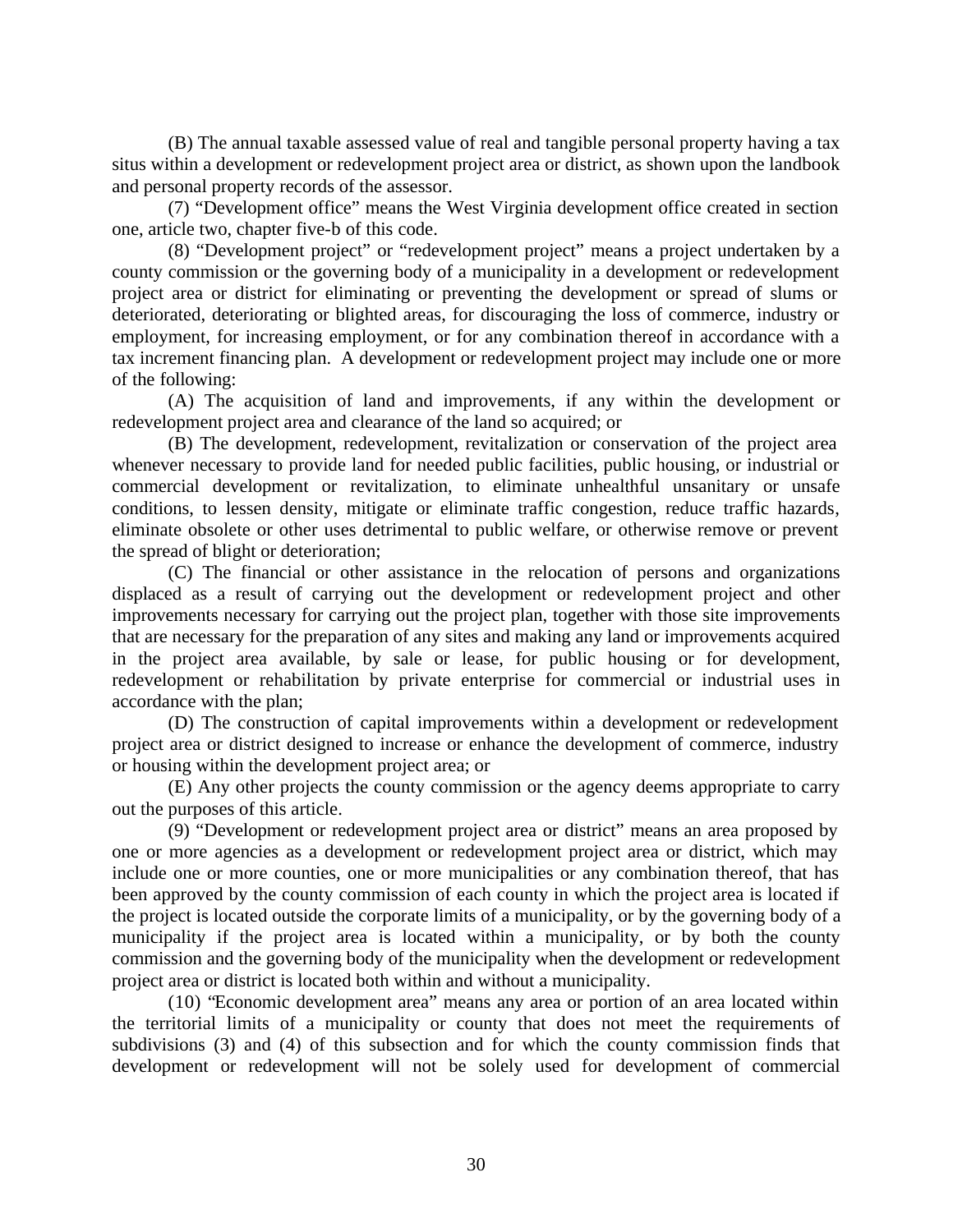(B) The annual taxable assessed value of real and tangible personal property having a tax situs within a development or redevelopment project area or district, as shown upon the landbook and personal property records of the assessor.

(7) "Development office" means the West Virginia development office created in section one, article two, chapter five-b of this code.

(8) "Development project" or "redevelopment project" means a project undertaken by a county commission or the governing body of a municipality in a development or redevelopment project area or district for eliminating or preventing the development or spread of slums or deteriorated, deteriorating or blighted areas, for discouraging the loss of commerce, industry or employment, for increasing employment, or for any combination thereof in accordance with a tax increment financing plan. A development or redevelopment project may include one or more of the following:

(A) The acquisition of land and improvements, if any within the development or redevelopment project area and clearance of the land so acquired; or

(B) The development, redevelopment, revitalization or conservation of the project area whenever necessary to provide land for needed public facilities, public housing, or industrial or commercial development or revitalization, to eliminate unhealthful unsanitary or unsafe conditions, to lessen density, mitigate or eliminate traffic congestion, reduce traffic hazards, eliminate obsolete or other uses detrimental to public welfare, or otherwise remove or prevent the spread of blight or deterioration;

(C) The financial or other assistance in the relocation of persons and organizations displaced as a result of carrying out the development or redevelopment project and other improvements necessary for carrying out the project plan, together with those site improvements that are necessary for the preparation of any sites and making any land or improvements acquired in the project area available, by sale or lease, for public housing or for development, redevelopment or rehabilitation by private enterprise for commercial or industrial uses in accordance with the plan;

(D) The construction of capital improvements within a development or redevelopment project area or district designed to increase or enhance the development of commerce, industry or housing within the development project area; or

(E) Any other projects the county commission or the agency deems appropriate to carry out the purposes of this article.

(9) "Development or redevelopment project area or district" means an area proposed by one or more agencies as a development or redevelopment project area or district, which may include one or more counties, one or more municipalities or any combination thereof, that has been approved by the county commission of each county in which the project area is located if the project is located outside the corporate limits of a municipality, or by the governing body of a municipality if the project area is located within a municipality, or by both the county commission and the governing body of the municipality when the development or redevelopment project area or district is located both within and without a municipality.

(10) "Economic development area" means any area or portion of an area located within the territorial limits of a municipality or county that does not meet the requirements of subdivisions (3) and (4) of this subsection and for which the county commission finds that development or redevelopment will not be solely used for development of commercial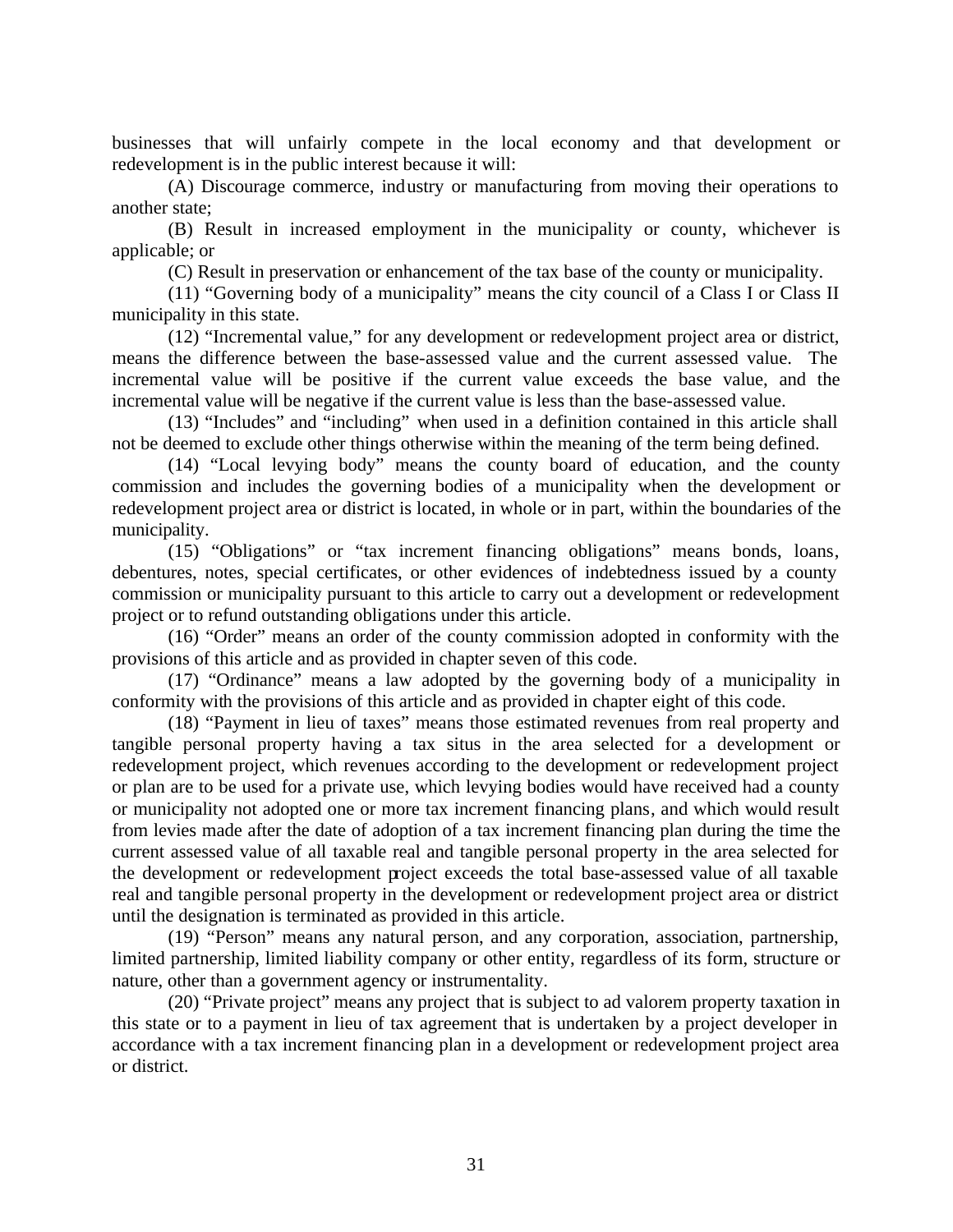businesses that will unfairly compete in the local economy and that development or redevelopment is in the public interest because it will:

(A) Discourage commerce, industry or manufacturing from moving their operations to another state;

(B) Result in increased employment in the municipality or county, whichever is applicable; or

(C) Result in preservation or enhancement of the tax base of the county or municipality.

(11) "Governing body of a municipality" means the city council of a Class I or Class II municipality in this state.

(12) "Incremental value," for any development or redevelopment project area or district, means the difference between the base-assessed value and the current assessed value. The incremental value will be positive if the current value exceeds the base value, and the incremental value will be negative if the current value is less than the base-assessed value.

(13) "Includes" and "including" when used in a definition contained in this article shall not be deemed to exclude other things otherwise within the meaning of the term being defined.

(14) "Local levying body" means the county board of education, and the county commission and includes the governing bodies of a municipality when the development or redevelopment project area or district is located, in whole or in part, within the boundaries of the municipality.

(15) "Obligations" or "tax increment financing obligations" means bonds, loans, debentures, notes, special certificates, or other evidences of indebtedness issued by a county commission or municipality pursuant to this article to carry out a development or redevelopment project or to refund outstanding obligations under this article.

(16) "Order" means an order of the county commission adopted in conformity with the provisions of this article and as provided in chapter seven of this code.

(17) "Ordinance" means a law adopted by the governing body of a municipality in conformity with the provisions of this article and as provided in chapter eight of this code.

(18) "Payment in lieu of taxes" means those estimated revenues from real property and tangible personal property having a tax situs in the area selected for a development or redevelopment project, which revenues according to the development or redevelopment project or plan are to be used for a private use, which levying bodies would have received had a county or municipality not adopted one or more tax increment financing plans, and which would result from levies made after the date of adoption of a tax increment financing plan during the time the current assessed value of all taxable real and tangible personal property in the area selected for the development or redevelopment project exceeds the total base-assessed value of all taxable real and tangible personal property in the development or redevelopment project area or district until the designation is terminated as provided in this article.

(19) "Person" means any natural person, and any corporation, association, partnership, limited partnership, limited liability company or other entity, regardless of its form, structure or nature, other than a government agency or instrumentality.

(20) "Private project" means any project that is subject to ad valorem property taxation in this state or to a payment in lieu of tax agreement that is undertaken by a project developer in accordance with a tax increment financing plan in a development or redevelopment project area or district.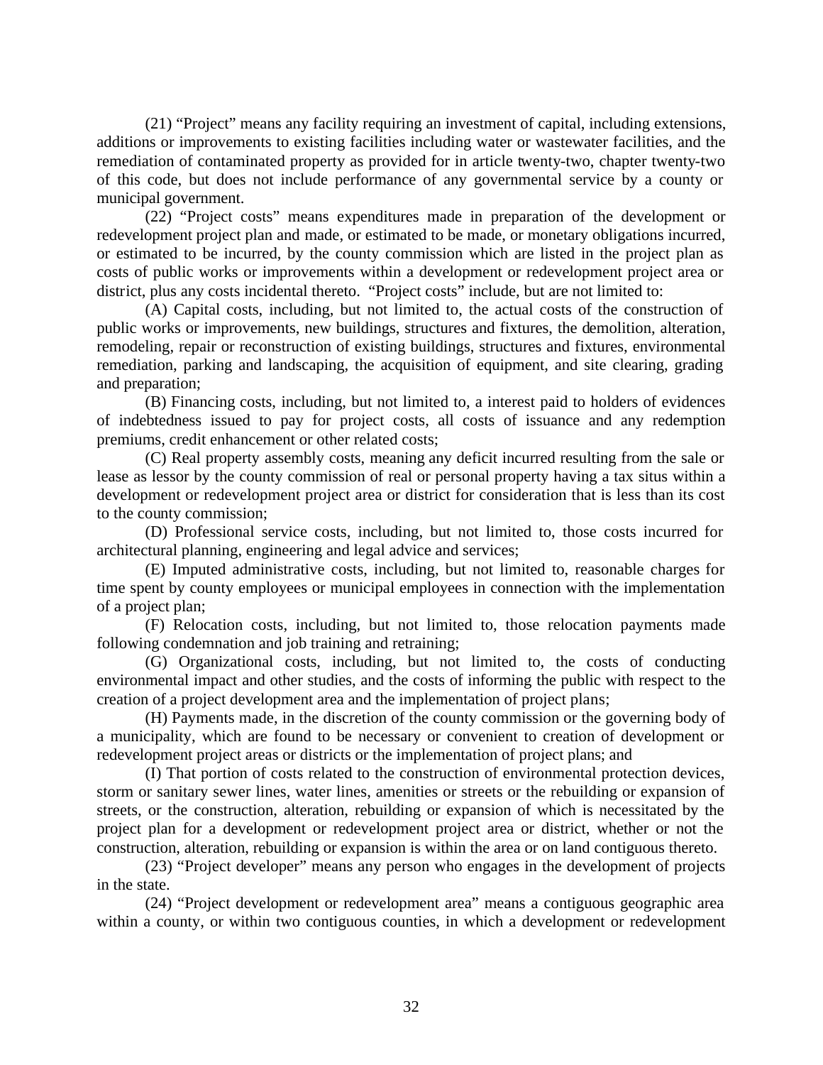(21) "Project" means any facility requiring an investment of capital, including extensions, additions or improvements to existing facilities including water or wastewater facilities, and the remediation of contaminated property as provided for in article twenty-two, chapter twenty-two of this code, but does not include performance of any governmental service by a county or municipal government.

(22) "Project costs" means expenditures made in preparation of the development or redevelopment project plan and made, or estimated to be made, or monetary obligations incurred, or estimated to be incurred, by the county commission which are listed in the project plan as costs of public works or improvements within a development or redevelopment project area or district, plus any costs incidental thereto. "Project costs" include, but are not limited to:

(A) Capital costs, including, but not limited to, the actual costs of the construction of public works or improvements, new buildings, structures and fixtures, the demolition, alteration, remodeling, repair or reconstruction of existing buildings, structures and fixtures, environmental remediation, parking and landscaping, the acquisition of equipment, and site clearing, grading and preparation;

(B) Financing costs, including, but not limited to, a interest paid to holders of evidences of indebtedness issued to pay for project costs, all costs of issuance and any redemption premiums, credit enhancement or other related costs;

(C) Real property assembly costs, meaning any deficit incurred resulting from the sale or lease as lessor by the county commission of real or personal property having a tax situs within a development or redevelopment project area or district for consideration that is less than its cost to the county commission;

(D) Professional service costs, including, but not limited to, those costs incurred for architectural planning, engineering and legal advice and services;

(E) Imputed administrative costs, including, but not limited to, reasonable charges for time spent by county employees or municipal employees in connection with the implementation of a project plan;

(F) Relocation costs, including, but not limited to, those relocation payments made following condemnation and job training and retraining;

(G) Organizational costs, including, but not limited to, the costs of conducting environmental impact and other studies, and the costs of informing the public with respect to the creation of a project development area and the implementation of project plans;

(H) Payments made, in the discretion of the county commission or the governing body of a municipality, which are found to be necessary or convenient to creation of development or redevelopment project areas or districts or the implementation of project plans; and

(I) That portion of costs related to the construction of environmental protection devices, storm or sanitary sewer lines, water lines, amenities or streets or the rebuilding or expansion of streets, or the construction, alteration, rebuilding or expansion of which is necessitated by the project plan for a development or redevelopment project area or district, whether or not the construction, alteration, rebuilding or expansion is within the area or on land contiguous thereto.

(23) "Project developer" means any person who engages in the development of projects in the state.

(24) "Project development or redevelopment area" means a contiguous geographic area within a county, or within two contiguous counties, in which a development or redevelopment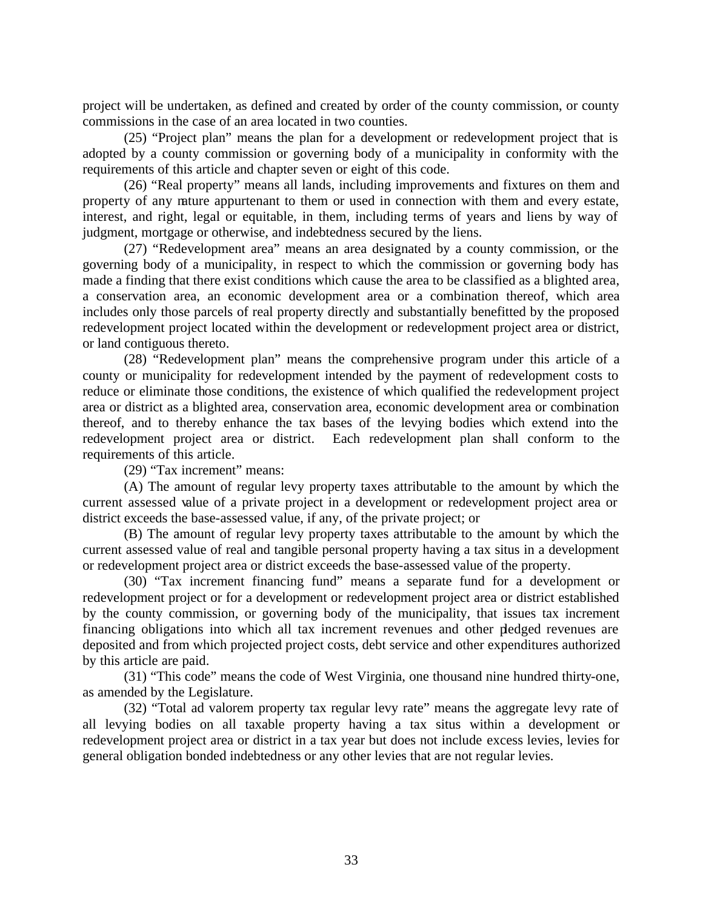project will be undertaken, as defined and created by order of the county commission, or county commissions in the case of an area located in two counties.

(25) "Project plan" means the plan for a development or redevelopment project that is adopted by a county commission or governing body of a municipality in conformity with the requirements of this article and chapter seven or eight of this code.

(26) "Real property" means all lands, including improvements and fixtures on them and property of any nature appurtenant to them or used in connection with them and every estate, interest, and right, legal or equitable, in them, including terms of years and liens by way of judgment, mortgage or otherwise, and indebtedness secured by the liens.

(27) "Redevelopment area" means an area designated by a county commission, or the governing body of a municipality, in respect to which the commission or governing body has made a finding that there exist conditions which cause the area to be classified as a blighted area, a conservation area, an economic development area or a combination thereof, which area includes only those parcels of real property directly and substantially benefitted by the proposed redevelopment project located within the development or redevelopment project area or district, or land contiguous thereto.

(28) "Redevelopment plan" means the comprehensive program under this article of a county or municipality for redevelopment intended by the payment of redevelopment costs to reduce or eliminate those conditions, the existence of which qualified the redevelopment project area or district as a blighted area, conservation area, economic development area or combination thereof, and to thereby enhance the tax bases of the levying bodies which extend into the redevelopment project area or district. Each redevelopment plan shall conform to the requirements of this article.

(29) "Tax increment" means:

(A) The amount of regular levy property taxes attributable to the amount by which the current assessed value of a private project in a development or redevelopment project area or district exceeds the base-assessed value, if any, of the private project; or

(B) The amount of regular levy property taxes attributable to the amount by which the current assessed value of real and tangible personal property having a tax situs in a development or redevelopment project area or district exceeds the base-assessed value of the property.

(30) "Tax increment financing fund" means a separate fund for a development or redevelopment project or for a development or redevelopment project area or district established by the county commission, or governing body of the municipality, that issues tax increment financing obligations into which all tax increment revenues and other pledged revenues are deposited and from which projected project costs, debt service and other expenditures authorized by this article are paid.

(31) "This code" means the code of West Virginia, one thousand nine hundred thirty-one, as amended by the Legislature.

(32) "Total ad valorem property tax regular levy rate" means the aggregate levy rate of all levying bodies on all taxable property having a tax situs within a development or redevelopment project area or district in a tax year but does not include excess levies, levies for general obligation bonded indebtedness or any other levies that are not regular levies.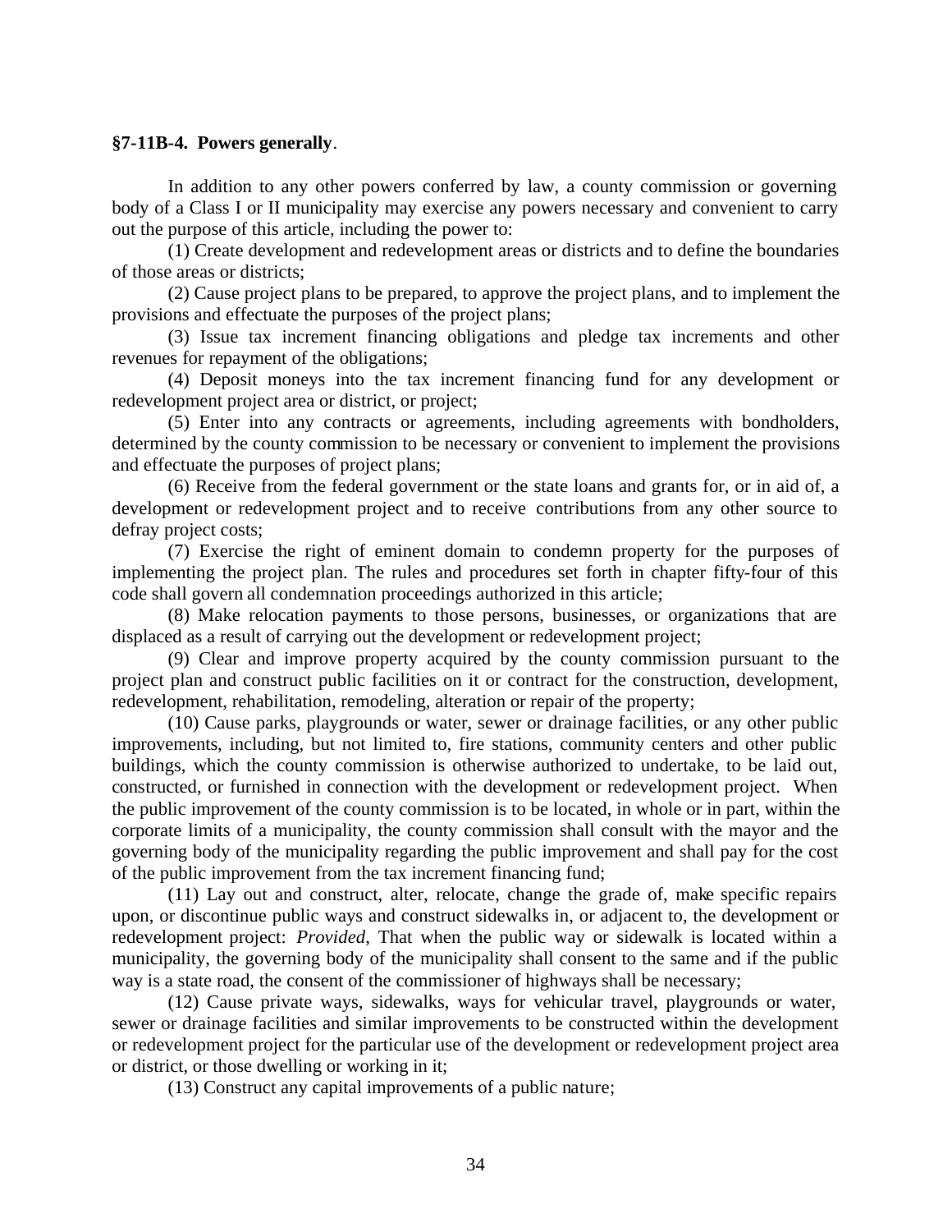**§7-11B-4. Powers generally**.

In addition to any other powers conferred by law, a county commission or governing body of a Class I or II municipality may exercise any powers necessary and convenient to carry out the purpose of this article, including the power to:

(1) Create development and redevelopment areas or districts and to define the boundaries of those areas or districts;

(2) Cause project plans to be prepared, to approve the project plans, and to implement the provisions and effectuate the purposes of the project plans;

(3) Issue tax increment financing obligations and pledge tax increments and other revenues for repayment of the obligations;

(4) Deposit moneys into the tax increment financing fund for any development or redevelopment project area or district, or project;

(5) Enter into any contracts or agreements, including agreements with bondholders, determined by the county commission to be necessary or convenient to implement the provisions and effectuate the purposes of project plans;

(6) Receive from the federal government or the state loans and grants for, or in aid of, a development or redevelopment project and to receive contributions from any other source to defray project costs;

(7) Exercise the right of eminent domain to condemn property for the purposes of implementing the project plan. The rules and procedures set forth in chapter fifty-four of this code shall govern all condemnation proceedings authorized in this article;

(8) Make relocation payments to those persons, businesses, or organizations that are displaced as a result of carrying out the development or redevelopment project;

(9) Clear and improve property acquired by the county commission pursuant to the project plan and construct public facilities on it or contract for the construction, development, redevelopment, rehabilitation, remodeling, alteration or repair of the property;

(10) Cause parks, playgrounds or water, sewer or drainage facilities, or any other public improvements, including, but not limited to, fire stations, community centers and other public buildings, which the county commission is otherwise authorized to undertake, to be laid out, constructed, or furnished in connection with the development or redevelopment project. When the public improvement of the county commission is to be located, in whole or in part, within the corporate limits of a municipality, the county commission shall consult with the mayor and the governing body of the municipality regarding the public improvement and shall pay for the cost of the public improvement from the tax increment financing fund;

(11) Lay out and construct, alter, relocate, change the grade of, make specific repairs upon, or discontinue public ways and construct sidewalks in, or adjacent to, the development or redevelopment project: *Provided*, That when the public way or sidewalk is located within a municipality, the governing body of the municipality shall consent to the same and if the public way is a state road, the consent of the commissioner of highways shall be necessary;

(12) Cause private ways, sidewalks, ways for vehicular travel, playgrounds or water, sewer or drainage facilities and similar improvements to be constructed within the development or redevelopment project for the particular use of the development or redevelopment project area or district, or those dwelling or working in it;

(13) Construct any capital improvements of a public nature;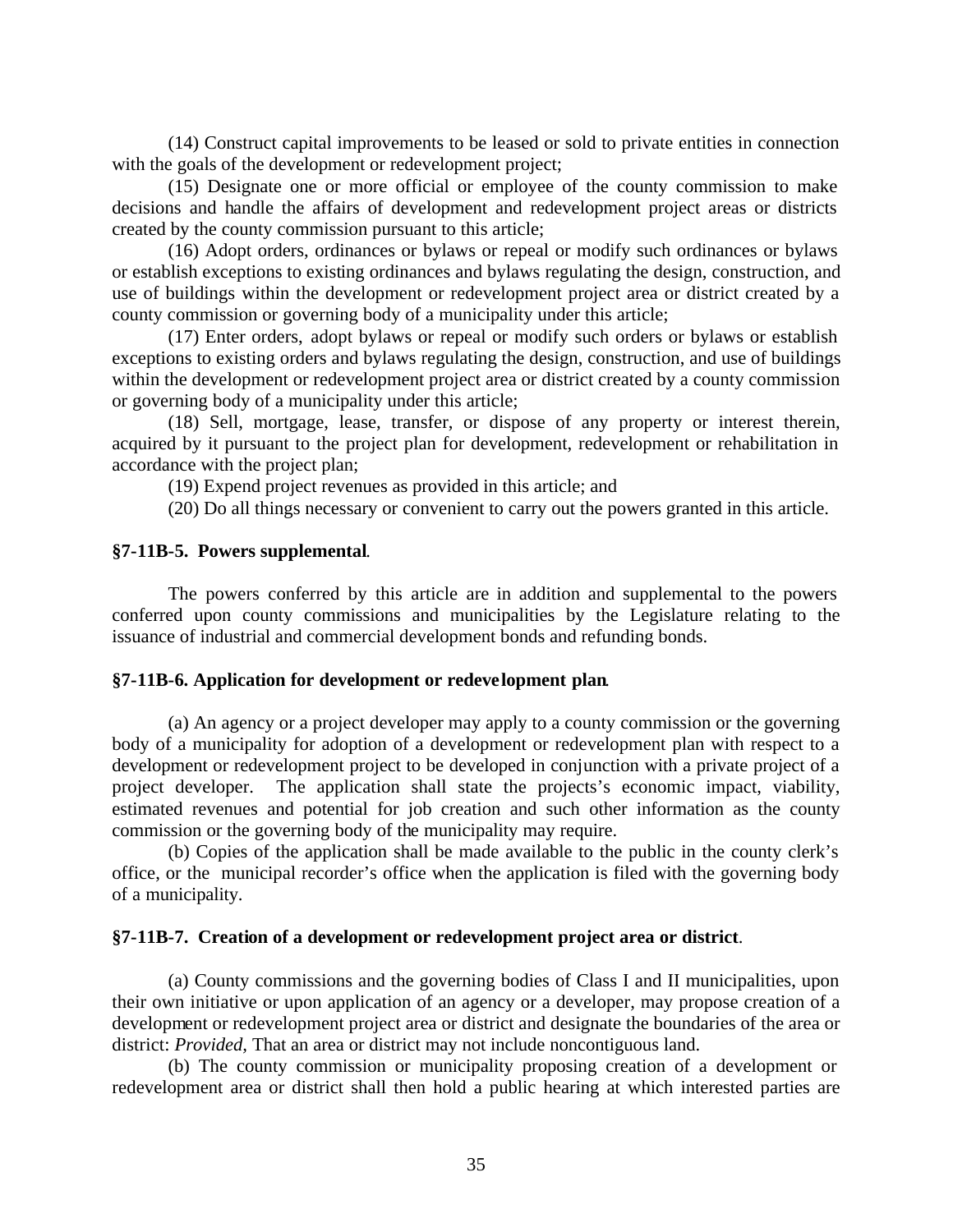(14) Construct capital improvements to be leased or sold to private entities in connection with the goals of the development or redevelopment project;

(15) Designate one or more official or employee of the county commission to make decisions and handle the affairs of development and redevelopment project areas or districts created by the county commission pursuant to this article;

(16) Adopt orders, ordinances or bylaws or repeal or modify such ordinances or bylaws or establish exceptions to existing ordinances and bylaws regulating the design, construction, and use of buildings within the development or redevelopment project area or district created by a county commission or governing body of a municipality under this article;

(17) Enter orders, adopt bylaws or repeal or modify such orders or bylaws or establish exceptions to existing orders and bylaws regulating the design, construction, and use of buildings within the development or redevelopment project area or district created by a county commission or governing body of a municipality under this article;

(18) Sell, mortgage, lease, transfer, or dispose of any property or interest therein, acquired by it pursuant to the project plan for development, redevelopment or rehabilitation in accordance with the project plan;

(19) Expend project revenues as provided in this article; and

(20) Do all things necessary or convenient to carry out the powers granted in this article.

**§7-11B-5. Powers supplemental**.

The powers conferred by this article are in addition and supplemental to the powers conferred upon county commissions and municipalities by the Legislature relating to the issuance of industrial and commercial development bonds and refunding bonds.

**§7-11B-6. Application for development or redevelopment plan**.

(a) An agency or a project developer may apply to a county commission or the governing body of a municipality for adoption of a development or redevelopment plan with respect to a development or redevelopment project to be developed in conjunction with a private project of a project developer. The application shall state the projects's economic impact, viability, estimated revenues and potential for job creation and such other information as the county commission or the governing body of the municipality may require.

(b) Copies of the application shall be made available to the public in the county clerk's office, or the municipal recorder's office when the application is filed with the governing body of a municipality.

**§7-11B-7. Creation of a development or redevelopment project area or district**.

(a) County commissions and the governing bodies of Class I and II municipalities, upon their own initiative or upon application of an agency or a developer, may propose creation of a development or redevelopment project area or district and designate the boundaries of the area or district: *Provided,* That an area or district may not include noncontiguous land.

(b) The county commission or municipality proposing creation of a development or redevelopment area or district shall then hold a public hearing at which interested parties are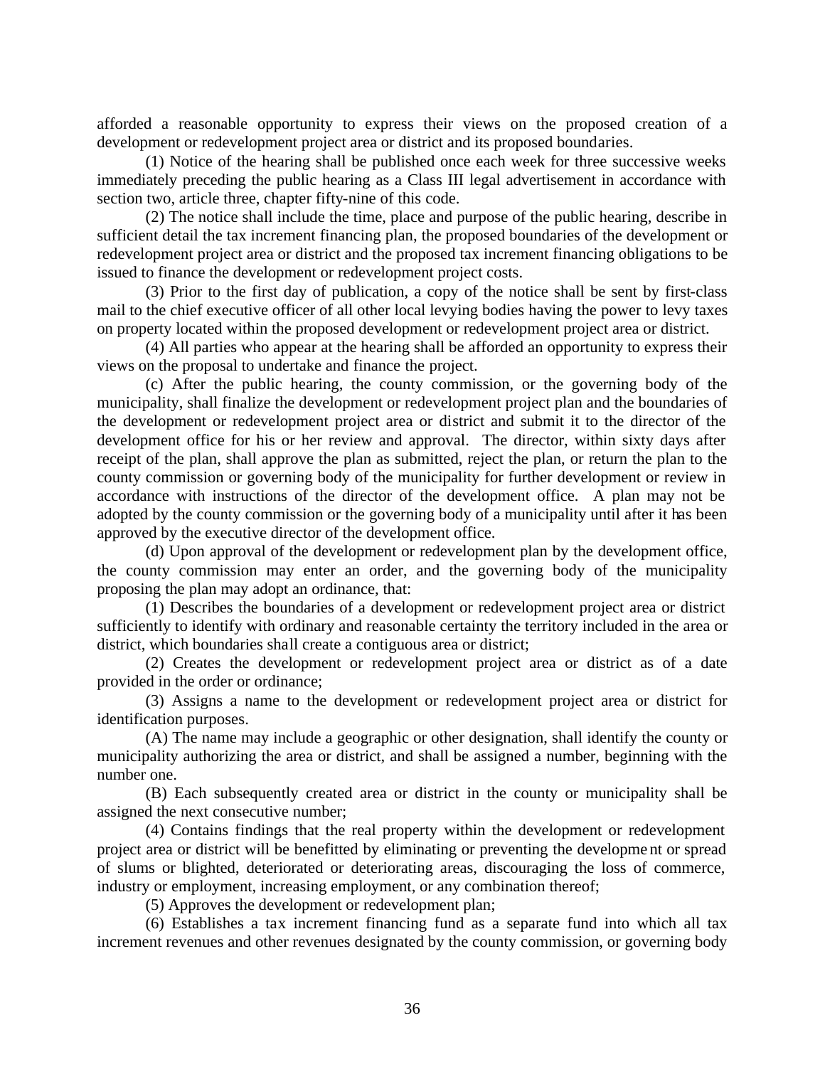afforded a reasonable opportunity to express their views on the proposed creation of a development or redevelopment project area or district and its proposed boundaries.

(1) Notice of the hearing shall be published once each week for three successive weeks immediately preceding the public hearing as a Class III legal advertisement in accordance with section two, article three, chapter fifty-nine of this code.

(2) The notice shall include the time, place and purpose of the public hearing, describe in sufficient detail the tax increment financing plan, the proposed boundaries of the development or redevelopment project area or district and the proposed tax increment financing obligations to be issued to finance the development or redevelopment project costs.

(3) Prior to the first day of publication, a copy of the notice shall be sent by first-class mail to the chief executive officer of all other local levying bodies having the power to levy taxes on property located within the proposed development or redevelopment project area or district.

(4) All parties who appear at the hearing shall be afforded an opportunity to express their views on the proposal to undertake and finance the project.

(c) After the public hearing, the county commission, or the governing body of the municipality, shall finalize the development or redevelopment project plan and the boundaries of the development or redevelopment project area or district and submit it to the director of the development office for his or her review and approval. The director, within sixty days after receipt of the plan, shall approve the plan as submitted, reject the plan, or return the plan to the county commission or governing body of the municipality for further development or review in accordance with instructions of the director of the development office. A plan may not be adopted by the county commission or the governing body of a municipality until after it has been approved by the executive director of the development office.

(d) Upon approval of the development or redevelopment plan by the development office, the county commission may enter an order, and the governing body of the municipality proposing the plan may adopt an ordinance, that:

(1) Describes the boundaries of a development or redevelopment project area or district sufficiently to identify with ordinary and reasonable certainty the territory included in the area or district, which boundaries shall create a contiguous area or district;

(2) Creates the development or redevelopment project area or district as of a date provided in the order or ordinance;

(3) Assigns a name to the development or redevelopment project area or district for identification purposes.

(A) The name may include a geographic or other designation, shall identify the county or municipality authorizing the area or district, and shall be assigned a number, beginning with the number one.

(B) Each subsequently created area or district in the county or municipality shall be assigned the next consecutive number;

(4) Contains findings that the real property within the development or redevelopment project area or district will be benefitted by eliminating or preventing the development or spread of slums or blighted, deteriorated or deteriorating areas, discouraging the loss of commerce, industry or employment, increasing employment, or any combination thereof;

(5) Approves the development or redevelopment plan;

(6) Establishes a tax increment financing fund as a separate fund into which all tax increment revenues and other revenues designated by the county commission, or governing body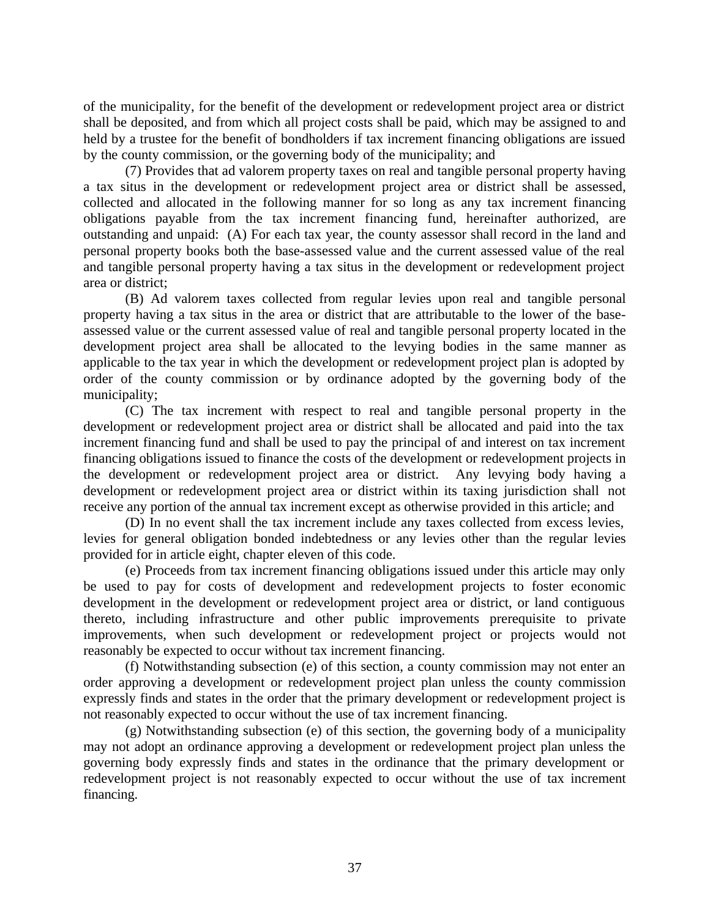of the municipality, for the benefit of the development or redevelopment project area or district shall be deposited, and from which all project costs shall be paid, which may be assigned to and held by a trustee for the benefit of bondholders if tax increment financing obligations are issued by the county commission, or the governing body of the municipality; and

(7) Provides that ad valorem property taxes on real and tangible personal property having a tax situs in the development or redevelopment project area or district shall be assessed, collected and allocated in the following manner for so long as any tax increment financing obligations payable from the tax increment financing fund, hereinafter authorized, are outstanding and unpaid: (A) For each tax year, the county assessor shall record in the land and personal property books both the base-assessed value and the current assessed value of the real and tangible personal property having a tax situs in the development or redevelopment project area or district;

(B) Ad valorem taxes collected from regular levies upon real and tangible personal property having a tax situs in the area or district that are attributable to the lower of the base-assessed value or the current assessed value of real and tangible personal property located in the development project area shall be allocated to the levying bodies in the same manner as applicable to the tax year in which the development or redevelopment project plan is adopted by order of the county commission or by ordinance adopted by the governing body of the municipality;

(C) The tax increment with respect to real and tangible personal property in the development or redevelopment project area or district shall be allocated and paid into the tax increment financing fund and shall be used to pay the principal of and interest on tax increment financing obligations issued to finance the costs of the development or redevelopment projects in the development or redevelopment project area or district. Any levying body having a development or redevelopment project area or district within its taxing jurisdiction shall not receive any portion of the annual tax increment except as otherwise provided in this article; and

(D) In no event shall the tax increment include any taxes collected from excess levies, levies for general obligation bonded indebtedness or any levies other than the regular levies provided for in article eight, chapter eleven of this code.

(e) Proceeds from tax increment financing obligations issued under this article may only be used to pay for costs of development and redevelopment projects to foster economic development in the development or redevelopment project area or district, or land contiguous thereto, including infrastructure and other public improvements prerequisite to private improvements, when such development or redevelopment project or projects would not reasonably be expected to occur without tax increment financing.

(f) Notwithstanding subsection (e) of this section, a county commission may not enter an order approving a development or redevelopment project plan unless the county commission expressly finds and states in the order that the primary development or redevelopment project is not reasonably expected to occur without the use of tax increment financing.

(g) Notwithstanding subsection (e) of this section, the governing body of a municipality may not adopt an ordinance approving a development or redevelopment project plan unless the governing body expressly finds and states in the ordinance that the primary development or redevelopment project is not reasonably expected to occur without the use of tax increment financing.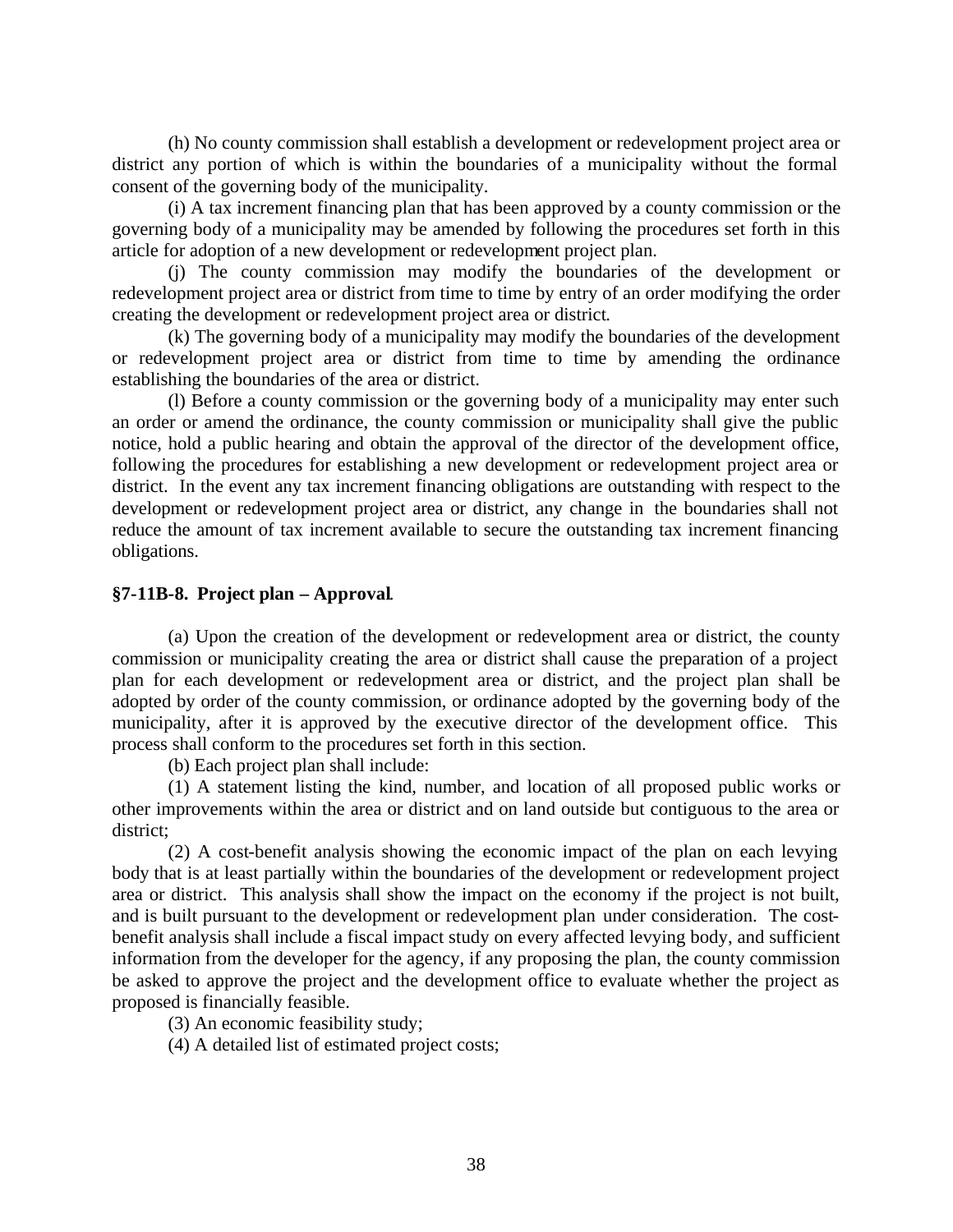(h) No county commission shall establish a development or redevelopment project area or district any portion of which is within the boundaries of a municipality without the formal consent of the governing body of the municipality.

(i) A tax increment financing plan that has been approved by a county commission or the governing body of a municipality may be amended by following the procedures set forth in this article for adoption of a new development or redevelopment project plan.

(j) The county commission may modify the boundaries of the development or redevelopment project area or district from time to time by entry of an order modifying the order creating the development or redevelopment project area or district.

(k) The governing body of a municipality may modify the boundaries of the development or redevelopment project area or district from time to time by amending the ordinance establishing the boundaries of the area or district.

(l) Before a county commission or the governing body of a municipality may enter such an order or amend the ordinance, the county commission or municipality shall give the public notice, hold a public hearing and obtain the approval of the director of the development office, following the procedures for establishing a new development or redevelopment project area or district. In the event any tax increment financing obligations are outstanding with respect to the development or redevelopment project area or district, any change in the boundaries shall not reduce the amount of tax increment available to secure the outstanding tax increment financing obligations.

**§7-11B-8. Project plan – Approval.**

(a) Upon the creation of the development or redevelopment area or district, the county commission or municipality creating the area or district shall cause the preparation of a project plan for each development or redevelopment area or district, and the project plan shall be adopted by order of the county commission, or ordinance adopted by the governing body of the municipality, after it is approved by the executive director of the development office. This process shall conform to the procedures set forth in this section.

(b) Each project plan shall include:

(1) A statement listing the kind, number, and location of all proposed public works or other improvements within the area or district and on land outside but contiguous to the area or district;

(2) A cost-benefit analysis showing the economic impact of the plan on each levying body that is at least partially within the boundaries of the development or redevelopment project area or district. This analysis shall show the impact on the economy if the project is not built, and is built pursuant to the development or redevelopment plan under consideration. The cost-benefit analysis shall include a fiscal impact study on every affected levying body, and sufficient information from the developer for the agency, if any proposing the plan, the county commission be asked to approve the project and the development office to evaluate whether the project as proposed is financially feasible.

(3) An economic feasibility study;

(4) A detailed list of estimated project costs;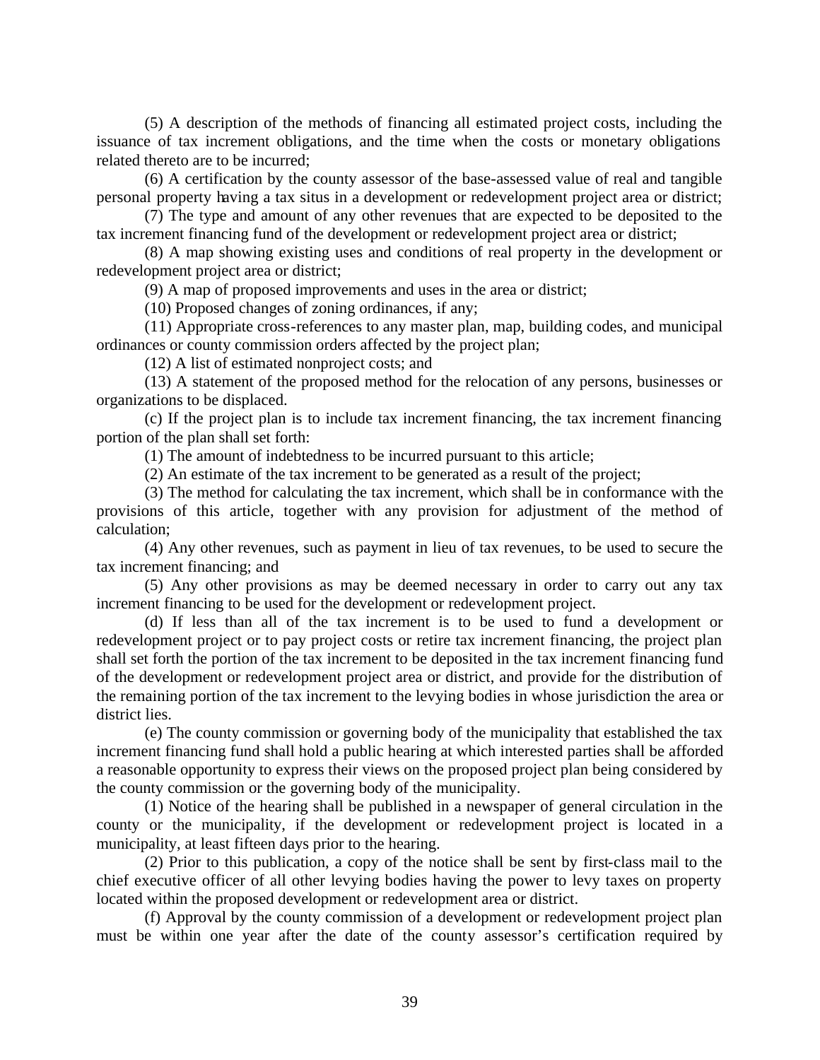(5) A description of the methods of financing all estimated project costs, including the issuance of tax increment obligations, and the time when the costs or monetary obligations related thereto are to be incurred;

(6) A certification by the county assessor of the base-assessed value of real and tangible personal property having a tax situs in a development or redevelopment project area or district;

(7) The type and amount of any other revenues that are expected to be deposited to the tax increment financing fund of the development or redevelopment project area or district;

(8) A map showing existing uses and conditions of real property in the development or redevelopment project area or district;

(9) A map of proposed improvements and uses in the area or district;

(10) Proposed changes of zoning ordinances, if any;

(11) Appropriate cross-references to any master plan, map, building codes, and municipal ordinances or county commission orders affected by the project plan;

(12) A list of estimated nonproject costs; and

(13) A statement of the proposed method for the relocation of any persons, businesses or organizations to be displaced.

(c) If the project plan is to include tax increment financing, the tax increment financing portion of the plan shall set forth:

(1) The amount of indebtedness to be incurred pursuant to this article;

(2) An estimate of the tax increment to be generated as a result of the project;

(3) The method for calculating the tax increment, which shall be in conformance with the provisions of this article, together with any provision for adjustment of the method of calculation;

(4) Any other revenues, such as payment in lieu of tax revenues, to be used to secure the tax increment financing; and

(5) Any other provisions as may be deemed necessary in order to carry out any tax increment financing to be used for the development or redevelopment project.

(d) If less than all of the tax increment is to be used to fund a development or redevelopment project or to pay project costs or retire tax increment financing, the project plan shall set forth the portion of the tax increment to be deposited in the tax increment financing fund of the development or redevelopment project area or district, and provide for the distribution of the remaining portion of the tax increment to the levying bodies in whose jurisdiction the area or district lies.

(e) The county commission or governing body of the municipality that established the tax increment financing fund shall hold a public hearing at which interested parties shall be afforded a reasonable opportunity to express their views on the proposed project plan being considered by the county commission or the governing body of the municipality.

(1) Notice of the hearing shall be published in a newspaper of general circulation in the county or the municipality, if the development or redevelopment project is located in a municipality, at least fifteen days prior to the hearing.

(2) Prior to this publication, a copy of the notice shall be sent by first-class mail to the chief executive officer of all other levying bodies having the power to levy taxes on property located within the proposed development or redevelopment area or district.

(f) Approval by the county commission of a development or redevelopment project plan must be within one year after the date of the county assessor's certification required by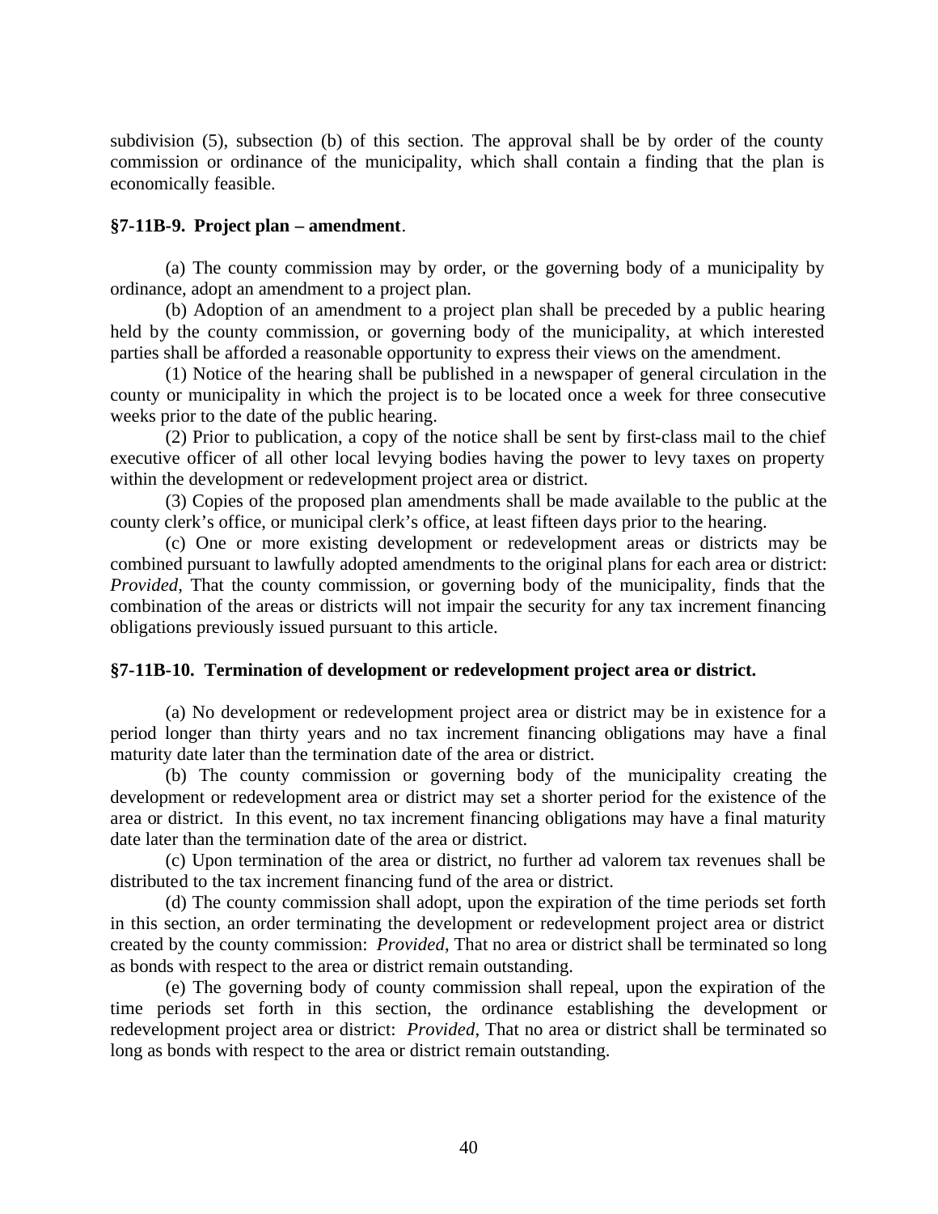subdivision (5), subsection (b) of this section. The approval shall be by order of the county commission or ordinance of the municipality, which shall contain a finding that the plan is economically feasible.

**§7-11B-9. Project plan – amendment**.

(a) The county commission may by order, or the governing body of a municipality by ordinance, adopt an amendment to a project plan.

(b) Adoption of an amendment to a project plan shall be preceded by a public hearing held by the county commission, or governing body of the municipality, at which interested parties shall be afforded a reasonable opportunity to express their views on the amendment.

(1) Notice of the hearing shall be published in a newspaper of general circulation in the county or municipality in which the project is to be located once a week for three consecutive weeks prior to the date of the public hearing.

(2) Prior to publication, a copy of the notice shall be sent by first-class mail to the chief executive officer of all other local levying bodies having the power to levy taxes on property within the development or redevelopment project area or district.

(3) Copies of the proposed plan amendments shall be made available to the public at the county clerk's office, or municipal clerk's office, at least fifteen days prior to the hearing.

(c) One or more existing development or redevelopment areas or districts may be combined pursuant to lawfully adopted amendments to the original plans for each area or district: *Provided*, That the county commission, or governing body of the municipality, finds that the combination of the areas or districts will not impair the security for any tax increment financing obligations previously issued pursuant to this article.

**§7-11B-10. Termination of development or redevelopment project area or district.**

(a) No development or redevelopment project area or district may be in existence for a period longer than thirty years and no tax increment financing obligations may have a final maturity date later than the termination date of the area or district.

(b) The county commission or governing body of the municipality creating the development or redevelopment area or district may set a shorter period for the existence of the area or district. In this event, no tax increment financing obligations may have a final maturity date later than the termination date of the area or district.

(c) Upon termination of the area or district, no further ad valorem tax revenues shall be distributed to the tax increment financing fund of the area or district.

(d) The county commission shall adopt, upon the expiration of the time periods set forth in this section, an order terminating the development or redevelopment project area or district created by the county commission: *Provided*, That no area or district shall be terminated so long as bonds with respect to the area or district remain outstanding.

(e) The governing body of county commission shall repeal, upon the expiration of the time periods set forth in this section, the ordinance establishing the development or redevelopment project area or district: *Provided*, That no area or district shall be terminated so long as bonds with respect to the area or district remain outstanding.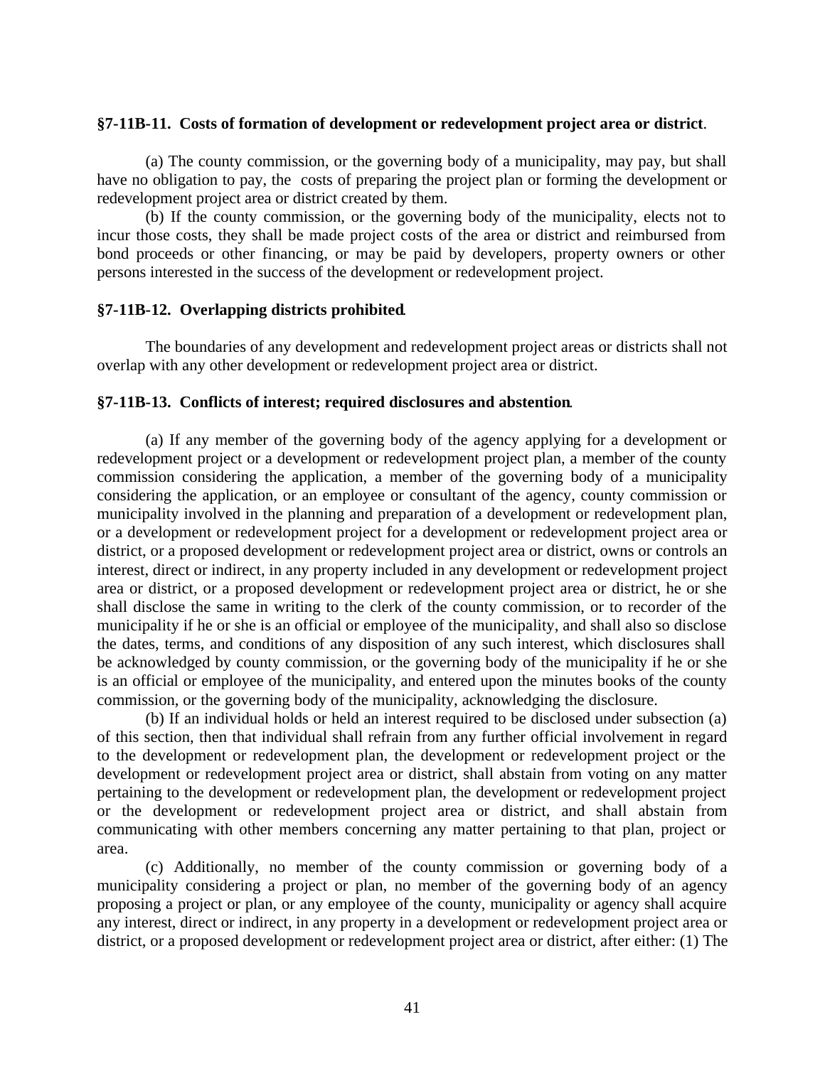**§7-11B-11. Costs of formation of development or redevelopment project area or district**.

(a) The county commission, or the governing body of a municipality, may pay, but shall have no obligation to pay, the costs of preparing the project plan or forming the development or redevelopment project area or district created by them.

(b) If the county commission, or the governing body of the municipality, elects not to incur those costs, they shall be made project costs of the area or district and reimbursed from bond proceeds or other financing, or may be paid by developers, property owners or other persons interested in the success of the development or redevelopment project.

**§7-11B-12. Overlapping districts prohibited**.

The boundaries of any development and redevelopment project areas or districts shall not overlap with any other development or redevelopment project area or district.

**§7-11B-13. Conflicts of interest; required disclosures and abstention**.

(a) If any member of the governing body of the agency applying for a development or redevelopment project or a development or redevelopment project plan, a member of the county commission considering the application, a member of the governing body of a municipality considering the application, or an employee or consultant of the agency, county commission or municipality involved in the planning and preparation of a development or redevelopment plan, or a development or redevelopment project for a development or redevelopment project area or district, or a proposed development or redevelopment project area or district, owns or controls an interest, direct or indirect, in any property included in any development or redevelopment project area or district, or a proposed development or redevelopment project area or district, he or she shall disclose the same in writing to the clerk of the county commission, or to recorder of the municipality if he or she is an official or employee of the municipality, and shall also so disclose the dates, terms, and conditions of any disposition of any such interest, which disclosures shall be acknowledged by county commission, or the governing body of the municipality if he or she is an official or employee of the municipality, and entered upon the minutes books of the county commission, or the governing body of the municipality, acknowledging the disclosure.

(b) If an individual holds or held an interest required to be disclosed under subsection (a) of this section, then that individual shall refrain from any further official involvement in regard to the development or redevelopment plan, the development or redevelopment project or the development or redevelopment project area or district, shall abstain from voting on any matter pertaining to the development or redevelopment plan, the development or redevelopment project or the development or redevelopment project area or district, and shall abstain from communicating with other members concerning any matter pertaining to that plan, project or area.

(c) Additionally, no member of the county commission or governing body of a municipality considering a project or plan, no member of the governing body of an agency proposing a project or plan, or any employee of the county, municipality or agency shall acquire any interest, direct or indirect, in any property in a development or redevelopment project area or district, or a proposed development or redevelopment project area or district, after either: (1) The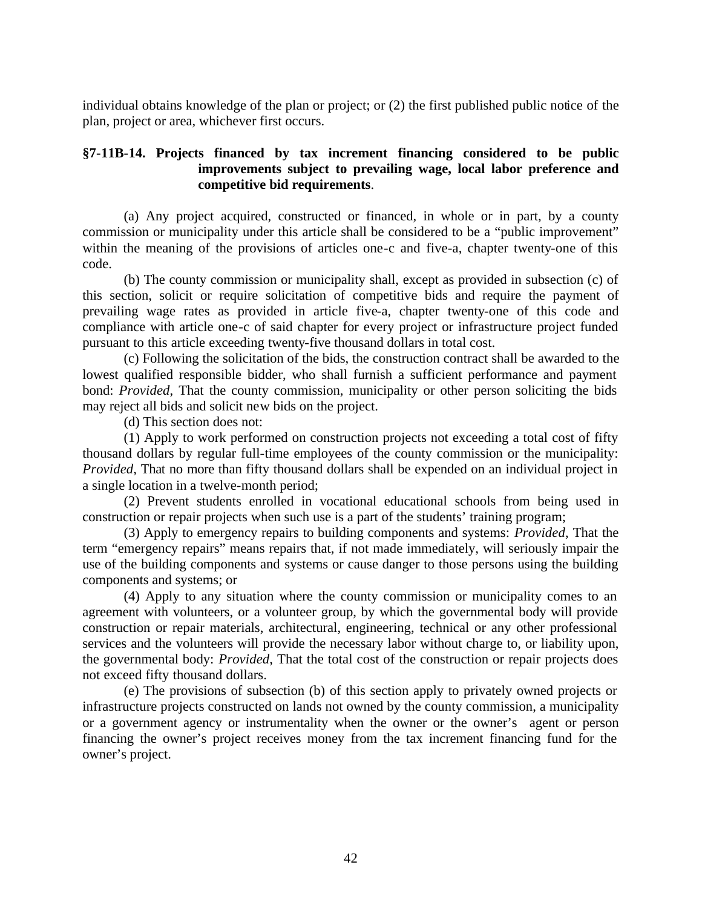individual obtains knowledge of the plan or project; or (2) the first published public notice of the plan, project or area, whichever first occurs.

### §7-11B-14. Projects financed by tax increment financing considered to be public improvements subject to prevailing wage, local labor preference and competitive bid requirements.

(a) Any project acquired, constructed or financed, in whole or in part, by a county commission or municipality under this article shall be considered to be a "public improvement" within the meaning of the provisions of articles one-c and five-a, chapter twenty-one of this code.

(b) The county commission or municipality shall, except as provided in subsection (c) of this section, solicit or require solicitation of competitive bids and require the payment of prevailing wage rates as provided in article five-a, chapter twenty-one of this code and compliance with article one-c of said chapter for every project or infrastructure project funded pursuant to this article exceeding twenty-five thousand dollars in total cost.

(c) Following the solicitation of the bids, the construction contract shall be awarded to the lowest qualified responsible bidder, who shall furnish a sufficient performance and payment bond: *Provided*, That the county commission, municipality or other person soliciting the bids may reject all bids and solicit new bids on the project.

(d) This section does not:

(1) Apply to work performed on construction projects not exceeding a total cost of fifty thousand dollars by regular full-time employees of the county commission or the municipality: *Provided*, That no more than fifty thousand dollars shall be expended on an individual project in a single location in a twelve-month period;

(2) Prevent students enrolled in vocational educational schools from being used in construction or repair projects when such use is a part of the students' training program;

(3) Apply to emergency repairs to building components and systems: *Provided*, That the term "emergency repairs" means repairs that, if not made immediately, will seriously impair the use of the building components and systems or cause danger to those persons using the building components and systems; or

(4) Apply to any situation where the county commission or municipality comes to an agreement with volunteers, or a volunteer group, by which the governmental body will provide construction or repair materials, architectural, engineering, technical or any other professional services and the volunteers will provide the necessary labor without charge to, or liability upon, the governmental body: *Provided*, That the total cost of the construction or repair projects does not exceed fifty thousand dollars.

(e) The provisions of subsection (b) of this section apply to privately owned projects or infrastructure projects constructed on lands not owned by the county commission, a municipality or a government agency or instrumentality when the owner or the owner's agent or person financing the owner's project receives money from the tax increment financing fund for the owner's project.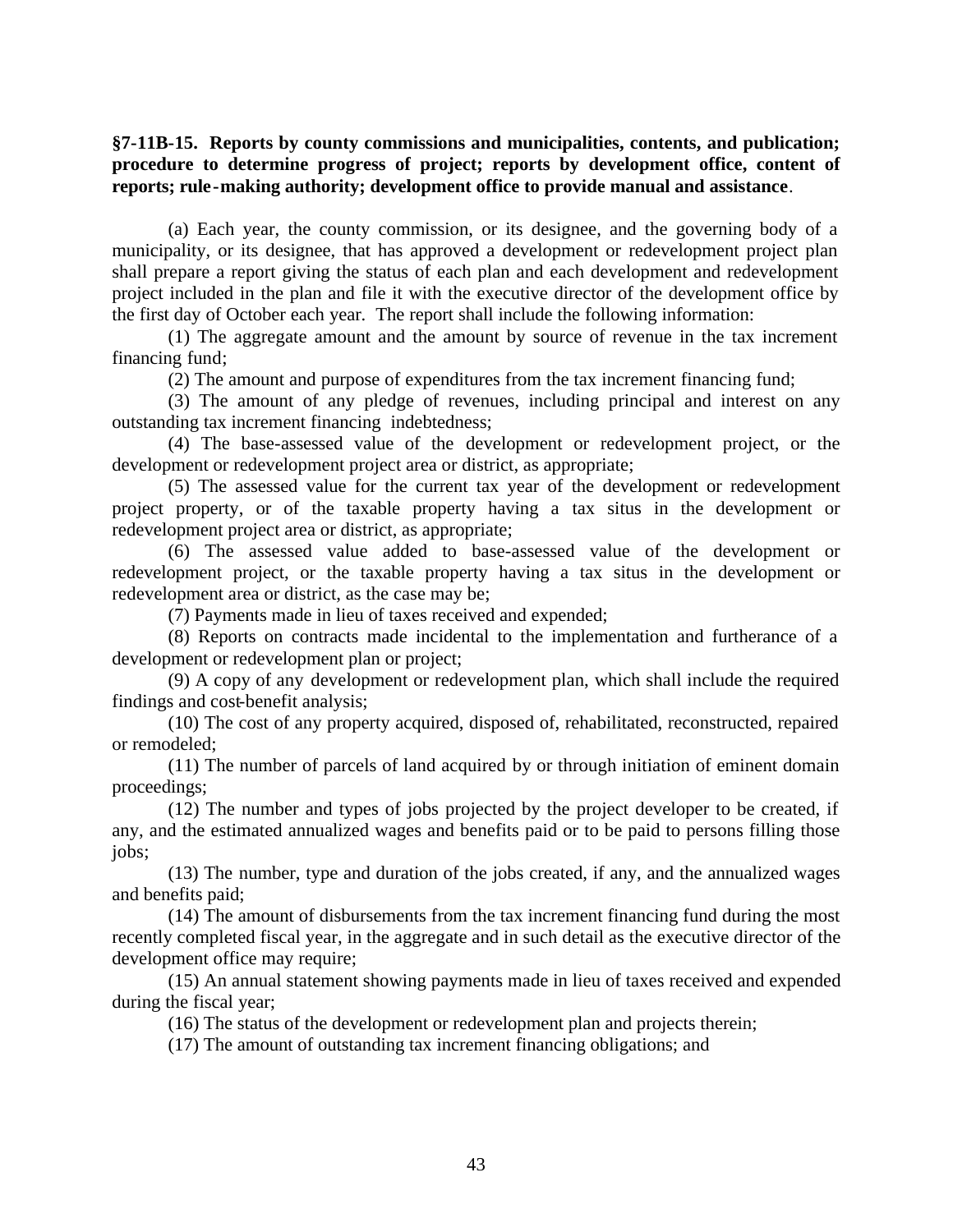**§7-11B-15. Reports by county commissions and municipalities, contents, and publication; procedure to determine progress of project; reports by development office, content of reports; rule-making authority; development office to provide manual and assistance.**

(a) Each year, the county commission, or its designee, and the governing body of a municipality, or its designee, that has approved a development or redevelopment project plan shall prepare a report giving the status of each plan and each development and redevelopment project included in the plan and file it with the executive director of the development office by the first day of October each year. The report shall include the following information:

(1) The aggregate amount and the amount by source of revenue in the tax increment financing fund;

(2) The amount and purpose of expenditures from the tax increment financing fund;

(3) The amount of any pledge of revenues, including principal and interest on any outstanding tax increment financing indebtedness;

(4) The base-assessed value of the development or redevelopment project, or the development or redevelopment project area or district, as appropriate;

(5) The assessed value for the current tax year of the development or redevelopment project property, or of the taxable property having a tax situs in the development or redevelopment project area or district, as appropriate;

(6) The assessed value added to base-assessed value of the development or redevelopment project, or the taxable property having a tax situs in the development or redevelopment area or district, as the case may be;

(7) Payments made in lieu of taxes received and expended;

(8) Reports on contracts made incidental to the implementation and furtherance of a development or redevelopment plan or project;

(9) A copy of any development or redevelopment plan, which shall include the required findings and cost-benefit analysis;

(10) The cost of any property acquired, disposed of, rehabilitated, reconstructed, repaired or remodeled;

(11) The number of parcels of land acquired by or through initiation of eminent domain proceedings;

(12) The number and types of jobs projected by the project developer to be created, if any, and the estimated annualized wages and benefits paid or to be paid to persons filling those jobs;

(13) The number, type and duration of the jobs created, if any, and the annualized wages and benefits paid;

(14) The amount of disbursements from the tax increment financing fund during the most recently completed fiscal year, in the aggregate and in such detail as the executive director of the development office may require;

(15) An annual statement showing payments made in lieu of taxes received and expended during the fiscal year;

(16) The status of the development or redevelopment plan and projects therein;

(17) The amount of outstanding tax increment financing obligations; and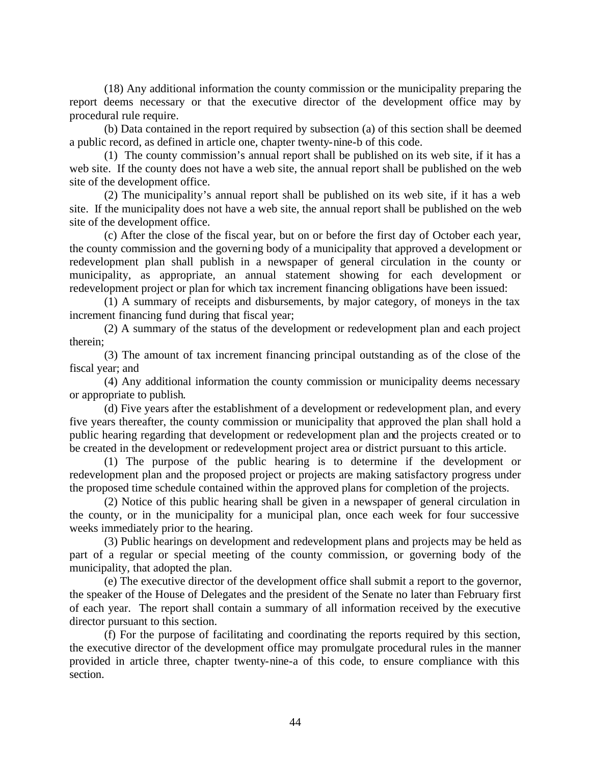(18) Any additional information the county commission or the municipality preparing the report deems necessary or that the executive director of the development office may by procedural rule require.

(b) Data contained in the report required by subsection (a) of this section shall be deemed a public record, as defined in article one, chapter twenty-nine-b of this code.

(1) The county commission's annual report shall be published on its web site, if it has a web site. If the county does not have a web site, the annual report shall be published on the web site of the development office.

(2) The municipality's annual report shall be published on its web site, if it has a web site. If the municipality does not have a web site, the annual report shall be published on the web site of the development office.

(c) After the close of the fiscal year, but on or before the first day of October each year, the county commission and the governing body of a municipality that approved a development or redevelopment plan shall publish in a newspaper of general circulation in the county or municipality, as appropriate, an annual statement showing for each development or redevelopment project or plan for which tax increment financing obligations have been issued:

(1) A summary of receipts and disbursements, by major category, of moneys in the tax increment financing fund during that fiscal year;

(2) A summary of the status of the development or redevelopment plan and each project therein;

(3) The amount of tax increment financing principal outstanding as of the close of the fiscal year; and

(4) Any additional information the county commission or municipality deems necessary or appropriate to publish.

(d) Five years after the establishment of a development or redevelopment plan, and every five years thereafter, the county commission or municipality that approved the plan shall hold a public hearing regarding that development or redevelopment plan and the projects created or to be created in the development or redevelopment project area or district pursuant to this article.

(1) The purpose of the public hearing is to determine if the development or redevelopment plan and the proposed project or projects are making satisfactory progress under the proposed time schedule contained within the approved plans for completion of the projects.

(2) Notice of this public hearing shall be given in a newspaper of general circulation in the county, or in the municipality for a municipal plan, once each week for four successive weeks immediately prior to the hearing.

(3) Public hearings on development and redevelopment plans and projects may be held as part of a regular or special meeting of the county commission, or governing body of the municipality, that adopted the plan.

(e) The executive director of the development office shall submit a report to the governor, the speaker of the House of Delegates and the president of the Senate no later than February first of each year. The report shall contain a summary of all information received by the executive director pursuant to this section.

(f) For the purpose of facilitating and coordinating the reports required by this section, the executive director of the development office may promulgate procedural rules in the manner provided in article three, chapter twenty-nine-a of this code, to ensure compliance with this section.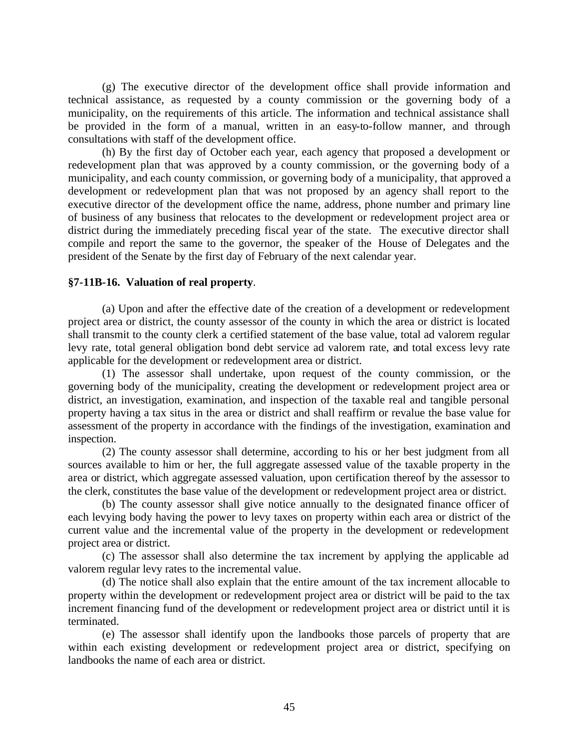(g) The executive director of the development office shall provide information and technical assistance, as requested by a county commission or the governing body of a municipality, on the requirements of this article. The information and technical assistance shall be provided in the form of a manual, written in an easy-to-follow manner, and through consultations with staff of the development office.

(h) By the first day of October each year, each agency that proposed a development or redevelopment plan that was approved by a county commission, or the governing body of a municipality, and each county commission, or governing body of a municipality, that approved a development or redevelopment plan that was not proposed by an agency shall report to the executive director of the development office the name, address, phone number and primary line of business of any business that relocates to the development or redevelopment project area or district during the immediately preceding fiscal year of the state. The executive director shall compile and report the same to the governor, the speaker of the House of Delegates and the president of the Senate by the first day of February of the next calendar year.

**§7-11B-16. Valuation of real property**.

(a) Upon and after the effective date of the creation of a development or redevelopment project area or district, the county assessor of the county in which the area or district is located shall transmit to the county clerk a certified statement of the base value, total ad valorem regular levy rate, total general obligation bond debt service ad valorem rate, and total excess levy rate applicable for the development or redevelopment area or district.

(1) The assessor shall undertake, upon request of the county commission, or the governing body of the municipality, creating the development or redevelopment project area or district, an investigation, examination, and inspection of the taxable real and tangible personal property having a tax situs in the area or district and shall reaffirm or revalue the base value for assessment of the property in accordance with the findings of the investigation, examination and inspection.

(2) The county assessor shall determine, according to his or her best judgment from all sources available to him or her, the full aggregate assessed value of the taxable property in the area or district, which aggregate assessed valuation, upon certification thereof by the assessor to the clerk, constitutes the base value of the development or redevelopment project area or district.

(b) The county assessor shall give notice annually to the designated finance officer of each levying body having the power to levy taxes on property within each area or district of the current value and the incremental value of the property in the development or redevelopment project area or district.

(c) The assessor shall also determine the tax increment by applying the applicable ad valorem regular levy rates to the incremental value.

(d) The notice shall also explain that the entire amount of the tax increment allocable to property within the development or redevelopment project area or district will be paid to the tax increment financing fund of the development or redevelopment project area or district until it is terminated.

(e) The assessor shall identify upon the landbooks those parcels of property that are within each existing development or redevelopment project area or district, specifying on landbooks the name of each area or district.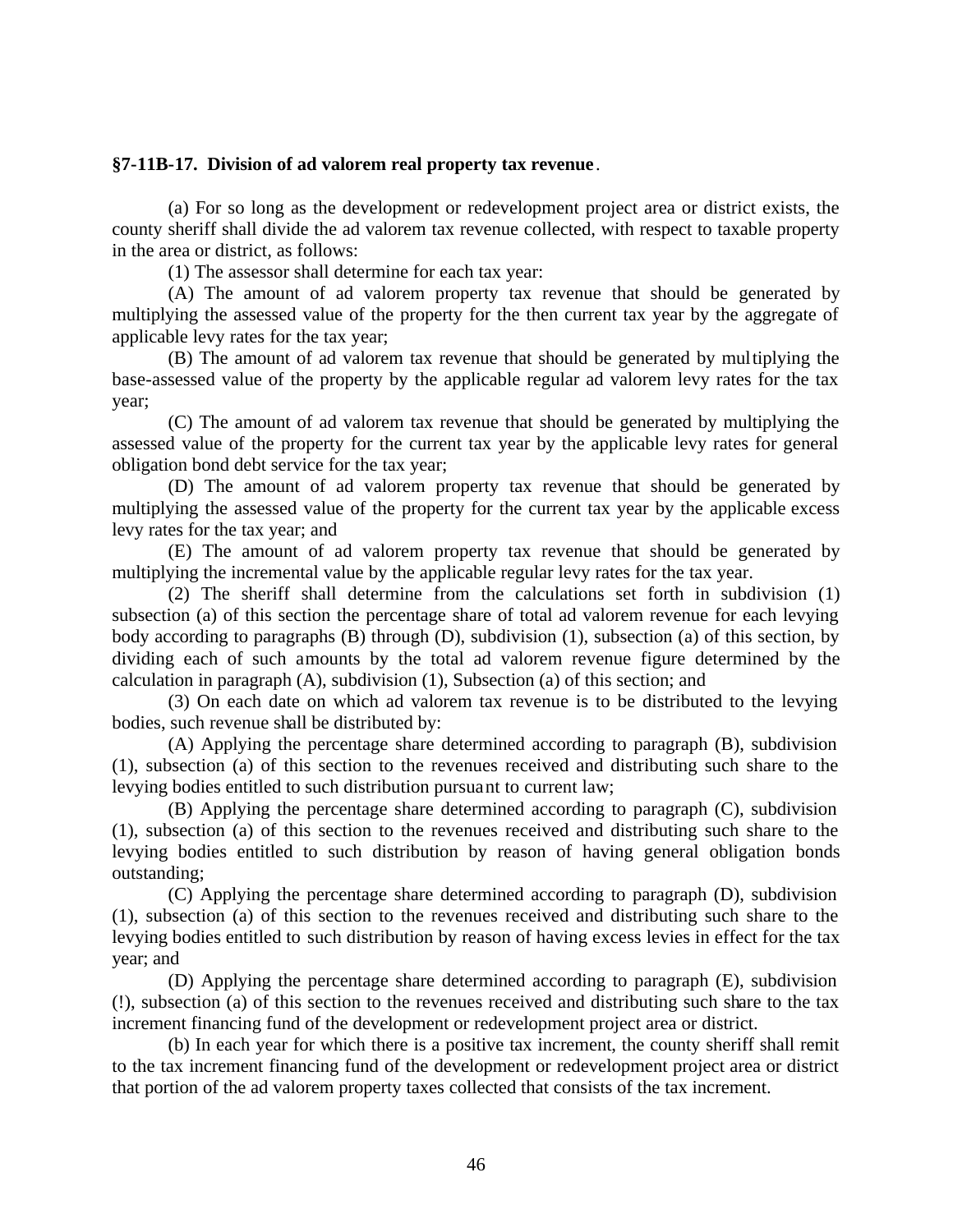**§7-11B-17. Division of ad valorem real property tax revenue**.

(a) For so long as the development or redevelopment project area or district exists, the county sheriff shall divide the ad valorem tax revenue collected, with respect to taxable property in the area or district, as follows:

(1) The assessor shall determine for each tax year:

(A) The amount of ad valorem property tax revenue that should be generated by multiplying the assessed value of the property for the then current tax year by the aggregate of applicable levy rates for the tax year;

(B) The amount of ad valorem tax revenue that should be generated by multiplying the base-assessed value of the property by the applicable regular ad valorem levy rates for the tax year;

(C) The amount of ad valorem tax revenue that should be generated by multiplying the assessed value of the property for the current tax year by the applicable levy rates for general obligation bond debt service for the tax year;

(D) The amount of ad valorem property tax revenue that should be generated by multiplying the assessed value of the property for the current tax year by the applicable excess levy rates for the tax year; and

(E) The amount of ad valorem property tax revenue that should be generated by multiplying the incremental value by the applicable regular levy rates for the tax year.

(2) The sheriff shall determine from the calculations set forth in subdivision (1) subsection (a) of this section the percentage share of total ad valorem revenue for each levying body according to paragraphs (B) through (D), subdivision (1), subsection (a) of this section, by dividing each of such amounts by the total ad valorem revenue figure determined by the calculation in paragraph (A), subdivision (1), Subsection (a) of this section; and

(3) On each date on which ad valorem tax revenue is to be distributed to the levying bodies, such revenue shall be distributed by:

(A) Applying the percentage share determined according to paragraph (B), subdivision (1), subsection (a) of this section to the revenues received and distributing such share to the levying bodies entitled to such distribution pursuant to current law;

(B) Applying the percentage share determined according to paragraph (C), subdivision (1), subsection (a) of this section to the revenues received and distributing such share to the levying bodies entitled to such distribution by reason of having general obligation bonds outstanding;

(C) Applying the percentage share determined according to paragraph (D), subdivision (1), subsection (a) of this section to the revenues received and distributing such share to the levying bodies entitled to such distribution by reason of having excess levies in effect for the tax year; and

(D) Applying the percentage share determined according to paragraph (E), subdivision (!), subsection (a) of this section to the revenues received and distributing such share to the tax increment financing fund of the development or redevelopment project area or district.

(b) In each year for which there is a positive tax increment, the county sheriff shall remit to the tax increment financing fund of the development or redevelopment project area or district that portion of the ad valorem property taxes collected that consists of the tax increment.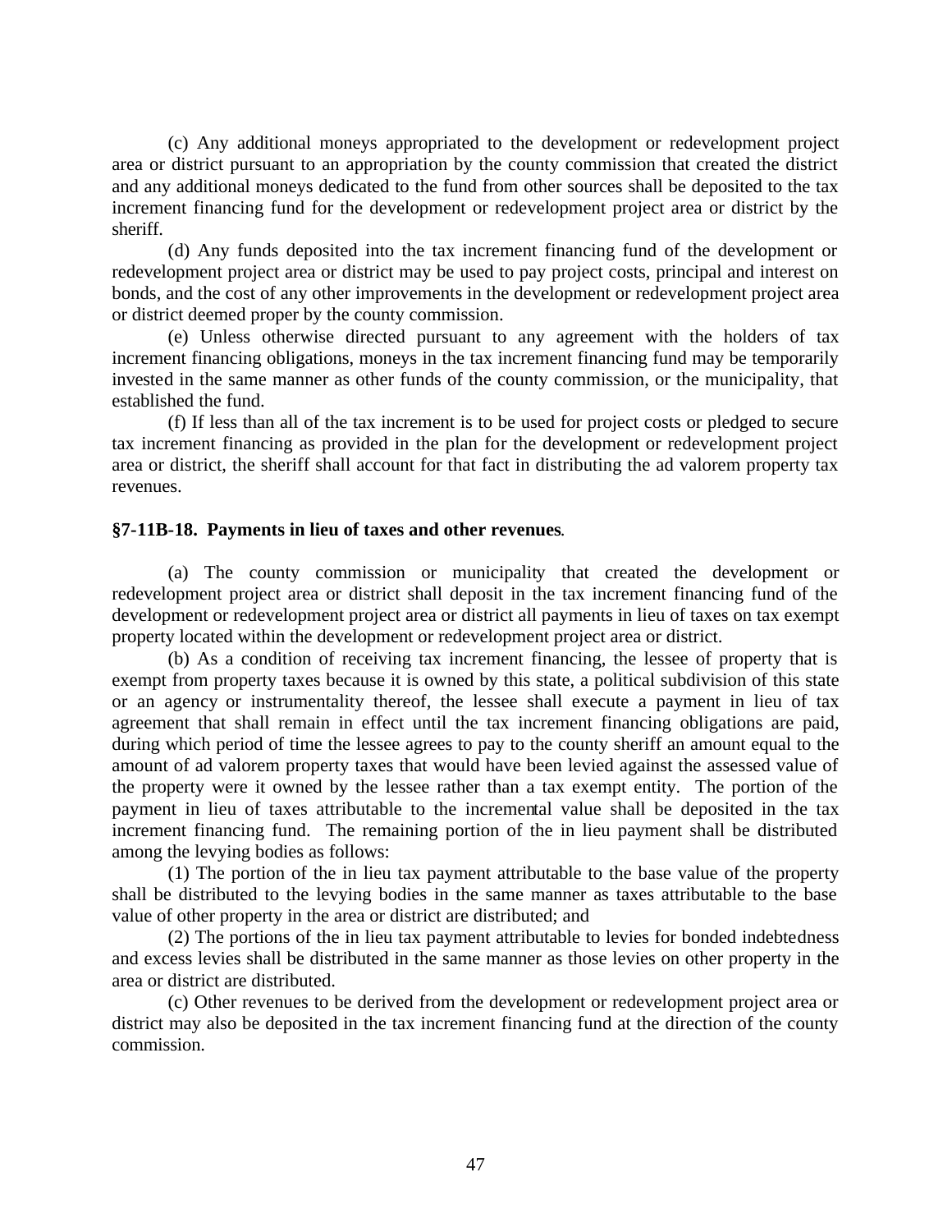(c) Any additional moneys appropriated to the development or redevelopment project area or district pursuant to an appropriation by the county commission that created the district and any additional moneys dedicated to the fund from other sources shall be deposited to the tax increment financing fund for the development or redevelopment project area or district by the sheriff.

(d) Any funds deposited into the tax increment financing fund of the development or redevelopment project area or district may be used to pay project costs, principal and interest on bonds, and the cost of any other improvements in the development or redevelopment project area or district deemed proper by the county commission.

(e) Unless otherwise directed pursuant to any agreement with the holders of tax increment financing obligations, moneys in the tax increment financing fund may be temporarily invested in the same manner as other funds of the county commission, or the municipality, that established the fund.

(f) If less than all of the tax increment is to be used for project costs or pledged to secure tax increment financing as provided in the plan for the development or redevelopment project area or district, the sheriff shall account for that fact in distributing the ad valorem property tax revenues.

**§7-11B-18. Payments in lieu of taxes and other revenues**.

(a) The county commission or municipality that created the development or redevelopment project area or district shall deposit in the tax increment financing fund of the development or redevelopment project area or district all payments in lieu of taxes on tax exempt property located within the development or redevelopment project area or district.

(b) As a condition of receiving tax increment financing, the lessee of property that is exempt from property taxes because it is owned by this state, a political subdivision of this state or an agency or instrumentality thereof, the lessee shall execute a payment in lieu of tax agreement that shall remain in effect until the tax increment financing obligations are paid, during which period of time the lessee agrees to pay to the county sheriff an amount equal to the amount of ad valorem property taxes that would have been levied against the assessed value of the property were it owned by the lessee rather than a tax exempt entity. The portion of the payment in lieu of taxes attributable to the incremental value shall be deposited in the tax increment financing fund. The remaining portion of the in lieu payment shall be distributed among the levying bodies as follows:

(1) The portion of the in lieu tax payment attributable to the base value of the property shall be distributed to the levying bodies in the same manner as taxes attributable to the base value of other property in the area or district are distributed; and

(2) The portions of the in lieu tax payment attributable to levies for bonded indebtedness and excess levies shall be distributed in the same manner as those levies on other property in the area or district are distributed.

(c) Other revenues to be derived from the development or redevelopment project area or district may also be deposited in the tax increment financing fund at the direction of the county commission.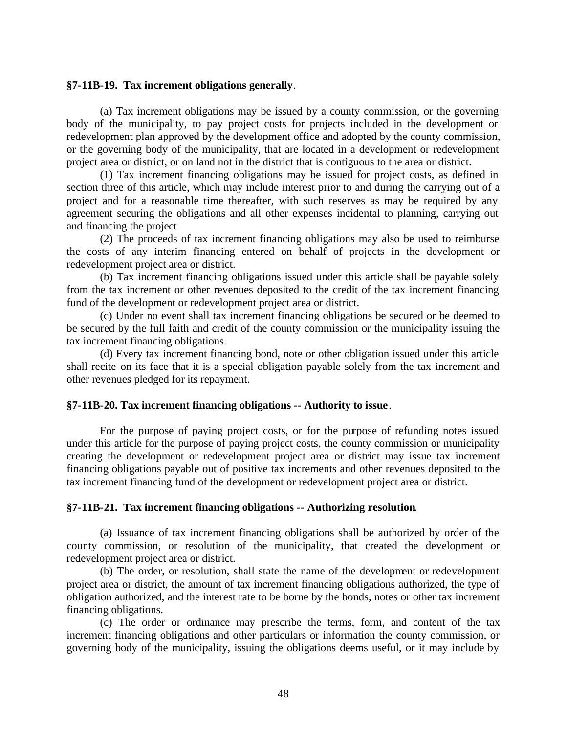**§7-11B-19. Tax increment obligations generally.**

(a) Tax increment obligations may be issued by a county commission, or the governing body of the municipality, to pay project costs for projects included in the development or redevelopment plan approved by the development office and adopted by the county commission, or the governing body of the municipality, that are located in a development or redevelopment project area or district, or on land not in the district that is contiguous to the area or district.

(1) Tax increment financing obligations may be issued for project costs, as defined in section three of this article, which may include interest prior to and during the carrying out of a project and for a reasonable time thereafter, with such reserves as may be required by any agreement securing the obligations and all other expenses incidental to planning, carrying out and financing the project.

(2) The proceeds of tax increment financing obligations may also be used to reimburse the costs of any interim financing entered on behalf of projects in the development or redevelopment project area or district.

(b) Tax increment financing obligations issued under this article shall be payable solely from the tax increment or other revenues deposited to the credit of the tax increment financing fund of the development or redevelopment project area or district.

(c) Under no event shall tax increment financing obligations be secured or be deemed to be secured by the full faith and credit of the county commission or the municipality issuing the tax increment financing obligations.

(d) Every tax increment financing bond, note or other obligation issued under this article shall recite on its face that it is a special obligation payable solely from the tax increment and other revenues pledged for its repayment.

**§7-11B-20. Tax increment financing obligations -- Authority to issue.**

For the purpose of paying project costs, or for the purpose of refunding notes issued under this article for the purpose of paying project costs, the county commission or municipality creating the development or redevelopment project area or district may issue tax increment financing obligations payable out of positive tax increments and other revenues deposited to the tax increment financing fund of the development or redevelopment project area or district.

**§7-11B-21. Tax increment financing obligations -- Authorizing resolution.**

(a) Issuance of tax increment financing obligations shall be authorized by order of the county commission, or resolution of the municipality, that created the development or redevelopment project area or district.

(b) The order, or resolution, shall state the name of the development or redevelopment project area or district, the amount of tax increment financing obligations authorized, the type of obligation authorized, and the interest rate to be borne by the bonds, notes or other tax increment financing obligations.

(c) The order or ordinance may prescribe the terms, form, and content of the tax increment financing obligations and other particulars or information the county commission, or governing body of the municipality, issuing the obligations deems useful, or it may include by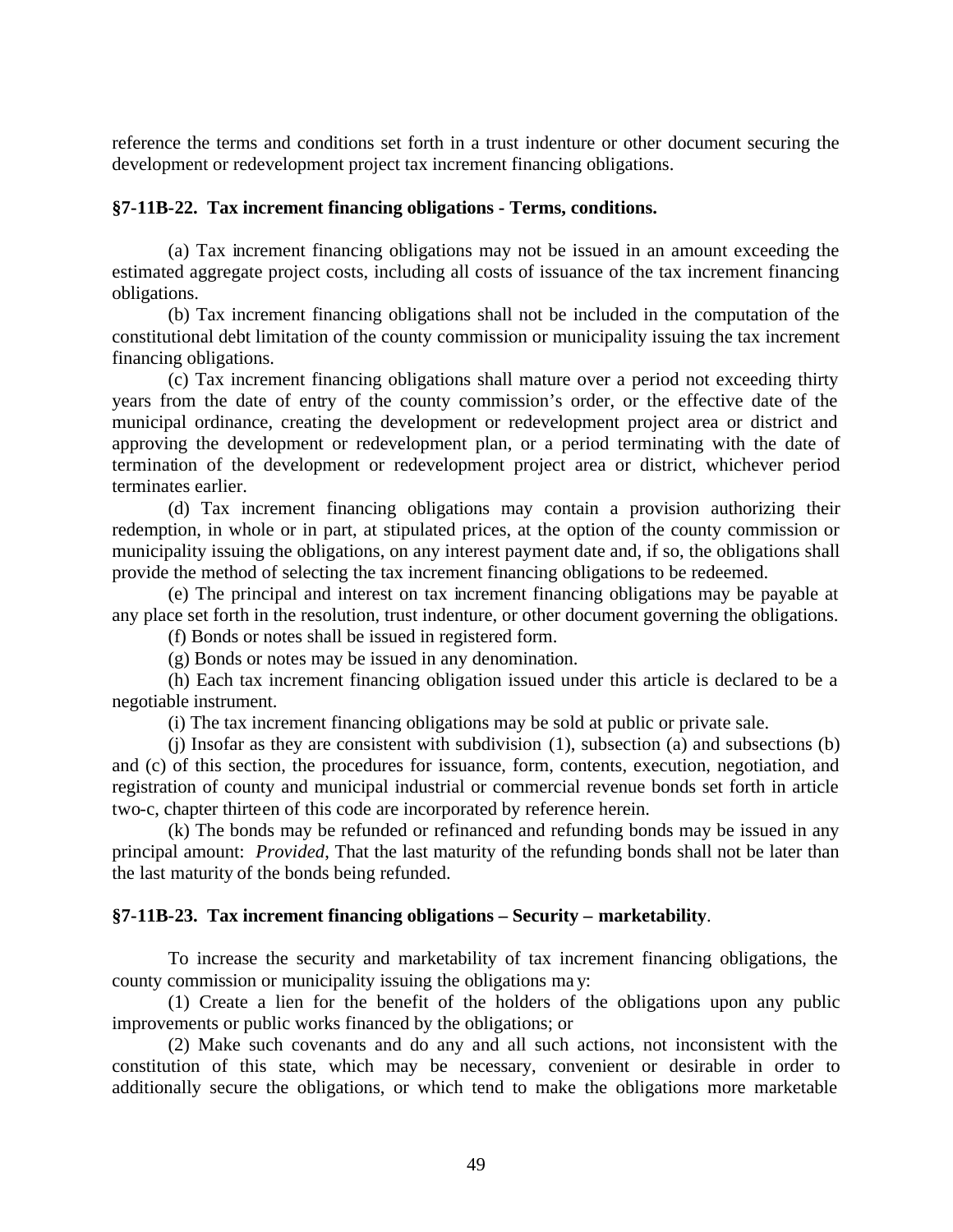reference the terms and conditions set forth in a trust indenture or other document securing the development or redevelopment project tax increment financing obligations.

**§7-11B-22. Tax increment financing obligations - Terms, conditions.**

(a) Tax increment financing obligations may not be issued in an amount exceeding the estimated aggregate project costs, including all costs of issuance of the tax increment financing obligations.

(b) Tax increment financing obligations shall not be included in the computation of the constitutional debt limitation of the county commission or municipality issuing the tax increment financing obligations.

(c) Tax increment financing obligations shall mature over a period not exceeding thirty years from the date of entry of the county commission's order, or the effective date of the municipal ordinance, creating the development or redevelopment project area or district and approving the development or redevelopment plan, or a period terminating with the date of termination of the development or redevelopment project area or district, whichever period terminates earlier.

(d) Tax increment financing obligations may contain a provision authorizing their redemption, in whole or in part, at stipulated prices, at the option of the county commission or municipality issuing the obligations, on any interest payment date and, if so, the obligations shall provide the method of selecting the tax increment financing obligations to be redeemed.

(e) The principal and interest on tax increment financing obligations may be payable at any place set forth in the resolution, trust indenture, or other document governing the obligations.

(f) Bonds or notes shall be issued in registered form.

(g) Bonds or notes may be issued in any denomination.

(h) Each tax increment financing obligation issued under this article is declared to be a negotiable instrument.

(i) The tax increment financing obligations may be sold at public or private sale.

(j) Insofar as they are consistent with subdivision (1), subsection (a) and subsections (b) and (c) of this section, the procedures for issuance, form, contents, execution, negotiation, and registration of county and municipal industrial or commercial revenue bonds set forth in article two-c, chapter thirteen of this code are incorporated by reference herein.

(k) The bonds may be refunded or refinanced and refunding bonds may be issued in any principal amount: *Provided*, That the last maturity of the refunding bonds shall not be later than the last maturity of the bonds being refunded.

**§7-11B-23. Tax increment financing obligations – Security – marketability.**

To increase the security and marketability of tax increment financing obligations, the county commission or municipality issuing the obligations may:

(1) Create a lien for the benefit of the holders of the obligations upon any public improvements or public works financed by the obligations; or

(2) Make such covenants and do any and all such actions, not inconsistent with the constitution of this state, which may be necessary, convenient or desirable in order to additionally secure the obligations, or which tend to make the obligations more marketable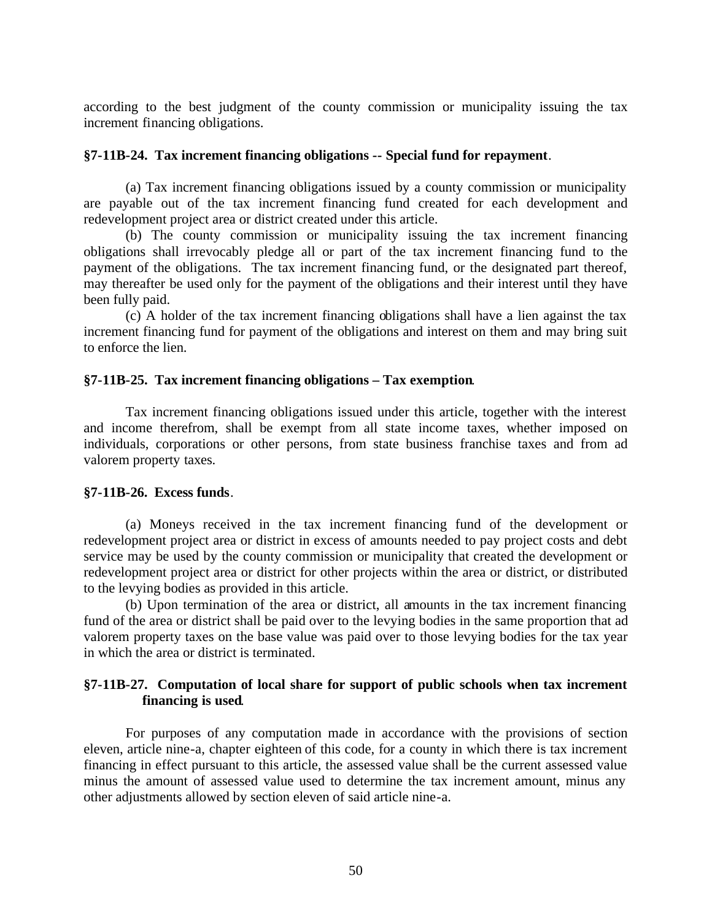according to the best judgment of the county commission or municipality issuing the tax increment financing obligations.

**§7-11B-24. Tax increment financing obligations -- Special fund for repayment**.

(a) Tax increment financing obligations issued by a county commission or municipality are payable out of the tax increment financing fund created for each development and redevelopment project area or district created under this article.

(b) The county commission or municipality issuing the tax increment financing obligations shall irrevocably pledge all or part of the tax increment financing fund to the payment of the obligations. The tax increment financing fund, or the designated part thereof, may thereafter be used only for the payment of the obligations and their interest until they have been fully paid.

(c) A holder of the tax increment financing obligations shall have a lien against the tax increment financing fund for payment of the obligations and interest on them and may bring suit to enforce the lien.

**§7-11B-25. Tax increment financing obligations – Tax exemption**.

Tax increment financing obligations issued under this article, together with the interest and income therefrom, shall be exempt from all state income taxes, whether imposed on individuals, corporations or other persons, from state business franchise taxes and from ad valorem property taxes.

**§7-11B-26. Excess funds**.

(a) Moneys received in the tax increment financing fund of the development or redevelopment project area or district in excess of amounts needed to pay project costs and debt service may be used by the county commission or municipality that created the development or redevelopment project area or district for other projects within the area or district, or distributed to the levying bodies as provided in this article.

(b) Upon termination of the area or district, all amounts in the tax increment financing fund of the area or district shall be paid over to the levying bodies in the same proportion that ad valorem property taxes on the base value was paid over to those levying bodies for the tax year in which the area or district is terminated.

**§7-11B-27. Computation of local share for support of public schools when tax increment financing is used**.

For purposes of any computation made in accordance with the provisions of section eleven, article nine-a, chapter eighteen of this code, for a county in which there is tax increment financing in effect pursuant to this article, the assessed value shall be the current assessed value minus the amount of assessed value used to determine the tax increment amount, minus any other adjustments allowed by section eleven of said article nine-a.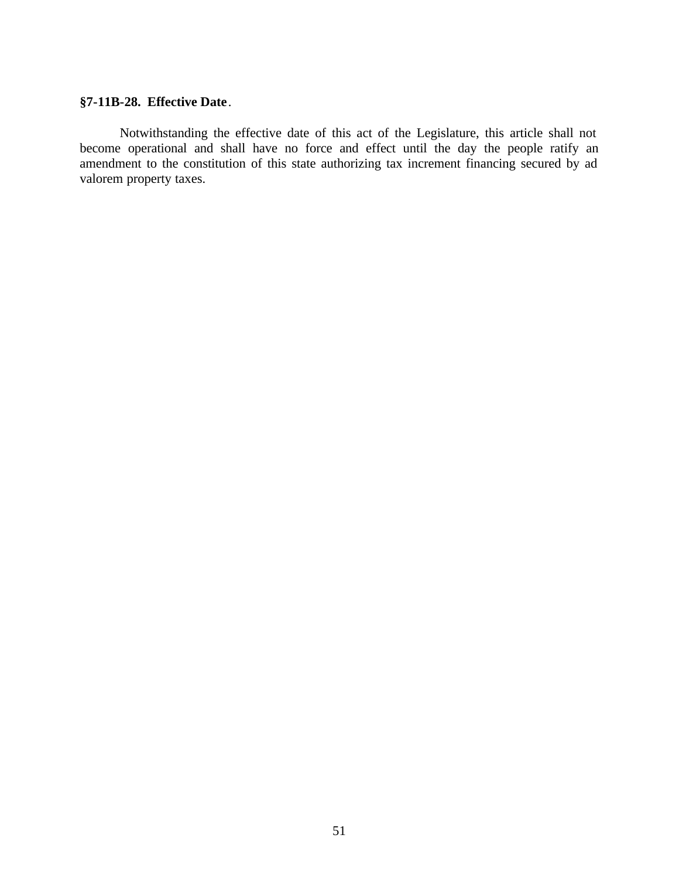**§7-11B-28. Effective Date.**

Notwithstanding the effective date of this act of the Legislature, this article shall not become operational and shall have no force and effect until the day the people ratify an amendment to the constitution of this state authorizing tax increment financing secured by ad valorem property taxes.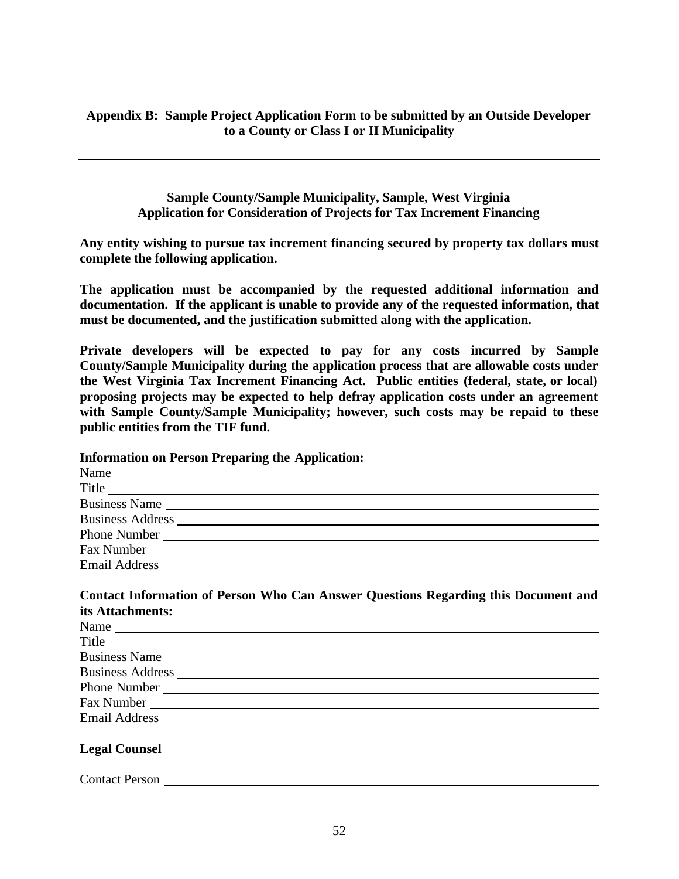**Appendix B: Sample Project Application Form to be submitted by an Outside Developer to a County or Class I or II Municipality**

---

**Sample County/Sample Municipality, Sample, West Virginia**
**Application for Consideration of Projects for Tax Increment Financing**

**Any entity wishing to pursue tax increment financing secured by property tax dollars must complete the following application.**

**The application must be accompanied by the requested additional information and documentation. If the applicant is unable to provide any of the requested information, that must be documented, and the justification submitted along with the application.**

**Private developers will be expected to pay for any costs incurred by Sample County/Sample Municipality during the application process that are allowable costs under the West Virginia Tax Increment Financing Act. Public entities (federal, state, or local) proposing projects may be expected to help defray application costs under an agreement with Sample County/Sample Municipality; however, such costs may be repaid to these public entities from the TIF fund.**

**Information on Person Preparing the Application:**

Name ____________________
Title ____________________
Business Name ____________________
Business Address ____________________
Phone Number ____________________
Fax Number ____________________
Email Address ____________________

**Contact Information of Person Who Can Answer Questions Regarding this Document and its Attachments:**

Name ____________________
Title ____________________
Business Name ____________________
Business Address ____________________
Phone Number ____________________
Fax Number ____________________
Email Address ____________________

**Legal Counsel**

Contact Person ____________________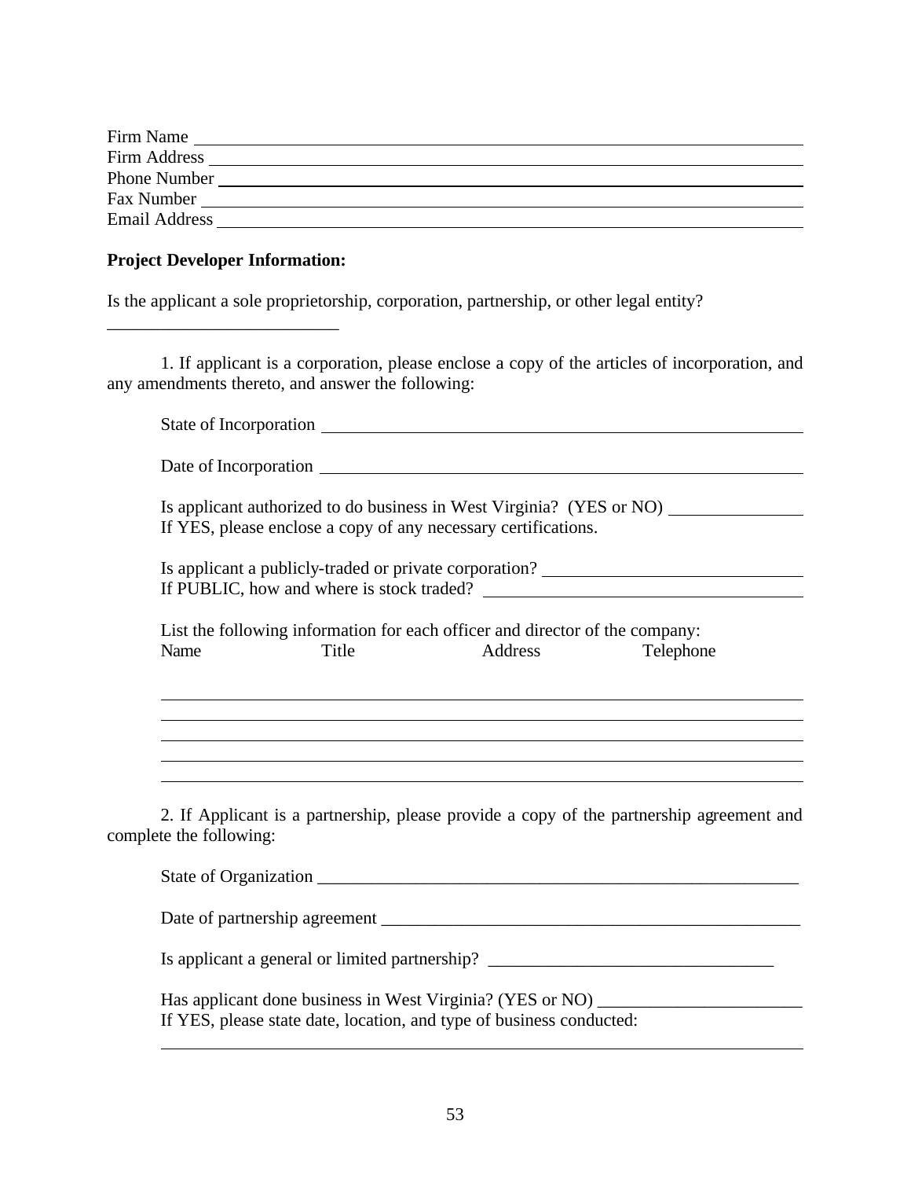Firm Name ______________________________________________________________

Firm Address ____________________________________________________________

Phone Number ____________________________________________________________

Fax Number ______________________________________________________________

Email Address ____________________________________________________________

**Project Developer Information:**

Is the applicant a sole proprietorship, corporation, partnership, or other legal entity?
___________________________

1. If applicant is a corporation, please enclose a copy of the articles of incorporation, and any amendments thereto, and answer the following:

State of Incorporation ______________________________________________________

Date of Incorporation ______________________________________________________

Is applicant authorized to do business in West Virginia? (YES or NO) _______________
If YES, please enclose a copy of any necessary certifications.

Is applicant a publicly-traded or private corporation? _____________________________
If PUBLIC, how and where is stock traded? _____________________________________

List the following information for each officer and director of the company:

| Name | Title | Address | Telephone |
|---|---|---|---|
| | | | |
| | | | |
| | | | |
| | | | |
| | | | |

2. If Applicant is a partnership, please provide a copy of the partnership agreement and complete the following:

State of Organization _______________________________________________________

Date of partnership agreement _________________________________________________

Is applicant a general or limited partnership? _________________________________

Has applicant done business in West Virginia? (YES or NO) _______________________
If YES, please state date, location, and type of business conducted:

_________________________________________________________________________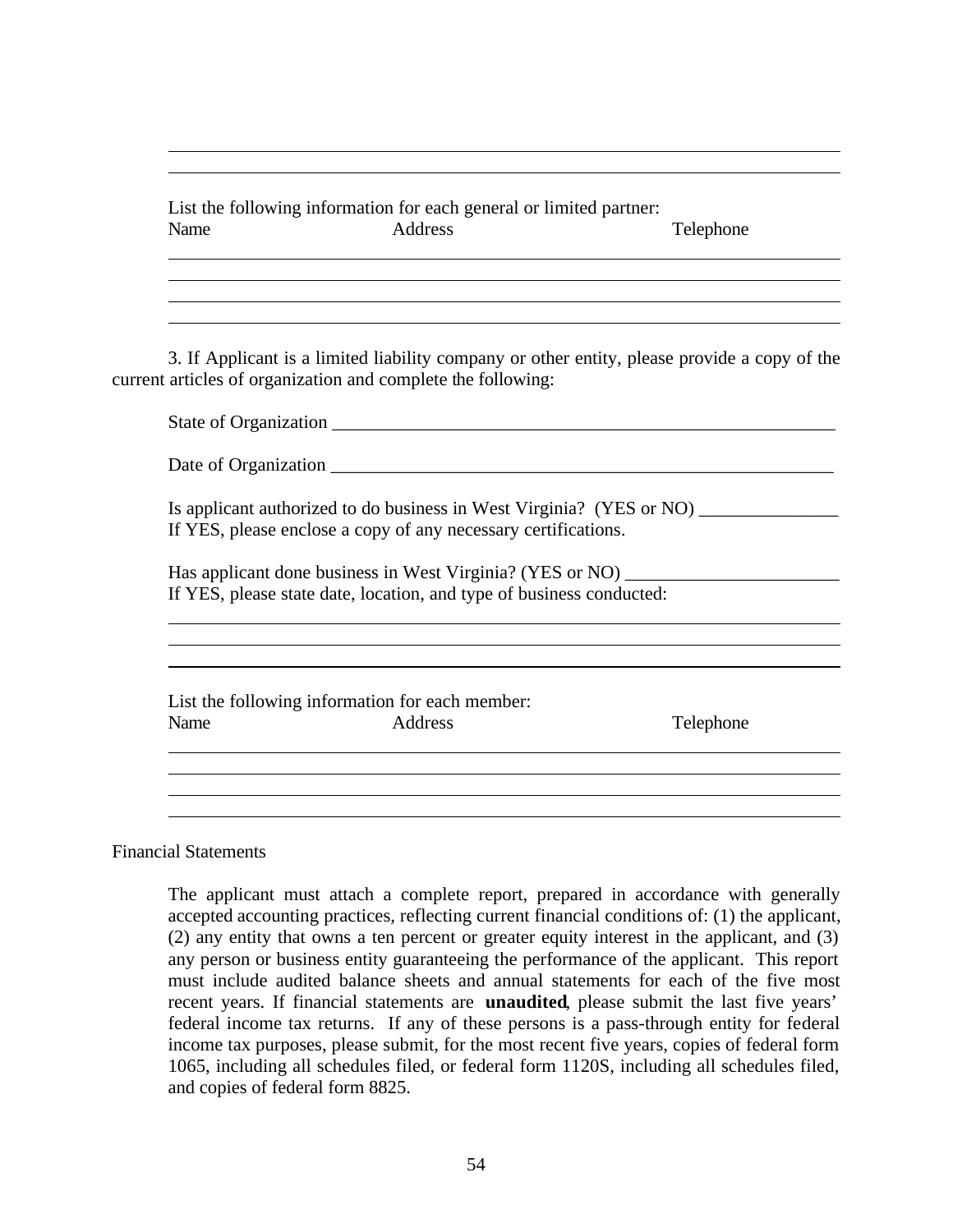List the following information for each general or limited partner:

Name                    Address                    Telephone

3. If Applicant is a limited liability company or other entity, please provide a copy of the current articles of organization and complete the following:

State of Organization ________________________________________________________

Date of Organization ________________________________________________________

Is applicant authorized to do business in West Virginia? (YES or NO) _______________
If YES, please enclose a copy of any necessary certifications.

Has applicant done business in West Virginia? (YES or NO) _______________________
If YES, please state date, location, and type of business conducted:

List the following information for each member:

Name                    Address                    Telephone

Financial Statements

The applicant must attach a complete report, prepared in accordance with generally accepted accounting practices, reflecting current financial conditions of: (1) the applicant, (2) any entity that owns a ten percent or greater equity interest in the applicant, and (3) any person or business entity guaranteeing the performance of the applicant. This report must include audited balance sheets and annual statements for each of the five most recent years. If financial statements are **unaudited**, please submit the last five years' federal income tax returns. If any of these persons is a pass-through entity for federal income tax purposes, please submit, for the most recent five years, copies of federal form 1065, including all schedules filed, or federal form 1120S, including all schedules filed, and copies of federal form 8825.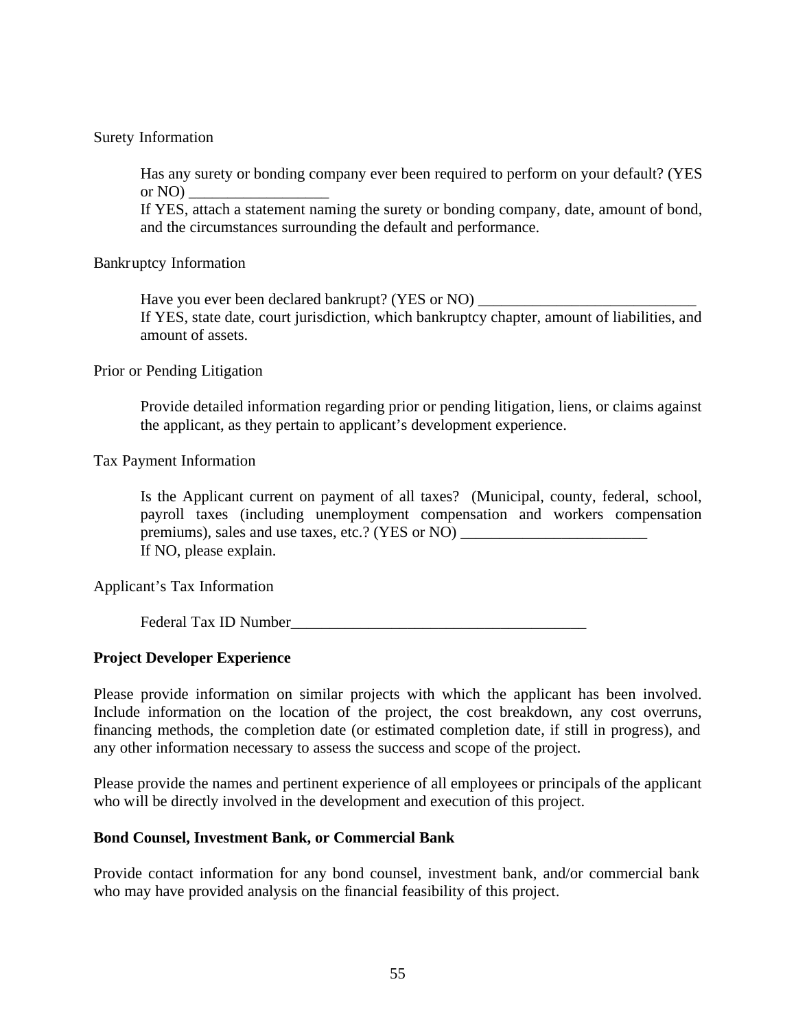Surety Information

Has any surety or bonding company ever been required to perform on your default? (YES or NO) __________________
If YES, attach a statement naming the surety or bonding company, date, amount of bond, and the circumstances surrounding the default and performance.

Bankruptcy Information

Have you ever been declared bankrupt? (YES or NO) ____________________________
If YES, state date, court jurisdiction, which bankruptcy chapter, amount of liabilities, and amount of assets.

Prior or Pending Litigation

Provide detailed information regarding prior or pending litigation, liens, or claims against the applicant, as they pertain to applicant's development experience.

Tax Payment Information

Is the Applicant current on payment of all taxes? (Municipal, county, federal, school, payroll taxes (including unemployment compensation and workers compensation premiums), sales and use taxes, etc.? (YES or NO) ________________________
If NO, please explain.

Applicant's Tax Information

Federal Tax ID Number______________________________________

**Project Developer Experience**

Please provide information on similar projects with which the applicant has been involved. Include information on the location of the project, the cost breakdown, any cost overruns, financing methods, the completion date (or estimated completion date, if still in progress), and any other information necessary to assess the success and scope of the project.

Please provide the names and pertinent experience of all employees or principals of the applicant who will be directly involved in the development and execution of this project.

**Bond Counsel, Investment Bank, or Commercial Bank**

Provide contact information for any bond counsel, investment bank, and/or commercial bank who may have provided analysis on the financial feasibility of this project.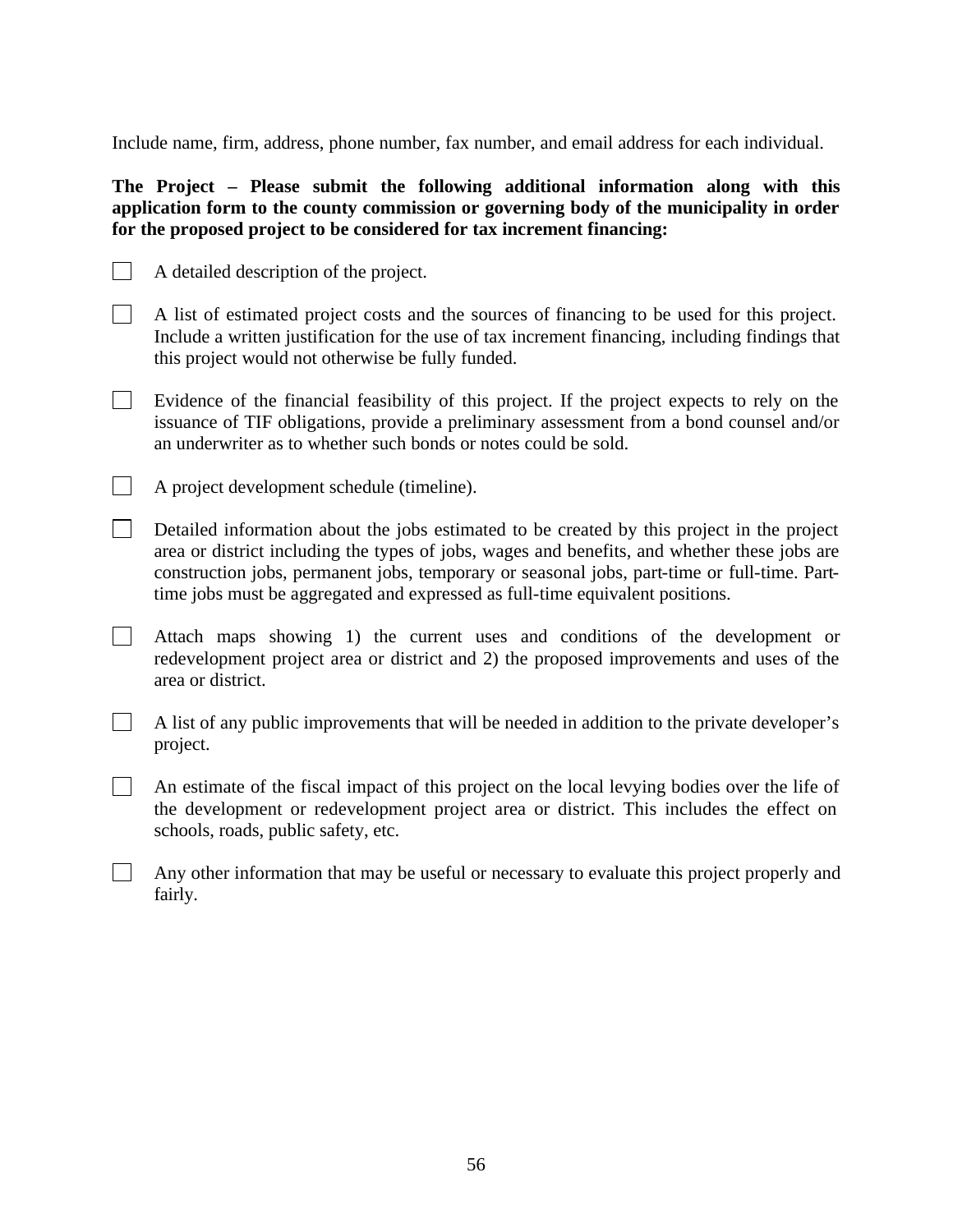Include name, firm, address, phone number, fax number, and email address for each individual.

**The Project – Please submit the following additional information along with this application form to the county commission or governing body of the municipality in order for the proposed project to be considered for tax increment financing:**

- [ ] A detailed description of the project.
- [ ] A list of estimated project costs and the sources of financing to be used for this project. Include a written justification for the use of tax increment financing, including findings that this project would not otherwise be fully funded.
- [ ] Evidence of the financial feasibility of this project. If the project expects to rely on the issuance of TIF obligations, provide a preliminary assessment from a bond counsel and/or an underwriter as to whether such bonds or notes could be sold.
- [ ] A project development schedule (timeline).
- [ ] Detailed information about the jobs estimated to be created by this project in the project area or district including the types of jobs, wages and benefits, and whether these jobs are construction jobs, permanent jobs, temporary or seasonal jobs, part-time or full-time. Part-time jobs must be aggregated and expressed as full-time equivalent positions.
- [ ] Attach maps showing 1) the current uses and conditions of the development or redevelopment project area or district and 2) the proposed improvements and uses of the area or district.
- [ ] A list of any public improvements that will be needed in addition to the private developer's project.
- [ ] An estimate of the fiscal impact of this project on the local levying bodies over the life of the development or redevelopment project area or district. This includes the effect on schools, roads, public safety, etc.
- [ ] Any other information that may be useful or necessary to evaluate this project properly and fairly.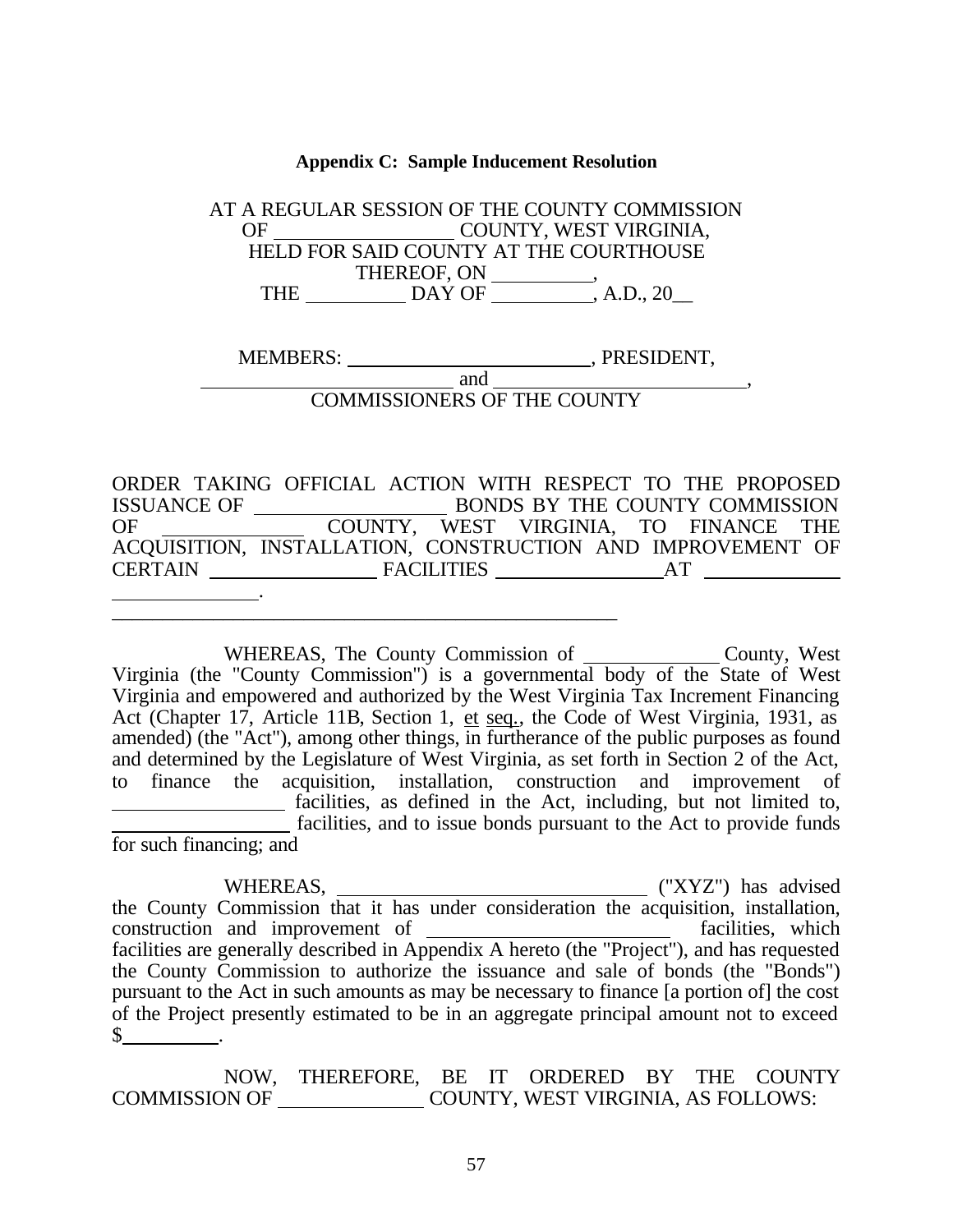**Appendix C: Sample Inducement Resolution**

AT A REGULAR SESSION OF THE COUNTY COMMISSION
OF \_\_\_\_\_\_\_\_\_\_\_\_\_\_\_\_\_\_ COUNTY, WEST VIRGINIA,
HELD FOR SAID COUNTY AT THE COURTHOUSE
THEREOF, ON \_\_\_\_\_\_\_\_\_\_,
THE \_\_\_\_\_\_\_\_\_\_ DAY OF \_\_\_\_\_\_\_\_\_\_, A.D., 20\_\_

MEMBERS: \_\_\_\_\_\_\_\_\_\_\_\_\_\_\_\_\_\_\_\_\_\_\_\_\_, PRESIDENT,
\_\_\_\_\_\_\_\_\_\_\_\_\_\_\_\_\_\_\_\_\_\_\_\_\_ and \_\_\_\_\_\_\_\_\_\_\_\_\_\_\_\_\_\_\_\_\_\_\_\_\_,
COMMISSIONERS OF THE COUNTY

ORDER TAKING OFFICIAL ACTION WITH RESPECT TO THE PROPOSED ISSUANCE OF \_\_\_\_\_\_\_\_\_\_\_\_\_\_\_\_\_\_ BONDS BY THE COUNTY COMMISSION OF \_\_\_\_\_\_\_\_\_\_\_\_\_\_ COUNTY, WEST VIRGINIA, TO FINANCE THE ACQUISITION, INSTALLATION, CONSTRUCTION AND IMPROVEMENT OF CERTAIN \_\_\_\_\_\_\_\_\_\_\_\_\_\_\_\_\_ FACILITIES \_\_\_\_\_\_\_\_\_\_\_\_\_\_\_\_\_ AT \_\_\_\_\_\_\_\_\_\_\_\_\_\_ \_\_\_\_\_\_\_\_\_\_\_\_\_\_\_.

---

WHEREAS, The County Commission of \_\_\_\_\_\_\_\_\_\_\_\_\_ County, West Virginia (the "County Commission") is a governmental body of the State of West Virginia and empowered and authorized by the West Virginia Tax Increment Financing Act (Chapter 17, Article 11B, Section 1, et seq., the Code of West Virginia, 1931, as amended) (the "Act"), among other things, in furtherance of the public purposes as found and determined by the Legislature of West Virginia, as set forth in Section 2 of the Act, to finance the acquisition, installation, construction and improvement of \_\_\_\_\_\_\_\_\_\_\_\_\_\_\_\_\_\_ facilities, as defined in the Act, including, but not limited to, \_\_\_\_\_\_\_\_\_\_\_\_\_\_\_\_\_\_ facilities, and to issue bonds pursuant to the Act to provide funds for such financing; and

WHEREAS, \_\_\_\_\_\_\_\_\_\_\_\_\_\_\_\_\_\_\_\_\_\_\_\_\_\_\_\_\_\_\_ ("XYZ") has advised the County Commission that it has under consideration the acquisition, installation, construction and improvement of \_\_\_\_\_\_\_\_\_\_\_\_\_\_\_\_\_\_\_\_\_\_\_\_ facilities, which facilities are generally described in Appendix A hereto (the "Project"), and has requested the County Commission to authorize the issuance and sale of bonds (the "Bonds") pursuant to the Act in such amounts as may be necessary to finance [a portion of] the cost of the Project presently estimated to be in an aggregate principal amount not to exceed $\_\_\_\_\_\_\_\_\_\_.

NOW, THEREFORE, BE IT ORDERED BY THE COUNTY COMMISSION OF \_\_\_\_\_\_\_\_\_\_\_\_\_\_\_ COUNTY, WEST VIRGINIA, AS FOLLOWS: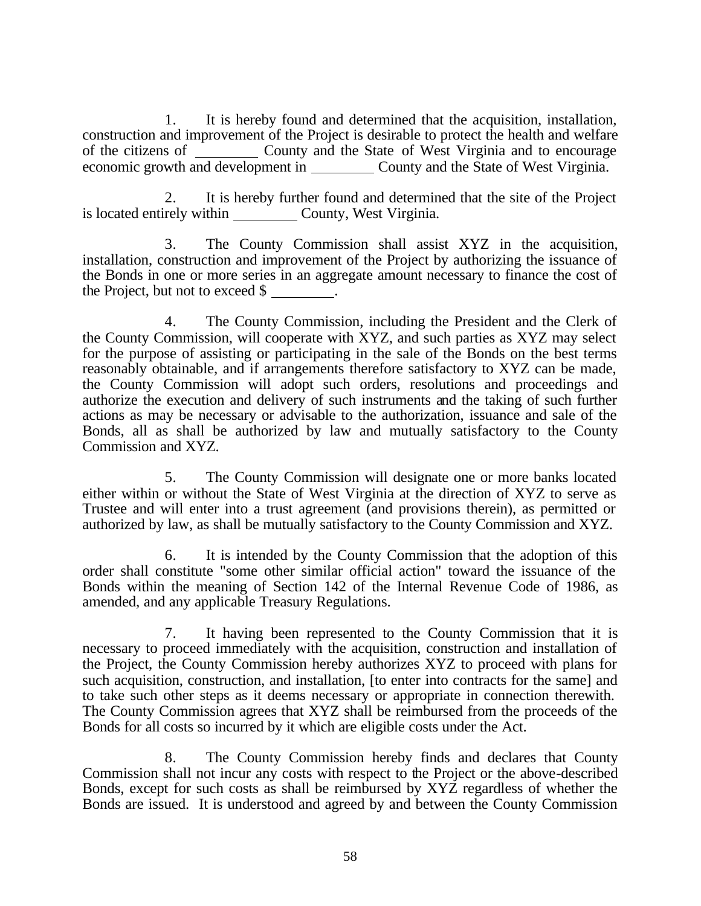1. It is hereby found and determined that the acquisition, installation, construction and improvement of the Project is desirable to protect the health and welfare of the citizens of _________ County and the State of West Virginia and to encourage economic growth and development in _________ County and the State of West Virginia.

2. It is hereby further found and determined that the site of the Project is located entirely within _________ County, West Virginia.

3. The County Commission shall assist XYZ in the acquisition, installation, construction and improvement of the Project by authorizing the issuance of the Bonds in one or more series in an aggregate amount necessary to finance the cost of the Project, but not to exceed $ _________.

4. The County Commission, including the President and the Clerk of the County Commission, will cooperate with XYZ, and such parties as XYZ may select for the purpose of assisting or participating in the sale of the Bonds on the best terms reasonably obtainable, and if arrangements therefore satisfactory to XYZ can be made, the County Commission will adopt such orders, resolutions and proceedings and authorize the execution and delivery of such instruments and the taking of such further actions as may be necessary or advisable to the authorization, issuance and sale of the Bonds, all as shall be authorized by law and mutually satisfactory to the County Commission and XYZ.

5. The County Commission will designate one or more banks located either within or without the State of West Virginia at the direction of XYZ to serve as Trustee and will enter into a trust agreement (and provisions therein), as permitted or authorized by law, as shall be mutually satisfactory to the County Commission and XYZ.

6. It is intended by the County Commission that the adoption of this order shall constitute "some other similar official action" toward the issuance of the Bonds within the meaning of Section 142 of the Internal Revenue Code of 1986, as amended, and any applicable Treasury Regulations.

7. It having been represented to the County Commission that it is necessary to proceed immediately with the acquisition, construction and installation of the Project, the County Commission hereby authorizes XYZ to proceed with plans for such acquisition, construction, and installation, [to enter into contracts for the same] and to take such other steps as it deems necessary or appropriate in connection therewith. The County Commission agrees that XYZ shall be reimbursed from the proceeds of the Bonds for all costs so incurred by it which are eligible costs under the Act.

8. The County Commission hereby finds and declares that County Commission shall not incur any costs with respect to the Project or the above-described Bonds, except for such costs as shall be reimbursed by XYZ regardless of whether the Bonds are issued. It is understood and agreed by and between the County Commission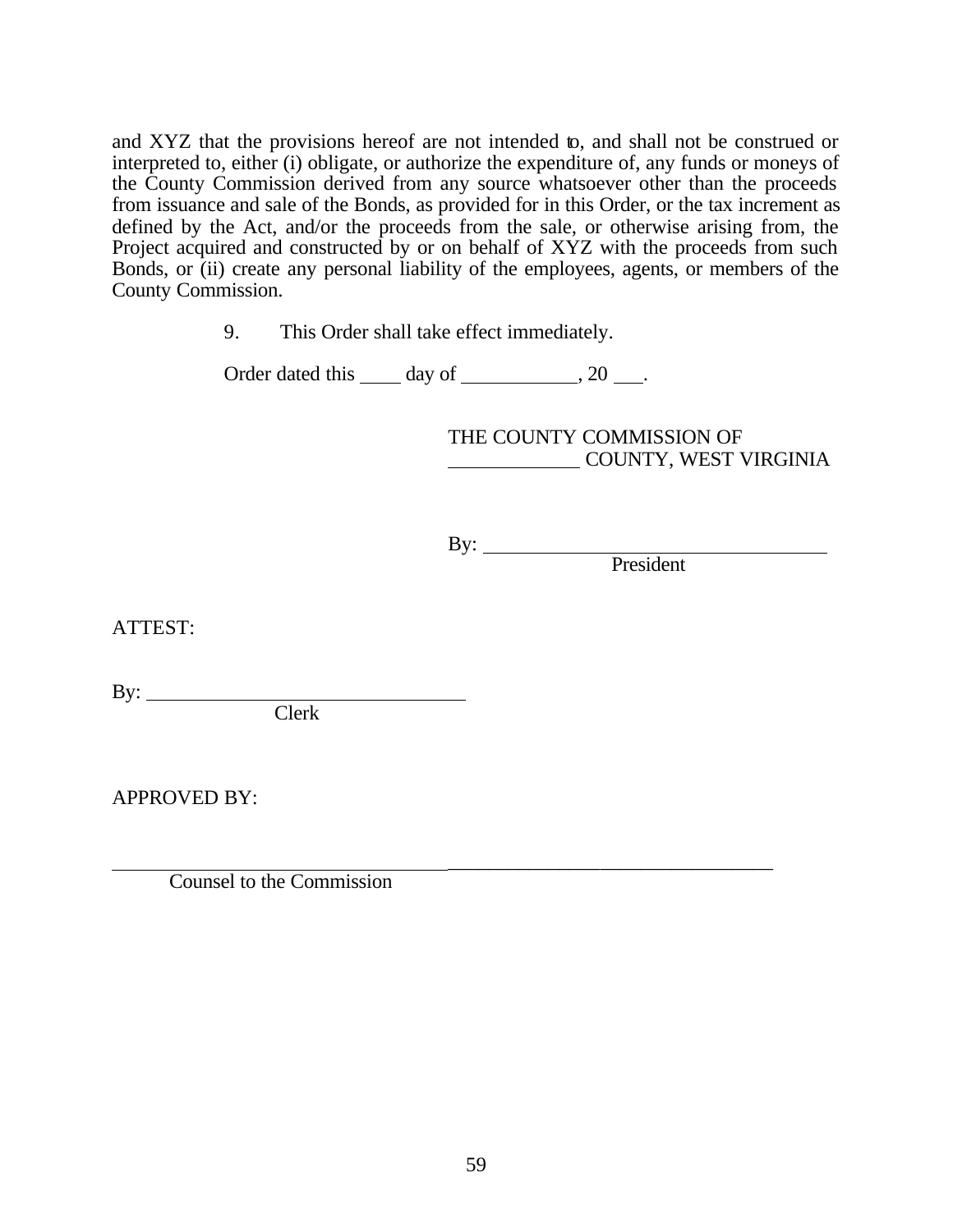and XYZ that the provisions hereof are not intended to, and shall not be construed or interpreted to, either (i) obligate, or authorize the expenditure of, any funds or moneys of the County Commission derived from any source whatsoever other than the proceeds from issuance and sale of the Bonds, as provided for in this Order, or the tax increment as defined by the Act, and/or the proceeds from the sale, or otherwise arising from, the Project acquired and constructed by or on behalf of XYZ with the proceeds from such Bonds, or (ii) create any personal liability of the employees, agents, or members of the County Commission.

9. This Order shall take effect immediately.

Order dated this ____ day of ____________, 20 ___.

THE COUNTY COMMISSION OF
______________ COUNTY, WEST VIRGINIA

By: ____________________________________
President

ATTEST:

By: __________________________________
Clerk

APPROVED BY:

____________________________________
Counsel to the Commission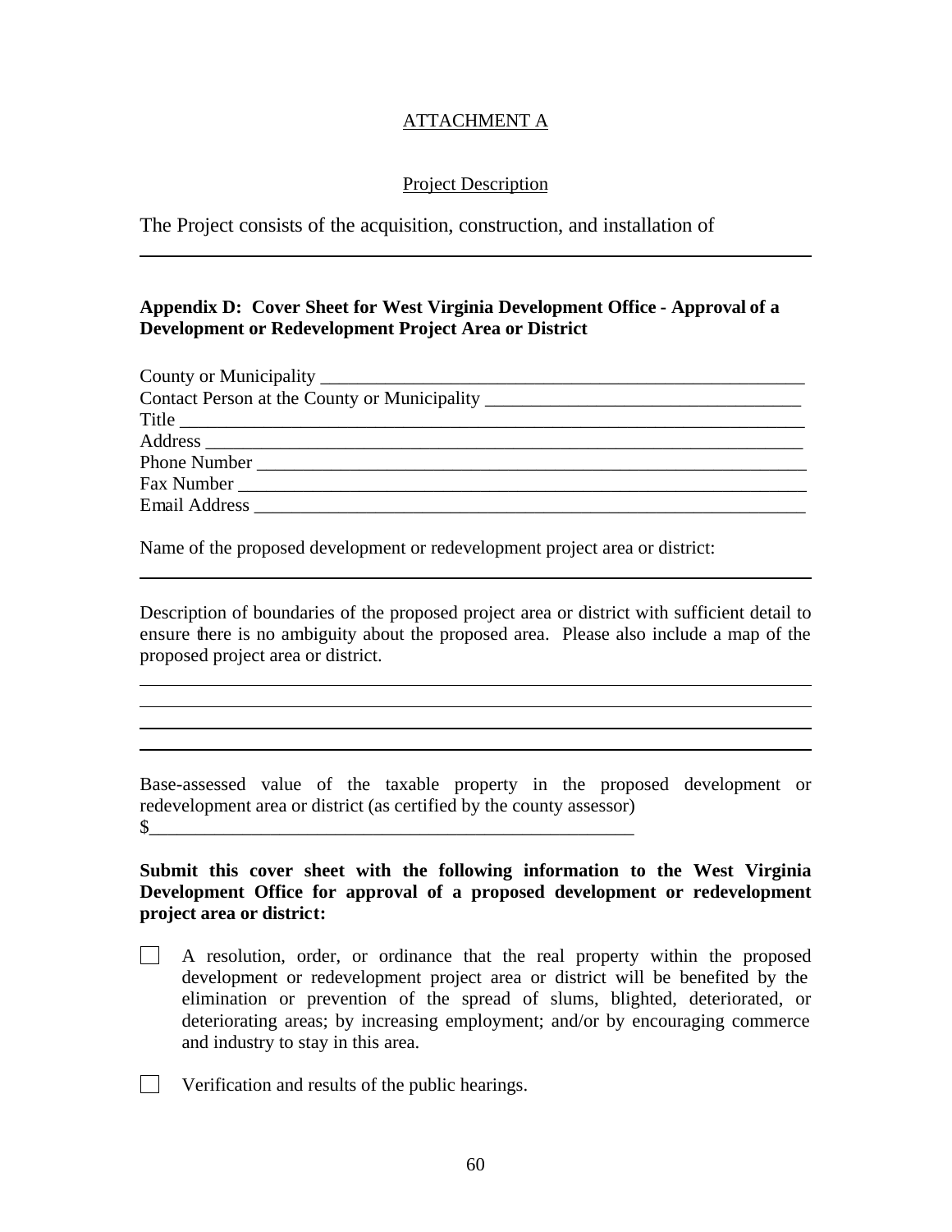ATTACHMENT A

Project Description

The Project consists of the acquisition, construction, and installation of

______________________________________________________________________

**Appendix D: Cover Sheet for West Virginia Development Office - Approval of a Development or Redevelopment Project Area or District**

County or Municipality ______________________________________________________

Contact Person at the County or Municipality _________________________________

Title _________________________________________________________________

Address _______________________________________________________________

Phone Number __________________________________________________________

Fax Number ____________________________________________________________

Email Address ___________________________________________________________

Name of the proposed development or redevelopment project area or district:

______________________________________________________________________

Description of boundaries of the proposed project area or district with sufficient detail to ensure there is no ambiguity about the proposed area. Please also include a map of the proposed project area or district.

______________________________________________________________________

______________________________________________________________________

______________________________________________________________________

______________________________________________________________________

Base-assessed value of the taxable property in the proposed development or redevelopment area or district (as certified by the county assessor)

$_____________________________________________________

**Submit this cover sheet with the following information to the West Virginia Development Office for approval of a proposed development or redevelopment project area or district:**

- ☐ A resolution, order, or ordinance that the real property within the proposed development or redevelopment project area or district will be benefited by the elimination or prevention of the spread of slums, blighted, deteriorated, or deteriorating areas; by increasing employment; and/or by encouraging commerce and industry to stay in this area.

- ☐ Verification and results of the public hearings.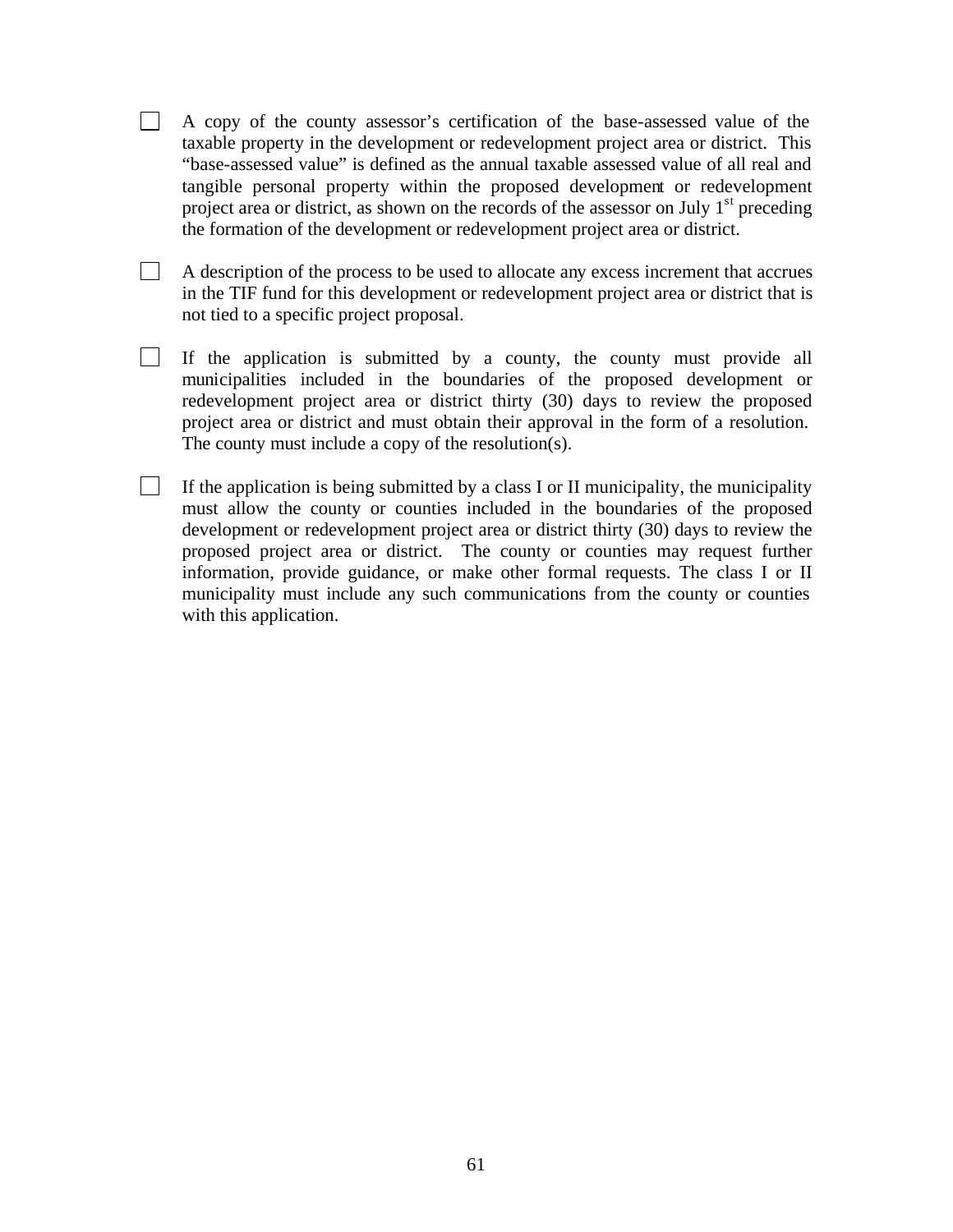- [ ] A copy of the county assessor's certification of the base-assessed value of the taxable property in the development or redevelopment project area or district. This "base-assessed value" is defined as the annual taxable assessed value of all real and tangible personal property within the proposed development or redevelopment project area or district, as shown on the records of the assessor on July 1st preceding the formation of the development or redevelopment project area or district.

- [ ] A description of the process to be used to allocate any excess increment that accrues in the TIF fund for this development or redevelopment project area or district that is not tied to a specific project proposal.

- [ ] If the application is submitted by a county, the county must provide all municipalities included in the boundaries of the proposed development or redevelopment project area or district thirty (30) days to review the proposed project area or district and must obtain their approval in the form of a resolution. The county must include a copy of the resolution(s).

- [ ] If the application is being submitted by a class I or II municipality, the municipality must allow the county or counties included in the boundaries of the proposed development or redevelopment project area or district thirty (30) days to review the proposed project area or district. The county or counties may request further information, provide guidance, or make other formal requests. The class I or II municipality must include any such communications from the county or counties with this application.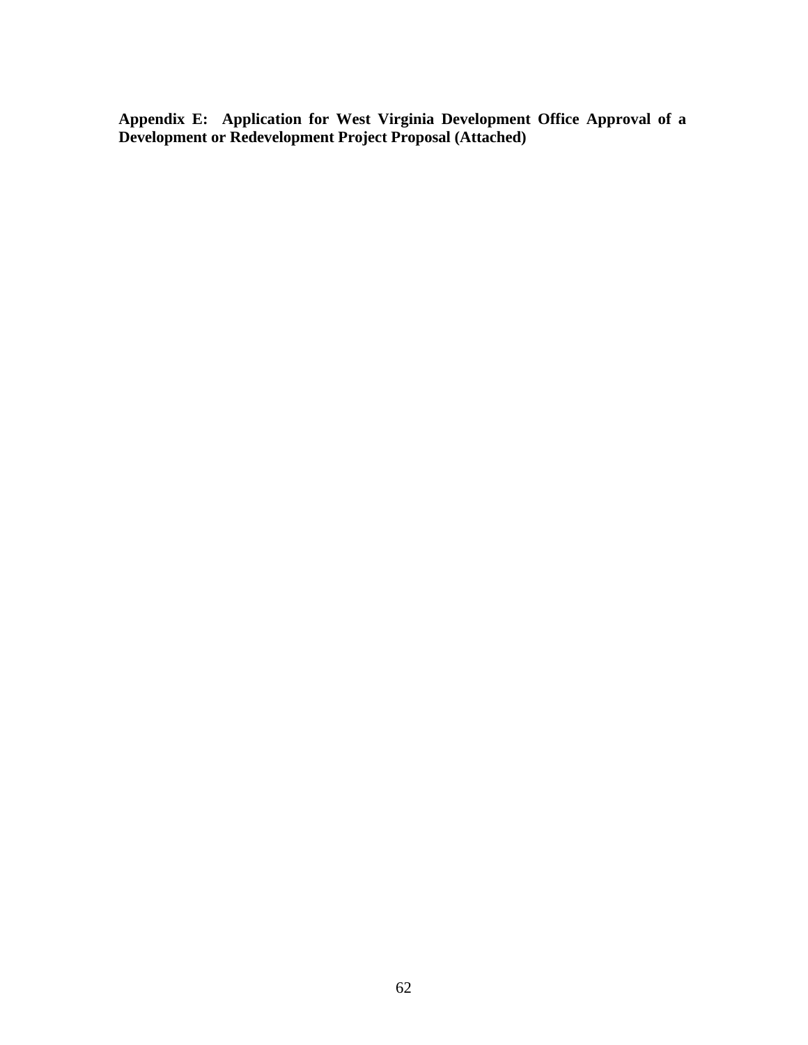**Appendix E: Application for West Virginia Development Office Approval of a Development or Redevelopment Project Proposal (Attached)**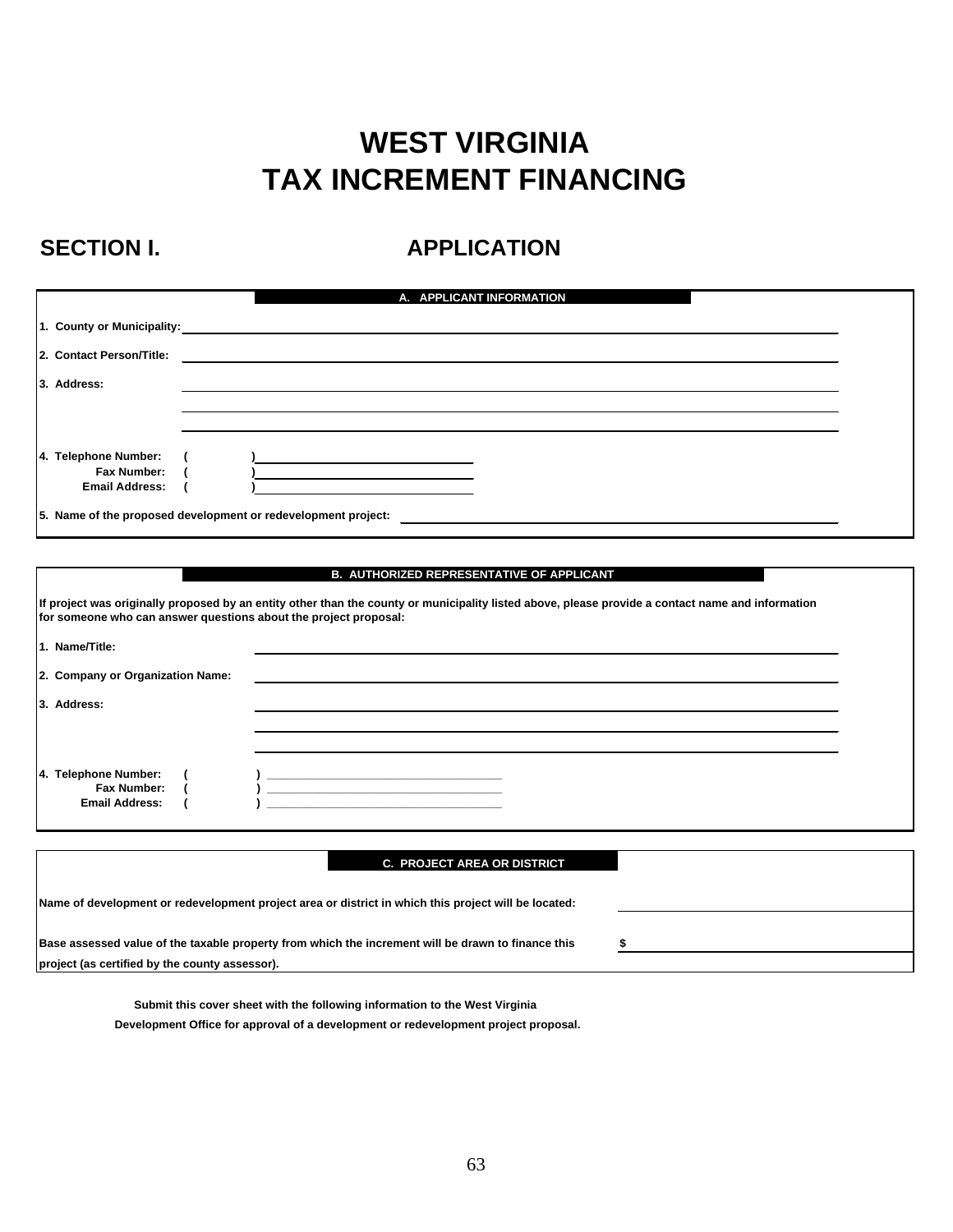# WEST VIRGINIA
# TAX INCREMENT FINANCING

## SECTION I. APPLICATION

### A. APPLICANT INFORMATION

1. County or Municipality: ____________________

2. Contact Person/Title: ____________________

3. Address: ____________________

____________________

____________________

4. Telephone Number: ( ) ____________________
   Fax Number: ( ) ____________________
   Email Address: ( ) ____________________

5. Name of the proposed development or redevelopment project: ____________________

### B. AUTHORIZED REPRESENTATIVE OF APPLICANT

If project was originally proposed by an entity other than the county or municipality listed above, please provide a contact name and information for someone who can answer questions about the project proposal:

1. Name/Title: ____________________

2. Company or Organization Name: ____________________

3. Address: ____________________

____________________

____________________

4. Telephone Number: ( ) ____________________
   Fax Number: ( ) ____________________
   Email Address: ( ) ____________________

### C. PROJECT AREA OR DISTRICT

Name of development or redevelopment project area or district in which this project will be located: ____________________

Base assessed value of the taxable property from which the increment will be drawn to finance this project (as certified by the county assessor). $ ____________________

Submit this cover sheet with the following information to the West Virginia Development Office for approval of a development or redevelopment project proposal.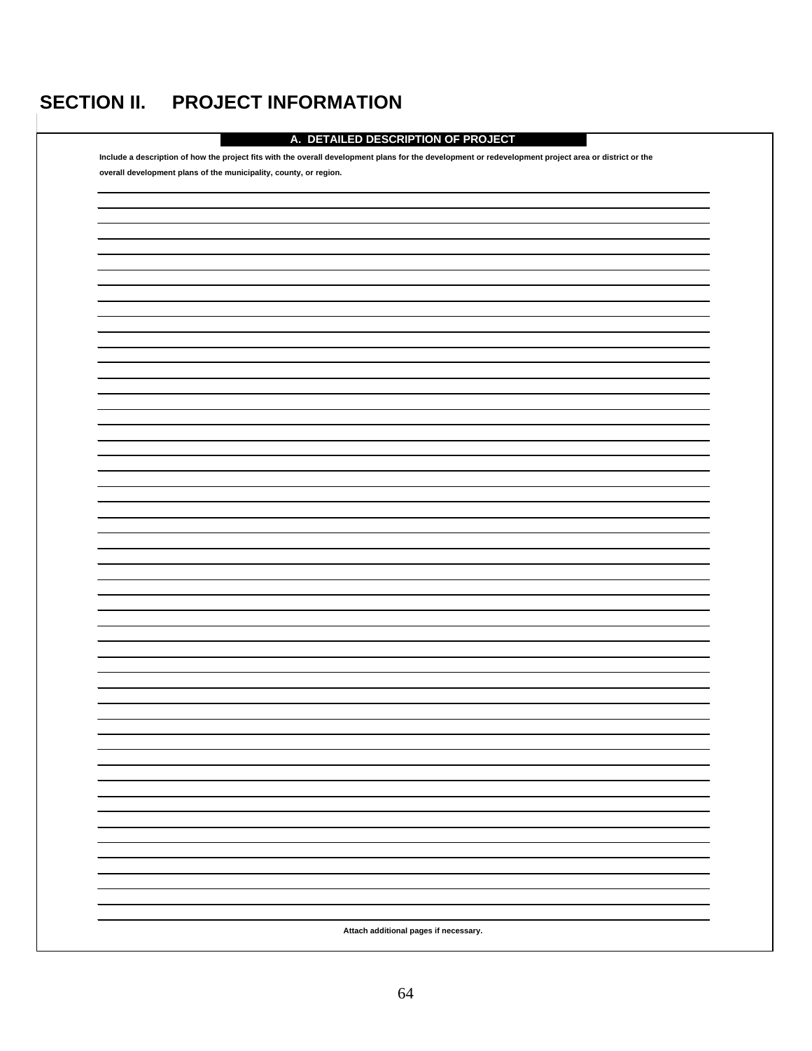# SECTION II. PROJECT INFORMATION

## A. DETAILED DESCRIPTION OF PROJECT

**Include a description of how the project fits with the overall development plans for the development or redevelopment project area or district or the overall development plans of the municipality, county, or region.**

**Attach additional pages if necessary.**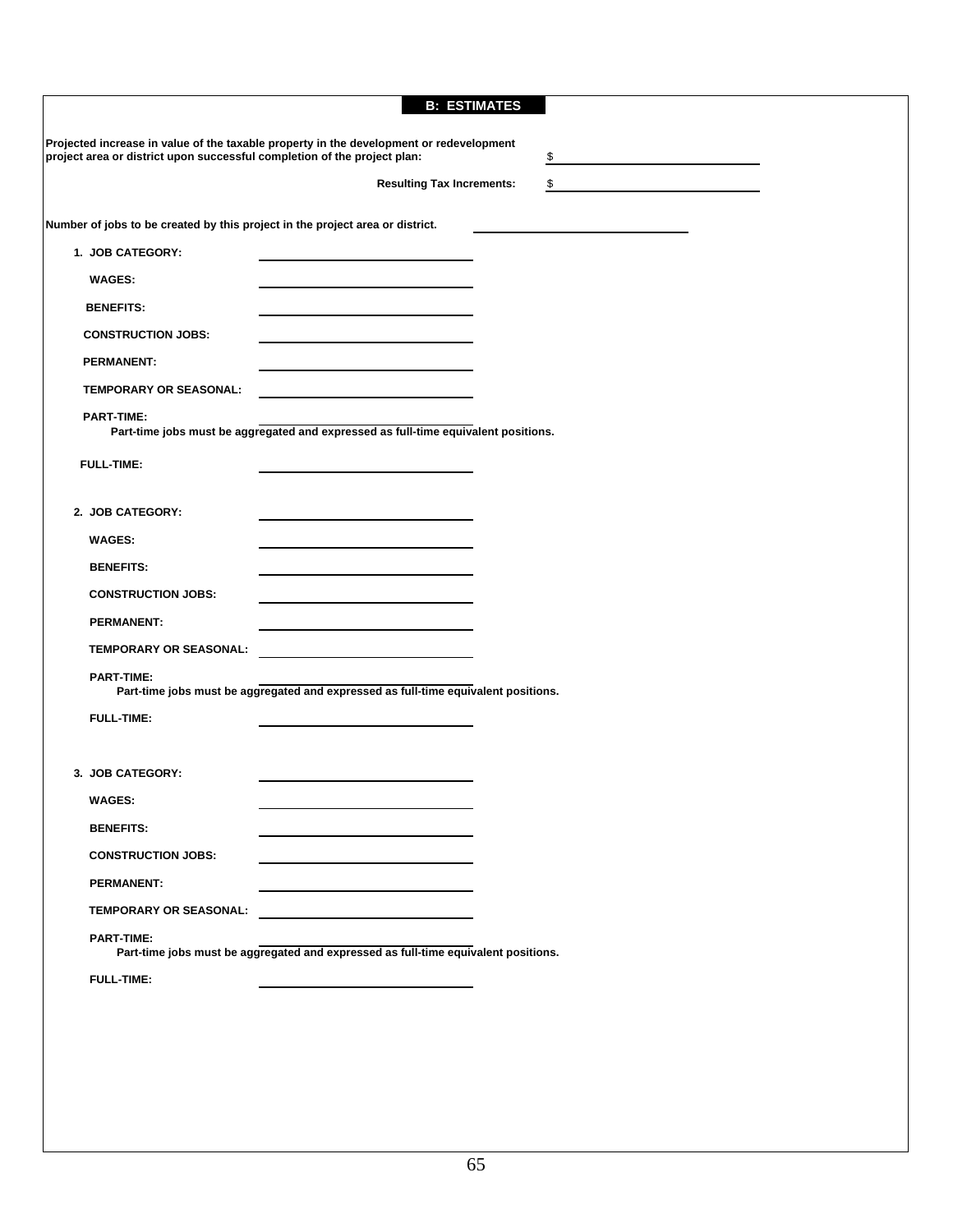## B: ESTIMATES

**Projected increase in value of the taxable property in the development or redevelopment project area or district upon successful completion of the project plan:** $ ____________________

**Resulting Tax Increments:** $ ____________________

**Number of jobs to be created by this project in the project area or district.** ____________________

**1. JOB CATEGORY:** ____________________

**WAGES:** ____________________

**BENEFITS:** ____________________

**CONSTRUCTION JOBS:** ____________________

**PERMANENT:** ____________________

**TEMPORARY OR SEASONAL:** ____________________

**PART-TIME:** ____________________

**Part-time jobs must be aggregated and expressed as full-time equivalent positions.**

**FULL-TIME:** ____________________

**2. JOB CATEGORY:** ____________________

**WAGES:** ____________________

**BENEFITS:** ____________________

**CONSTRUCTION JOBS:** ____________________

**PERMANENT:** ____________________

**TEMPORARY OR SEASONAL:** ____________________

**PART-TIME:** ____________________

**Part-time jobs must be aggregated and expressed as full-time equivalent positions.**

**FULL-TIME:** ____________________

**3. JOB CATEGORY:** ____________________

**WAGES:** ____________________

**BENEFITS:** ____________________

**CONSTRUCTION JOBS:** ____________________

**PERMANENT:** ____________________

**TEMPORARY OR SEASONAL:** ____________________

**PART-TIME:** ____________________

**Part-time jobs must be aggregated and expressed as full-time equivalent positions.**

**FULL-TIME:** ____________________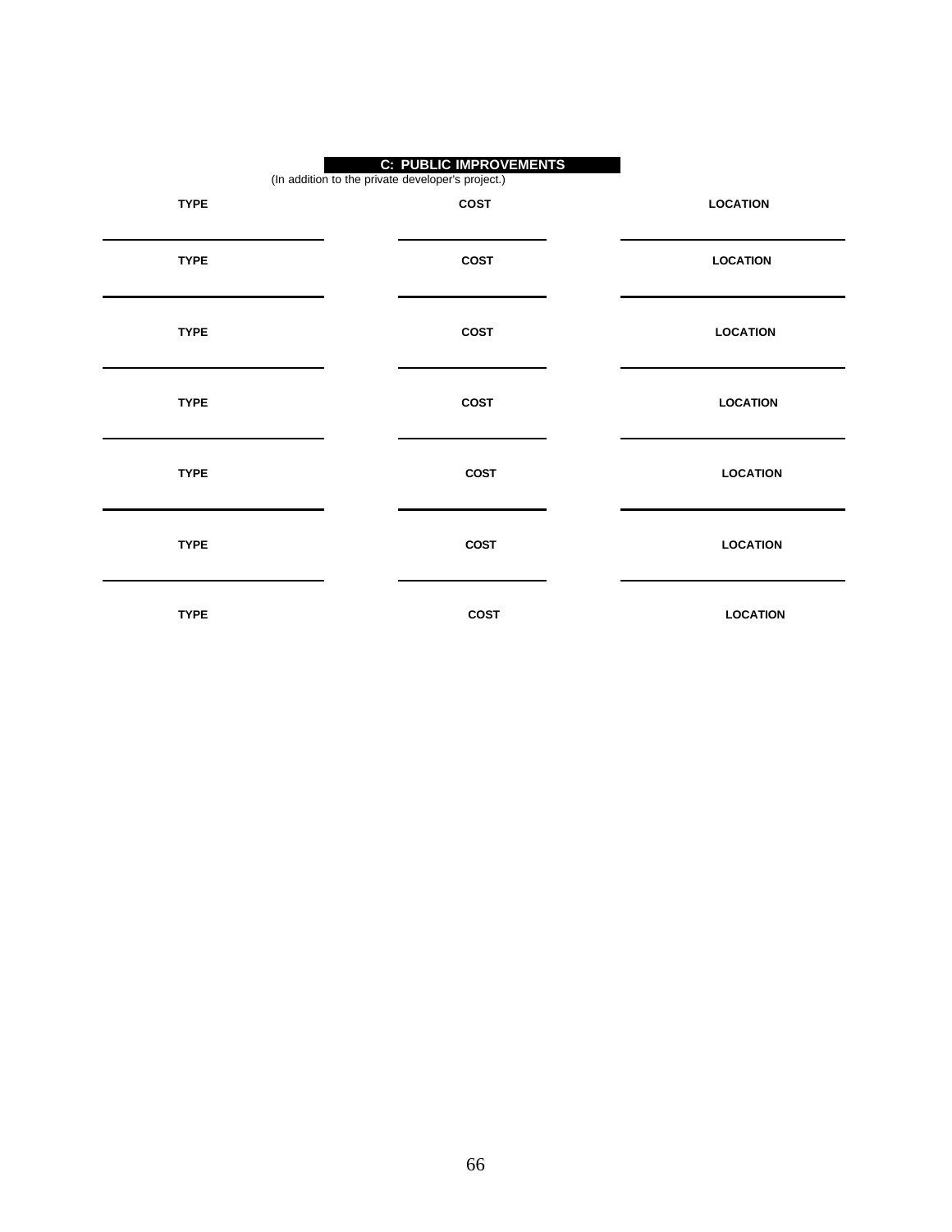## C: PUBLIC IMPROVEMENTS

(In addition to the private developer's project.)

| TYPE | COST | LOCATION |
|---|---|---|
| | | |
| TYPE | COST | LOCATION |
| | | |
| TYPE | COST | LOCATION |
| | | |
| TYPE | COST | LOCATION |
| | | |
| TYPE | COST | LOCATION |
| | | |
| TYPE | COST | LOCATION |
| | | |
| TYPE | COST | LOCATION |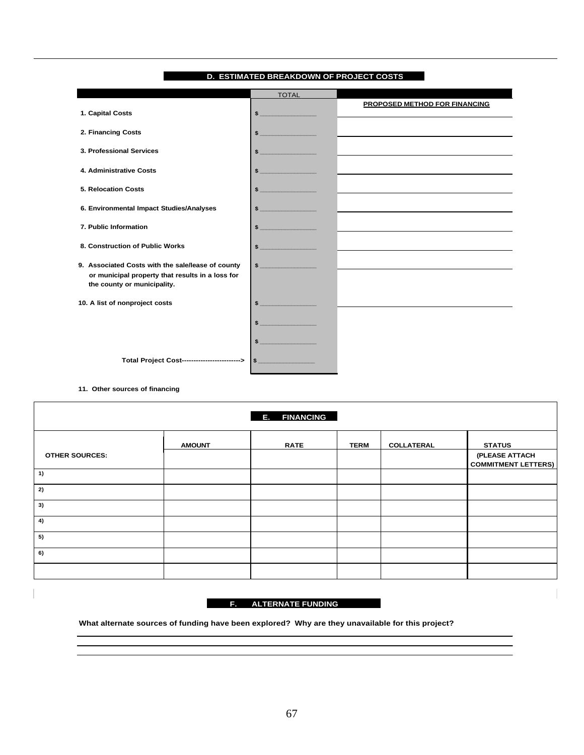## D. ESTIMATED BREAKDOWN OF PROJECT COSTS

| | TOTAL | PROPOSED METHOD FOR FINANCING |
|---|---|---|
| **1. Capital Costs** | $ ______________ | |
| **2. Financing Costs** | $ ______________ | |
| **3. Professional Services** | $ ______________ | |
| **4. Administrative Costs** | $ ______________ | |
| **5. Relocation Costs** | $ ______________ | |
| **6. Environmental Impact Studies/Analyses** | $ ______________ | |
| **7. Public Information** | $ ______________ | |
| **8. Construction of Public Works** | $ ______________ | |
| **9. Associated Costs with the sale/lease of county or municipal property that results in a loss for the county or municipality.** | $ ______________ | |
| **10. A list of nonproject costs** | $ ______________ | |
| | $ ______________ | |
| | $ ______________ | |
| **Total Project Cost------------------------>** | $ ______________ | |

**11. Other sources of financing**

## E. FINANCING

| OTHER SOURCES: | AMOUNT | RATE | TERM | COLLATERAL | STATUS (PLEASE ATTACH COMMITMENT LETTERS) |
|---|---|---|---|---|---|
| 1) | | | | | |
| 2) | | | | | |
| 3) | | | | | |
| 4) | | | | | |
| 5) | | | | | |
| 6) | | | | | |
| | | | | | |

## F. ALTERNATE FUNDING

**What alternate sources of funding have been explored? Why are they unavailable for this project?**

______________________________________________________________________________

______________________________________________________________________________

______________________________________________________________________________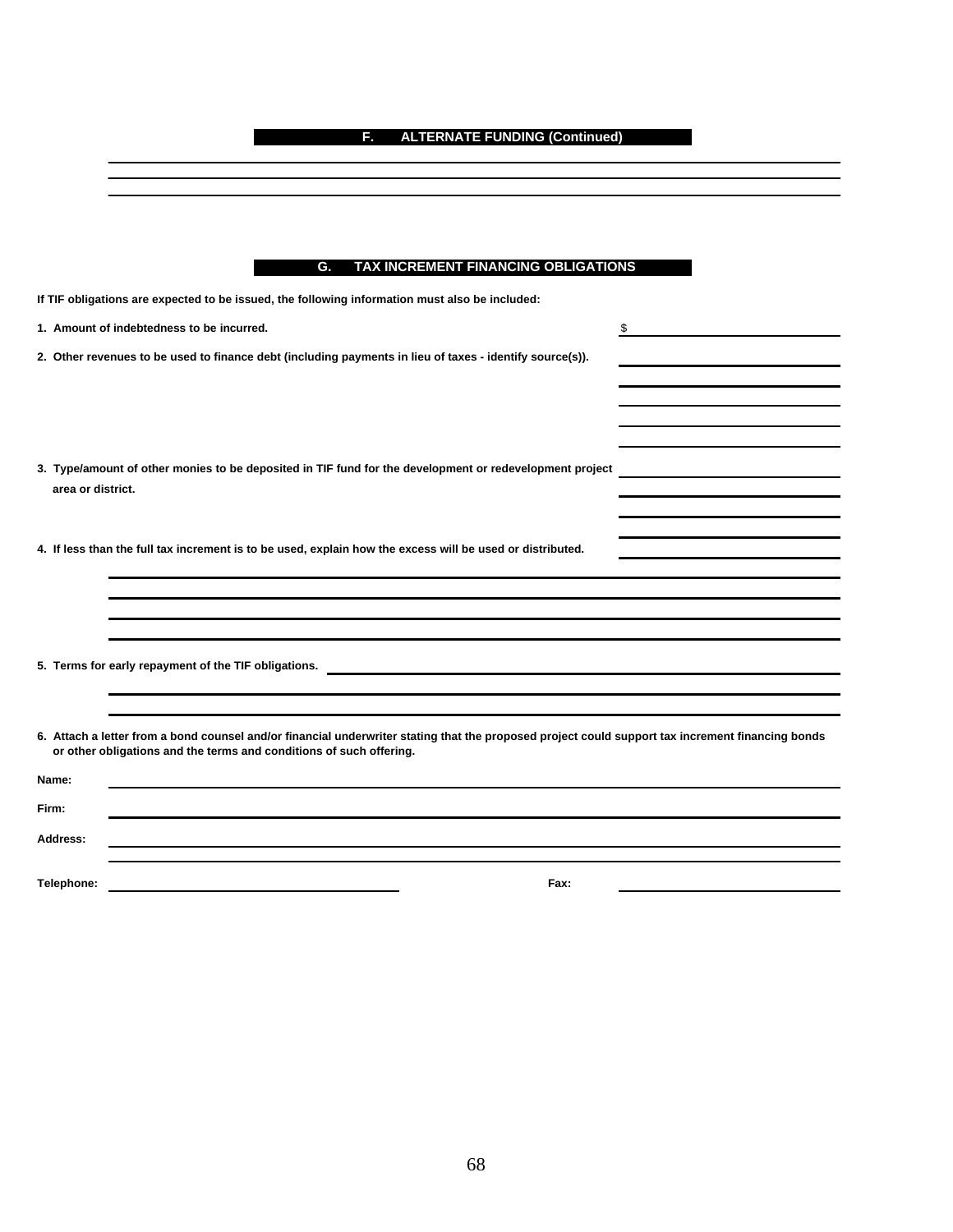## F. ALTERNATE FUNDING (Continued)

______________________________________________________________________

______________________________________________________________________

______________________________________________________________________

## G. TAX INCREMENT FINANCING OBLIGATIONS

**If TIF obligations are expected to be issued, the following information must also be included:**

**1. Amount of indebtedness to be incurred.** $ ______________________

**2. Other revenues to be used to finance debt (including payments in lieu of taxes - identify source(s)).** ______________________

______________________

______________________

______________________

______________________

**3. Type/amount of other monies to be deposited in TIF fund for the development or redevelopment project area or district.** ______________________

______________________

______________________

______________________

**4. If less than the full tax increment is to be used, explain how the excess will be used or distributed.** ______________________

______________________________________________________________________

______________________________________________________________________

______________________________________________________________________

______________________________________________________________________

**5. Terms for early repayment of the TIF obligations.** ______________________________________________

______________________________________________________________________

______________________________________________________________________

**6. Attach a letter from a bond counsel and/or financial underwriter stating that the proposed project could support tax increment financing bonds or other obligations and the terms and conditions of such offering.**

**Name:** ______________________________________________________________

**Firm:** ______________________________________________________________

**Address:** ____________________________________________________________

______________________________________________________________________

**Telephone:** ______________________ **Fax:** ______________________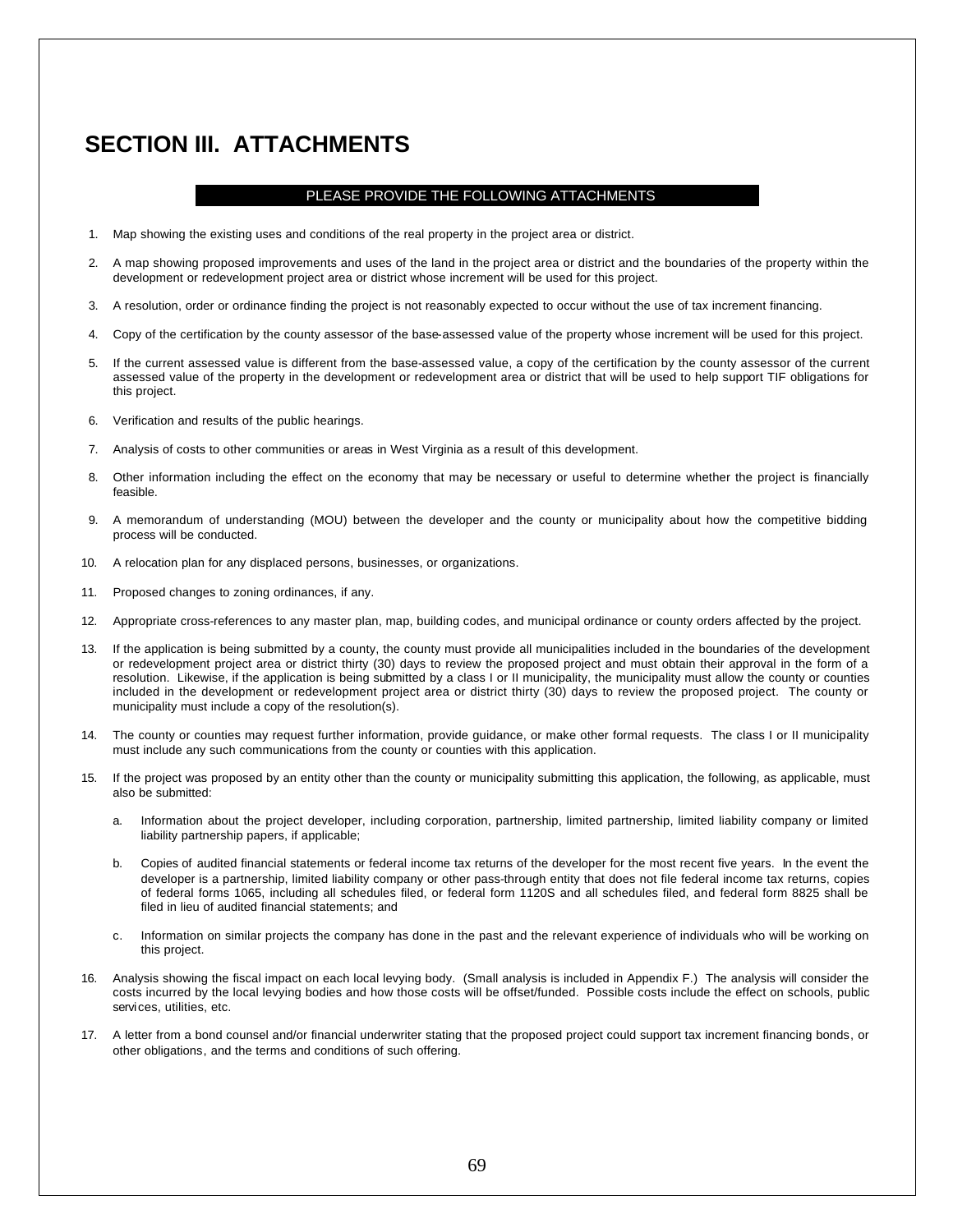# SECTION III. ATTACHMENTS

PLEASE PROVIDE THE FOLLOWING ATTACHMENTS

1. Map showing the existing uses and conditions of the real property in the project area or district.
2. A map showing proposed improvements and uses of the land in the project area or district and the boundaries of the property within the development or redevelopment project area or district whose increment will be used for this project.
3. A resolution, order or ordinance finding the project is not reasonably expected to occur without the use of tax increment financing.
4. Copy of the certification by the county assessor of the base-assessed value of the property whose increment will be used for this project.
5. If the current assessed value is different from the base-assessed value, a copy of the certification by the county assessor of the current assessed value of the property in the development or redevelopment area or district that will be used to help support TIF obligations for this project.
6. Verification and results of the public hearings.
7. Analysis of costs to other communities or areas in West Virginia as a result of this development.
8. Other information including the effect on the economy that may be necessary or useful to determine whether the project is financially feasible.
9. A memorandum of understanding (MOU) between the developer and the county or municipality about how the competitive bidding process will be conducted.
10. A relocation plan for any displaced persons, businesses, or organizations.
11. Proposed changes to zoning ordinances, if any.
12. Appropriate cross-references to any master plan, map, building codes, and municipal ordinance or county orders affected by the project.
13. If the application is being submitted by a county, the county must provide all municipalities included in the boundaries of the development or redevelopment project area or district thirty (30) days to review the proposed project and must obtain their approval in the form of a resolution. Likewise, if the application is being submitted by a class I or II municipality, the municipality must allow the county or counties included in the development or redevelopment project area or district thirty (30) days to review the proposed project. The county or municipality must include a copy of the resolution(s).
14. The county or counties may request further information, provide guidance, or make other formal requests. The class I or II municipality must include any such communications from the county or counties with this application.
15. If the project was proposed by an entity other than the county or municipality submitting this application, the following, as applicable, must also be submitted:
    a. Information about the project developer, including corporation, partnership, limited partnership, limited liability company or limited liability partnership papers, if applicable;
    b. Copies of audited financial statements or federal income tax returns of the developer for the most recent five years. In the event the developer is a partnership, limited liability company or other pass-through entity that does not file federal income tax returns, copies of federal forms 1065, including all schedules filed, or federal form 1120S and all schedules filed, and federal form 8825 shall be filed in lieu of audited financial statements; and
    c. Information on similar projects the company has done in the past and the relevant experience of individuals who will be working on this project.
16. Analysis showing the fiscal impact on each local levying body. (Small analysis is included in Appendix F.) The analysis will consider the costs incurred by the local levying bodies and how those costs will be offset/funded. Possible costs include the effect on schools, public services, utilities, etc.
17. A letter from a bond counsel and/or financial underwriter stating that the proposed project could support tax increment financing bonds, or other obligations, and the terms and conditions of such offering.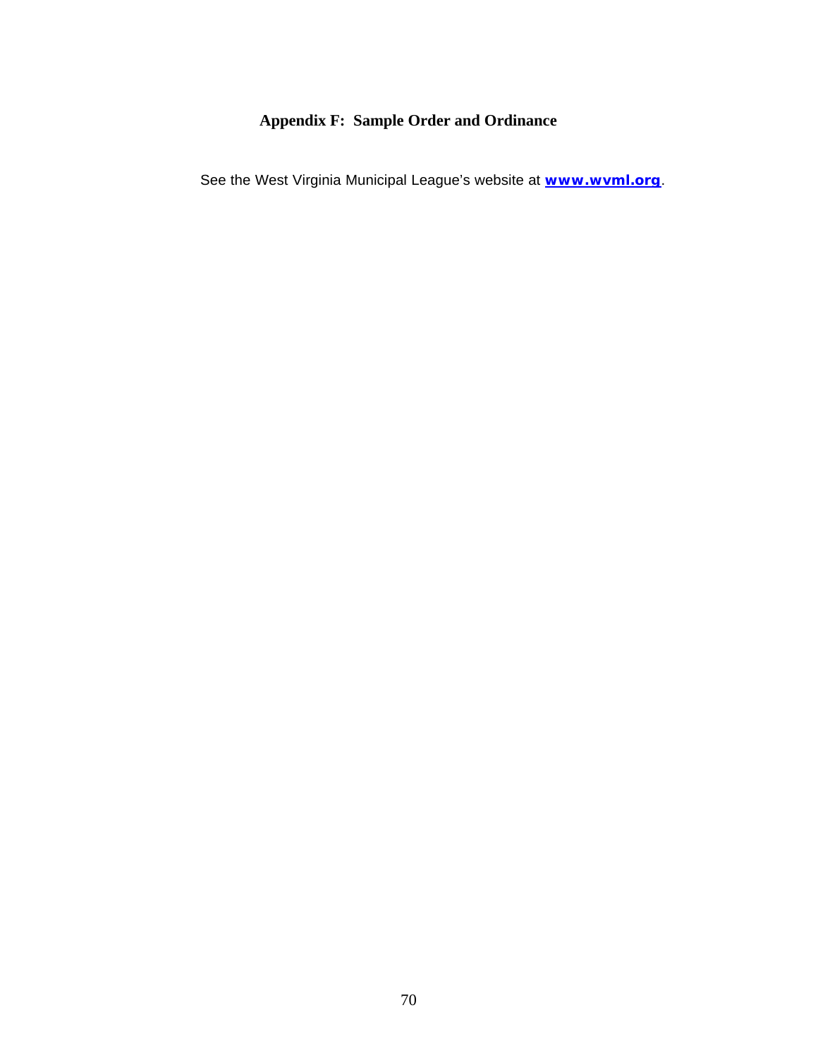## Appendix F: Sample Order and Ordinance

See the West Virginia Municipal League's website at **[www.wvml.org](http://www.wvml.org)**.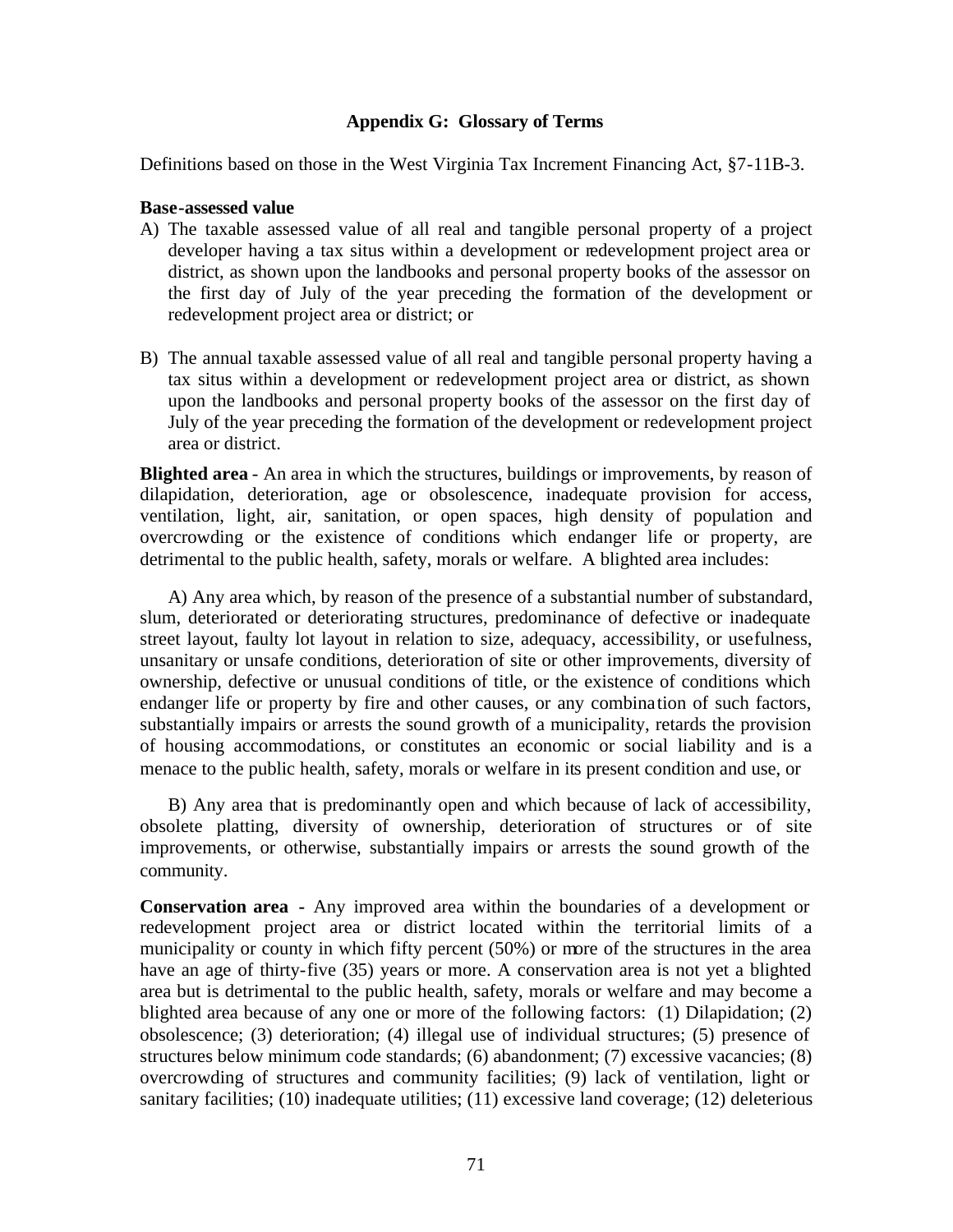## Appendix G: Glossary of Terms

Definitions based on those in the West Virginia Tax Increment Financing Act, §7-11B-3.

**Base-assessed value**

A) The taxable assessed value of all real and tangible personal property of a project developer having a tax situs within a development or redevelopment project area or district, as shown upon the landbooks and personal property books of the assessor on the first day of July of the year preceding the formation of the development or redevelopment project area or district; or

B) The annual taxable assessed value of all real and tangible personal property having a tax situs within a development or redevelopment project area or district, as shown upon the landbooks and personal property books of the assessor on the first day of July of the year preceding the formation of the development or redevelopment project area or district.

**Blighted area** - An area in which the structures, buildings or improvements, by reason of dilapidation, deterioration, age or obsolescence, inadequate provision for access, ventilation, light, air, sanitation, or open spaces, high density of population and overcrowding or the existence of conditions which endanger life or property, are detrimental to the public health, safety, morals or welfare. A blighted area includes:

A) Any area which, by reason of the presence of a substantial number of substandard, slum, deteriorated or deteriorating structures, predominance of defective or inadequate street layout, faulty lot layout in relation to size, adequacy, accessibility, or usefulness, unsanitary or unsafe conditions, deterioration of site or other improvements, diversity of ownership, defective or unusual conditions of title, or the existence of conditions which endanger life or property by fire and other causes, or any combination of such factors, substantially impairs or arrests the sound growth of a municipality, retards the provision of housing accommodations, or constitutes an economic or social liability and is a menace to the public health, safety, morals or welfare in its present condition and use, or

B) Any area that is predominantly open and which because of lack of accessibility, obsolete platting, diversity of ownership, deterioration of structures or of site improvements, or otherwise, substantially impairs or arrests the sound growth of the community.

**Conservation area** - Any improved area within the boundaries of a development or redevelopment project area or district located within the territorial limits of a municipality or county in which fifty percent (50%) or more of the structures in the area have an age of thirty-five (35) years or more. A conservation area is not yet a blighted area but is detrimental to the public health, safety, morals or welfare and may become a blighted area because of any one or more of the following factors: (1) Dilapidation; (2) obsolescence; (3) deterioration; (4) illegal use of individual structures; (5) presence of structures below minimum code standards; (6) abandonment; (7) excessive vacancies; (8) overcrowding of structures and community facilities; (9) lack of ventilation, light or sanitary facilities; (10) inadequate utilities; (11) excessive land coverage; (12) deleterious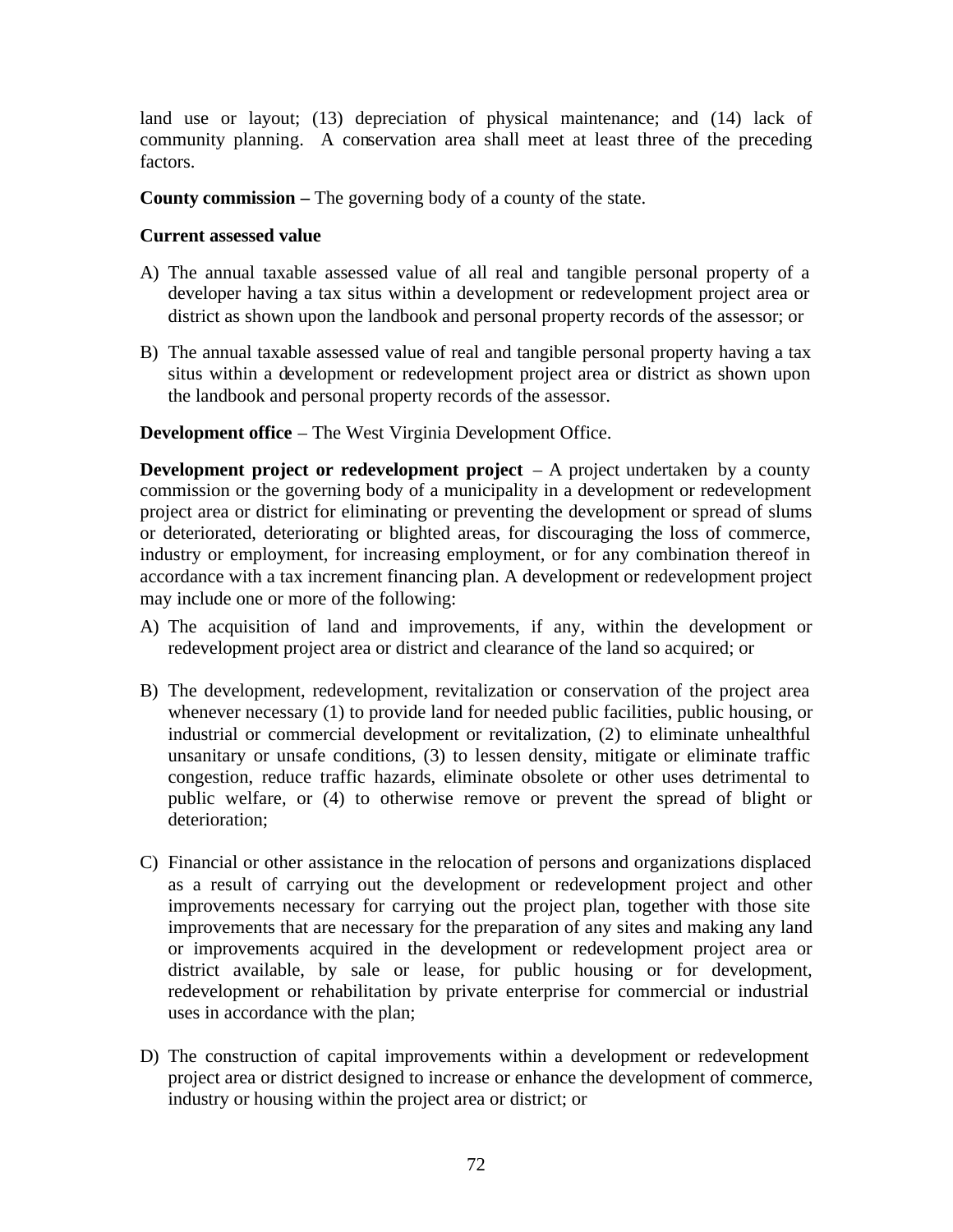land use or layout; (13) depreciation of physical maintenance; and (14) lack of community planning. A conservation area shall meet at least three of the preceding factors.

**County commission –** The governing body of a county of the state.

**Current assessed value**

A) The annual taxable assessed value of all real and tangible personal property of a developer having a tax situs within a development or redevelopment project area or district as shown upon the landbook and personal property records of the assessor; or

B) The annual taxable assessed value of real and tangible personal property having a tax situs within a development or redevelopment project area or district as shown upon the landbook and personal property records of the assessor.

**Development office** – The West Virginia Development Office.

**Development project or redevelopment project** – A project undertaken by a county commission or the governing body of a municipality in a development or redevelopment project area or district for eliminating or preventing the development or spread of slums or deteriorated, deteriorating or blighted areas, for discouraging the loss of commerce, industry or employment, for increasing employment, or for any combination thereof in accordance with a tax increment financing plan. A development or redevelopment project may include one or more of the following:

A) The acquisition of land and improvements, if any, within the development or redevelopment project area or district and clearance of the land so acquired; or

B) The development, redevelopment, revitalization or conservation of the project area whenever necessary (1) to provide land for needed public facilities, public housing, or industrial or commercial development or revitalization, (2) to eliminate unhealthful unsanitary or unsafe conditions, (3) to lessen density, mitigate or eliminate traffic congestion, reduce traffic hazards, eliminate obsolete or other uses detrimental to public welfare, or (4) to otherwise remove or prevent the spread of blight or deterioration;

C) Financial or other assistance in the relocation of persons and organizations displaced as a result of carrying out the development or redevelopment project and other improvements necessary for carrying out the project plan, together with those site improvements that are necessary for the preparation of any sites and making any land or improvements acquired in the development or redevelopment project area or district available, by sale or lease, for public housing or for development, redevelopment or rehabilitation by private enterprise for commercial or industrial uses in accordance with the plan;

D) The construction of capital improvements within a development or redevelopment project area or district designed to increase or enhance the development of commerce, industry or housing within the project area or district; or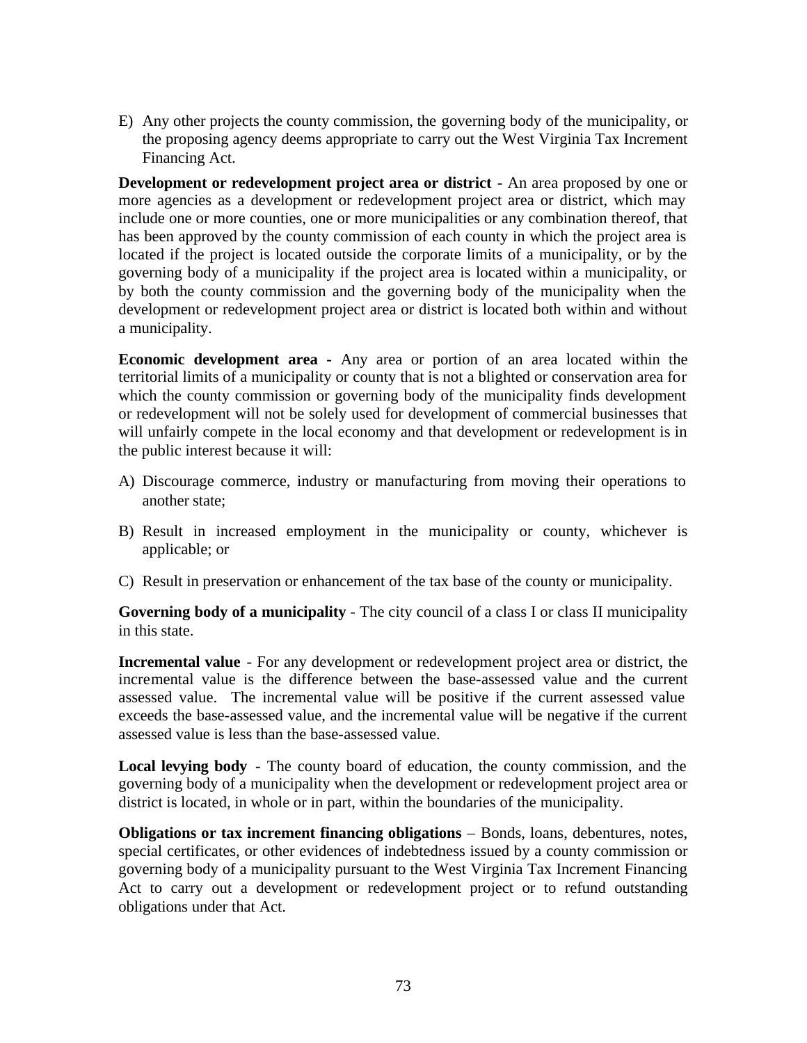E) Any other projects the county commission, the governing body of the municipality, or the proposing agency deems appropriate to carry out the West Virginia Tax Increment Financing Act.

**Development or redevelopment project area or district -** An area proposed by one or more agencies as a development or redevelopment project area or district, which may include one or more counties, one or more municipalities or any combination thereof, that has been approved by the county commission of each county in which the project area is located if the project is located outside the corporate limits of a municipality, or by the governing body of a municipality if the project area is located within a municipality, or by both the county commission and the governing body of the municipality when the development or redevelopment project area or district is located both within and without a municipality.

**Economic development area -** Any area or portion of an area located within the territorial limits of a municipality or county that is not a blighted or conservation area for which the county commission or governing body of the municipality finds development or redevelopment will not be solely used for development of commercial businesses that will unfairly compete in the local economy and that development or redevelopment is in the public interest because it will:

A) Discourage commerce, industry or manufacturing from moving their operations to another state;

B) Result in increased employment in the municipality or county, whichever is applicable; or

C) Result in preservation or enhancement of the tax base of the county or municipality.

**Governing body of a municipality** - The city council of a class I or class II municipality in this state.

**Incremental value** - For any development or redevelopment project area or district, the incremental value is the difference between the base-assessed value and the current assessed value. The incremental value will be positive if the current assessed value exceeds the base-assessed value, and the incremental value will be negative if the current assessed value is less than the base-assessed value.

**Local levying body** - The county board of education, the county commission, and the governing body of a municipality when the development or redevelopment project area or district is located, in whole or in part, within the boundaries of the municipality.

**Obligations or tax increment financing obligations** – Bonds, loans, debentures, notes, special certificates, or other evidences of indebtedness issued by a county commission or governing body of a municipality pursuant to the West Virginia Tax Increment Financing Act to carry out a development or redevelopment project or to refund outstanding obligations under that Act.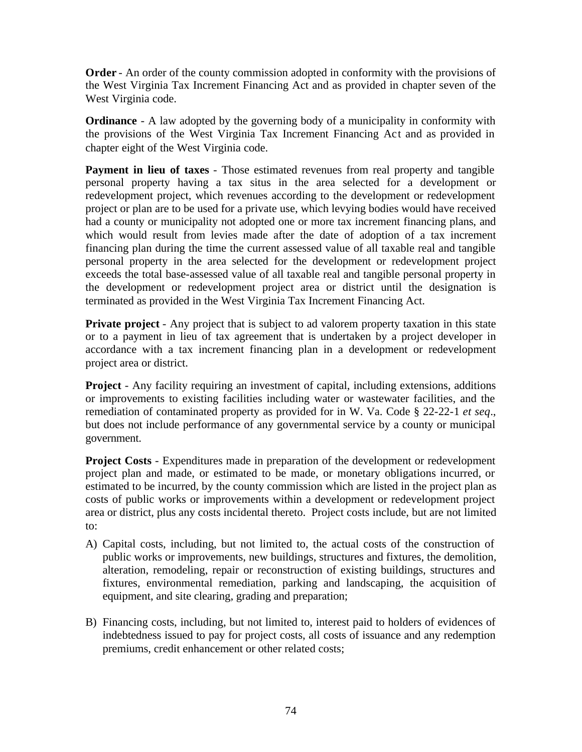**Order** - An order of the county commission adopted in conformity with the provisions of the West Virginia Tax Increment Financing Act and as provided in chapter seven of the West Virginia code.

**Ordinance** - A law adopted by the governing body of a municipality in conformity with the provisions of the West Virginia Tax Increment Financing Act and as provided in chapter eight of the West Virginia code.

**Payment in lieu of taxes** - Those estimated revenues from real property and tangible personal property having a tax situs in the area selected for a development or redevelopment project, which revenues according to the development or redevelopment project or plan are to be used for a private use, which levying bodies would have received had a county or municipality not adopted one or more tax increment financing plans, and which would result from levies made after the date of adoption of a tax increment financing plan during the time the current assessed value of all taxable real and tangible personal property in the area selected for the development or redevelopment project exceeds the total base-assessed value of all taxable real and tangible personal property in the development or redevelopment project area or district until the designation is terminated as provided in the West Virginia Tax Increment Financing Act.

**Private project** - Any project that is subject to ad valorem property taxation in this state or to a payment in lieu of tax agreement that is undertaken by a project developer in accordance with a tax increment financing plan in a development or redevelopment project area or district.

**Project** - Any facility requiring an investment of capital, including extensions, additions or improvements to existing facilities including water or wastewater facilities, and the remediation of contaminated property as provided for in W. Va. Code § 22-22-1 *et seq*., but does not include performance of any governmental service by a county or municipal government.

**Project Costs** - Expenditures made in preparation of the development or redevelopment project plan and made, or estimated to be made, or monetary obligations incurred, or estimated to be incurred, by the county commission which are listed in the project plan as costs of public works or improvements within a development or redevelopment project area or district, plus any costs incidental thereto. Project costs include, but are not limited to:

A) Capital costs, including, but not limited to, the actual costs of the construction of public works or improvements, new buildings, structures and fixtures, the demolition, alteration, remodeling, repair or reconstruction of existing buildings, structures and fixtures, environmental remediation, parking and landscaping, the acquisition of equipment, and site clearing, grading and preparation;

B) Financing costs, including, but not limited to, interest paid to holders of evidences of indebtedness issued to pay for project costs, all costs of issuance and any redemption premiums, credit enhancement or other related costs;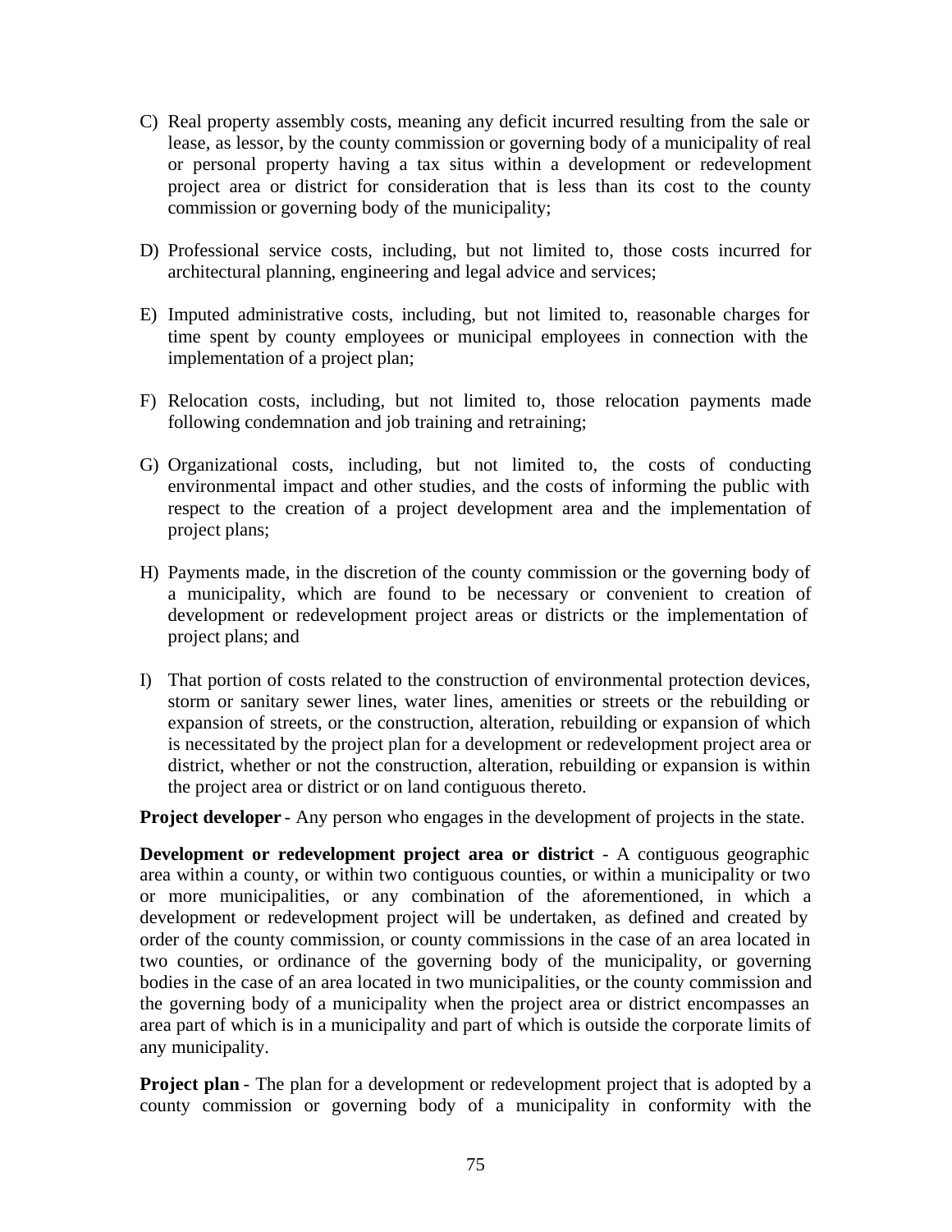C) Real property assembly costs, meaning any deficit incurred resulting from the sale or lease, as lessor, by the county commission or governing body of a municipality of real or personal property having a tax situs within a development or redevelopment project area or district for consideration that is less than its cost to the county commission or governing body of the municipality;

D) Professional service costs, including, but not limited to, those costs incurred for architectural planning, engineering and legal advice and services;

E) Imputed administrative costs, including, but not limited to, reasonable charges for time spent by county employees or municipal employees in connection with the implementation of a project plan;

F) Relocation costs, including, but not limited to, those relocation payments made following condemnation and job training and retraining;

G) Organizational costs, including, but not limited to, the costs of conducting environmental impact and other studies, and the costs of informing the public with respect to the creation of a project development area and the implementation of project plans;

H) Payments made, in the discretion of the county commission or the governing body of a municipality, which are found to be necessary or convenient to creation of development or redevelopment project areas or districts or the implementation of project plans; and

I) That portion of costs related to the construction of environmental protection devices, storm or sanitary sewer lines, water lines, amenities or streets or the rebuilding or expansion of streets, or the construction, alteration, rebuilding or expansion of which is necessitated by the project plan for a development or redevelopment project area or district, whether or not the construction, alteration, rebuilding or expansion is within the project area or district or on land contiguous thereto.

**Project developer** - Any person who engages in the development of projects in the state.

**Development or redevelopment project area or district** - A contiguous geographic area within a county, or within two contiguous counties, or within a municipality or two or more municipalities, or any combination of the aforementioned, in which a development or redevelopment project will be undertaken, as defined and created by order of the county commission, or county commissions in the case of an area located in two counties, or ordinance of the governing body of the municipality, or governing bodies in the case of an area located in two municipalities, or the county commission and the governing body of a municipality when the project area or district encompasses an area part of which is in a municipality and part of which is outside the corporate limits of any municipality.

**Project plan** - The plan for a development or redevelopment project that is adopted by a county commission or governing body of a municipality in conformity with the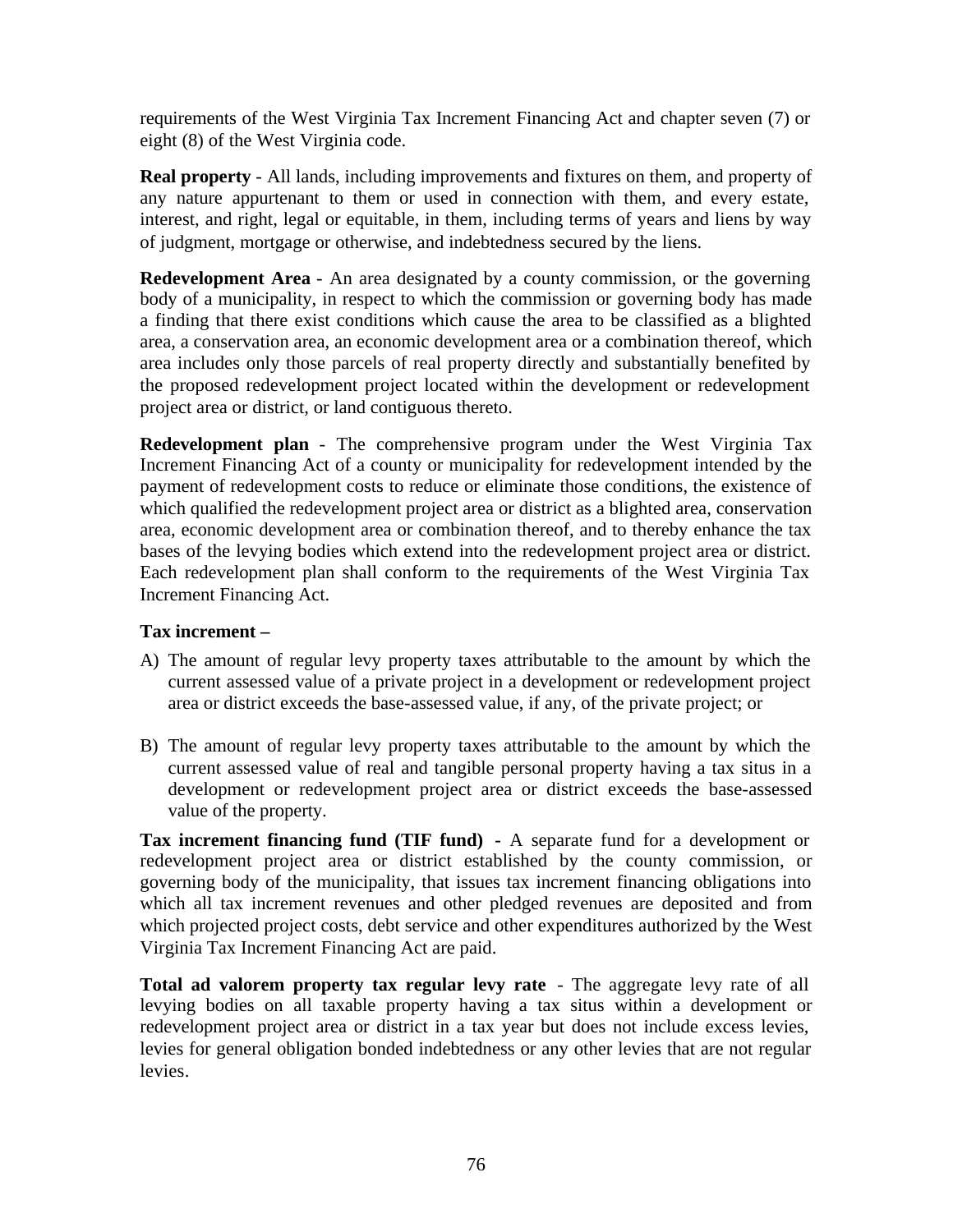requirements of the West Virginia Tax Increment Financing Act and chapter seven (7) or eight (8) of the West Virginia code.

**Real property** - All lands, including improvements and fixtures on them, and property of any nature appurtenant to them or used in connection with them, and every estate, interest, and right, legal or equitable, in them, including terms of years and liens by way of judgment, mortgage or otherwise, and indebtedness secured by the liens.

**Redevelopment Area** - An area designated by a county commission, or the governing body of a municipality, in respect to which the commission or governing body has made a finding that there exist conditions which cause the area to be classified as a blighted area, a conservation area, an economic development area or a combination thereof, which area includes only those parcels of real property directly and substantially benefited by the proposed redevelopment project located within the development or redevelopment project area or district, or land contiguous thereto.

**Redevelopment plan** - The comprehensive program under the West Virginia Tax Increment Financing Act of a county or municipality for redevelopment intended by the payment of redevelopment costs to reduce or eliminate those conditions, the existence of which qualified the redevelopment project area or district as a blighted area, conservation area, economic development area or combination thereof, and to thereby enhance the tax bases of the levying bodies which extend into the redevelopment project area or district. Each redevelopment plan shall conform to the requirements of the West Virginia Tax Increment Financing Act.

**Tax increment –**

A) The amount of regular levy property taxes attributable to the amount by which the current assessed value of a private project in a development or redevelopment project area or district exceeds the base-assessed value, if any, of the private project; or

B) The amount of regular levy property taxes attributable to the amount by which the current assessed value of real and tangible personal property having a tax situs in a development or redevelopment project area or district exceeds the base-assessed value of the property.

**Tax increment financing fund (TIF fund) -** A separate fund for a development or redevelopment project area or district established by the county commission, or governing body of the municipality, that issues tax increment financing obligations into which all tax increment revenues and other pledged revenues are deposited and from which projected project costs, debt service and other expenditures authorized by the West Virginia Tax Increment Financing Act are paid.

**Total ad valorem property tax regular levy rate** - The aggregate levy rate of all levying bodies on all taxable property having a tax situs within a development or redevelopment project area or district in a tax year but does not include excess levies, levies for general obligation bonded indebtedness or any other levies that are not regular levies.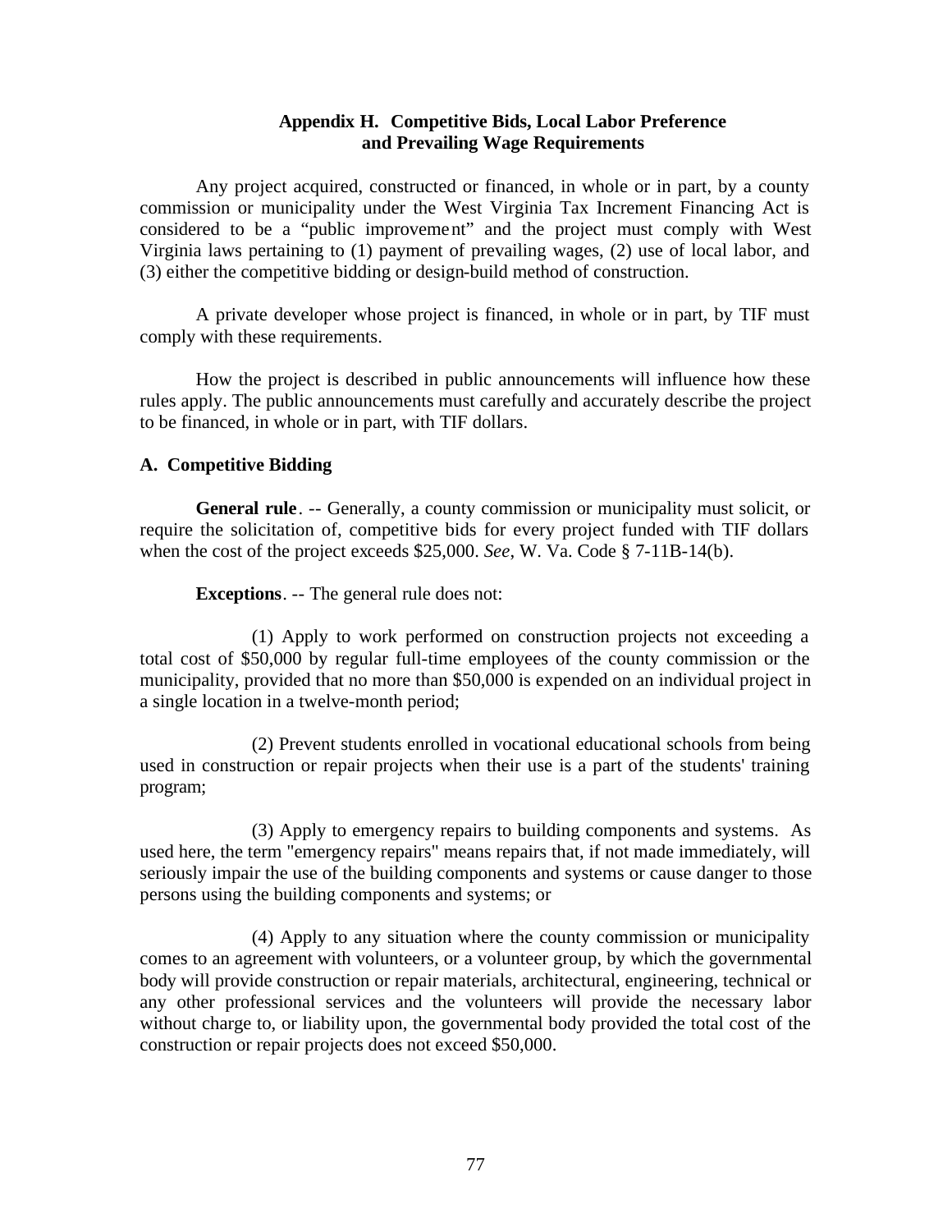## Appendix H. Competitive Bids, Local Labor Preference and Prevailing Wage Requirements

Any project acquired, constructed or financed, in whole or in part, by a county commission or municipality under the West Virginia Tax Increment Financing Act is considered to be a "public improvement" and the project must comply with West Virginia laws pertaining to (1) payment of prevailing wages, (2) use of local labor, and (3) either the competitive bidding or design-build method of construction.

A private developer whose project is financed, in whole or in part, by TIF must comply with these requirements.

How the project is described in public announcements will influence how these rules apply. The public announcements must carefully and accurately describe the project to be financed, in whole or in part, with TIF dollars.

### A. Competitive Bidding

**General rule**. -- Generally, a county commission or municipality must solicit, or require the solicitation of, competitive bids for every project funded with TIF dollars when the cost of the project exceeds $25,000. *See*, W. Va. Code § 7-11B-14(b).

**Exceptions**. -- The general rule does not:

(1) Apply to work performed on construction projects not exceeding a total cost of $50,000 by regular full-time employees of the county commission or the municipality, provided that no more than $50,000 is expended on an individual project in a single location in a twelve-month period;

(2) Prevent students enrolled in vocational educational schools from being used in construction or repair projects when their use is a part of the students' training program;

(3) Apply to emergency repairs to building components and systems. As used here, the term "emergency repairs" means repairs that, if not made immediately, will seriously impair the use of the building components and systems or cause danger to those persons using the building components and systems; or

(4) Apply to any situation where the county commission or municipality comes to an agreement with volunteers, or a volunteer group, by which the governmental body will provide construction or repair materials, architectural, engineering, technical or any other professional services and the volunteers will provide the necessary labor without charge to, or liability upon, the governmental body provided the total cost of the construction or repair projects does not exceed $50,000.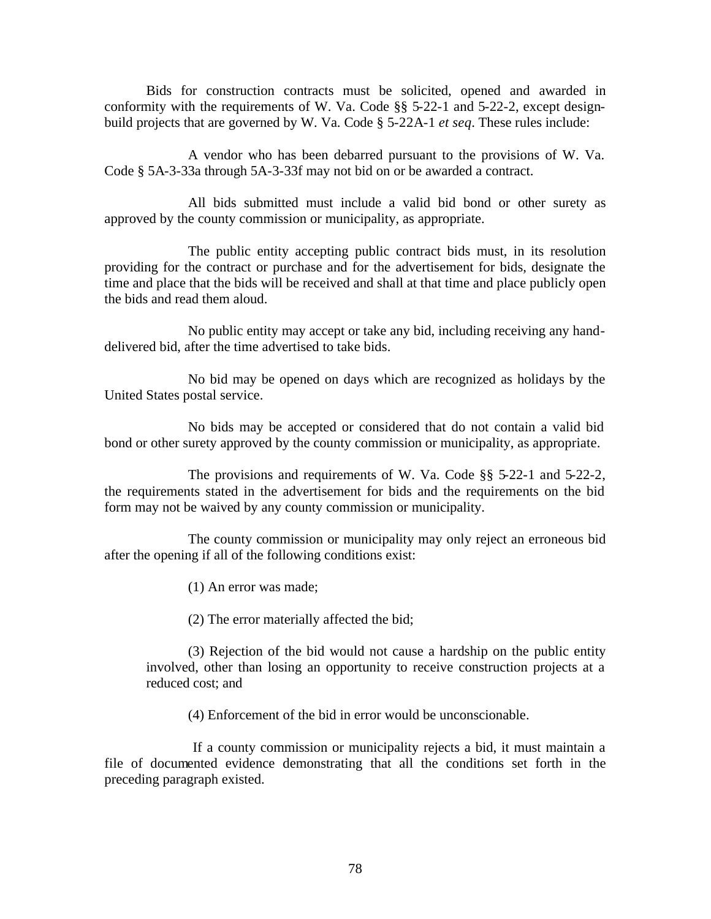Bids for construction contracts must be solicited, opened and awarded in conformity with the requirements of W. Va. Code §§ 5-22-1 and 5-22-2, except design-build projects that are governed by W. Va. Code § 5-22A-1 *et seq*. These rules include:

A vendor who has been debarred pursuant to the provisions of W. Va. Code § 5A-3-33a through 5A-3-33f may not bid on or be awarded a contract.

All bids submitted must include a valid bid bond or other surety as approved by the county commission or municipality, as appropriate.

The public entity accepting public contract bids must, in its resolution providing for the contract or purchase and for the advertisement for bids, designate the time and place that the bids will be received and shall at that time and place publicly open the bids and read them aloud.

No public entity may accept or take any bid, including receiving any hand-delivered bid, after the time advertised to take bids.

No bid may be opened on days which are recognized as holidays by the United States postal service.

No bids may be accepted or considered that do not contain a valid bid bond or other surety approved by the county commission or municipality, as appropriate.

The provisions and requirements of W. Va. Code §§ 5-22-1 and 5-22-2, the requirements stated in the advertisement for bids and the requirements on the bid form may not be waived by any county commission or municipality.

The county commission or municipality may only reject an erroneous bid after the opening if all of the following conditions exist:

(1) An error was made;

(2) The error materially affected the bid;

(3) Rejection of the bid would not cause a hardship on the public entity involved, other than losing an opportunity to receive construction projects at a reduced cost; and

(4) Enforcement of the bid in error would be unconscionable.

If a county commission or municipality rejects a bid, it must maintain a file of documented evidence demonstrating that all the conditions set forth in the preceding paragraph existed.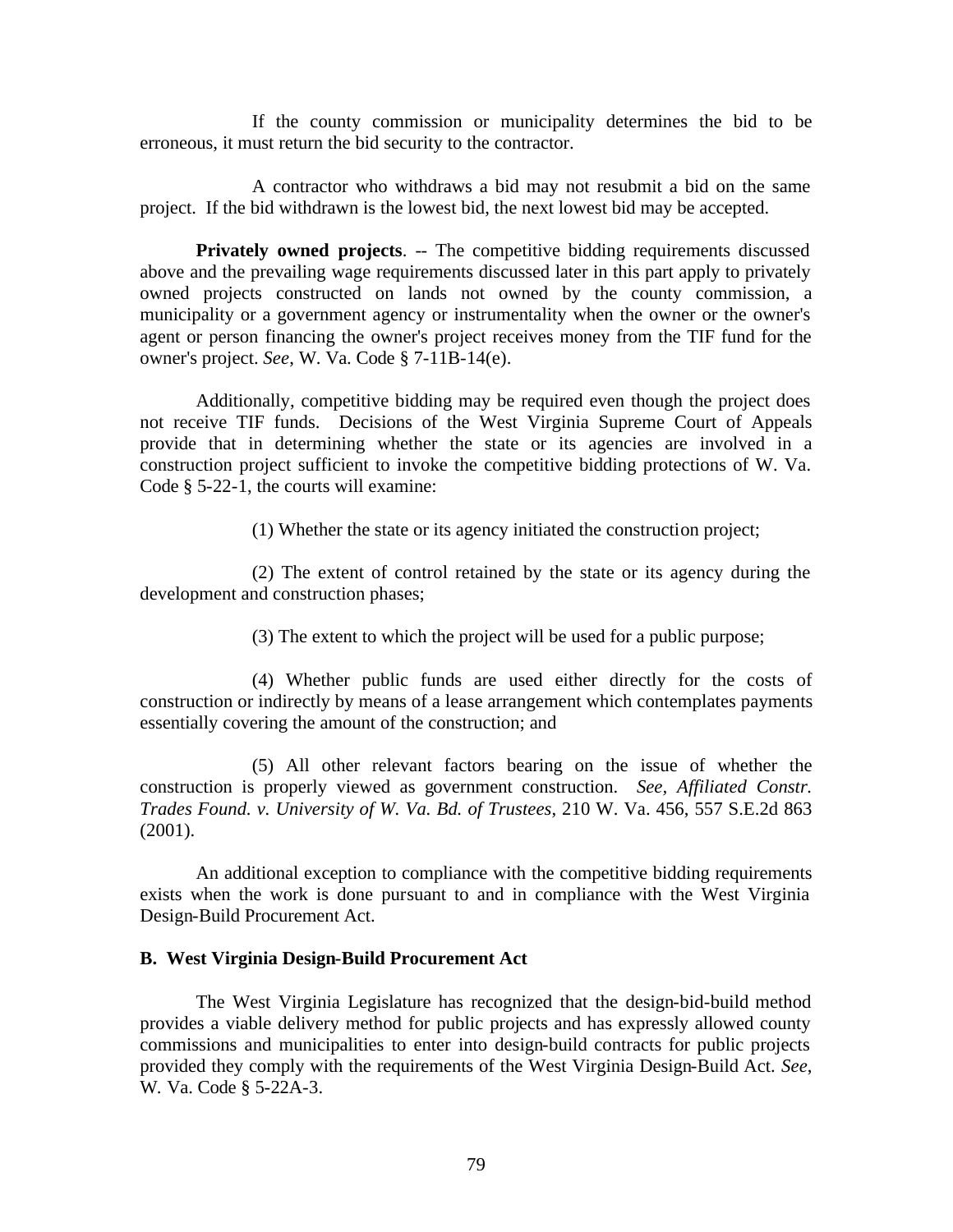If the county commission or municipality determines the bid to be erroneous, it must return the bid security to the contractor.

A contractor who withdraws a bid may not resubmit a bid on the same project. If the bid withdrawn is the lowest bid, the next lowest bid may be accepted.

**Privately owned projects**. -- The competitive bidding requirements discussed above and the prevailing wage requirements discussed later in this part apply to privately owned projects constructed on lands not owned by the county commission, a municipality or a government agency or instrumentality when the owner or the owner's agent or person financing the owner's project receives money from the TIF fund for the owner's project. *See*, W. Va. Code § 7-11B-14(e).

Additionally, competitive bidding may be required even though the project does not receive TIF funds. Decisions of the West Virginia Supreme Court of Appeals provide that in determining whether the state or its agencies are involved in a construction project sufficient to invoke the competitive bidding protections of W. Va. Code § 5-22-1, the courts will examine:

(1) Whether the state or its agency initiated the construction project;

(2) The extent of control retained by the state or its agency during the development and construction phases;

(3) The extent to which the project will be used for a public purpose;

(4) Whether public funds are used either directly for the costs of construction or indirectly by means of a lease arrangement which contemplates payments essentially covering the amount of the construction; and

(5) All other relevant factors bearing on the issue of whether the construction is properly viewed as government construction. *See, Affiliated Constr. Trades Found. v. University of W. Va. Bd. of Trustees*, 210 W. Va. 456, 557 S.E.2d 863 (2001).

An additional exception to compliance with the competitive bidding requirements exists when the work is done pursuant to and in compliance with the West Virginia Design-Build Procurement Act.

### B. West Virginia Design-Build Procurement Act

The West Virginia Legislature has recognized that the design-bid-build method provides a viable delivery method for public projects and has expressly allowed county commissions and municipalities to enter into design-build contracts for public projects provided they comply with the requirements of the West Virginia Design-Build Act. *See*, W. Va. Code § 5-22A-3.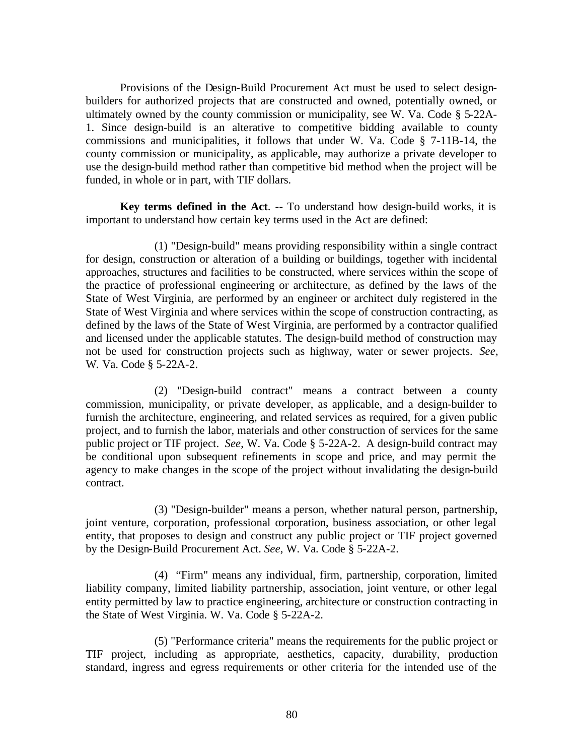Provisions of the Design-Build Procurement Act must be used to select design-builders for authorized projects that are constructed and owned, potentially owned, or ultimately owned by the county commission or municipality, see W. Va. Code § 5-22A-1. Since design-build is an alterative to competitive bidding available to county commissions and municipalities, it follows that under W. Va. Code § 7-11B-14, the county commission or municipality, as applicable, may authorize a private developer to use the design-build method rather than competitive bid method when the project will be funded, in whole or in part, with TIF dollars.

**Key terms defined in the Act**. -- To understand how design-build works, it is important to understand how certain key terms used in the Act are defined:

(1) "Design-build" means providing responsibility within a single contract for design, construction or alteration of a building or buildings, together with incidental approaches, structures and facilities to be constructed, where services within the scope of the practice of professional engineering or architecture, as defined by the laws of the State of West Virginia, are performed by an engineer or architect duly registered in the State of West Virginia and where services within the scope of construction contracting, as defined by the laws of the State of West Virginia, are performed by a contractor qualified and licensed under the applicable statutes. The design-build method of construction may not be used for construction projects such as highway, water or sewer projects. *See,* W. Va. Code § 5-22A-2.

(2) "Design-build contract" means a contract between a county commission, municipality, or private developer, as applicable, and a design-builder to furnish the architecture, engineering, and related services as required, for a given public project, and to furnish the labor, materials and other construction of services for the same public project or TIF project. *See*, W. Va. Code § 5-22A-2. A design-build contract may be conditional upon subsequent refinements in scope and price, and may permit the agency to make changes in the scope of the project without invalidating the design-build contract.

(3) "Design-builder" means a person, whether natural person, partnership, joint venture, corporation, professional corporation, business association, or other legal entity, that proposes to design and construct any public project or TIF project governed by the Design-Build Procurement Act. *See,* W. Va. Code § 5-22A-2.

(4) "Firm" means any individual, firm, partnership, corporation, limited liability company, limited liability partnership, association, joint venture, or other legal entity permitted by law to practice engineering, architecture or construction contracting in the State of West Virginia. W. Va. Code § 5-22A-2.

(5) "Performance criteria" means the requirements for the public project or TIF project, including as appropriate, aesthetics, capacity, durability, production standard, ingress and egress requirements or other criteria for the intended use of the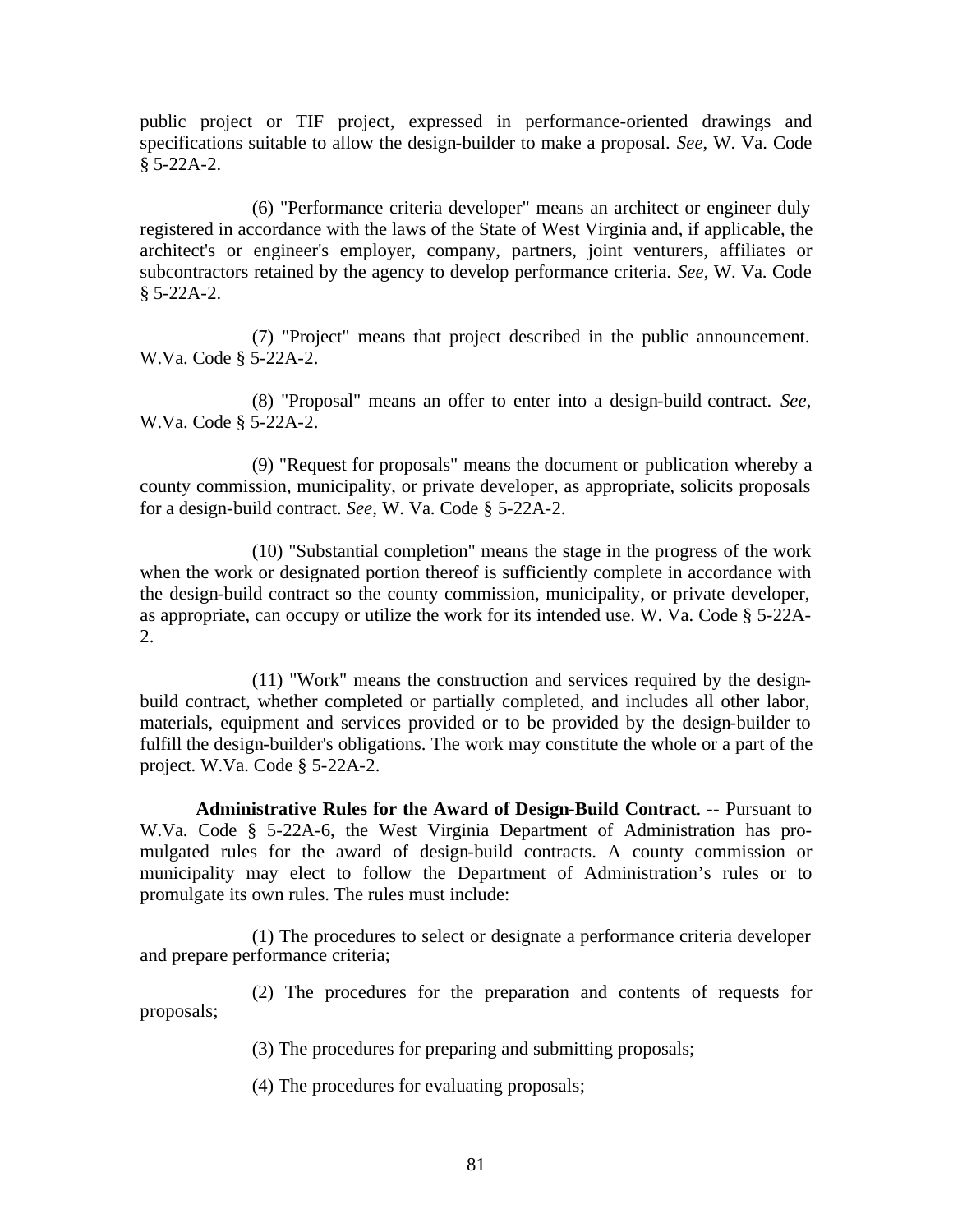public project or TIF project, expressed in performance-oriented drawings and specifications suitable to allow the design-builder to make a proposal. *See*, W. Va. Code § 5-22A-2.

(6) "Performance criteria developer" means an architect or engineer duly registered in accordance with the laws of the State of West Virginia and, if applicable, the architect's or engineer's employer, company, partners, joint venturers, affiliates or subcontractors retained by the agency to develop performance criteria. *See*, W. Va. Code § 5-22A-2.

(7) "Project" means that project described in the public announcement. W.Va. Code § 5-22A-2.

(8) "Proposal" means an offer to enter into a design-build contract. *See*, W.Va. Code § 5-22A-2.

(9) "Request for proposals" means the document or publication whereby a county commission, municipality, or private developer, as appropriate, solicits proposals for a design-build contract. *See*, W. Va. Code § 5-22A-2.

(10) "Substantial completion" means the stage in the progress of the work when the work or designated portion thereof is sufficiently complete in accordance with the design-build contract so the county commission, municipality, or private developer, as appropriate, can occupy or utilize the work for its intended use. W. Va. Code § 5-22A-2.

(11) "Work" means the construction and services required by the design-build contract, whether completed or partially completed, and includes all other labor, materials, equipment and services provided or to be provided by the design-builder to fulfill the design-builder's obligations. The work may constitute the whole or a part of the project. W.Va. Code § 5-22A-2.

**Administrative Rules for the Award of Design-Build Contract**. -- Pursuant to W.Va. Code § 5-22A-6, the West Virginia Department of Administration has promulgated rules for the award of design-build contracts. A county commission or municipality may elect to follow the Department of Administration's rules or to promulgate its own rules. The rules must include:

(1) The procedures to select or designate a performance criteria developer and prepare performance criteria;

(2) The procedures for the preparation and contents of requests for proposals;

(3) The procedures for preparing and submitting proposals;

(4) The procedures for evaluating proposals;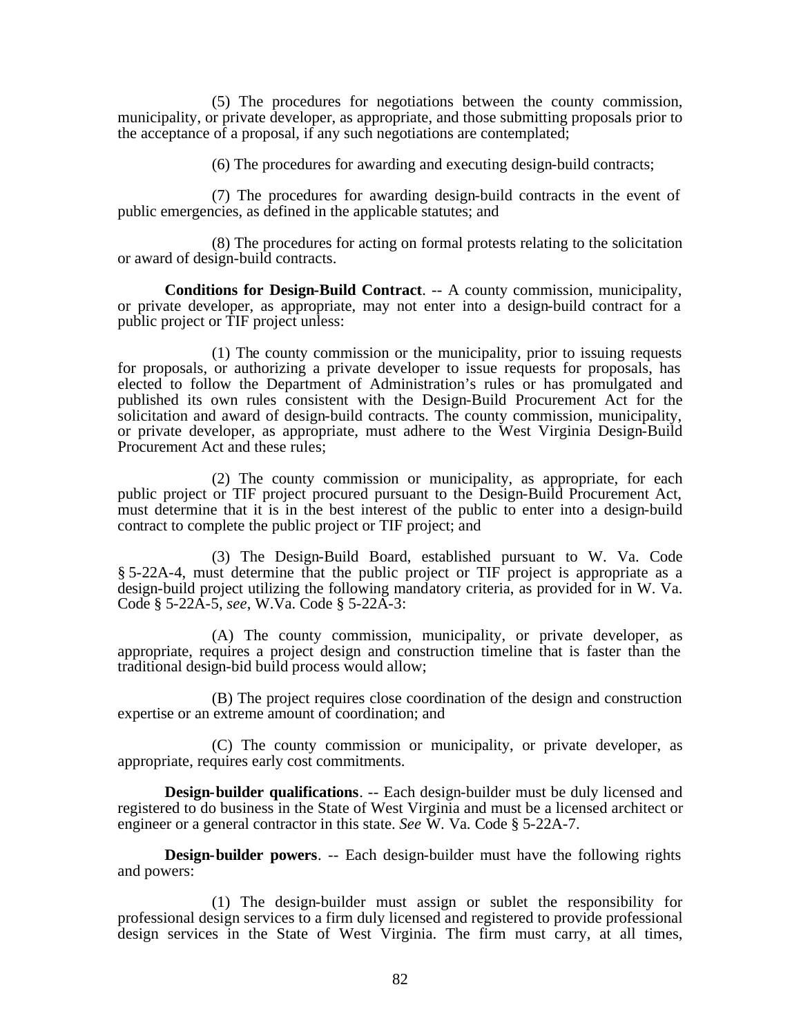(5) The procedures for negotiations between the county commission, municipality, or private developer, as appropriate, and those submitting proposals prior to the acceptance of a proposal, if any such negotiations are contemplated;

(6) The procedures for awarding and executing design-build contracts;

(7) The procedures for awarding design-build contracts in the event of public emergencies, as defined in the applicable statutes; and

(8) The procedures for acting on formal protests relating to the solicitation or award of design-build contracts.

**Conditions for Design-Build Contract**. -- A county commission, municipality, or private developer, as appropriate, may not enter into a design-build contract for a public project or TIF project unless:

(1) The county commission or the municipality, prior to issuing requests for proposals, or authorizing a private developer to issue requests for proposals, has elected to follow the Department of Administration's rules or has promulgated and published its own rules consistent with the Design-Build Procurement Act for the solicitation and award of design-build contracts. The county commission, municipality, or private developer, as appropriate, must adhere to the West Virginia Design-Build Procurement Act and these rules;

(2) The county commission or municipality, as appropriate, for each public project or TIF project procured pursuant to the Design-Build Procurement Act, must determine that it is in the best interest of the public to enter into a design-build contract to complete the public project or TIF project; and

(3) The Design-Build Board, established pursuant to W. Va. Code § 5-22A-4, must determine that the public project or TIF project is appropriate as a design-build project utilizing the following mandatory criteria, as provided for in W. Va. Code § 5-22A-5, *see*, W.Va. Code § 5-22A-3:

(A) The county commission, municipality, or private developer, as appropriate, requires a project design and construction timeline that is faster than the traditional design-bid build process would allow;

(B) The project requires close coordination of the design and construction expertise or an extreme amount of coordination; and

(C) The county commission or municipality, or private developer, as appropriate, requires early cost commitments.

**Design-builder qualifications**. -- Each design-builder must be duly licensed and registered to do business in the State of West Virginia and must be a licensed architect or engineer or a general contractor in this state. *See* W. Va. Code § 5-22A-7.

**Design-builder powers**. -- Each design-builder must have the following rights and powers:

(1) The design-builder must assign or sublet the responsibility for professional design services to a firm duly licensed and registered to provide professional design services in the State of West Virginia. The firm must carry, at all times,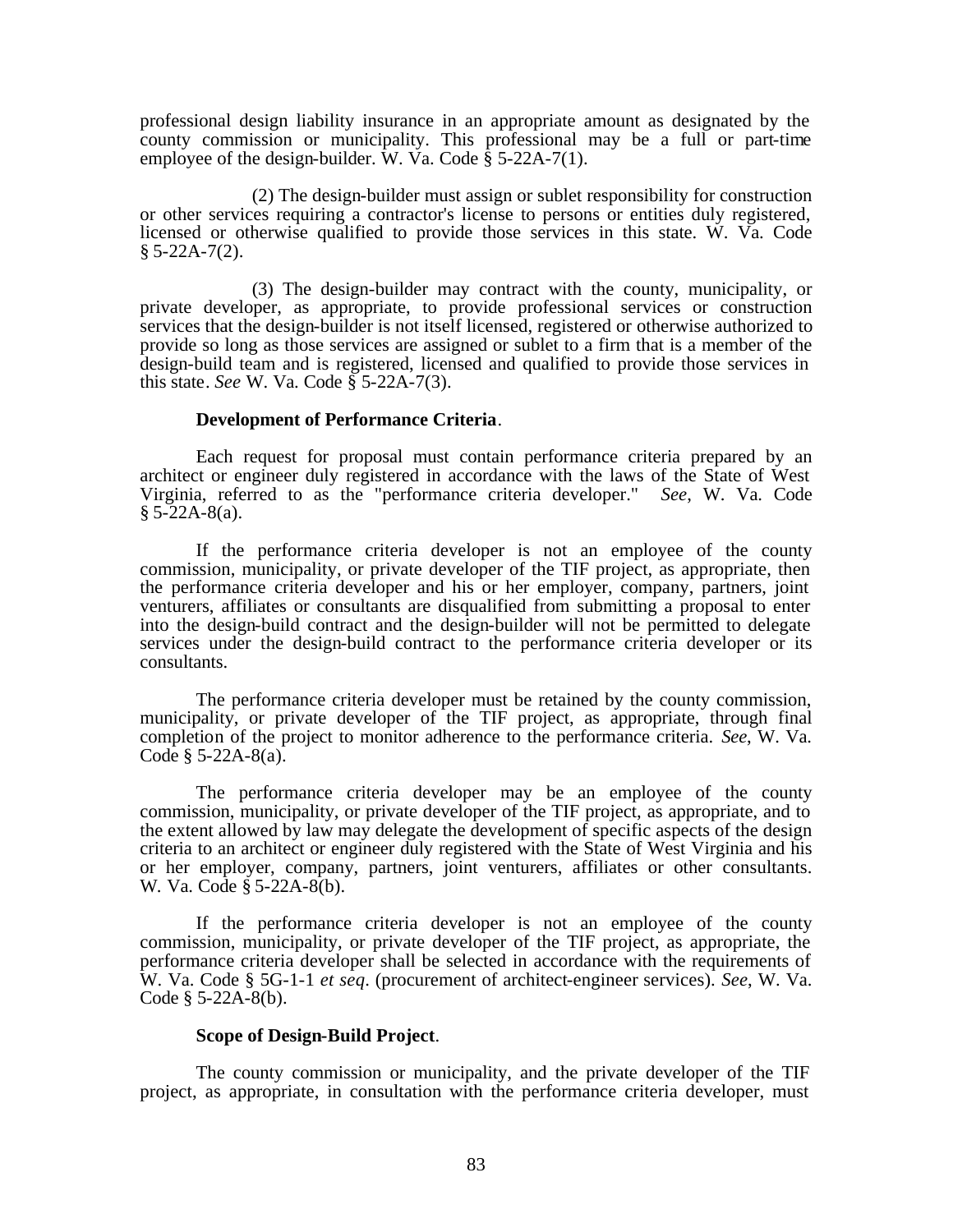professional design liability insurance in an appropriate amount as designated by the county commission or municipality. This professional may be a full or part-time employee of the design-builder. W. Va. Code § 5-22A-7(1).

(2) The design-builder must assign or sublet responsibility for construction or other services requiring a contractor's license to persons or entities duly registered, licensed or otherwise qualified to provide those services in this state. W. Va. Code § 5-22A-7(2).

(3) The design-builder may contract with the county, municipality, or private developer, as appropriate, to provide professional services or construction services that the design-builder is not itself licensed, registered or otherwise authorized to provide so long as those services are assigned or sublet to a firm that is a member of the design-build team and is registered, licensed and qualified to provide those services in this state. *See* W. Va. Code § 5-22A-7(3).

**Development of Performance Criteria**.

Each request for proposal must contain performance criteria prepared by an architect or engineer duly registered in accordance with the laws of the State of West Virginia, referred to as the "performance criteria developer." *See*, W. Va. Code § 5-22A-8(a).

If the performance criteria developer is not an employee of the county commission, municipality, or private developer of the TIF project, as appropriate, then the performance criteria developer and his or her employer, company, partners, joint venturers, affiliates or consultants are disqualified from submitting a proposal to enter into the design-build contract and the design-builder will not be permitted to delegate services under the design-build contract to the performance criteria developer or its consultants.

The performance criteria developer must be retained by the county commission, municipality, or private developer of the TIF project, as appropriate, through final completion of the project to monitor adherence to the performance criteria. *See*, W. Va. Code § 5-22A-8(a).

The performance criteria developer may be an employee of the county commission, municipality, or private developer of the TIF project, as appropriate, and to the extent allowed by law may delegate the development of specific aspects of the design criteria to an architect or engineer duly registered with the State of West Virginia and his or her employer, company, partners, joint venturers, affiliates or other consultants. W. Va. Code § 5-22A-8(b).

If the performance criteria developer is not an employee of the county commission, municipality, or private developer of the TIF project, as appropriate, the performance criteria developer shall be selected in accordance with the requirements of W. Va. Code § 5G-1-1 *et seq*. (procurement of architect-engineer services). *See*, W. Va. Code § 5-22A-8(b).

**Scope of Design-Build Project**.

The county commission or municipality, and the private developer of the TIF project, as appropriate, in consultation with the performance criteria developer, must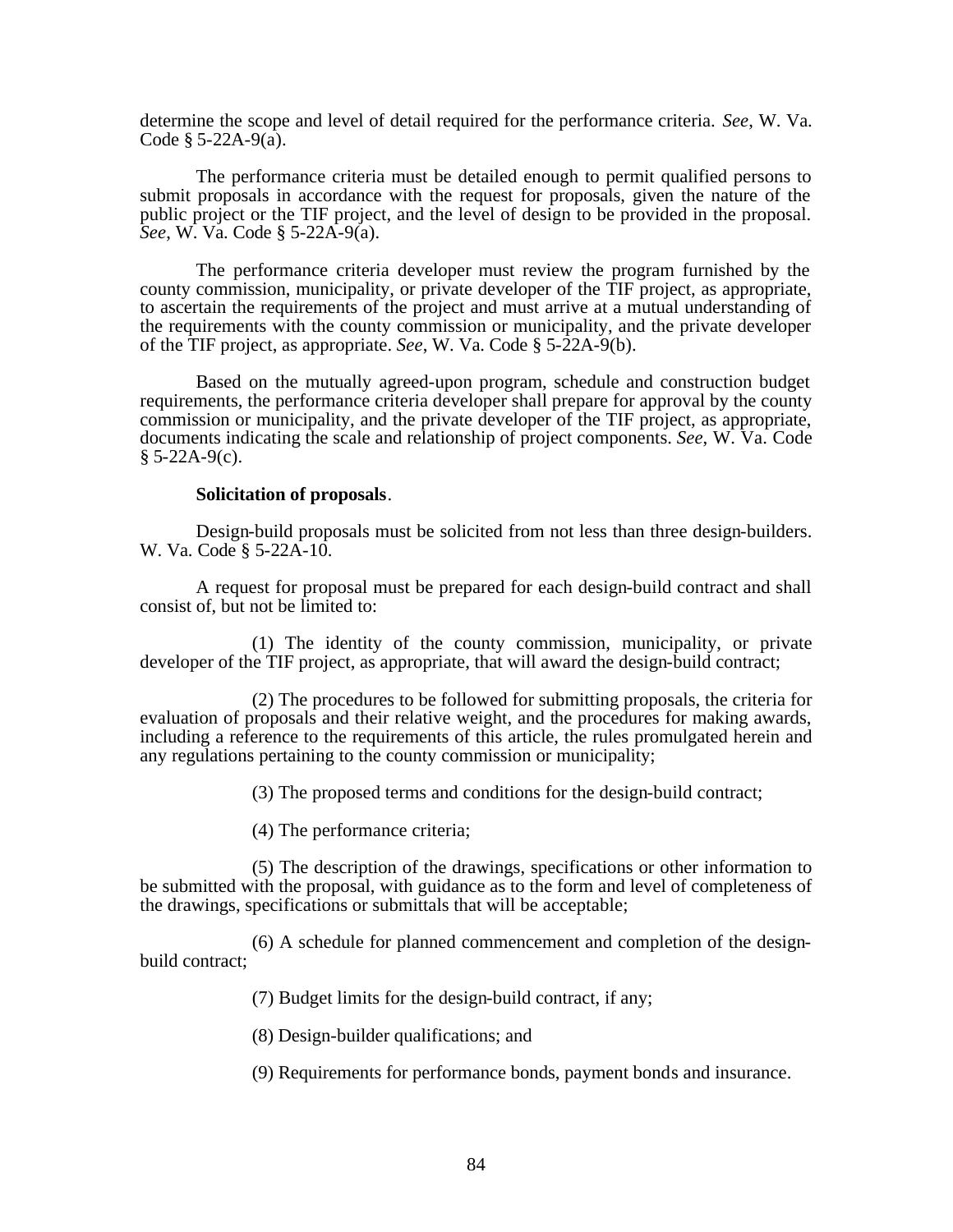determine the scope and level of detail required for the performance criteria. *See*, W. Va. Code § 5-22A-9(a).

The performance criteria must be detailed enough to permit qualified persons to submit proposals in accordance with the request for proposals, given the nature of the public project or the TIF project, and the level of design to be provided in the proposal. *See*, W. Va. Code § 5-22A-9(a).

The performance criteria developer must review the program furnished by the county commission, municipality, or private developer of the TIF project, as appropriate, to ascertain the requirements of the project and must arrive at a mutual understanding of the requirements with the county commission or municipality, and the private developer of the TIF project, as appropriate. *See*, W. Va. Code § 5-22A-9(b).

Based on the mutually agreed-upon program, schedule and construction budget requirements, the performance criteria developer shall prepare for approval by the county commission or municipality, and the private developer of the TIF project, as appropriate, documents indicating the scale and relationship of project components. *See*, W. Va. Code § 5-22A-9(c).

**Solicitation of proposals**.

Design-build proposals must be solicited from not less than three design-builders. W. Va. Code § 5-22A-10.

A request for proposal must be prepared for each design-build contract and shall consist of, but not be limited to:

(1) The identity of the county commission, municipality, or private developer of the TIF project, as appropriate, that will award the design-build contract;

(2) The procedures to be followed for submitting proposals, the criteria for evaluation of proposals and their relative weight, and the procedures for making awards, including a reference to the requirements of this article, the rules promulgated herein and any regulations pertaining to the county commission or municipality;

(3) The proposed terms and conditions for the design-build contract;

(4) The performance criteria;

(5) The description of the drawings, specifications or other information to be submitted with the proposal, with guidance as to the form and level of completeness of the drawings, specifications or submittals that will be acceptable;

(6) A schedule for planned commencement and completion of the design-build contract;

(7) Budget limits for the design-build contract, if any;

(8) Design-builder qualifications; and

(9) Requirements for performance bonds, payment bonds and insurance.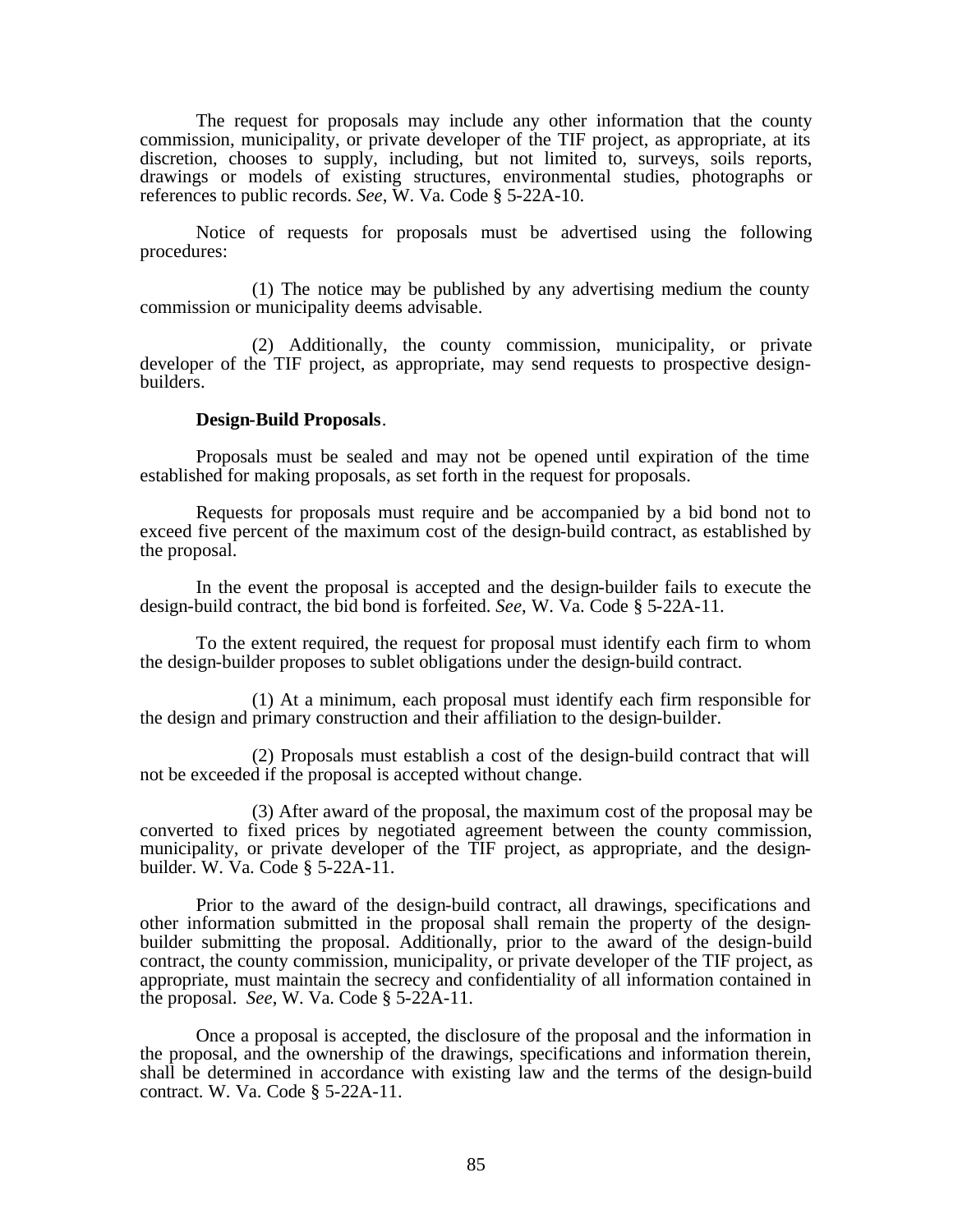The request for proposals may include any other information that the county commission, municipality, or private developer of the TIF project, as appropriate, at its discretion, chooses to supply, including, but not limited to, surveys, soils reports, drawings or models of existing structures, environmental studies, photographs or references to public records. *See*, W. Va. Code § 5-22A-10.

Notice of requests for proposals must be advertised using the following procedures:

(1) The notice may be published by any advertising medium the county commission or municipality deems advisable.

(2) Additionally, the county commission, municipality, or private developer of the TIF project, as appropriate, may send requests to prospective design-builders.

**Design-Build Proposals**.

Proposals must be sealed and may not be opened until expiration of the time established for making proposals, as set forth in the request for proposals.

Requests for proposals must require and be accompanied by a bid bond not to exceed five percent of the maximum cost of the design-build contract, as established by the proposal.

In the event the proposal is accepted and the design-builder fails to execute the design-build contract, the bid bond is forfeited. *See*, W. Va. Code § 5-22A-11.

To the extent required, the request for proposal must identify each firm to whom the design-builder proposes to sublet obligations under the design-build contract.

(1) At a minimum, each proposal must identify each firm responsible for the design and primary construction and their affiliation to the design-builder.

(2) Proposals must establish a cost of the design-build contract that will not be exceeded if the proposal is accepted without change.

(3) After award of the proposal, the maximum cost of the proposal may be converted to fixed prices by negotiated agreement between the county commission, municipality, or private developer of the TIF project, as appropriate, and the design-builder. W. Va. Code § 5-22A-11.

Prior to the award of the design-build contract, all drawings, specifications and other information submitted in the proposal shall remain the property of the design-builder submitting the proposal. Additionally, prior to the award of the design-build contract, the county commission, municipality, or private developer of the TIF project, as appropriate, must maintain the secrecy and confidentiality of all information contained in the proposal. *See*, W. Va. Code § 5-22A-11.

Once a proposal is accepted, the disclosure of the proposal and the information in the proposal, and the ownership of the drawings, specifications and information therein, shall be determined in accordance with existing law and the terms of the design-build contract. W. Va. Code § 5-22A-11.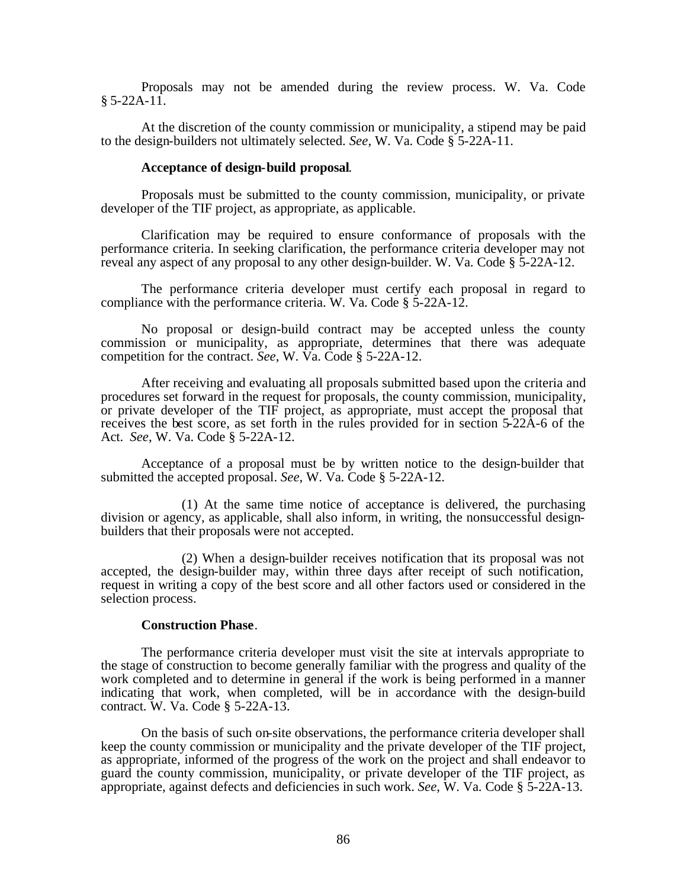Proposals may not be amended during the review process. W. Va. Code § 5-22A-11.

At the discretion of the county commission or municipality, a stipend may be paid to the design-builders not ultimately selected. *See*, W. Va. Code § 5-22A-11.

**Acceptance of design-build proposal**.

Proposals must be submitted to the county commission, municipality, or private developer of the TIF project, as appropriate, as applicable.

Clarification may be required to ensure conformance of proposals with the performance criteria. In seeking clarification, the performance criteria developer may not reveal any aspect of any proposal to any other design-builder. W. Va. Code § 5-22A-12.

The performance criteria developer must certify each proposal in regard to compliance with the performance criteria. W. Va. Code § 5-22A-12.

No proposal or design-build contract may be accepted unless the county commission or municipality, as appropriate, determines that there was adequate competition for the contract. *See*, W. Va. Code § 5-22A-12.

After receiving and evaluating all proposals submitted based upon the criteria and procedures set forward in the request for proposals, the county commission, municipality, or private developer of the TIF project, as appropriate, must accept the proposal that receives the best score, as set forth in the rules provided for in section 5-22A-6 of the Act. *See*, W. Va. Code § 5-22A-12.

Acceptance of a proposal must be by written notice to the design-builder that submitted the accepted proposal. *See*, W. Va. Code § 5-22A-12.

(1) At the same time notice of acceptance is delivered, the purchasing division or agency, as applicable, shall also inform, in writing, the nonsuccessful design-builders that their proposals were not accepted.

(2) When a design-builder receives notification that its proposal was not accepted, the design-builder may, within three days after receipt of such notification, request in writing a copy of the best score and all other factors used or considered in the selection process.

**Construction Phase**.

The performance criteria developer must visit the site at intervals appropriate to the stage of construction to become generally familiar with the progress and quality of the work completed and to determine in general if the work is being performed in a manner indicating that work, when completed, will be in accordance with the design-build contract. W. Va. Code § 5-22A-13.

On the basis of such on-site observations, the performance criteria developer shall keep the county commission or municipality and the private developer of the TIF project, as appropriate, informed of the progress of the work on the project and shall endeavor to guard the county commission, municipality, or private developer of the TIF project, as appropriate, against defects and deficiencies in such work. *See*, W. Va. Code § 5-22A-13.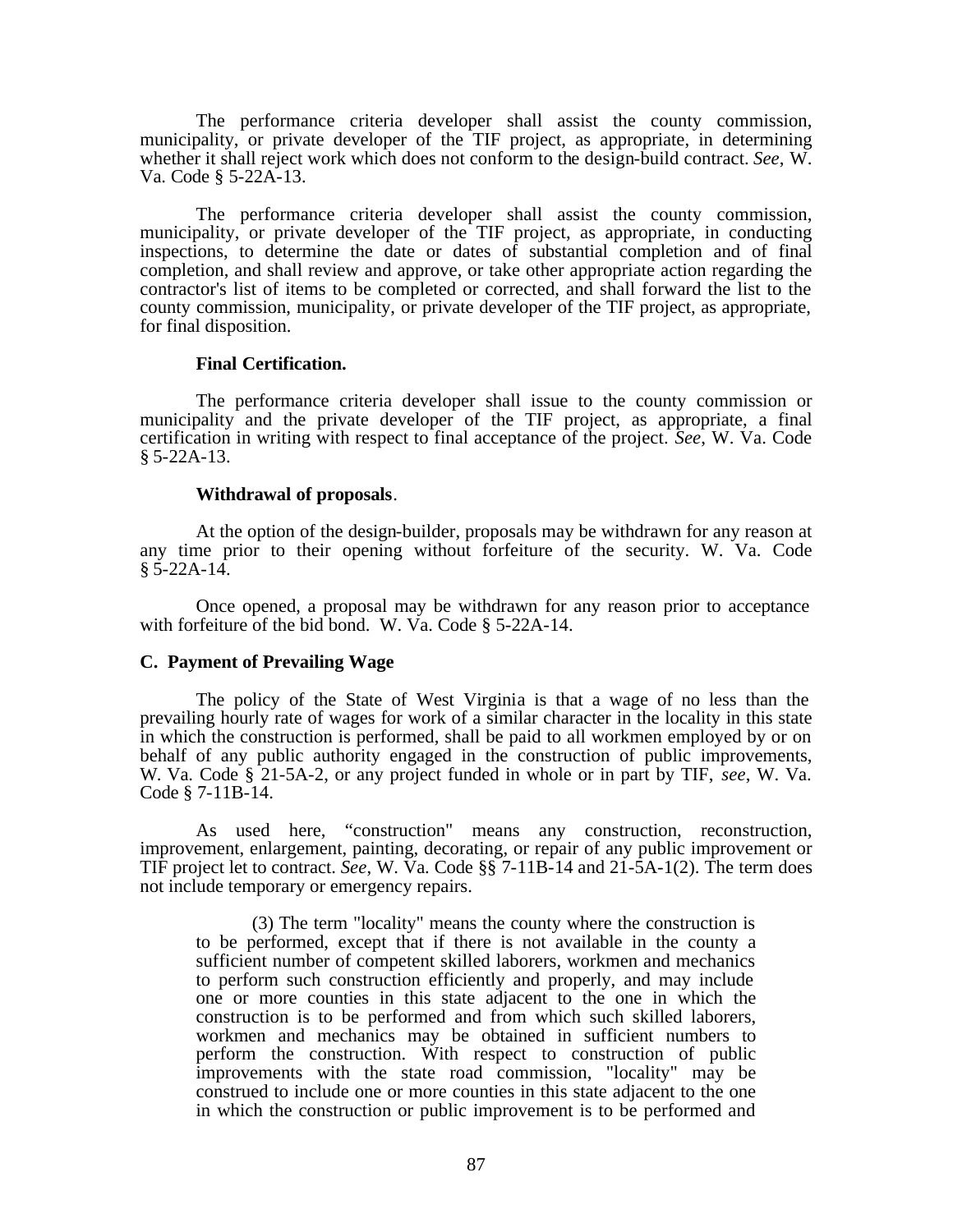The performance criteria developer shall assist the county commission, municipality, or private developer of the TIF project, as appropriate, in determining whether it shall reject work which does not conform to the design-build contract. *See*, W. Va. Code § 5-22A-13.

The performance criteria developer shall assist the county commission, municipality, or private developer of the TIF project, as appropriate, in conducting inspections, to determine the date or dates of substantial completion and of final completion, and shall review and approve, or take other appropriate action regarding the contractor's list of items to be completed or corrected, and shall forward the list to the county commission, municipality, or private developer of the TIF project, as appropriate, for final disposition.

**Final Certification.**

The performance criteria developer shall issue to the county commission or municipality and the private developer of the TIF project, as appropriate, a final certification in writing with respect to final acceptance of the project. *See*, W. Va. Code § 5-22A-13.

**Withdrawal of proposals**.

At the option of the design-builder, proposals may be withdrawn for any reason at any time prior to their opening without forfeiture of the security. W. Va. Code § 5-22A-14.

Once opened, a proposal may be withdrawn for any reason prior to acceptance with forfeiture of the bid bond. W. Va. Code § 5-22A-14.

**C. Payment of Prevailing Wage**

The policy of the State of West Virginia is that a wage of no less than the prevailing hourly rate of wages for work of a similar character in the locality in this state in which the construction is performed, shall be paid to all workmen employed by or on behalf of any public authority engaged in the construction of public improvements, W. Va. Code § 21-5A-2, or any project funded in whole or in part by TIF, *see*, W. Va. Code § 7-11B-14.

As used here, "construction" means any construction, reconstruction, improvement, enlargement, painting, decorating, or repair of any public improvement or TIF project let to contract. *See*, W. Va. Code §§ 7-11B-14 and 21-5A-1(2). The term does not include temporary or emergency repairs.

> (3) The term "locality" means the county where the construction is to be performed, except that if there is not available in the county a sufficient number of competent skilled laborers, workmen and mechanics to perform such construction efficiently and properly, and may include one or more counties in this state adjacent to the one in which the construction is to be performed and from which such skilled laborers, workmen and mechanics may be obtained in sufficient numbers to perform the construction. With respect to construction of public improvements with the state road commission, "locality" may be construed to include one or more counties in this state adjacent to the one in which the construction or public improvement is to be performed and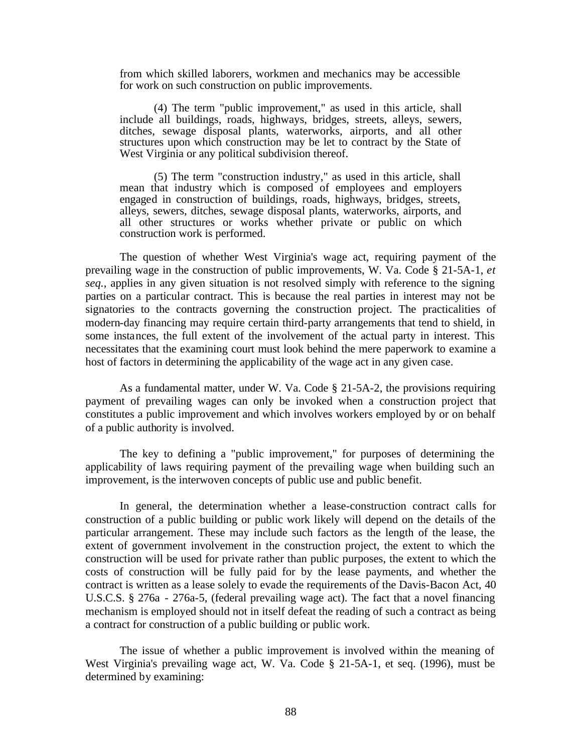from which skilled laborers, workmen and mechanics may be accessible for work on such construction on public improvements.

> (4) The term "public improvement," as used in this article, shall include all buildings, roads, highways, bridges, streets, alleys, sewers, ditches, sewage disposal plants, waterworks, airports, and all other structures upon which construction may be let to contract by the State of West Virginia or any political subdivision thereof.
>
> (5) The term "construction industry," as used in this article, shall mean that industry which is composed of employees and employers engaged in construction of buildings, roads, highways, bridges, streets, alleys, sewers, ditches, sewage disposal plants, waterworks, airports, and all other structures or works whether private or public on which construction work is performed.

The question of whether West Virginia's wage act, requiring payment of the prevailing wage in the construction of public improvements, W. Va. Code § 21-5A-1, *et seq.*, applies in any given situation is not resolved simply with reference to the signing parties on a particular contract. This is because the real parties in interest may not be signatories to the contracts governing the construction project. The practicalities of modern-day financing may require certain third-party arrangements that tend to shield, in some instances, the full extent of the involvement of the actual party in interest. This necessitates that the examining court must look behind the mere paperwork to examine a host of factors in determining the applicability of the wage act in any given case.

As a fundamental matter, under W. Va. Code § 21-5A-2, the provisions requiring payment of prevailing wages can only be invoked when a construction project that constitutes a public improvement and which involves workers employed by or on behalf of a public authority is involved.

The key to defining a "public improvement," for purposes of determining the applicability of laws requiring payment of the prevailing wage when building such an improvement, is the interwoven concepts of public use and public benefit.

In general, the determination whether a lease-construction contract calls for construction of a public building or public work likely will depend on the details of the particular arrangement. These may include such factors as the length of the lease, the extent of government involvement in the construction project, the extent to which the construction will be used for private rather than public purposes, the extent to which the costs of construction will be fully paid for by the lease payments, and whether the contract is written as a lease solely to evade the requirements of the Davis-Bacon Act, 40 U.S.C.S. § 276a - 276a-5, (federal prevailing wage act). The fact that a novel financing mechanism is employed should not in itself defeat the reading of such a contract as being a contract for construction of a public building or public work.

The issue of whether a public improvement is involved within the meaning of West Virginia's prevailing wage act, W. Va. Code § 21-5A-1, et seq. (1996), must be determined by examining: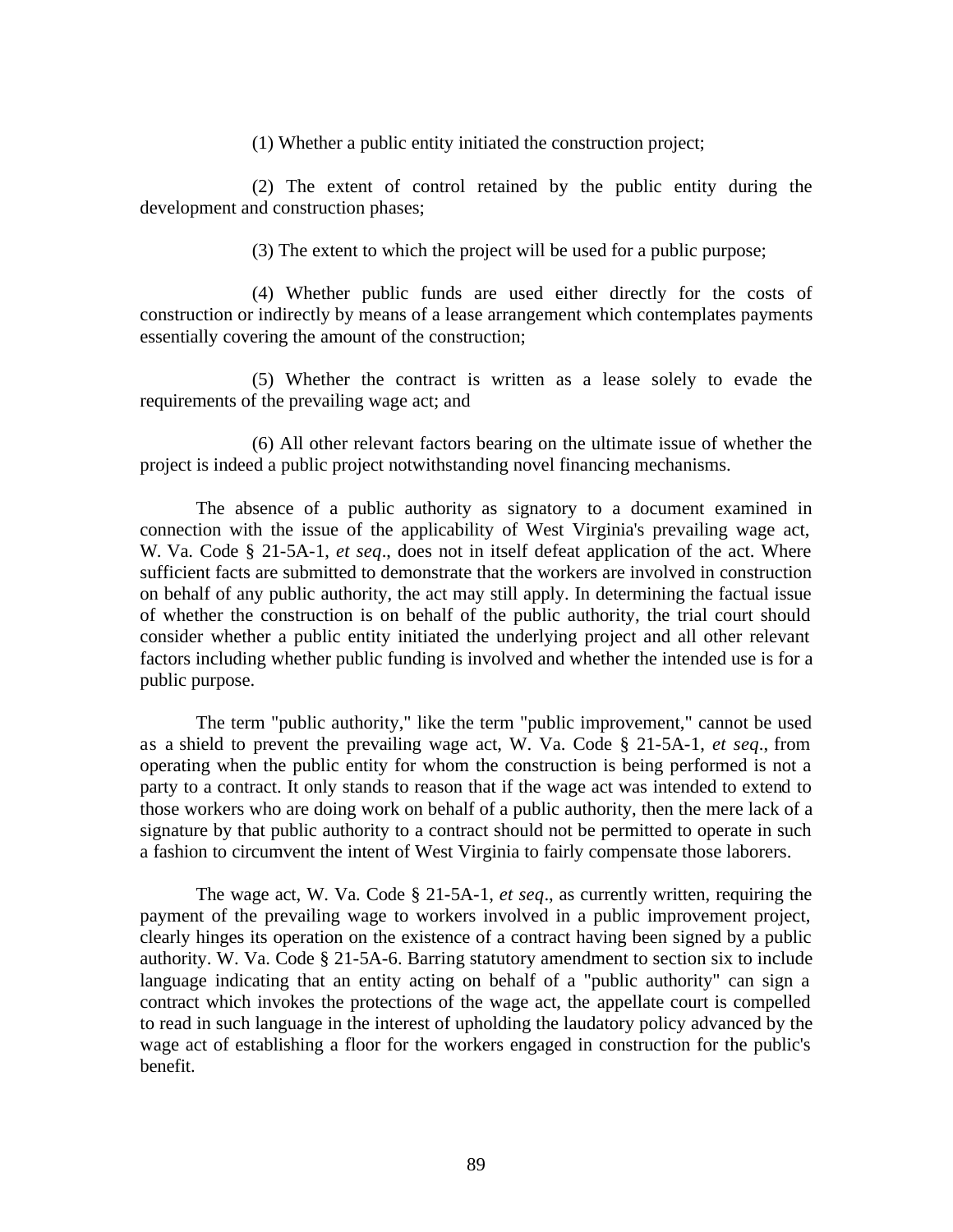(1) Whether a public entity initiated the construction project;

(2) The extent of control retained by the public entity during the development and construction phases;

(3) The extent to which the project will be used for a public purpose;

(4) Whether public funds are used either directly for the costs of construction or indirectly by means of a lease arrangement which contemplates payments essentially covering the amount of the construction;

(5) Whether the contract is written as a lease solely to evade the requirements of the prevailing wage act; and

(6) All other relevant factors bearing on the ultimate issue of whether the project is indeed a public project notwithstanding novel financing mechanisms.

The absence of a public authority as signatory to a document examined in connection with the issue of the applicability of West Virginia's prevailing wage act, W. Va. Code § 21-5A-1, *et seq*., does not in itself defeat application of the act. Where sufficient facts are submitted to demonstrate that the workers are involved in construction on behalf of any public authority, the act may still apply. In determining the factual issue of whether the construction is on behalf of the public authority, the trial court should consider whether a public entity initiated the underlying project and all other relevant factors including whether public funding is involved and whether the intended use is for a public purpose.

The term "public authority," like the term "public improvement," cannot be used as a shield to prevent the prevailing wage act, W. Va. Code § 21-5A-1, *et seq*., from operating when the public entity for whom the construction is being performed is not a party to a contract. It only stands to reason that if the wage act was intended to extend to those workers who are doing work on behalf of a public authority, then the mere lack of a signature by that public authority to a contract should not be permitted to operate in such a fashion to circumvent the intent of West Virginia to fairly compensate those laborers.

The wage act, W. Va. Code § 21-5A-1, *et seq*., as currently written, requiring the payment of the prevailing wage to workers involved in a public improvement project, clearly hinges its operation on the existence of a contract having been signed by a public authority. W. Va. Code § 21-5A-6. Barring statutory amendment to section six to include language indicating that an entity acting on behalf of a "public authority" can sign a contract which invokes the protections of the wage act, the appellate court is compelled to read in such language in the interest of upholding the laudatory policy advanced by the wage act of establishing a floor for the workers engaged in construction for the public's benefit.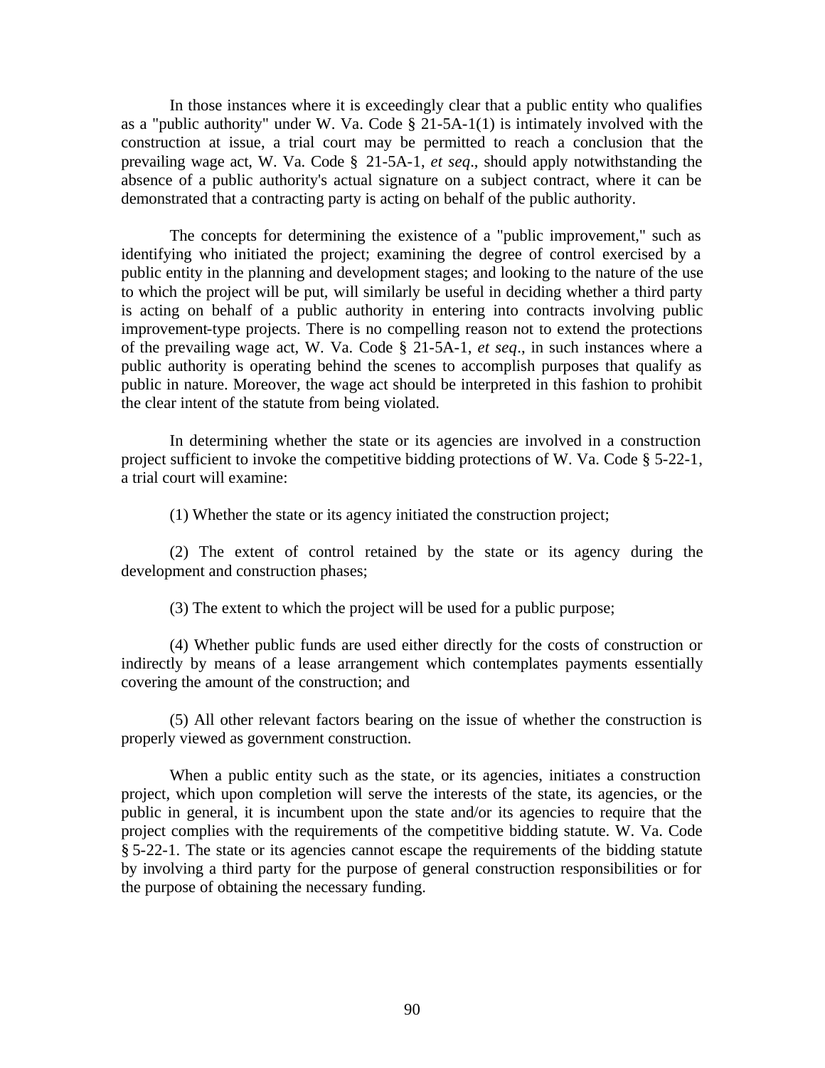In those instances where it is exceedingly clear that a public entity who qualifies as a "public authority" under W. Va. Code § 21-5A-1(1) is intimately involved with the construction at issue, a trial court may be permitted to reach a conclusion that the prevailing wage act, W. Va. Code § 21-5A-1, *et seq*., should apply notwithstanding the absence of a public authority's actual signature on a subject contract, where it can be demonstrated that a contracting party is acting on behalf of the public authority.

The concepts for determining the existence of a "public improvement," such as identifying who initiated the project; examining the degree of control exercised by a public entity in the planning and development stages; and looking to the nature of the use to which the project will be put, will similarly be useful in deciding whether a third party is acting on behalf of a public authority in entering into contracts involving public improvement-type projects. There is no compelling reason not to extend the protections of the prevailing wage act, W. Va. Code § 21-5A-1, *et seq*., in such instances where a public authority is operating behind the scenes to accomplish purposes that qualify as public in nature. Moreover, the wage act should be interpreted in this fashion to prohibit the clear intent of the statute from being violated.

In determining whether the state or its agencies are involved in a construction project sufficient to invoke the competitive bidding protections of W. Va. Code § 5-22-1, a trial court will examine:

(1) Whether the state or its agency initiated the construction project;

(2) The extent of control retained by the state or its agency during the development and construction phases;

(3) The extent to which the project will be used for a public purpose;

(4) Whether public funds are used either directly for the costs of construction or indirectly by means of a lease arrangement which contemplates payments essentially covering the amount of the construction; and

(5) All other relevant factors bearing on the issue of whether the construction is properly viewed as government construction.

When a public entity such as the state, or its agencies, initiates a construction project, which upon completion will serve the interests of the state, its agencies, or the public in general, it is incumbent upon the state and/or its agencies to require that the project complies with the requirements of the competitive bidding statute. W. Va. Code § 5-22-1. The state or its agencies cannot escape the requirements of the bidding statute by involving a third party for the purpose of general construction responsibilities or for the purpose of obtaining the necessary funding.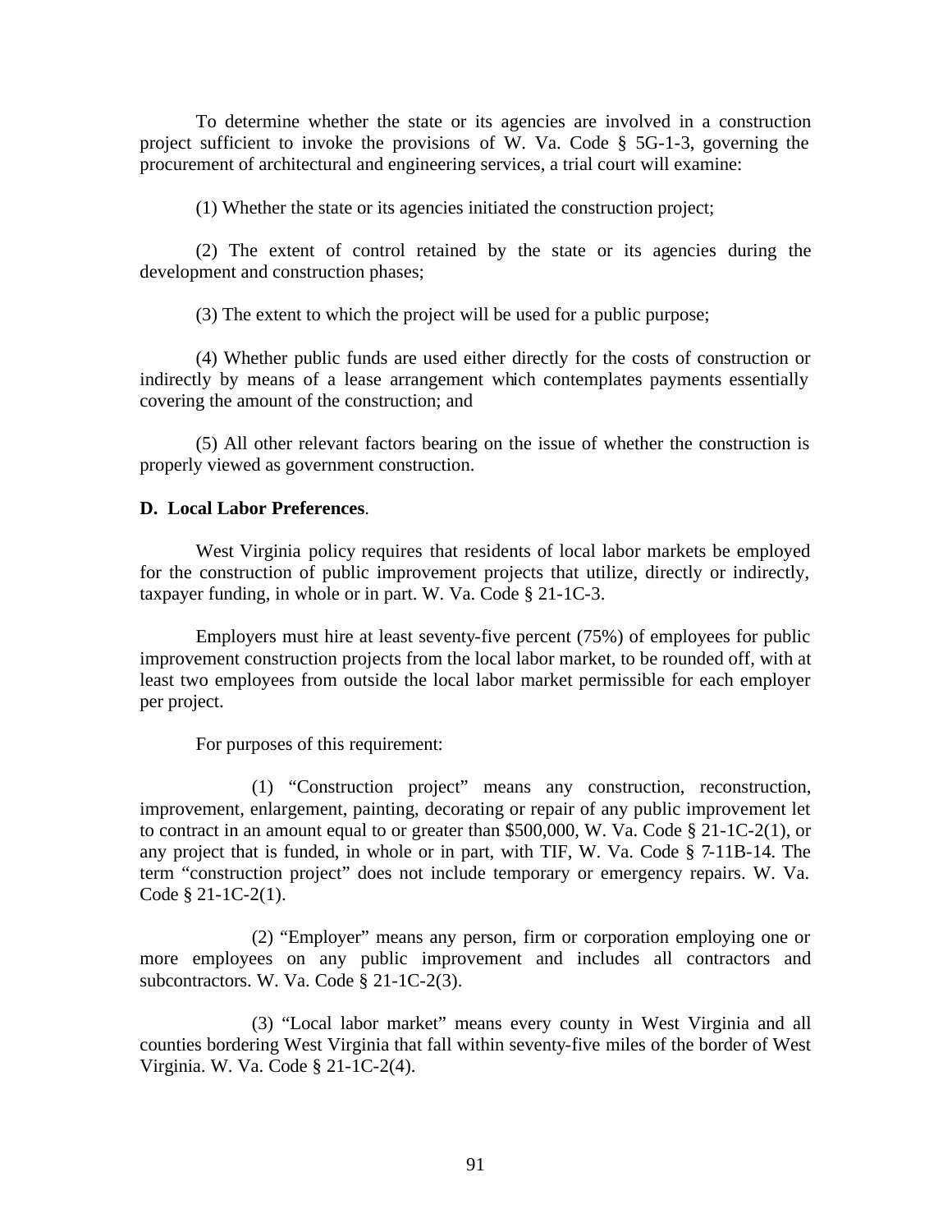To determine whether the state or its agencies are involved in a construction project sufficient to invoke the provisions of W. Va. Code § 5G-1-3, governing the procurement of architectural and engineering services, a trial court will examine:

(1) Whether the state or its agencies initiated the construction project;

(2) The extent of control retained by the state or its agencies during the development and construction phases;

(3) The extent to which the project will be used for a public purpose;

(4) Whether public funds are used either directly for the costs of construction or indirectly by means of a lease arrangement which contemplates payments essentially covering the amount of the construction; and

(5) All other relevant factors bearing on the issue of whether the construction is properly viewed as government construction.

**D. Local Labor Preferences**.

West Virginia policy requires that residents of local labor markets be employed for the construction of public improvement projects that utilize, directly or indirectly, taxpayer funding, in whole or in part. W. Va. Code § 21-1C-3.

Employers must hire at least seventy-five percent (75%) of employees for public improvement construction projects from the local labor market, to be rounded off, with at least two employees from outside the local labor market permissible for each employer per project.

For purposes of this requirement:

(1) "Construction project" means any construction, reconstruction, improvement, enlargement, painting, decorating or repair of any public improvement let to contract in an amount equal to or greater than $500,000, W. Va. Code § 21-1C-2(1), or any project that is funded, in whole or in part, with TIF, W. Va. Code § 7-11B-14. The term "construction project" does not include temporary or emergency repairs. W. Va. Code § 21-1C-2(1).

(2) "Employer" means any person, firm or corporation employing one or more employees on any public improvement and includes all contractors and subcontractors. W. Va. Code § 21-1C-2(3).

(3) "Local labor market" means every county in West Virginia and all counties bordering West Virginia that fall within seventy-five miles of the border of West Virginia. W. Va. Code § 21-1C-2(4).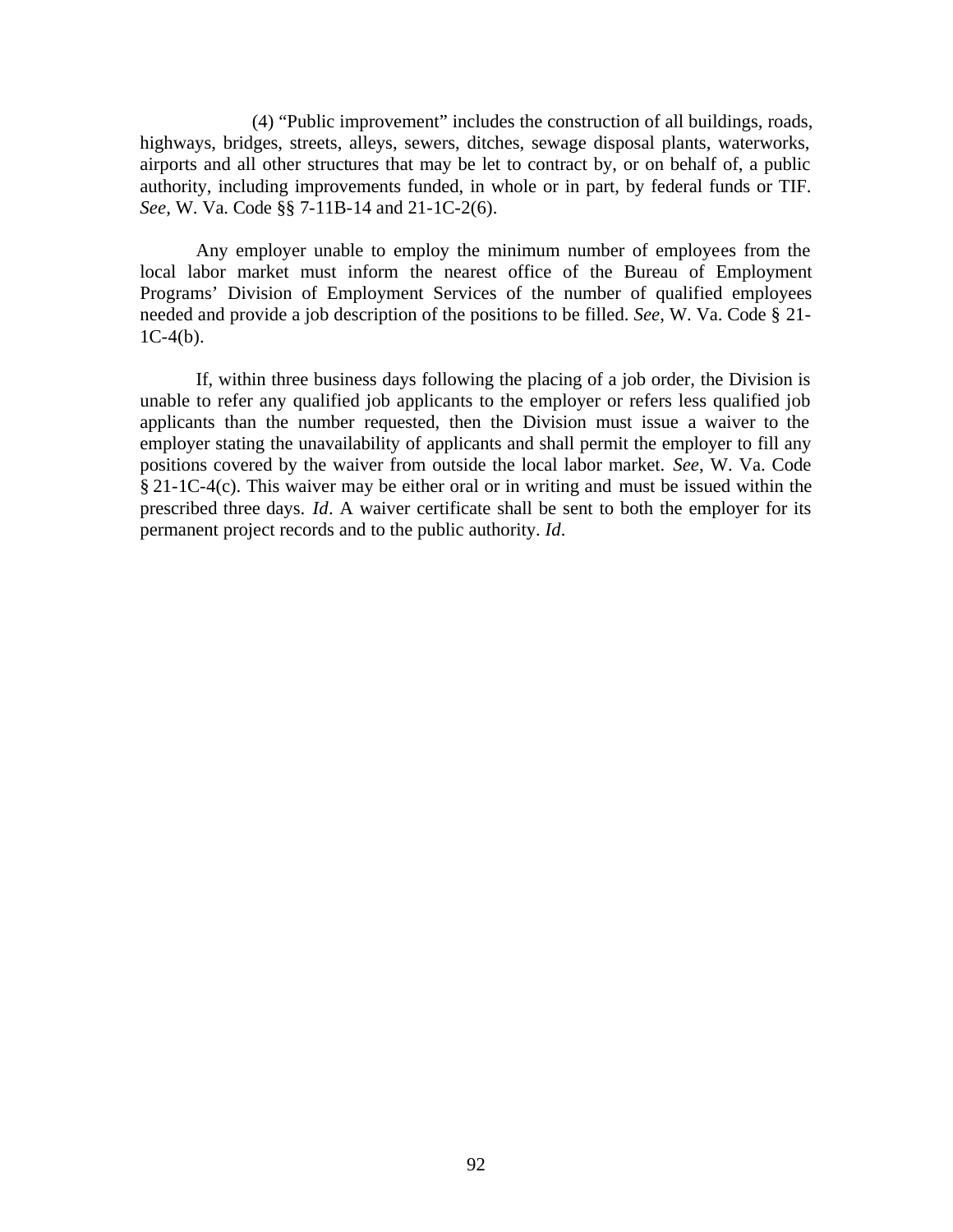(4) "Public improvement" includes the construction of all buildings, roads, highways, bridges, streets, alleys, sewers, ditches, sewage disposal plants, waterworks, airports and all other structures that may be let to contract by, or on behalf of, a public authority, including improvements funded, in whole or in part, by federal funds or TIF. *See*, W. Va. Code §§ 7-11B-14 and 21-1C-2(6).

Any employer unable to employ the minimum number of employees from the local labor market must inform the nearest office of the Bureau of Employment Programs' Division of Employment Services of the number of qualified employees needed and provide a job description of the positions to be filled. *See*, W. Va. Code § 21-1C-4(b).

If, within three business days following the placing of a job order, the Division is unable to refer any qualified job applicants to the employer or refers less qualified job applicants than the number requested, then the Division must issue a waiver to the employer stating the unavailability of applicants and shall permit the employer to fill any positions covered by the waiver from outside the local labor market. *See*, W. Va. Code § 21-1C-4(c). This waiver may be either oral or in writing and must be issued within the prescribed three days. *Id*. A waiver certificate shall be sent to both the employer for its permanent project records and to the public authority. *Id*.